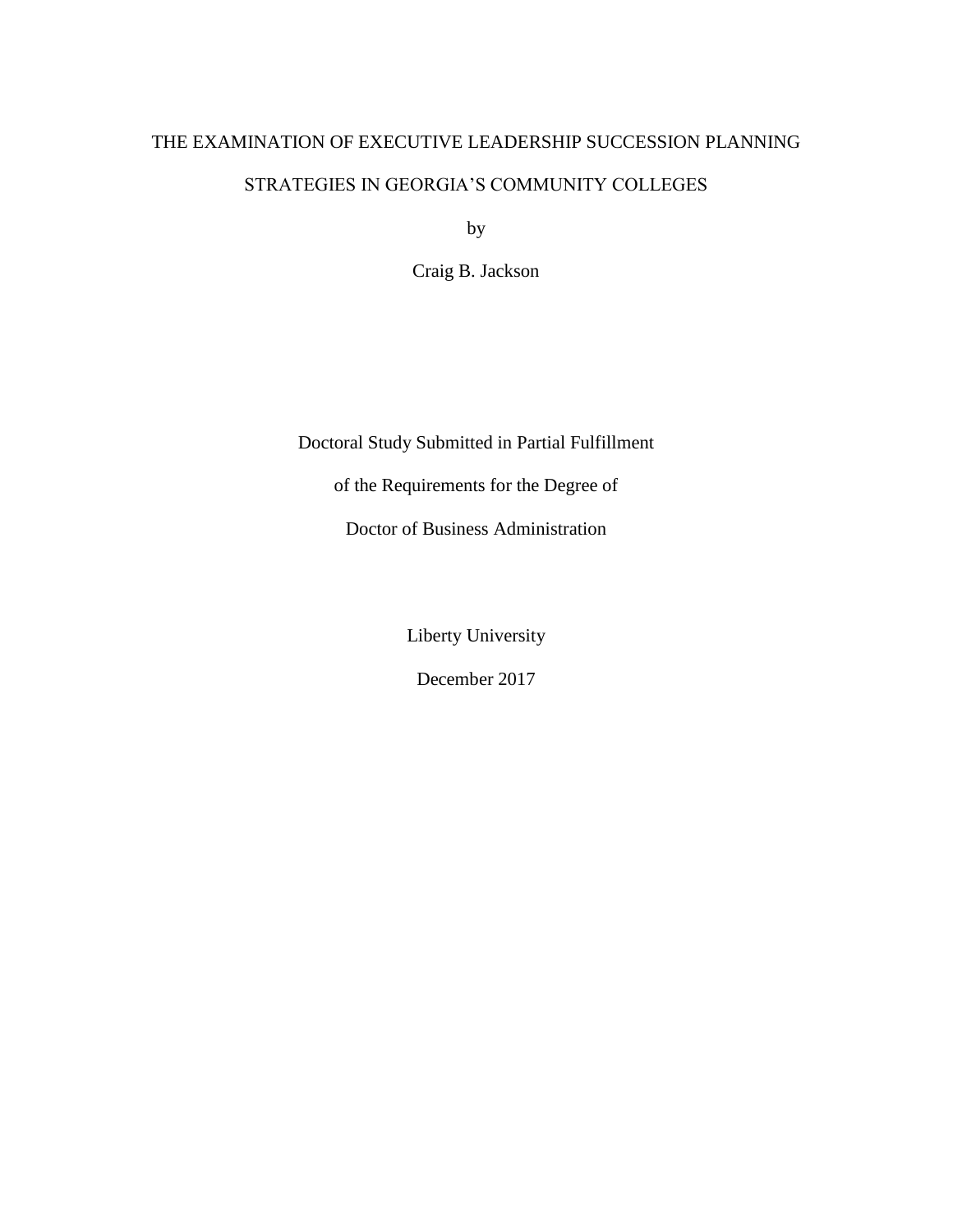# THE EXAMINATION OF EXECUTIVE LEADERSHIP SUCCESSION PLANNING STRATEGIES IN GEORGIA'S COMMUNITY COLLEGES

by

Craig B. Jackson

Doctoral Study Submitted in Partial Fulfillment

of the Requirements for the Degree of

Doctor of Business Administration

Liberty University

December 2017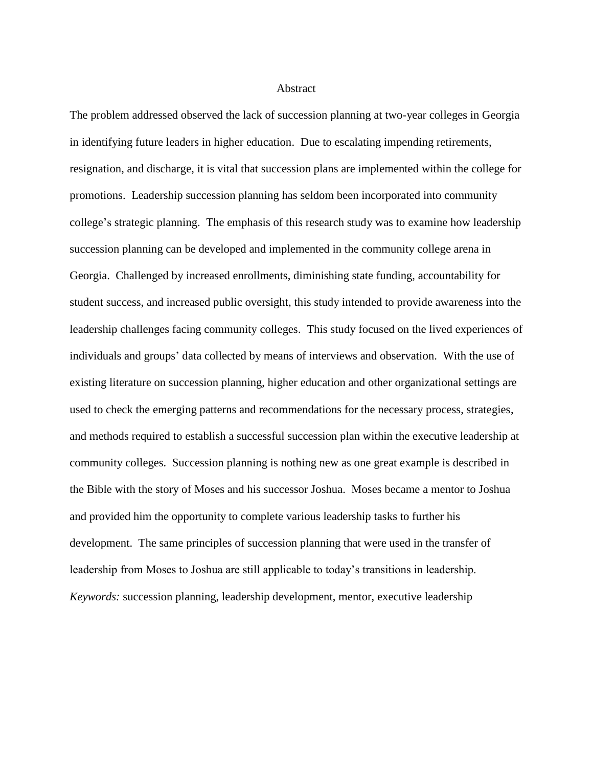# Abstract

The problem addressed observed the lack of succession planning at two-year colleges in Georgia in identifying future leaders in higher education. Due to escalating impending retirements, resignation, and discharge, it is vital that succession plans are implemented within the college for promotions. Leadership succession planning has seldom been incorporated into community college's strategic planning. The emphasis of this research study was to examine how leadership succession planning can be developed and implemented in the community college arena in Georgia. Challenged by increased enrollments, diminishing state funding, accountability for student success, and increased public oversight, this study intended to provide awareness into the leadership challenges facing community colleges. This study focused on the lived experiences of individuals and groups' data collected by means of interviews and observation. With the use of existing literature on succession planning, higher education and other organizational settings are used to check the emerging patterns and recommendations for the necessary process, strategies, and methods required to establish a successful succession plan within the executive leadership at community colleges. Succession planning is nothing new as one great example is described in the Bible with the story of Moses and his successor Joshua. Moses became a mentor to Joshua and provided him the opportunity to complete various leadership tasks to further his development. The same principles of succession planning that were used in the transfer of leadership from Moses to Joshua are still applicable to today's transitions in leadership.

*Keywords:* succession planning, leadership development, mentor, executive leadership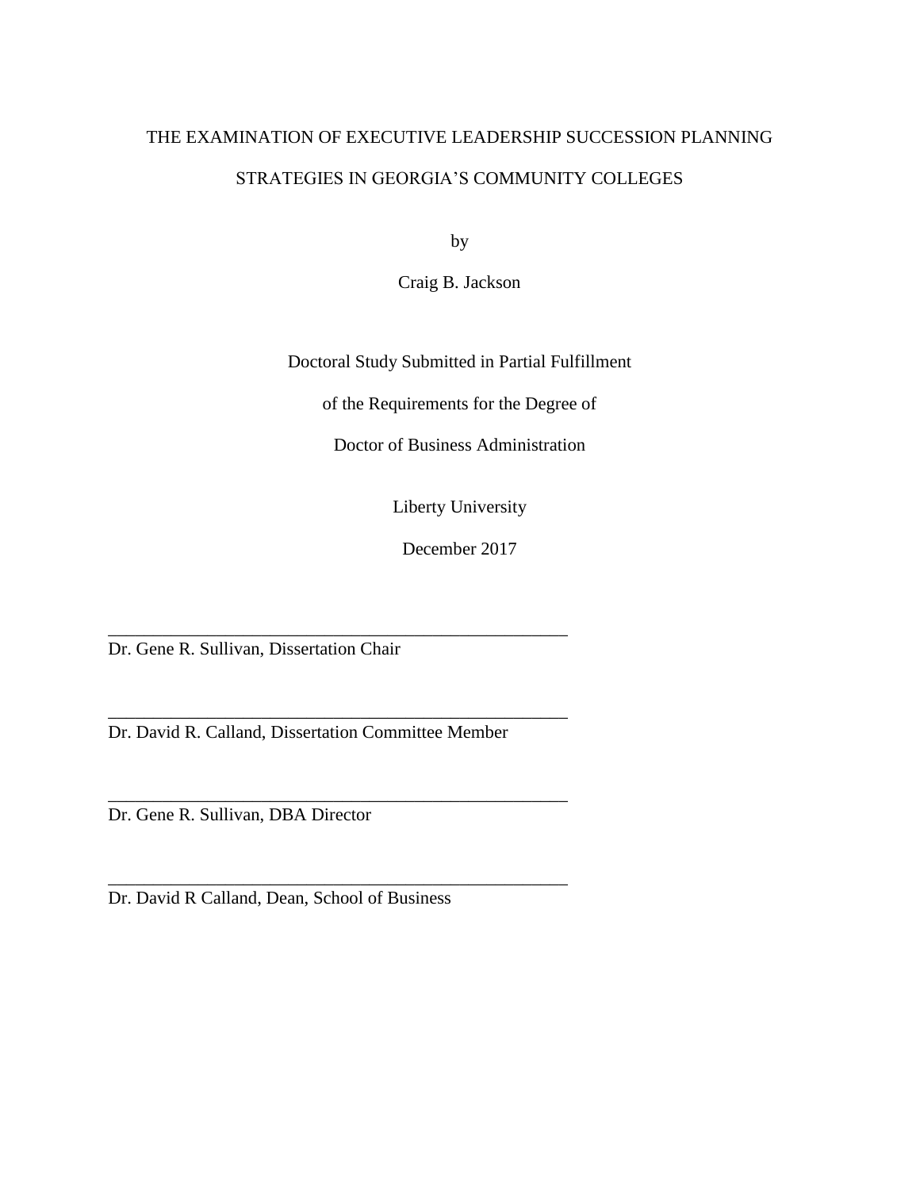# THE EXAMINATION OF EXECUTIVE LEADERSHIP SUCCESSION PLANNING STRATEGIES IN GEORGIA'S COMMUNITY COLLEGES

by

Craig B. Jackson

Doctoral Study Submitted in Partial Fulfillment

of the Requirements for the Degree of

Doctor of Business Administration

Liberty University

December 2017

\_\_\_\_\_\_\_\_\_\_\_\_\_\_\_\_\_\_\_\_\_\_\_\_\_\_\_\_\_\_\_\_\_\_\_\_\_\_\_\_\_\_\_\_\_\_\_\_\_\_\_\_

Dr. Gene R. Sullivan, Dissertation Chair

\_\_\_\_\_\_\_\_\_\_\_\_\_\_\_\_\_\_\_\_\_\_\_\_\_\_\_\_\_\_\_\_\_\_\_\_\_\_\_\_\_\_\_\_\_\_\_\_\_\_\_\_

Dr. David R. Calland, Dissertation Committee Member

\_\_\_\_\_\_\_\_\_\_\_\_\_\_\_\_\_\_\_\_\_\_\_\_\_\_\_\_\_\_\_\_\_\_\_\_\_\_\_\_\_\_\_\_\_\_\_\_\_\_\_\_

Dr. Gene R. Sullivan, DBA Director

\_\_\_\_\_\_\_\_\_\_\_\_\_\_\_\_\_\_\_\_\_\_\_\_\_\_\_\_\_\_\_\_\_\_\_\_\_\_\_\_\_\_\_\_\_\_\_\_\_\_\_\_

Dr. David R Calland, Dean, School of Business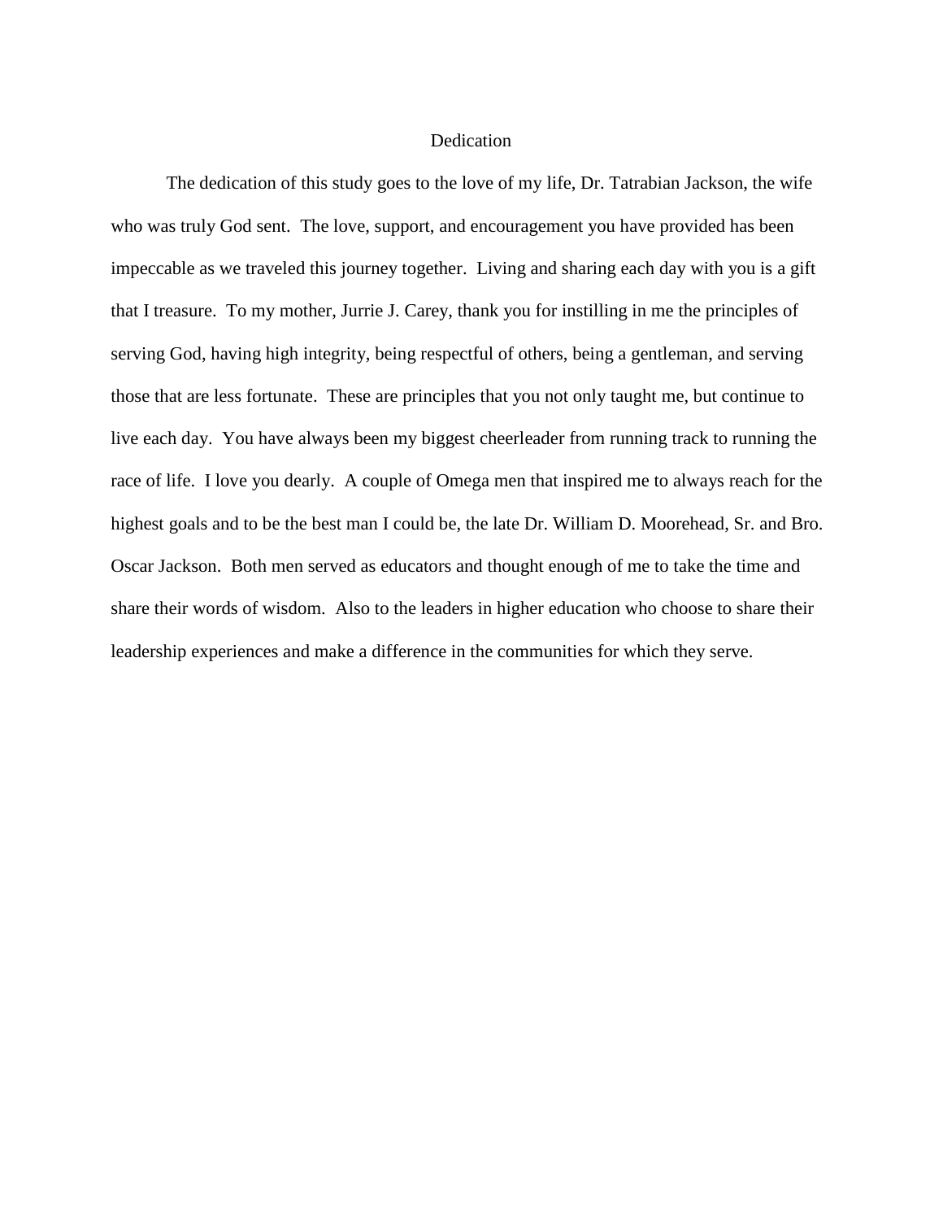# Dedication

The dedication of this study goes to the love of my life, Dr. Tatrabian Jackson, the wife who was truly God sent. The love, support, and encouragement you have provided has been impeccable as we traveled this journey together. Living and sharing each day with you is a gift that I treasure. To my mother, Jurrie J. Carey, thank you for instilling in me the principles of serving God, having high integrity, being respectful of others, being a gentleman, and serving those that are less fortunate. These are principles that you not only taught me, but continue to live each day. You have always been my biggest cheerleader from running track to running the race of life. I love you dearly. A couple of Omega men that inspired me to always reach for the highest goals and to be the best man I could be, the late Dr. William D. Moorehead, Sr. and Bro. Oscar Jackson. Both men served as educators and thought enough of me to take the time and share their words of wisdom. Also to the leaders in higher education who choose to share their leadership experiences and make a difference in the communities for which they serve.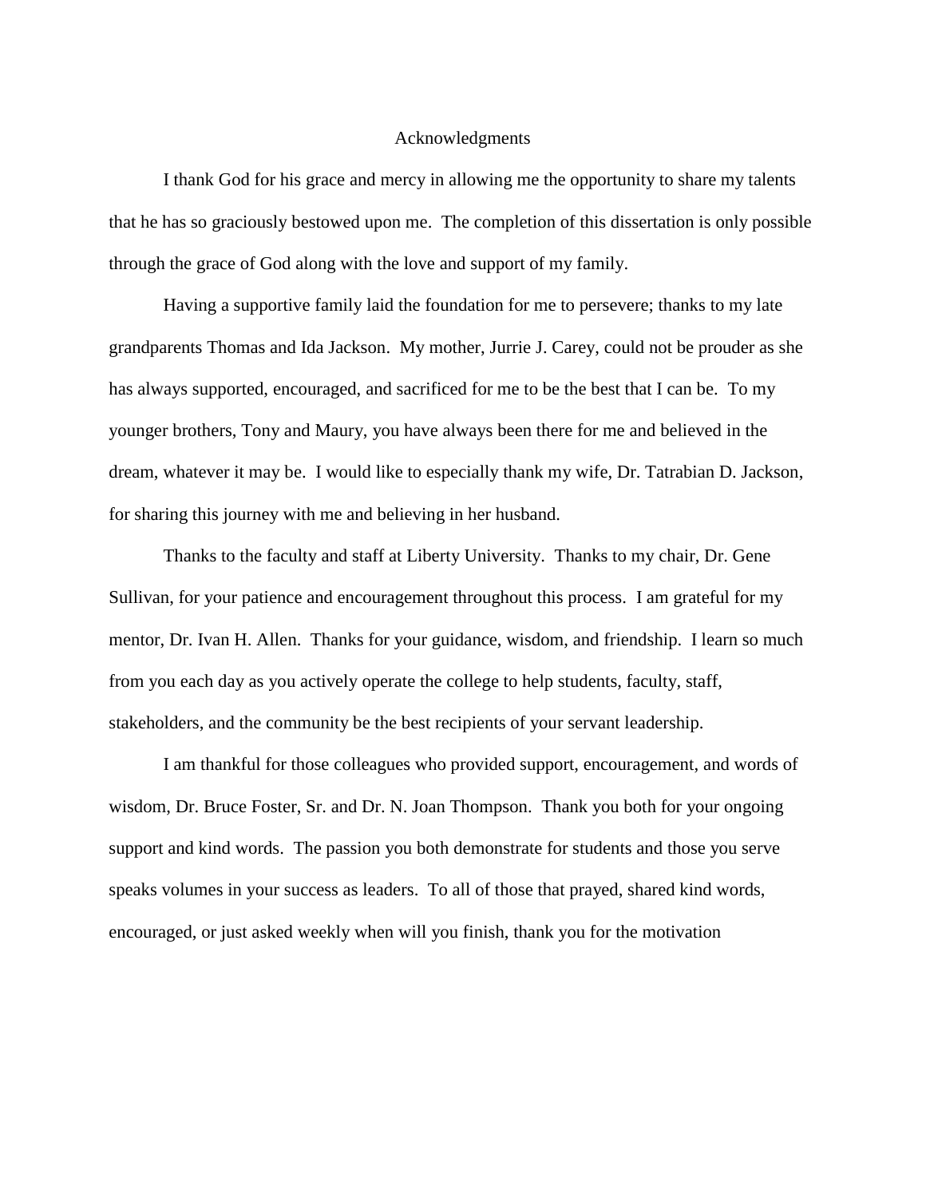# Acknowledgments

I thank God for his grace and mercy in allowing me the opportunity to share my talents that he has so graciously bestowed upon me. The completion of this dissertation is only possible through the grace of God along with the love and support of my family.

Having a supportive family laid the foundation for me to persevere; thanks to my late grandparents Thomas and Ida Jackson. My mother, Jurrie J. Carey, could not be prouder as she has always supported, encouraged, and sacrificed for me to be the best that I can be. To my younger brothers, Tony and Maury, you have always been there for me and believed in the dream, whatever it may be. I would like to especially thank my wife, Dr. Tatrabian D. Jackson, for sharing this journey with me and believing in her husband.

Thanks to the faculty and staff at Liberty University. Thanks to my chair, Dr. Gene Sullivan, for your patience and encouragement throughout this process. I am grateful for my mentor, Dr. Ivan H. Allen. Thanks for your guidance, wisdom, and friendship. I learn so much from you each day as you actively operate the college to help students, faculty, staff, stakeholders, and the community be the best recipients of your servant leadership.

I am thankful for those colleagues who provided support, encouragement, and words of wisdom, Dr. Bruce Foster, Sr. and Dr. N. Joan Thompson. Thank you both for your ongoing support and kind words. The passion you both demonstrate for students and those you serve speaks volumes in your success as leaders. To all of those that prayed, shared kind words, encouraged, or just asked weekly when will you finish, thank you for the motivation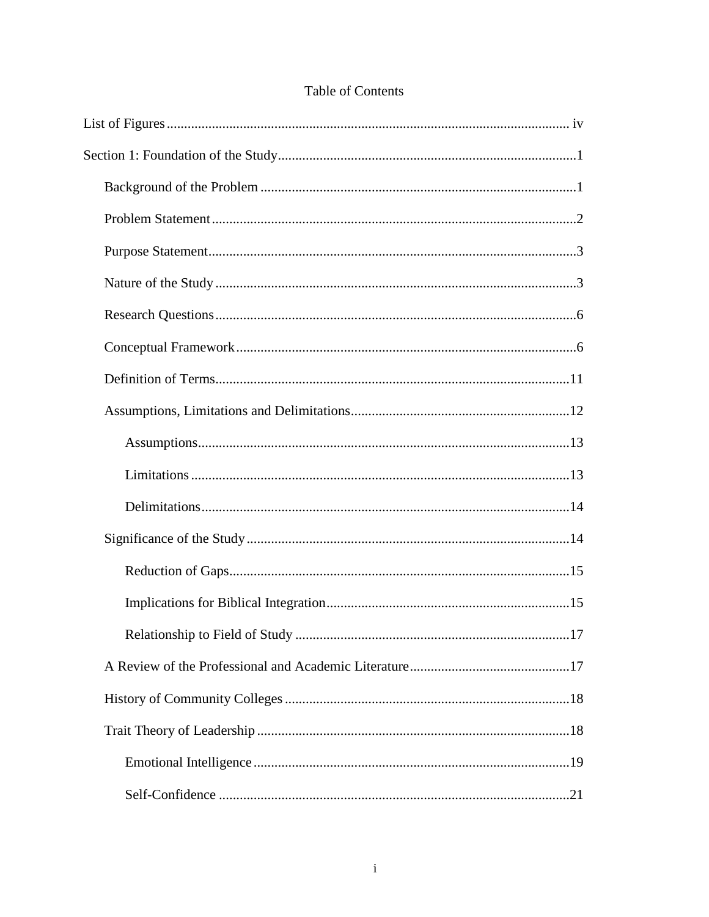# Table of Contents

List of Figures .................................................................................................................... iv

Section 1: Foundation of the Study .....................................................................................1

- Background of the Problem ..........................................................................................1
- Problem Statement ........................................................................................................2
- Purpose Statement.........................................................................................................3
- Nature of the Study .......................................................................................................3
- Research Questions .......................................................................................................6
- Conceptual Framework .................................................................................................6
- Definition of Terms......................................................................................................11
- Assumptions, Limitations and Delimitations ...............................................................12
  - Assumptions..........................................................................................................13
  - Limitations ............................................................................................................13
  - Delimitations .........................................................................................................14
- Significance of the Study ............................................................................................14
  - Reduction of Gaps.................................................................................................15
  - Implications for Biblical Integration .....................................................................15
  - Relationship to Field of Study ..............................................................................17
- A Review of the Professional and Academic Literature ..............................................17
- History of Community Colleges .................................................................................18
- Trait Theory of Leadership .........................................................................................18
  - Emotional Intelligence ..........................................................................................19
  - Self-Confidence ....................................................................................................21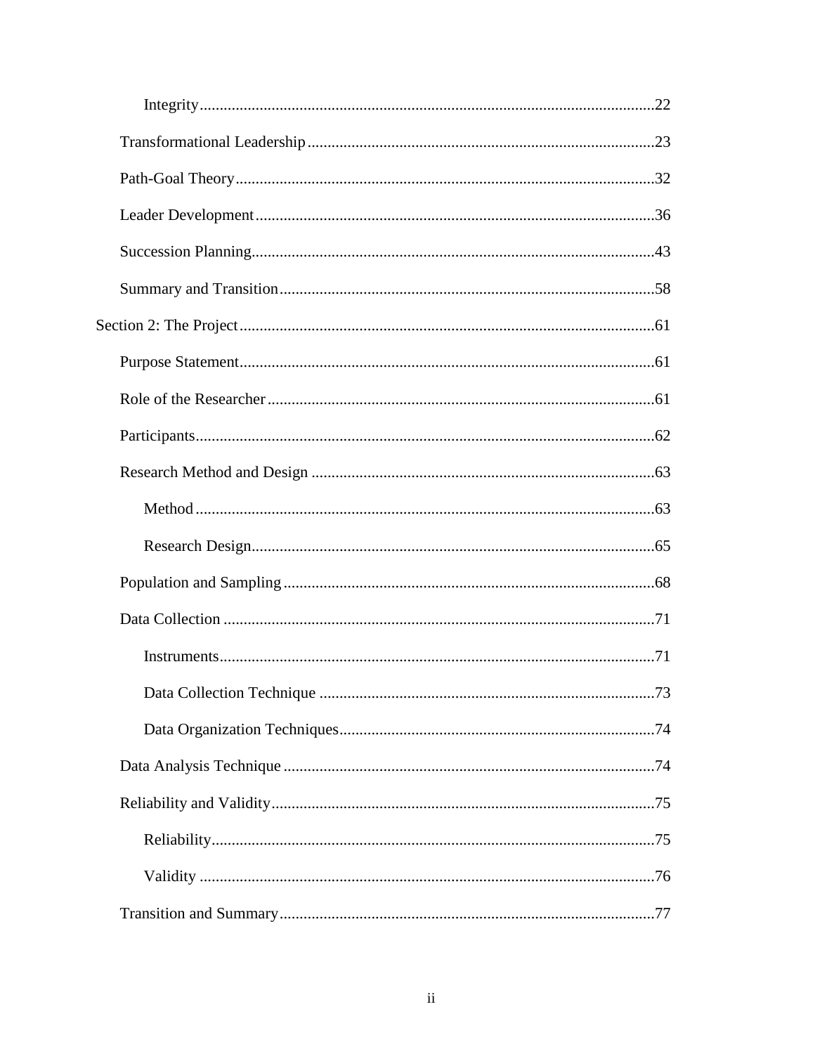Integrity ....................................................................................................22

Transformational Leadership ..........................................................................23

Path-Goal Theory ...........................................................................................32

Leader Development ......................................................................................36

Succession Planning.......................................................................................43

Summary and Transition.................................................................................58

Section 2: The Project ...........................................................................................61

Purpose Statement..........................................................................................61

Role of the Researcher ...................................................................................61

Participants.....................................................................................................62

Research Method and Design ........................................................................63

Method .....................................................................................................63

Research Design.......................................................................................65

Population and Sampling ...............................................................................68

Data Collection ..............................................................................................71

Instruments...............................................................................................71

Data Collection Technique ......................................................................73

Data Organization Techniques.................................................................74

Data Analysis Technique ...............................................................................74

Reliability and Validity..................................................................................75

Reliability.................................................................................................75

Validity ....................................................................................................76

Transition and Summary................................................................................77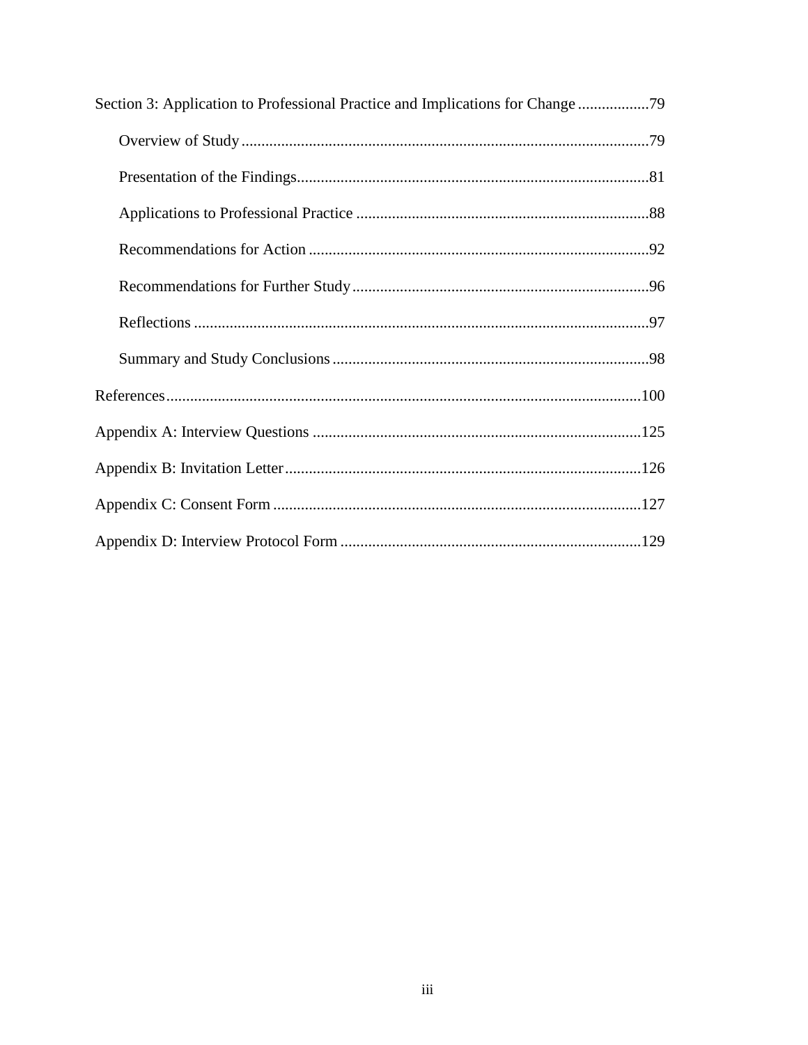Section 3: Application to Professional Practice and Implications for Change ..................79

- Overview of Study ......................................................................................................79
- Presentation of the Findings........................................................................................81
- Applications to Professional Practice .........................................................................88
- Recommendations for Action .....................................................................................92
- Recommendations for Further Study..........................................................................96
- Reflections .................................................................................................................97
- Summary and Study Conclusions ...............................................................................98

References........................................................................................................................100

Appendix A: Interview Questions ...................................................................................125

Appendix B: Invitation Letter.........................................................................................126

Appendix C: Consent Form ............................................................................................127

Appendix D: Interview Protocol Form ...........................................................................129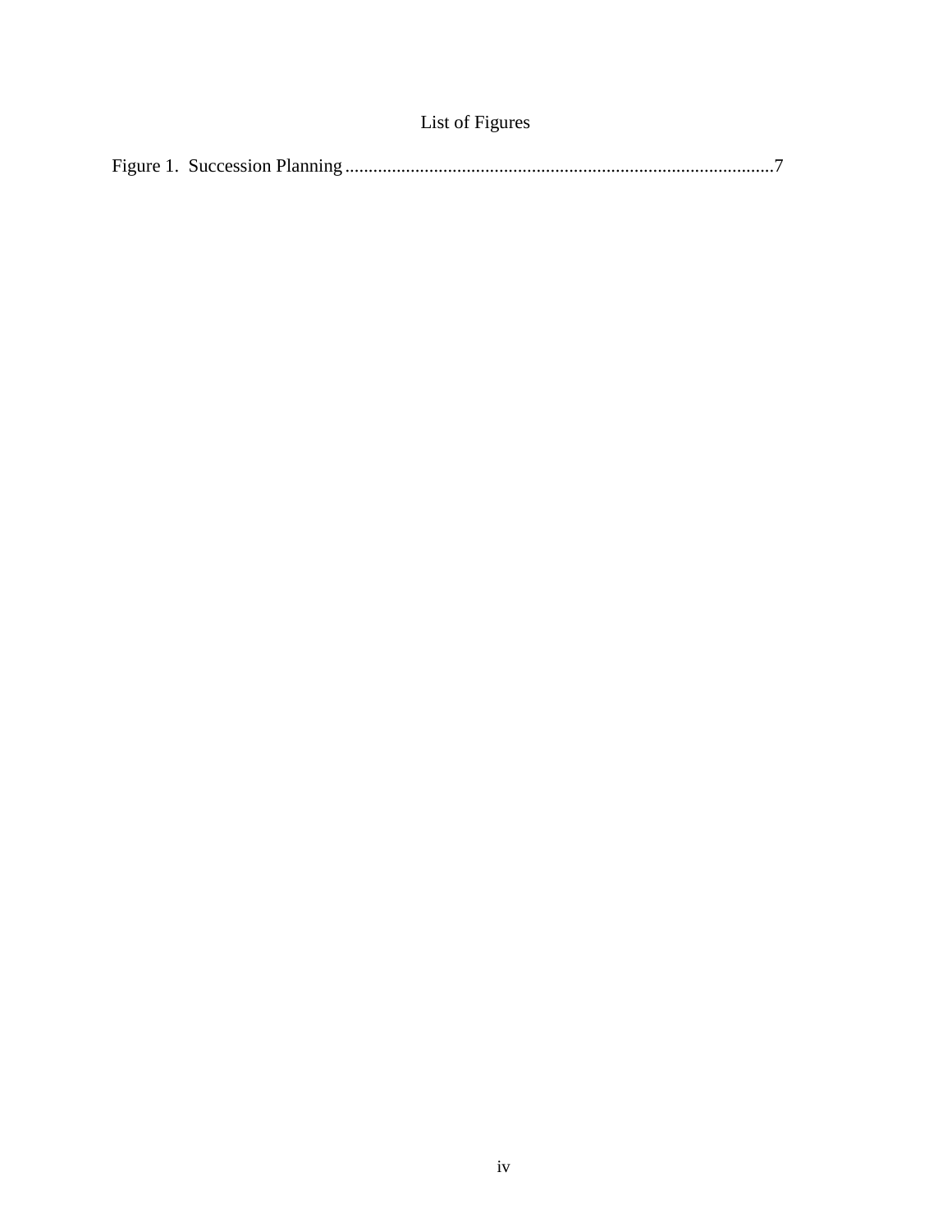# List of Figures

Figure 1. Succession Planning ...........................................................................................7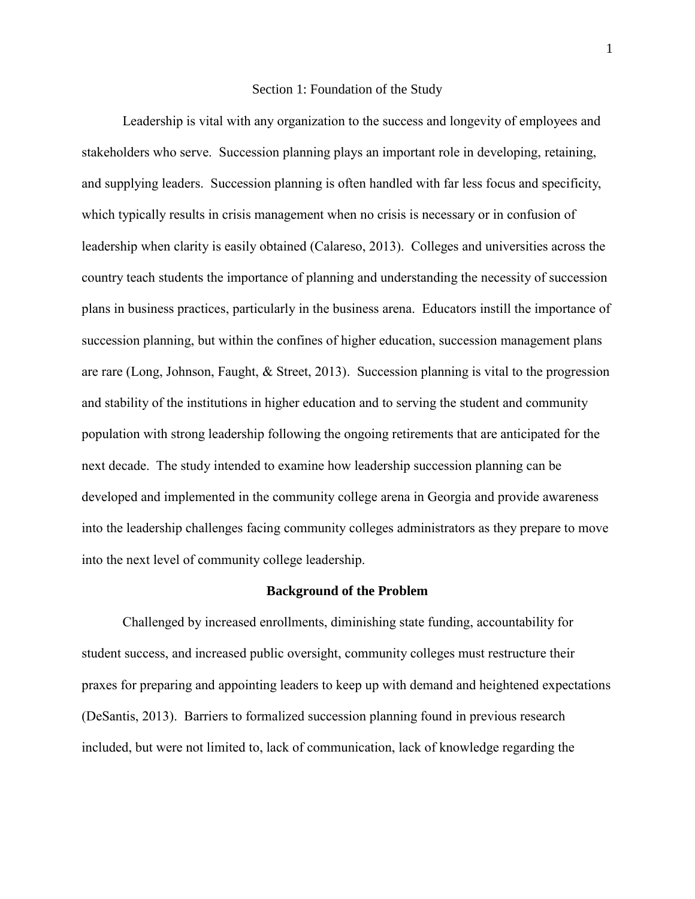# Section 1: Foundation of the Study

Leadership is vital with any organization to the success and longevity of employees and stakeholders who serve. Succession planning plays an important role in developing, retaining, and supplying leaders. Succession planning is often handled with far less focus and specificity, which typically results in crisis management when no crisis is necessary or in confusion of leadership when clarity is easily obtained (Calareso, 2013). Colleges and universities across the country teach students the importance of planning and understanding the necessity of succession plans in business practices, particularly in the business arena. Educators instill the importance of succession planning, but within the confines of higher education, succession management plans are rare (Long, Johnson, Faught, & Street, 2013). Succession planning is vital to the progression and stability of the institutions in higher education and to serving the student and community population with strong leadership following the ongoing retirements that are anticipated for the next decade. The study intended to examine how leadership succession planning can be developed and implemented in the community college arena in Georgia and provide awareness into the leadership challenges facing community colleges administrators as they prepare to move into the next level of community college leadership.

## Background of the Problem

Challenged by increased enrollments, diminishing state funding, accountability for student success, and increased public oversight, community colleges must restructure their praxes for preparing and appointing leaders to keep up with demand and heightened expectations (DeSantis, 2013). Barriers to formalized succession planning found in previous research included, but were not limited to, lack of communication, lack of knowledge regarding the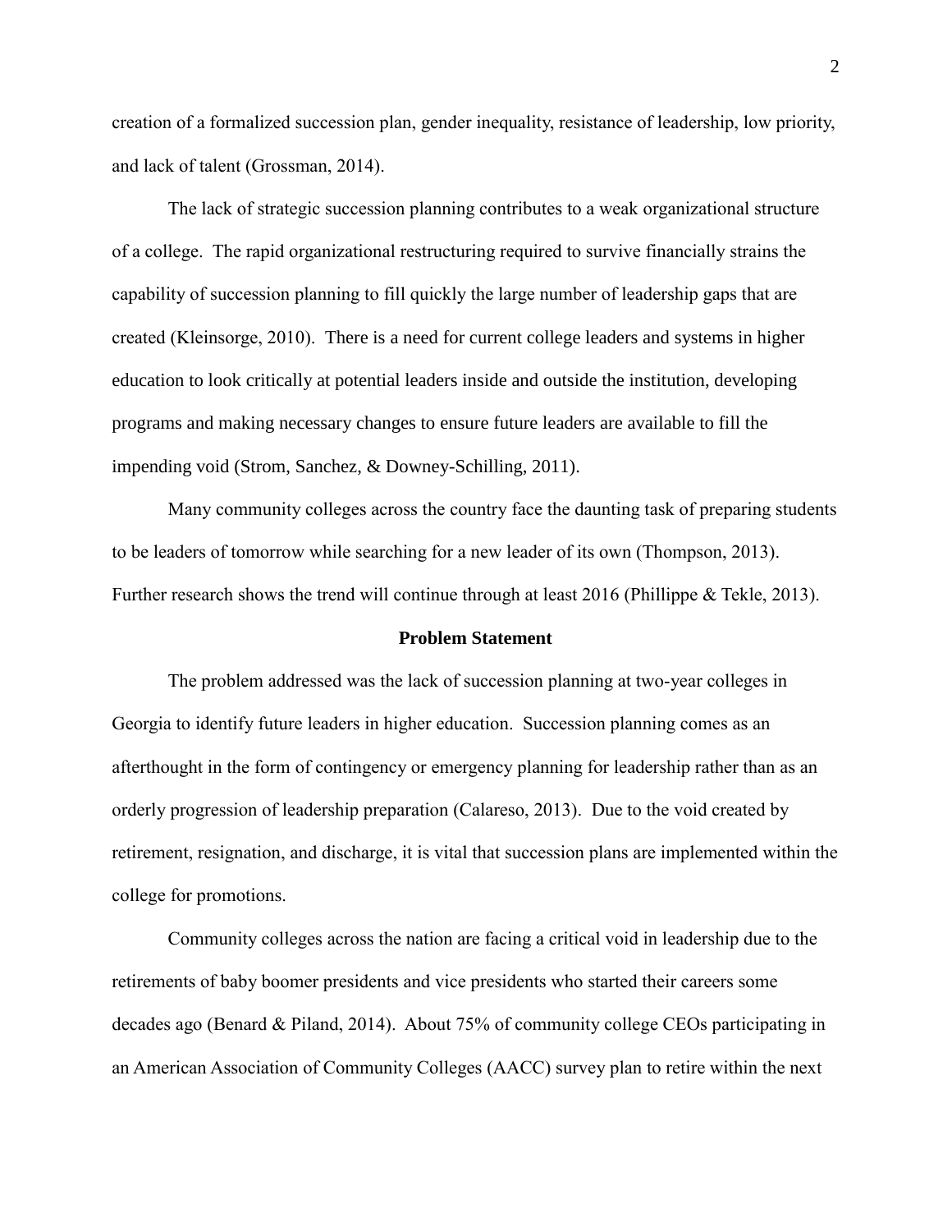creation of a formalized succession plan, gender inequality, resistance of leadership, low priority, and lack of talent (Grossman, 2014).

The lack of strategic succession planning contributes to a weak organizational structure of a college. The rapid organizational restructuring required to survive financially strains the capability of succession planning to fill quickly the large number of leadership gaps that are created (Kleinsorge, 2010). There is a need for current college leaders and systems in higher education to look critically at potential leaders inside and outside the institution, developing programs and making necessary changes to ensure future leaders are available to fill the impending void (Strom, Sanchez, & Downey-Schilling, 2011).

Many community colleges across the country face the daunting task of preparing students to be leaders of tomorrow while searching for a new leader of its own (Thompson, 2013). Further research shows the trend will continue through at least 2016 (Phillippe & Tekle, 2013).

## Problem Statement

The problem addressed was the lack of succession planning at two-year colleges in Georgia to identify future leaders in higher education. Succession planning comes as an afterthought in the form of contingency or emergency planning for leadership rather than as an orderly progression of leadership preparation (Calareso, 2013). Due to the void created by retirement, resignation, and discharge, it is vital that succession plans are implemented within the college for promotions.

Community colleges across the nation are facing a critical void in leadership due to the retirements of baby boomer presidents and vice presidents who started their careers some decades ago (Benard & Piland, 2014). About 75% of community college CEOs participating in an American Association of Community Colleges (AACC) survey plan to retire within the next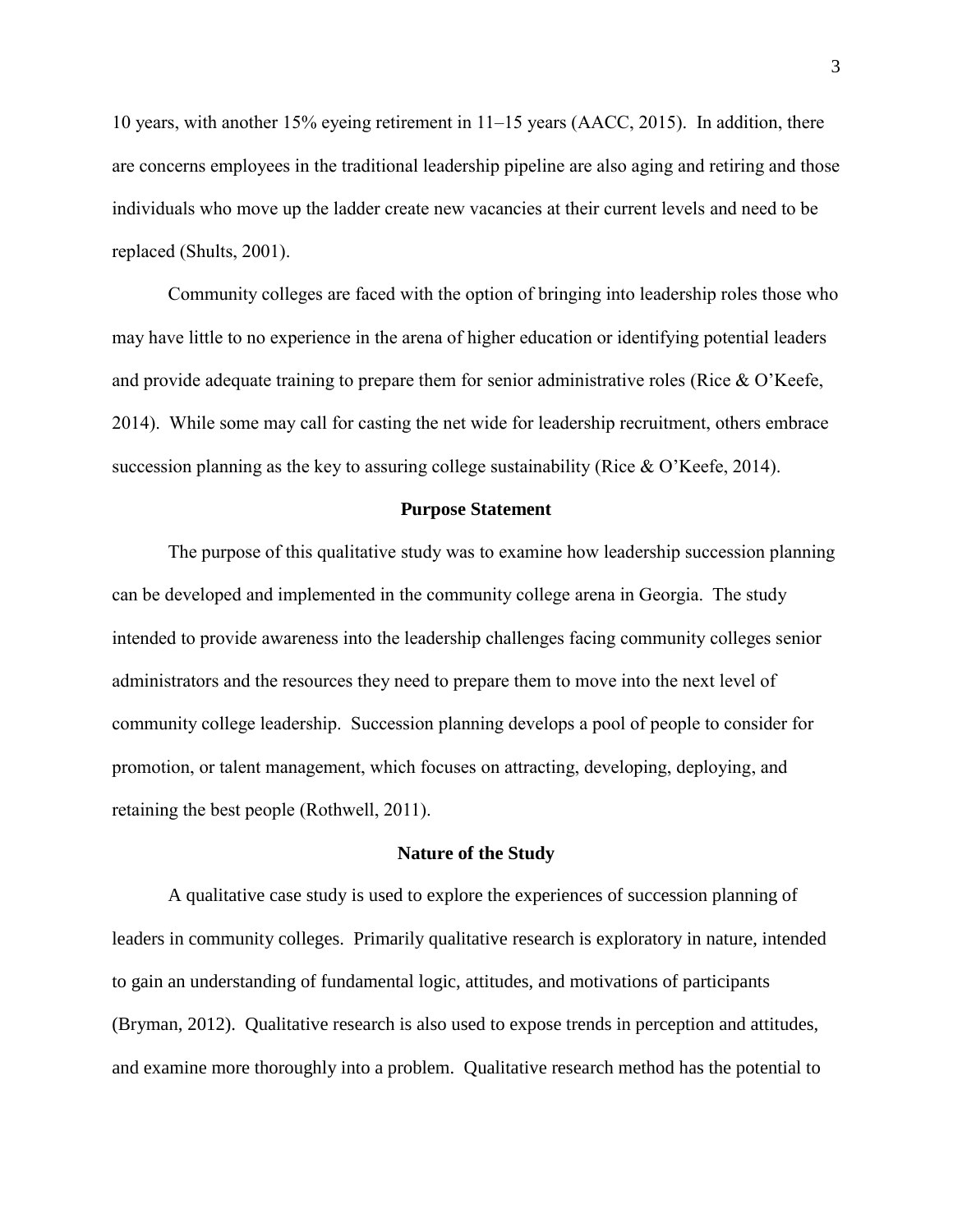10 years, with another 15% eyeing retirement in 11–15 years (AACC, 2015). In addition, there are concerns employees in the traditional leadership pipeline are also aging and retiring and those individuals who move up the ladder create new vacancies at their current levels and need to be replaced (Shults, 2001).

Community colleges are faced with the option of bringing into leadership roles those who may have little to no experience in the arena of higher education or identifying potential leaders and provide adequate training to prepare them for senior administrative roles (Rice & O'Keefe, 2014). While some may call for casting the net wide for leadership recruitment, others embrace succession planning as the key to assuring college sustainability (Rice & O'Keefe, 2014).

## Purpose Statement

The purpose of this qualitative study was to examine how leadership succession planning can be developed and implemented in the community college arena in Georgia. The study intended to provide awareness into the leadership challenges facing community colleges senior administrators and the resources they need to prepare them to move into the next level of community college leadership. Succession planning develops a pool of people to consider for promotion, or talent management, which focuses on attracting, developing, deploying, and retaining the best people (Rothwell, 2011).

## Nature of the Study

A qualitative case study is used to explore the experiences of succession planning of leaders in community colleges. Primarily qualitative research is exploratory in nature, intended to gain an understanding of fundamental logic, attitudes, and motivations of participants (Bryman, 2012). Qualitative research is also used to expose trends in perception and attitudes, and examine more thoroughly into a problem. Qualitative research method has the potential to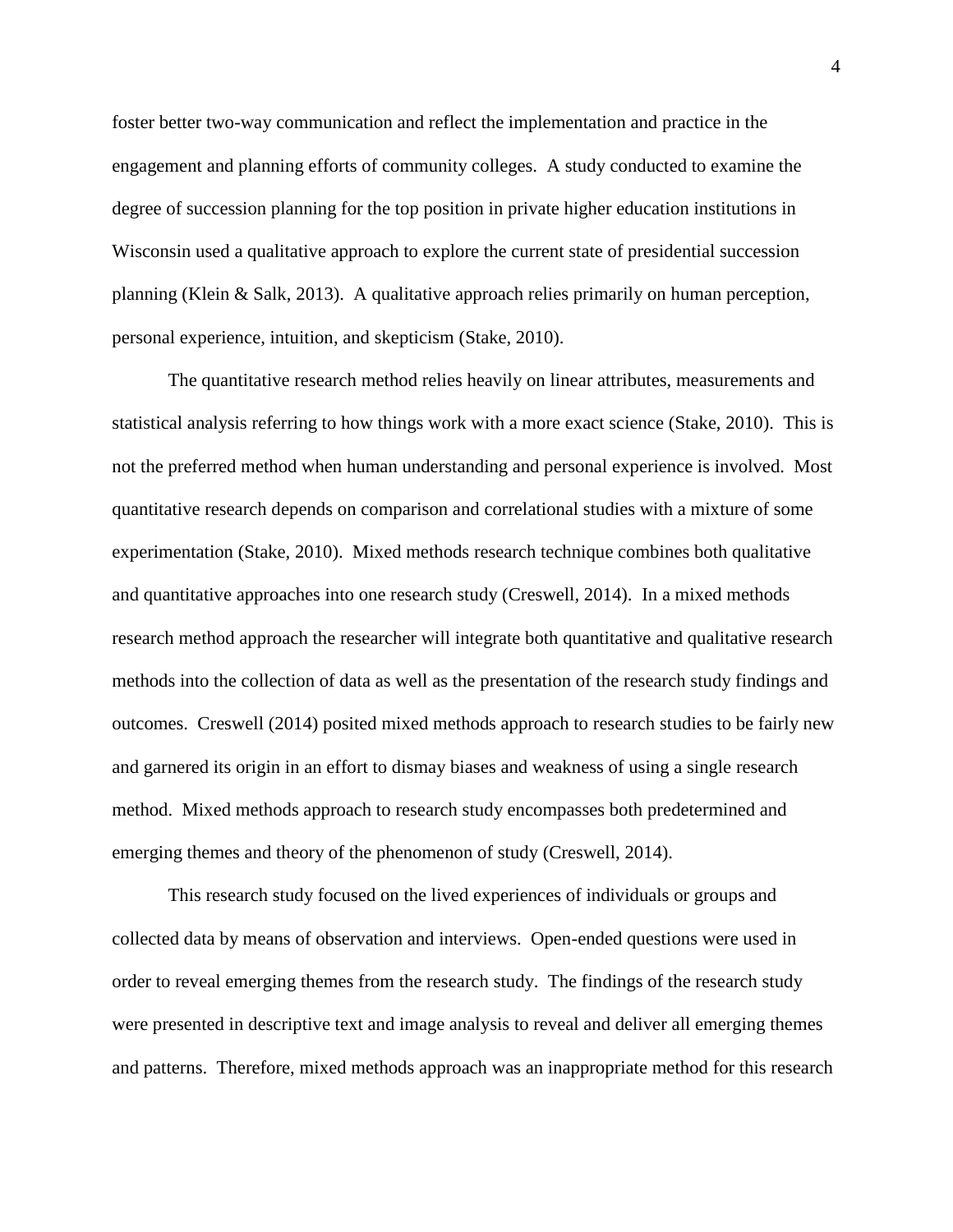foster better two-way communication and reflect the implementation and practice in the engagement and planning efforts of community colleges. A study conducted to examine the degree of succession planning for the top position in private higher education institutions in Wisconsin used a qualitative approach to explore the current state of presidential succession planning (Klein & Salk, 2013). A qualitative approach relies primarily on human perception, personal experience, intuition, and skepticism (Stake, 2010).

The quantitative research method relies heavily on linear attributes, measurements and statistical analysis referring to how things work with a more exact science (Stake, 2010). This is not the preferred method when human understanding and personal experience is involved. Most quantitative research depends on comparison and correlational studies with a mixture of some experimentation (Stake, 2010). Mixed methods research technique combines both qualitative and quantitative approaches into one research study (Creswell, 2014). In a mixed methods research method approach the researcher will integrate both quantitative and qualitative research methods into the collection of data as well as the presentation of the research study findings and outcomes. Creswell (2014) posited mixed methods approach to research studies to be fairly new and garnered its origin in an effort to dismay biases and weakness of using a single research method. Mixed methods approach to research study encompasses both predetermined and emerging themes and theory of the phenomenon of study (Creswell, 2014).

This research study focused on the lived experiences of individuals or groups and collected data by means of observation and interviews. Open-ended questions were used in order to reveal emerging themes from the research study. The findings of the research study were presented in descriptive text and image analysis to reveal and deliver all emerging themes and patterns. Therefore, mixed methods approach was an inappropriate method for this research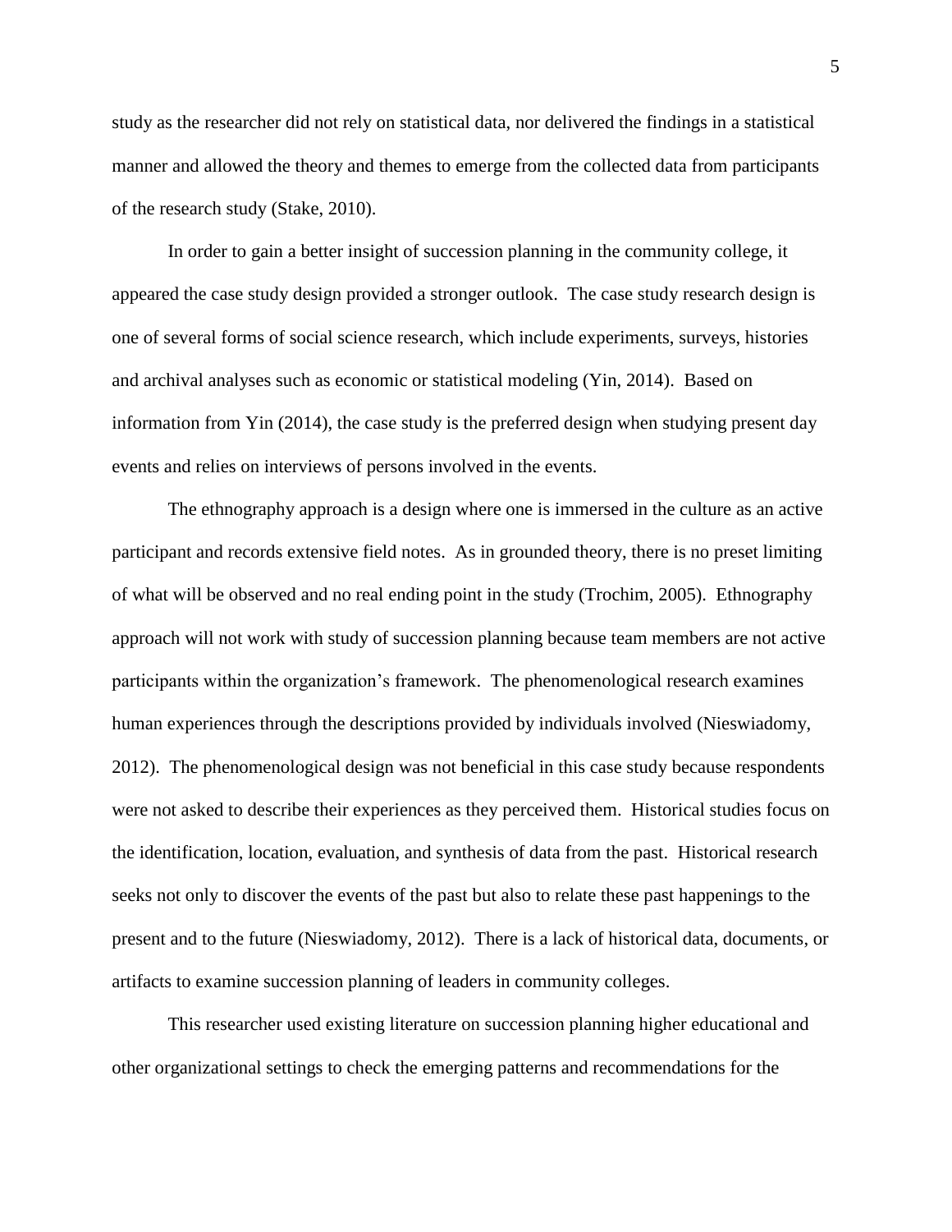study as the researcher did not rely on statistical data, nor delivered the findings in a statistical manner and allowed the theory and themes to emerge from the collected data from participants of the research study (Stake, 2010).

In order to gain a better insight of succession planning in the community college, it appeared the case study design provided a stronger outlook. The case study research design is one of several forms of social science research, which include experiments, surveys, histories and archival analyses such as economic or statistical modeling (Yin, 2014). Based on information from Yin (2014), the case study is the preferred design when studying present day events and relies on interviews of persons involved in the events.

The ethnography approach is a design where one is immersed in the culture as an active participant and records extensive field notes. As in grounded theory, there is no preset limiting of what will be observed and no real ending point in the study (Trochim, 2005). Ethnography approach will not work with study of succession planning because team members are not active participants within the organization's framework. The phenomenological research examines human experiences through the descriptions provided by individuals involved (Nieswiadomy, 2012). The phenomenological design was not beneficial in this case study because respondents were not asked to describe their experiences as they perceived them. Historical studies focus on the identification, location, evaluation, and synthesis of data from the past. Historical research seeks not only to discover the events of the past but also to relate these past happenings to the present and to the future (Nieswiadomy, 2012). There is a lack of historical data, documents, or artifacts to examine succession planning of leaders in community colleges.

This researcher used existing literature on succession planning higher educational and other organizational settings to check the emerging patterns and recommendations for the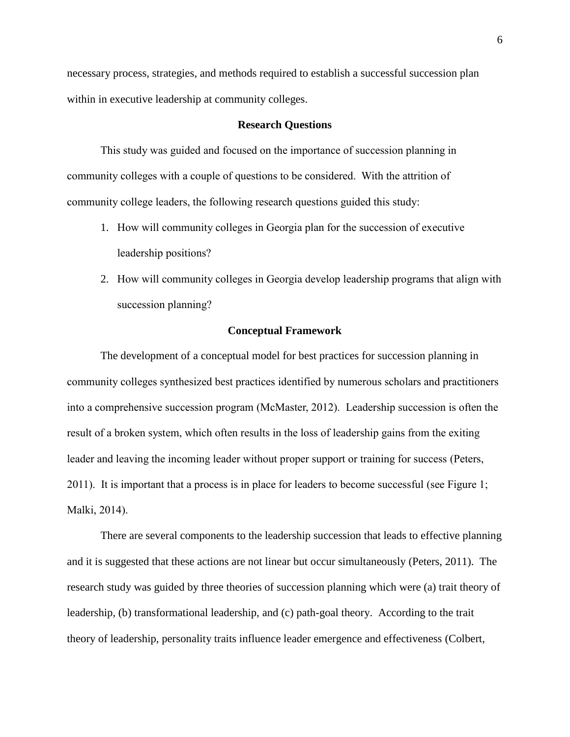necessary process, strategies, and methods required to establish a successful succession plan within in executive leadership at community colleges.

## Research Questions

This study was guided and focused on the importance of succession planning in community colleges with a couple of questions to be considered. With the attrition of community college leaders, the following research questions guided this study:

1. How will community colleges in Georgia plan for the succession of executive leadership positions?
2. How will community colleges in Georgia develop leadership programs that align with succession planning?

## Conceptual Framework

The development of a conceptual model for best practices for succession planning in community colleges synthesized best practices identified by numerous scholars and practitioners into a comprehensive succession program (McMaster, 2012). Leadership succession is often the result of a broken system, which often results in the loss of leadership gains from the exiting leader and leaving the incoming leader without proper support or training for success (Peters, 2011). It is important that a process is in place for leaders to become successful (see Figure 1; Malki, 2014).

There are several components to the leadership succession that leads to effective planning and it is suggested that these actions are not linear but occur simultaneously (Peters, 2011). The research study was guided by three theories of succession planning which were (a) trait theory of leadership, (b) transformational leadership, and (c) path-goal theory. According to the trait theory of leadership, personality traits influence leader emergence and effectiveness (Colbert,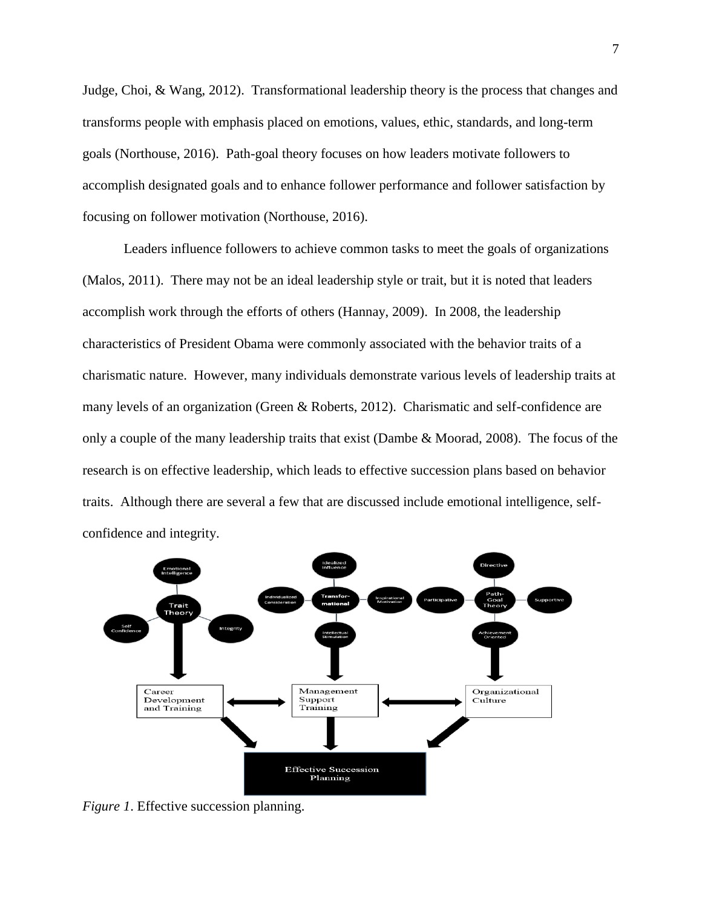Judge, Choi, & Wang, 2012). Transformational leadership theory is the process that changes and transforms people with emphasis placed on emotions, values, ethic, standards, and long-term goals (Northouse, 2016). Path-goal theory focuses on how leaders motivate followers to accomplish designated goals and to enhance follower performance and follower satisfaction by focusing on follower motivation (Northouse, 2016).

Leaders influence followers to achieve common tasks to meet the goals of organizations (Malos, 2011). There may not be an ideal leadership style or trait, but it is noted that leaders accomplish work through the efforts of others (Hannay, 2009). In 2008, the leadership characteristics of President Obama were commonly associated with the behavior traits of a charismatic nature. However, many individuals demonstrate various levels of leadership traits at many levels of an organization (Green & Roberts, 2012). Charismatic and self-confidence are only a couple of the many leadership traits that exist (Dambe & Moorad, 2008). The focus of the research is on effective leadership, which leads to effective succession plans based on behavior traits. Although there are several a few that are discussed include emotional intelligence, self-confidence and integrity.

*Figure 1*. Effective succession planning.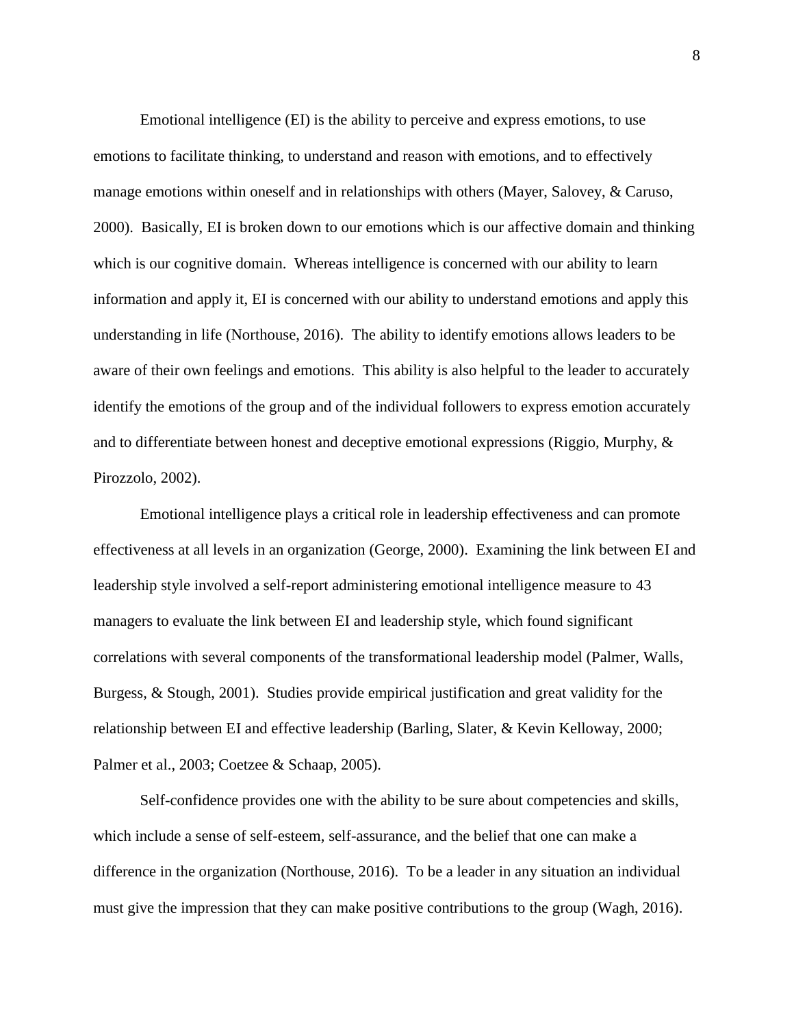Emotional intelligence (EI) is the ability to perceive and express emotions, to use emotions to facilitate thinking, to understand and reason with emotions, and to effectively manage emotions within oneself and in relationships with others (Mayer, Salovey, & Caruso, 2000). Basically, EI is broken down to our emotions which is our affective domain and thinking which is our cognitive domain. Whereas intelligence is concerned with our ability to learn information and apply it, EI is concerned with our ability to understand emotions and apply this understanding in life (Northouse, 2016). The ability to identify emotions allows leaders to be aware of their own feelings and emotions. This ability is also helpful to the leader to accurately identify the emotions of the group and of the individual followers to express emotion accurately and to differentiate between honest and deceptive emotional expressions (Riggio, Murphy, & Pirozzolo, 2002).

Emotional intelligence plays a critical role in leadership effectiveness and can promote effectiveness at all levels in an organization (George, 2000). Examining the link between EI and leadership style involved a self-report administering emotional intelligence measure to 43 managers to evaluate the link between EI and leadership style, which found significant correlations with several components of the transformational leadership model (Palmer, Walls, Burgess, & Stough, 2001). Studies provide empirical justification and great validity for the relationship between EI and effective leadership (Barling, Slater, & Kevin Kelloway, 2000; Palmer et al., 2003; Coetzee & Schaap, 2005).

Self-confidence provides one with the ability to be sure about competencies and skills, which include a sense of self-esteem, self-assurance, and the belief that one can make a difference in the organization (Northouse, 2016). To be a leader in any situation an individual must give the impression that they can make positive contributions to the group (Wagh, 2016).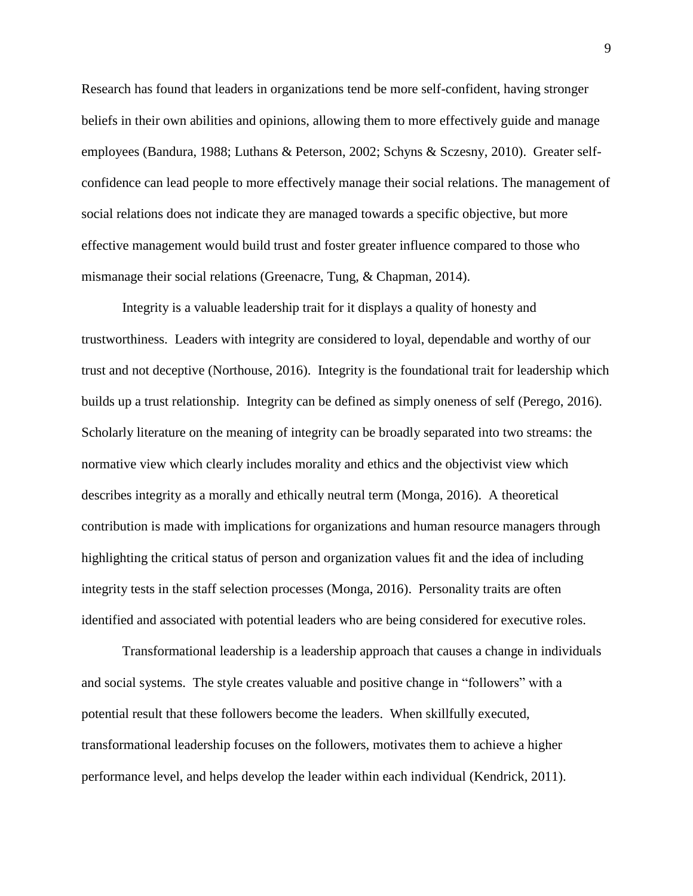Research has found that leaders in organizations tend be more self-confident, having stronger beliefs in their own abilities and opinions, allowing them to more effectively guide and manage employees (Bandura, 1988; Luthans & Peterson, 2002; Schyns & Sczesny, 2010). Greater self-confidence can lead people to more effectively manage their social relations. The management of social relations does not indicate they are managed towards a specific objective, but more effective management would build trust and foster greater influence compared to those who mismanage their social relations (Greenacre, Tung, & Chapman, 2014).

Integrity is a valuable leadership trait for it displays a quality of honesty and trustworthiness. Leaders with integrity are considered to loyal, dependable and worthy of our trust and not deceptive (Northouse, 2016). Integrity is the foundational trait for leadership which builds up a trust relationship. Integrity can be defined as simply oneness of self (Perego, 2016). Scholarly literature on the meaning of integrity can be broadly separated into two streams: the normative view which clearly includes morality and ethics and the objectivist view which describes integrity as a morally and ethically neutral term (Monga, 2016). A theoretical contribution is made with implications for organizations and human resource managers through highlighting the critical status of person and organization values fit and the idea of including integrity tests in the staff selection processes (Monga, 2016). Personality traits are often identified and associated with potential leaders who are being considered for executive roles.

Transformational leadership is a leadership approach that causes a change in individuals and social systems. The style creates valuable and positive change in "followers" with a potential result that these followers become the leaders. When skillfully executed, transformational leadership focuses on the followers, motivates them to achieve a higher performance level, and helps develop the leader within each individual (Kendrick, 2011).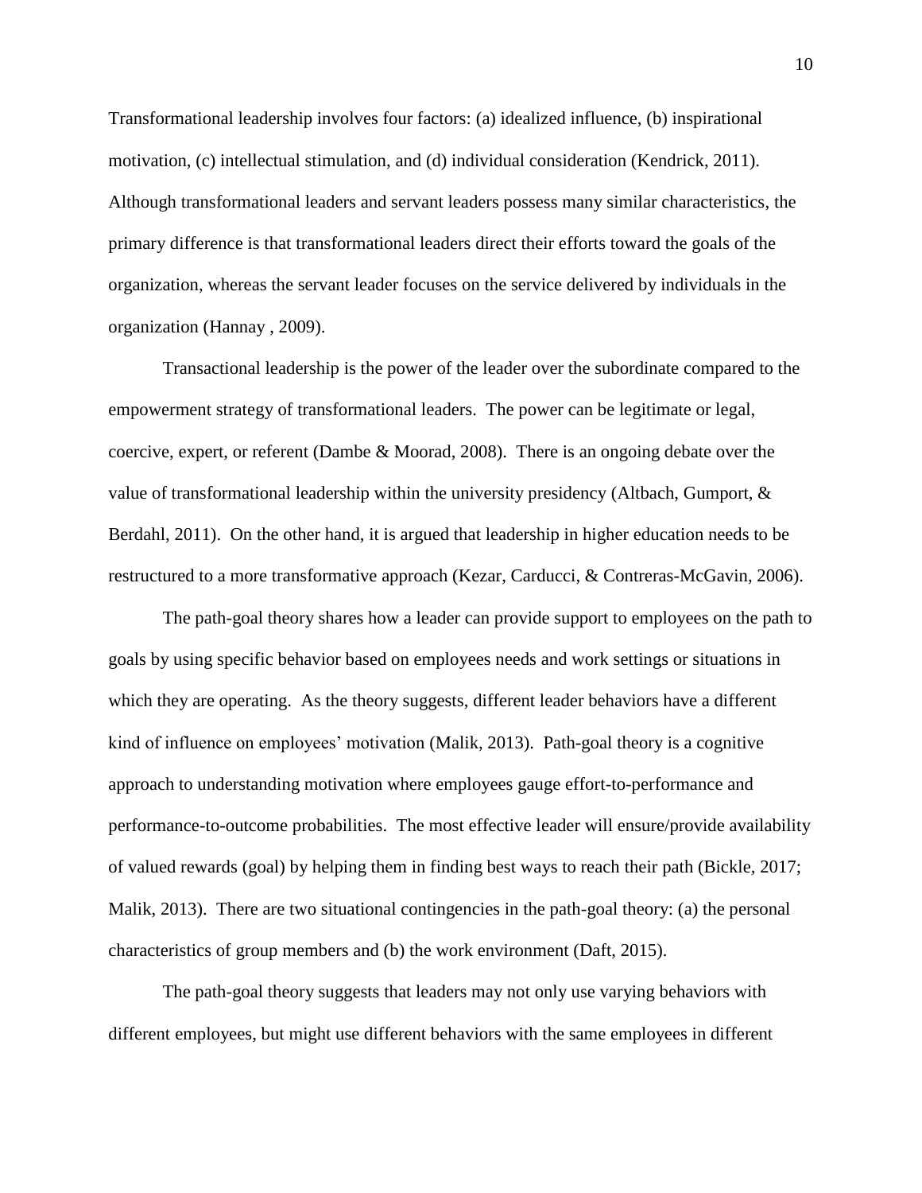Transformational leadership involves four factors: (a) idealized influence, (b) inspirational motivation, (c) intellectual stimulation, and (d) individual consideration (Kendrick, 2011). Although transformational leaders and servant leaders possess many similar characteristics, the primary difference is that transformational leaders direct their efforts toward the goals of the organization, whereas the servant leader focuses on the service delivered by individuals in the organization (Hannay , 2009).

Transactional leadership is the power of the leader over the subordinate compared to the empowerment strategy of transformational leaders. The power can be legitimate or legal, coercive, expert, or referent (Dambe & Moorad, 2008). There is an ongoing debate over the value of transformational leadership within the university presidency (Altbach, Gumport, & Berdahl, 2011). On the other hand, it is argued that leadership in higher education needs to be restructured to a more transformative approach (Kezar, Carducci, & Contreras-McGavin, 2006).

The path-goal theory shares how a leader can provide support to employees on the path to goals by using specific behavior based on employees needs and work settings or situations in which they are operating. As the theory suggests, different leader behaviors have a different kind of influence on employees' motivation (Malik, 2013). Path-goal theory is a cognitive approach to understanding motivation where employees gauge effort-to-performance and performance-to-outcome probabilities. The most effective leader will ensure/provide availability of valued rewards (goal) by helping them in finding best ways to reach their path (Bickle, 2017; Malik, 2013). There are two situational contingencies in the path-goal theory: (a) the personal characteristics of group members and (b) the work environment (Daft, 2015).

The path-goal theory suggests that leaders may not only use varying behaviors with different employees, but might use different behaviors with the same employees in different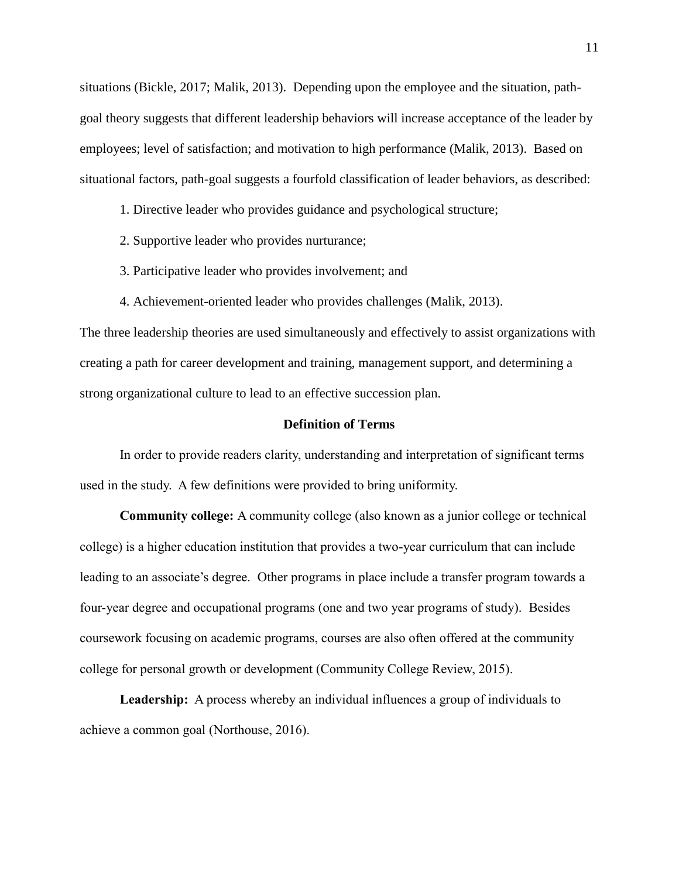situations (Bickle, 2017; Malik, 2013). Depending upon the employee and the situation, path-goal theory suggests that different leadership behaviors will increase acceptance of the leader by employees; level of satisfaction; and motivation to high performance (Malik, 2013). Based on situational factors, path-goal suggests a fourfold classification of leader behaviors, as described:

1. Directive leader who provides guidance and psychological structure;
2. Supportive leader who provides nurturance;
3. Participative leader who provides involvement; and
4. Achievement-oriented leader who provides challenges (Malik, 2013).

The three leadership theories are used simultaneously and effectively to assist organizations with creating a path for career development and training, management support, and determining a strong organizational culture to lead to an effective succession plan.

## Definition of Terms

In order to provide readers clarity, understanding and interpretation of significant terms used in the study. A few definitions were provided to bring uniformity.

**Community college:** A community college (also known as a junior college or technical college) is a higher education institution that provides a two-year curriculum that can include leading to an associate's degree. Other programs in place include a transfer program towards a four-year degree and occupational programs (one and two year programs of study). Besides coursework focusing on academic programs, courses are also often offered at the community college for personal growth or development (Community College Review, 2015).

**Leadership:** A process whereby an individual influences a group of individuals to achieve a common goal (Northouse, 2016).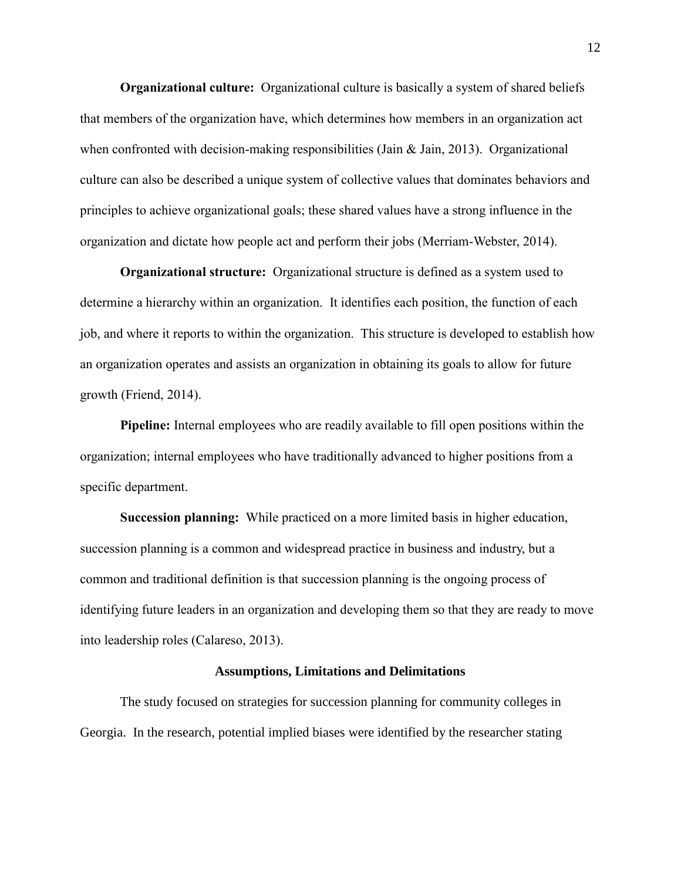**Organizational culture:** Organizational culture is basically a system of shared beliefs that members of the organization have, which determines how members in an organization act when confronted with decision-making responsibilities (Jain & Jain, 2013). Organizational culture can also be described a unique system of collective values that dominates behaviors and principles to achieve organizational goals; these shared values have a strong influence in the organization and dictate how people act and perform their jobs (Merriam-Webster, 2014).

**Organizational structure:** Organizational structure is defined as a system used to determine a hierarchy within an organization. It identifies each position, the function of each job, and where it reports to within the organization. This structure is developed to establish how an organization operates and assists an organization in obtaining its goals to allow for future growth (Friend, 2014).

**Pipeline:** Internal employees who are readily available to fill open positions within the organization; internal employees who have traditionally advanced to higher positions from a specific department.

**Succession planning:** While practiced on a more limited basis in higher education, succession planning is a common and widespread practice in business and industry, but a common and traditional definition is that succession planning is the ongoing process of identifying future leaders in an organization and developing them so that they are ready to move into leadership roles (Calareso, 2013).

## Assumptions, Limitations and Delimitations

The study focused on strategies for succession planning for community colleges in Georgia. In the research, potential implied biases were identified by the researcher stating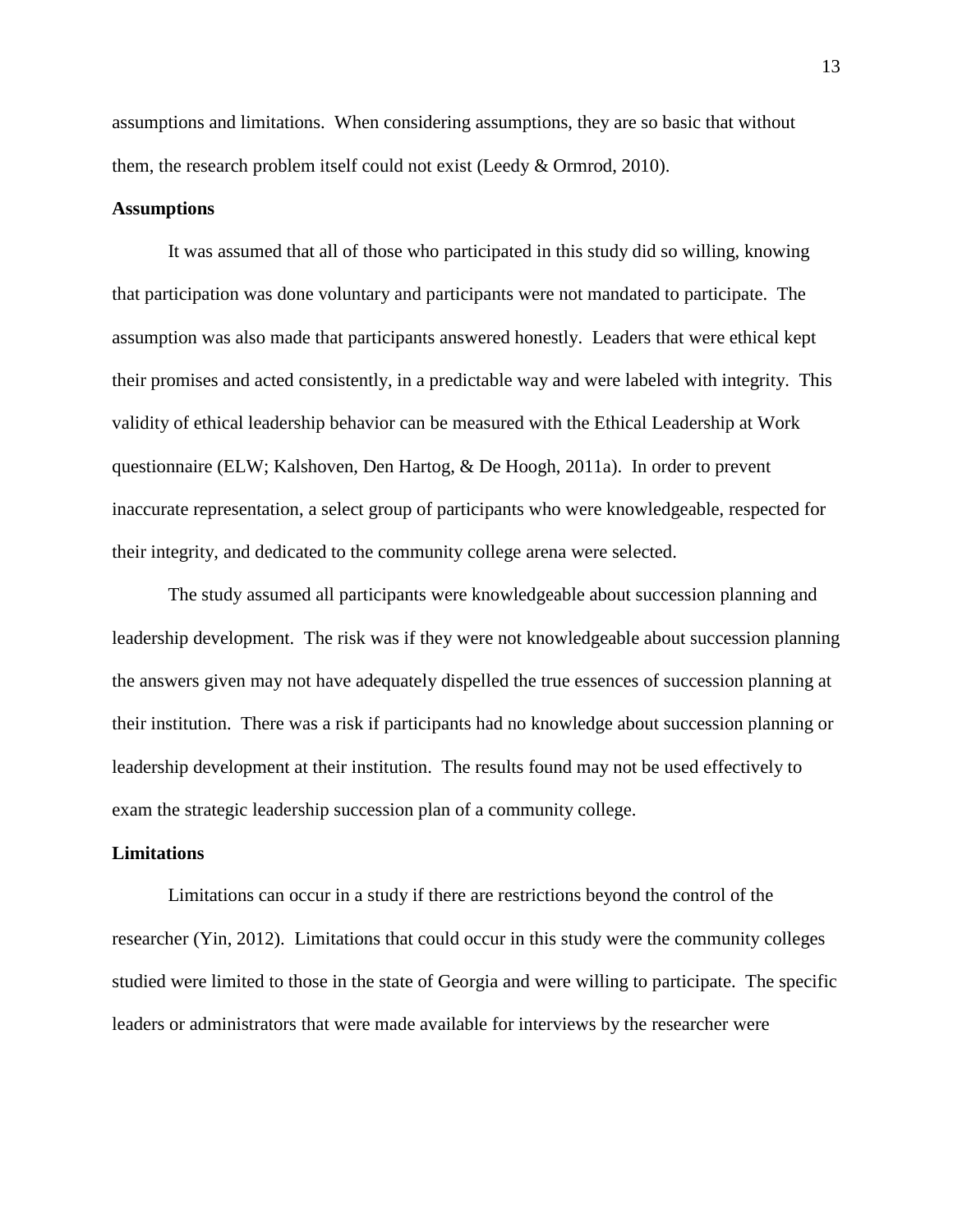assumptions and limitations. When considering assumptions, they are so basic that without them, the research problem itself could not exist (Leedy & Ormrod, 2010).

### Assumptions

It was assumed that all of those who participated in this study did so willing, knowing that participation was done voluntary and participants were not mandated to participate. The assumption was also made that participants answered honestly. Leaders that were ethical kept their promises and acted consistently, in a predictable way and were labeled with integrity. This validity of ethical leadership behavior can be measured with the Ethical Leadership at Work questionnaire (ELW; Kalshoven, Den Hartog, & De Hoogh, 2011a). In order to prevent inaccurate representation, a select group of participants who were knowledgeable, respected for their integrity, and dedicated to the community college arena were selected.

The study assumed all participants were knowledgeable about succession planning and leadership development. The risk was if they were not knowledgeable about succession planning the answers given may not have adequately dispelled the true essences of succession planning at their institution. There was a risk if participants had no knowledge about succession planning or leadership development at their institution. The results found may not be used effectively to exam the strategic leadership succession plan of a community college.

### Limitations

Limitations can occur in a study if there are restrictions beyond the control of the researcher (Yin, 2012). Limitations that could occur in this study were the community colleges studied were limited to those in the state of Georgia and were willing to participate. The specific leaders or administrators that were made available for interviews by the researcher were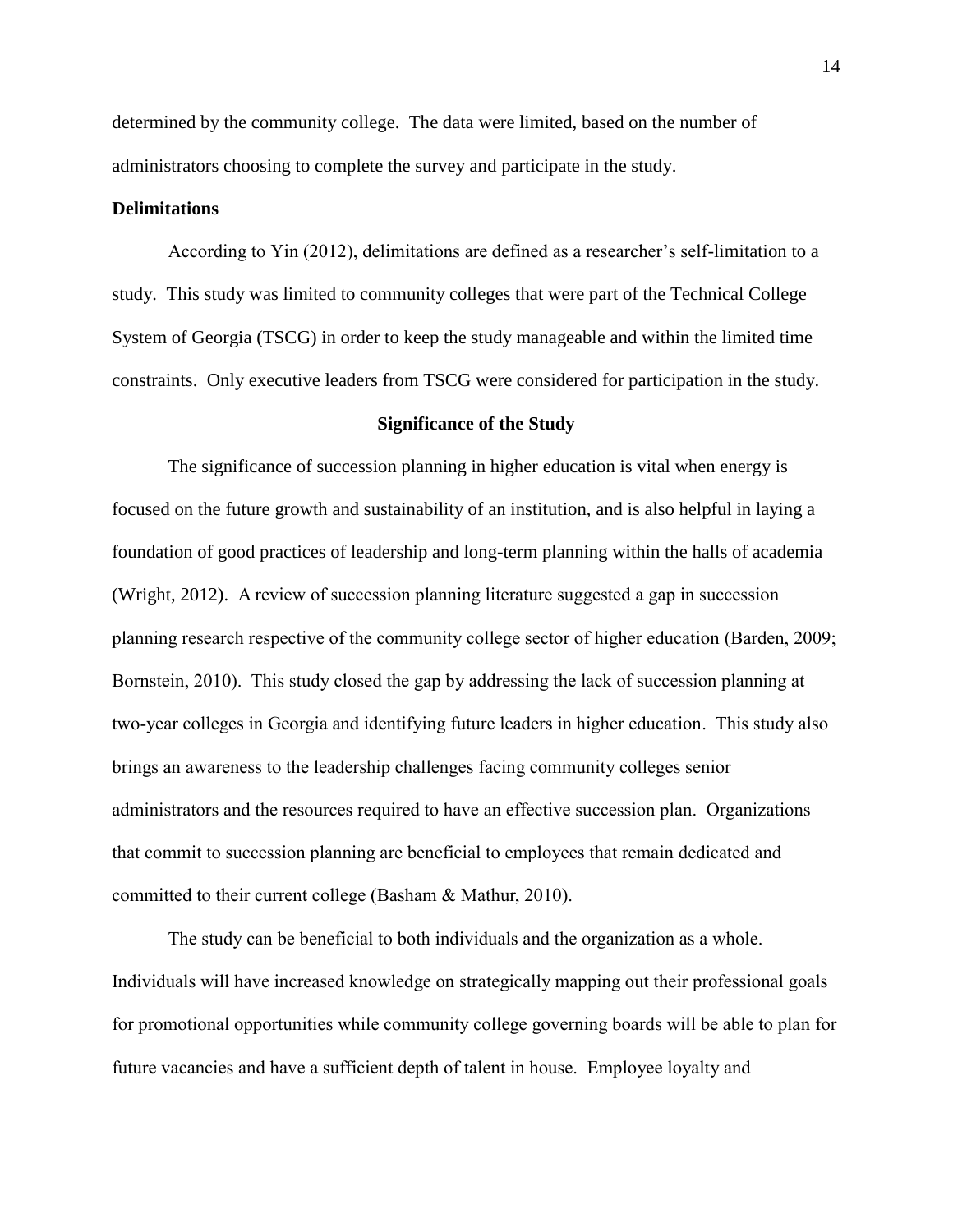determined by the community college. The data were limited, based on the number of administrators choosing to complete the survey and participate in the study.

**Delimitations**

According to Yin (2012), delimitations are defined as a researcher's self-limitation to a study. This study was limited to community colleges that were part of the Technical College System of Georgia (TSCG) in order to keep the study manageable and within the limited time constraints. Only executive leaders from TSCG were considered for participation in the study.

## Significance of the Study

The significance of succession planning in higher education is vital when energy is focused on the future growth and sustainability of an institution, and is also helpful in laying a foundation of good practices of leadership and long-term planning within the halls of academia (Wright, 2012). A review of succession planning literature suggested a gap in succession planning research respective of the community college sector of higher education (Barden, 2009; Bornstein, 2010). This study closed the gap by addressing the lack of succession planning at two-year colleges in Georgia and identifying future leaders in higher education. This study also brings an awareness to the leadership challenges facing community colleges senior administrators and the resources required to have an effective succession plan. Organizations that commit to succession planning are beneficial to employees that remain dedicated and committed to their current college (Basham & Mathur, 2010).

The study can be beneficial to both individuals and the organization as a whole. Individuals will have increased knowledge on strategically mapping out their professional goals for promotional opportunities while community college governing boards will be able to plan for future vacancies and have a sufficient depth of talent in house. Employee loyalty and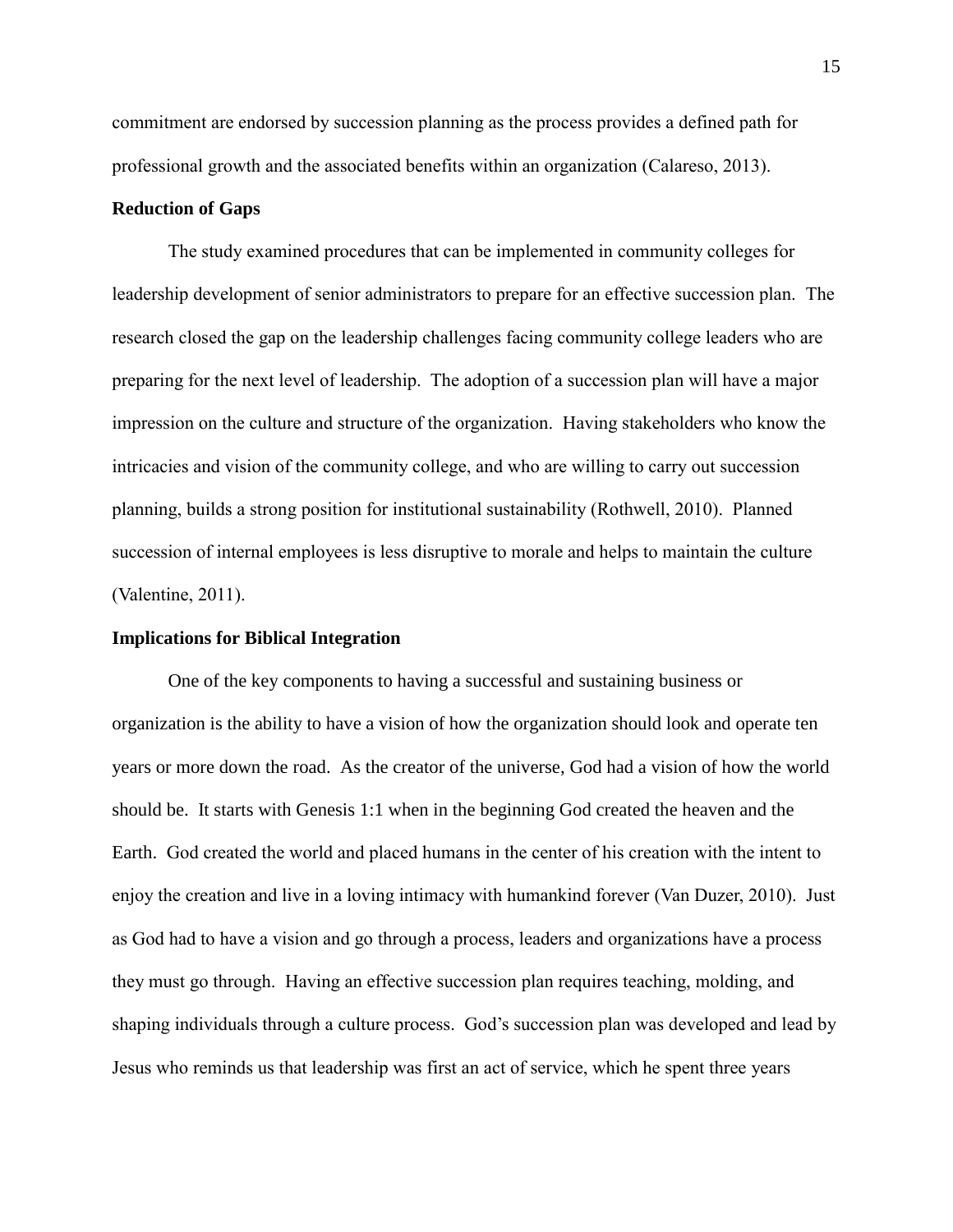commitment are endorsed by succession planning as the process provides a defined path for professional growth and the associated benefits within an organization (Calareso, 2013).

**Reduction of Gaps**

The study examined procedures that can be implemented in community colleges for leadership development of senior administrators to prepare for an effective succession plan. The research closed the gap on the leadership challenges facing community college leaders who are preparing for the next level of leadership. The adoption of a succession plan will have a major impression on the culture and structure of the organization. Having stakeholders who know the intricacies and vision of the community college, and who are willing to carry out succession planning, builds a strong position for institutional sustainability (Rothwell, 2010). Planned succession of internal employees is less disruptive to morale and helps to maintain the culture (Valentine, 2011).

**Implications for Biblical Integration**

One of the key components to having a successful and sustaining business or organization is the ability to have a vision of how the organization should look and operate ten years or more down the road. As the creator of the universe, God had a vision of how the world should be. It starts with Genesis 1:1 when in the beginning God created the heaven and the Earth. God created the world and placed humans in the center of his creation with the intent to enjoy the creation and live in a loving intimacy with humankind forever (Van Duzer, 2010). Just as God had to have a vision and go through a process, leaders and organizations have a process they must go through. Having an effective succession plan requires teaching, molding, and shaping individuals through a culture process. God's succession plan was developed and lead by Jesus who reminds us that leadership was first an act of service, which he spent three years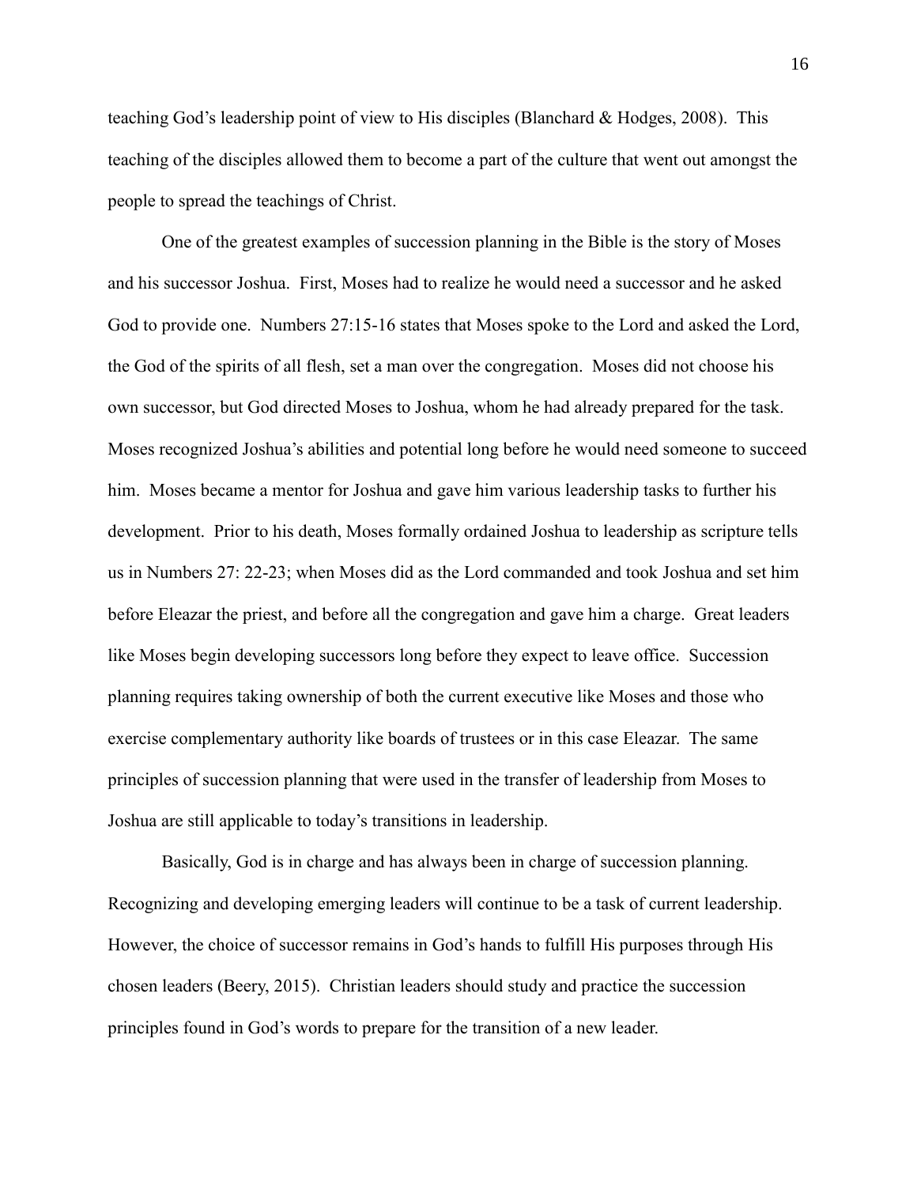teaching God's leadership point of view to His disciples (Blanchard & Hodges, 2008). This teaching of the disciples allowed them to become a part of the culture that went out amongst the people to spread the teachings of Christ.

One of the greatest examples of succession planning in the Bible is the story of Moses and his successor Joshua. First, Moses had to realize he would need a successor and he asked God to provide one. Numbers 27:15-16 states that Moses spoke to the Lord and asked the Lord, the God of the spirits of all flesh, set a man over the congregation. Moses did not choose his own successor, but God directed Moses to Joshua, whom he had already prepared for the task. Moses recognized Joshua's abilities and potential long before he would need someone to succeed him. Moses became a mentor for Joshua and gave him various leadership tasks to further his development. Prior to his death, Moses formally ordained Joshua to leadership as scripture tells us in Numbers 27: 22-23; when Moses did as the Lord commanded and took Joshua and set him before Eleazar the priest, and before all the congregation and gave him a charge. Great leaders like Moses begin developing successors long before they expect to leave office. Succession planning requires taking ownership of both the current executive like Moses and those who exercise complementary authority like boards of trustees or in this case Eleazar. The same principles of succession planning that were used in the transfer of leadership from Moses to Joshua are still applicable to today's transitions in leadership.

Basically, God is in charge and has always been in charge of succession planning. Recognizing and developing emerging leaders will continue to be a task of current leadership. However, the choice of successor remains in God's hands to fulfill His purposes through His chosen leaders (Beery, 2015). Christian leaders should study and practice the succession principles found in God's words to prepare for the transition of a new leader.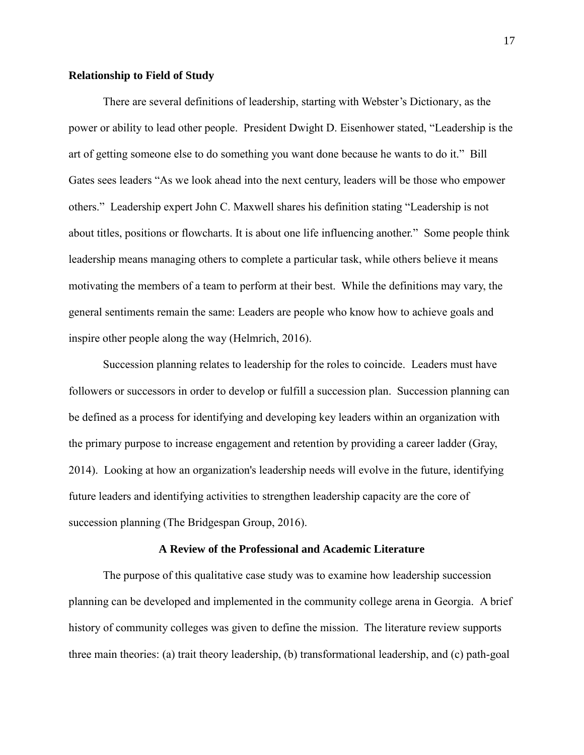**Relationship to Field of Study**

There are several definitions of leadership, starting with Webster's Dictionary, as the power or ability to lead other people. President Dwight D. Eisenhower stated, "Leadership is the art of getting someone else to do something you want done because he wants to do it." Bill Gates sees leaders "As we look ahead into the next century, leaders will be those who empower others." Leadership expert John C. Maxwell shares his definition stating "Leadership is not about titles, positions or flowcharts. It is about one life influencing another." Some people think leadership means managing others to complete a particular task, while others believe it means motivating the members of a team to perform at their best. While the definitions may vary, the general sentiments remain the same: Leaders are people who know how to achieve goals and inspire other people along the way (Helmrich, 2016).

Succession planning relates to leadership for the roles to coincide. Leaders must have followers or successors in order to develop or fulfill a succession plan. Succession planning can be defined as a process for identifying and developing key leaders within an organization with the primary purpose to increase engagement and retention by providing a career ladder (Gray, 2014). Looking at how an organization's leadership needs will evolve in the future, identifying future leaders and identifying activities to strengthen leadership capacity are the core of succession planning (The Bridgespan Group, 2016).

## A Review of the Professional and Academic Literature

The purpose of this qualitative case study was to examine how leadership succession planning can be developed and implemented in the community college arena in Georgia. A brief history of community colleges was given to define the mission. The literature review supports three main theories: (a) trait theory leadership, (b) transformational leadership, and (c) path-goal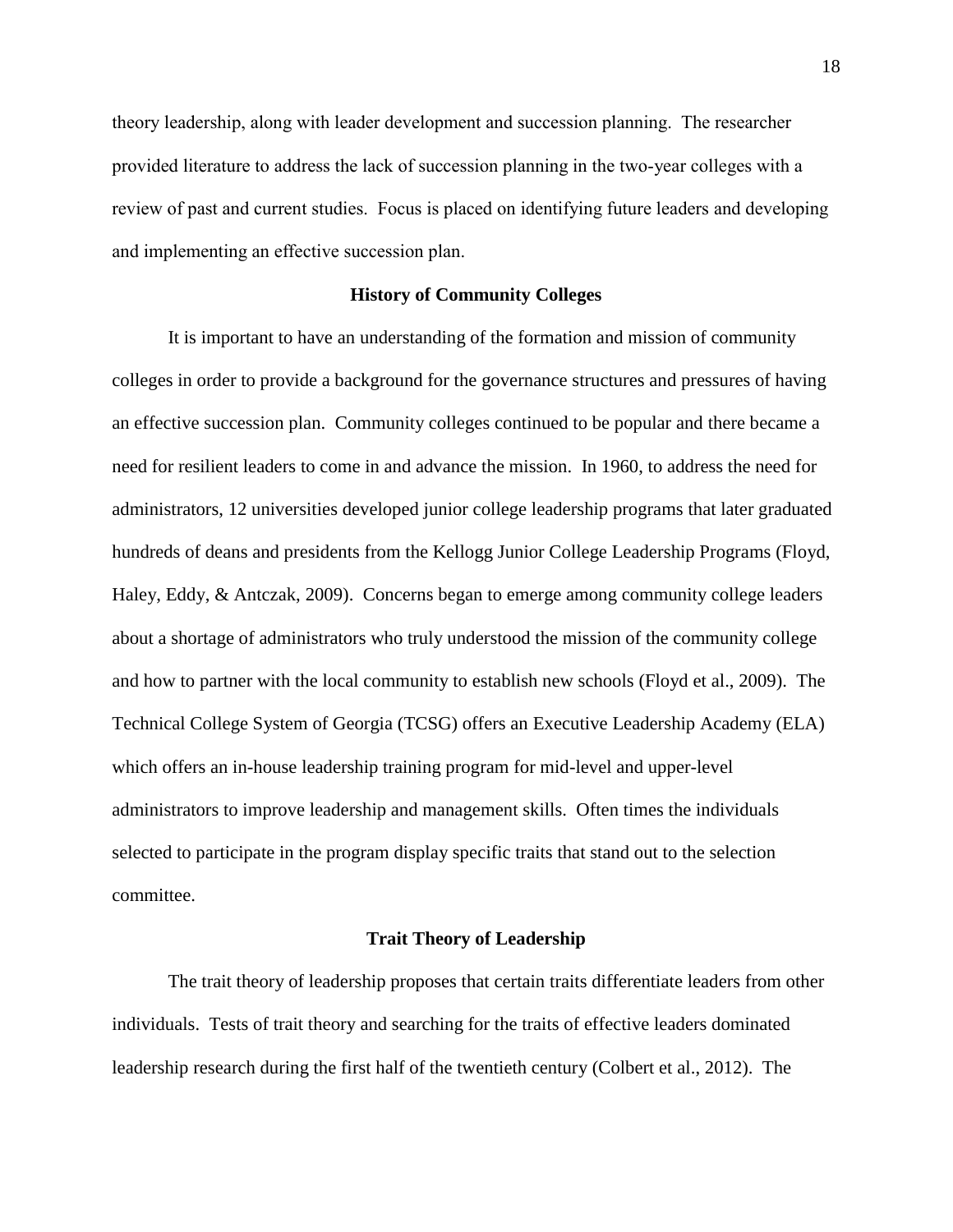theory leadership, along with leader development and succession planning. The researcher provided literature to address the lack of succession planning in the two-year colleges with a review of past and current studies. Focus is placed on identifying future leaders and developing and implementing an effective succession plan.

## History of Community Colleges

It is important to have an understanding of the formation and mission of community colleges in order to provide a background for the governance structures and pressures of having an effective succession plan. Community colleges continued to be popular and there became a need for resilient leaders to come in and advance the mission. In 1960, to address the need for administrators, 12 universities developed junior college leadership programs that later graduated hundreds of deans and presidents from the Kellogg Junior College Leadership Programs (Floyd, Haley, Eddy, & Antczak, 2009). Concerns began to emerge among community college leaders about a shortage of administrators who truly understood the mission of the community college and how to partner with the local community to establish new schools (Floyd et al., 2009). The Technical College System of Georgia (TCSG) offers an Executive Leadership Academy (ELA) which offers an in-house leadership training program for mid-level and upper-level administrators to improve leadership and management skills. Often times the individuals selected to participate in the program display specific traits that stand out to the selection committee.

## Trait Theory of Leadership

The trait theory of leadership proposes that certain traits differentiate leaders from other individuals. Tests of trait theory and searching for the traits of effective leaders dominated leadership research during the first half of the twentieth century (Colbert et al., 2012). The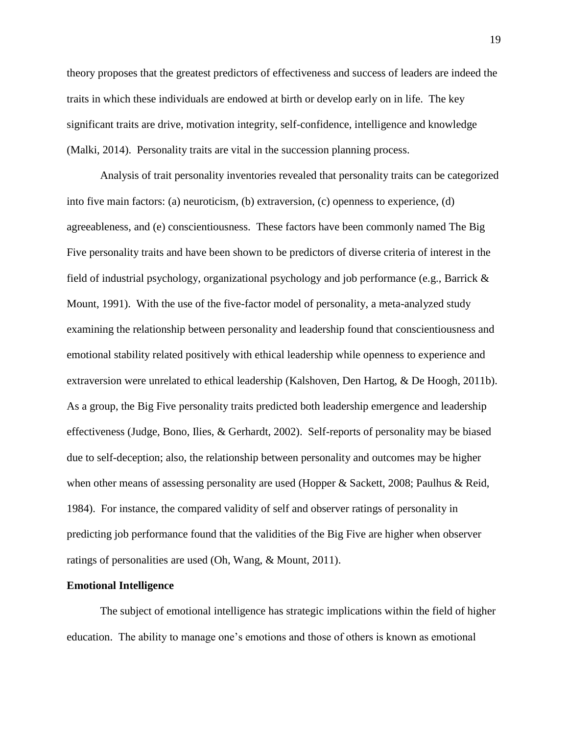theory proposes that the greatest predictors of effectiveness and success of leaders are indeed the traits in which these individuals are endowed at birth or develop early on in life. The key significant traits are drive, motivation integrity, self-confidence, intelligence and knowledge (Malki, 2014). Personality traits are vital in the succession planning process.

Analysis of trait personality inventories revealed that personality traits can be categorized into five main factors: (a) neuroticism, (b) extraversion, (c) openness to experience, (d) agreeableness, and (e) conscientiousness. These factors have been commonly named The Big Five personality traits and have been shown to be predictors of diverse criteria of interest in the field of industrial psychology, organizational psychology and job performance (e.g., Barrick & Mount, 1991). With the use of the five-factor model of personality, a meta-analyzed study examining the relationship between personality and leadership found that conscientiousness and emotional stability related positively with ethical leadership while openness to experience and extraversion were unrelated to ethical leadership (Kalshoven, Den Hartog, & De Hoogh, 2011b). As a group, the Big Five personality traits predicted both leadership emergence and leadership effectiveness (Judge, Bono, Ilies, & Gerhardt, 2002). Self-reports of personality may be biased due to self-deception; also, the relationship between personality and outcomes may be higher when other means of assessing personality are used (Hopper & Sackett, 2008; Paulhus & Reid, 1984). For instance, the compared validity of self and observer ratings of personality in predicting job performance found that the validities of the Big Five are higher when observer ratings of personalities are used (Oh, Wang, & Mount, 2011).

**Emotional Intelligence**

The subject of emotional intelligence has strategic implications within the field of higher education. The ability to manage one's emotions and those of others is known as emotional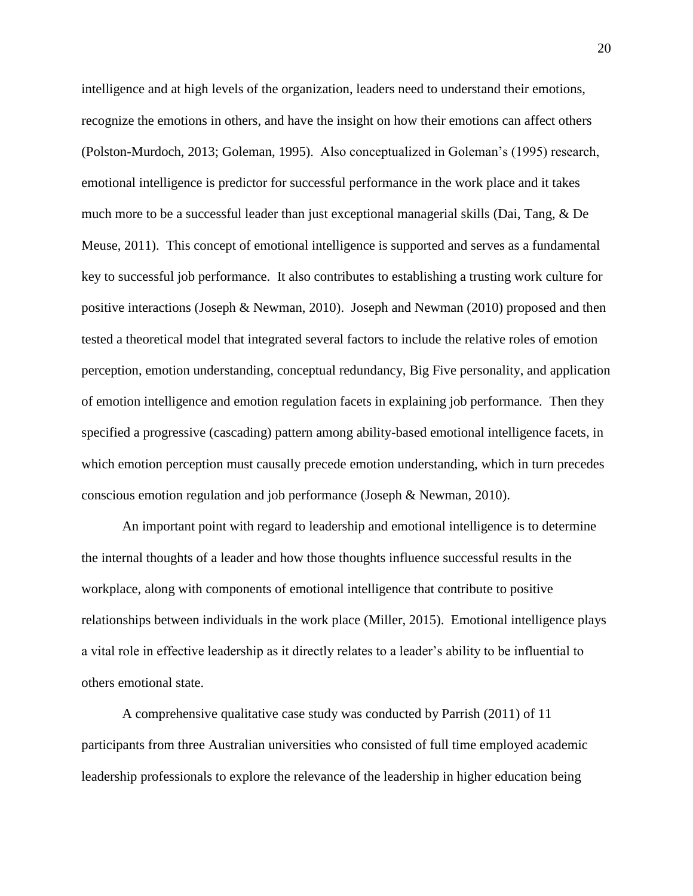intelligence and at high levels of the organization, leaders need to understand their emotions, recognize the emotions in others, and have the insight on how their emotions can affect others (Polston-Murdoch, 2013; Goleman, 1995). Also conceptualized in Goleman's (1995) research, emotional intelligence is predictor for successful performance in the work place and it takes much more to be a successful leader than just exceptional managerial skills (Dai, Tang, & De Meuse, 2011). This concept of emotional intelligence is supported and serves as a fundamental key to successful job performance. It also contributes to establishing a trusting work culture for positive interactions (Joseph & Newman, 2010). Joseph and Newman (2010) proposed and then tested a theoretical model that integrated several factors to include the relative roles of emotion perception, emotion understanding, conceptual redundancy, Big Five personality, and application of emotion intelligence and emotion regulation facets in explaining job performance. Then they specified a progressive (cascading) pattern among ability-based emotional intelligence facets, in which emotion perception must causally precede emotion understanding, which in turn precedes conscious emotion regulation and job performance (Joseph & Newman, 2010).

An important point with regard to leadership and emotional intelligence is to determine the internal thoughts of a leader and how those thoughts influence successful results in the workplace, along with components of emotional intelligence that contribute to positive relationships between individuals in the work place (Miller, 2015). Emotional intelligence plays a vital role in effective leadership as it directly relates to a leader's ability to be influential to others emotional state.

A comprehensive qualitative case study was conducted by Parrish (2011) of 11 participants from three Australian universities who consisted of full time employed academic leadership professionals to explore the relevance of the leadership in higher education being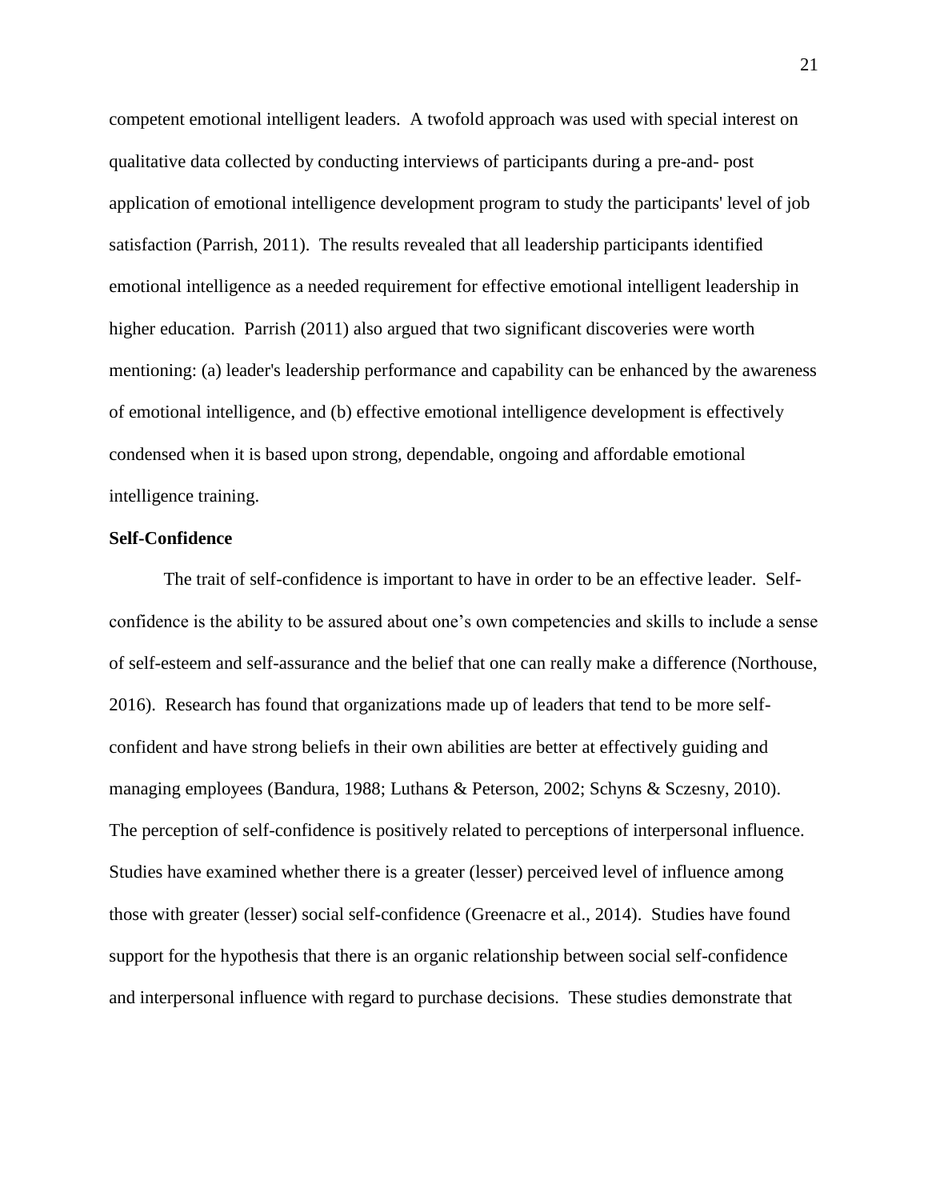competent emotional intelligent leaders. A twofold approach was used with special interest on qualitative data collected by conducting interviews of participants during a pre-and- post application of emotional intelligence development program to study the participants' level of job satisfaction (Parrish, 2011). The results revealed that all leadership participants identified emotional intelligence as a needed requirement for effective emotional intelligent leadership in higher education. Parrish (2011) also argued that two significant discoveries were worth mentioning: (a) leader's leadership performance and capability can be enhanced by the awareness of emotional intelligence, and (b) effective emotional intelligence development is effectively condensed when it is based upon strong, dependable, ongoing and affordable emotional intelligence training.

**Self-Confidence**

The trait of self-confidence is important to have in order to be an effective leader. Self-confidence is the ability to be assured about one's own competencies and skills to include a sense of self-esteem and self-assurance and the belief that one can really make a difference (Northouse, 2016). Research has found that organizations made up of leaders that tend to be more self-confident and have strong beliefs in their own abilities are better at effectively guiding and managing employees (Bandura, 1988; Luthans & Peterson, 2002; Schyns & Sczesny, 2010). The perception of self-confidence is positively related to perceptions of interpersonal influence. Studies have examined whether there is a greater (lesser) perceived level of influence among those with greater (lesser) social self-confidence (Greenacre et al., 2014). Studies have found support for the hypothesis that there is an organic relationship between social self-confidence and interpersonal influence with regard to purchase decisions. These studies demonstrate that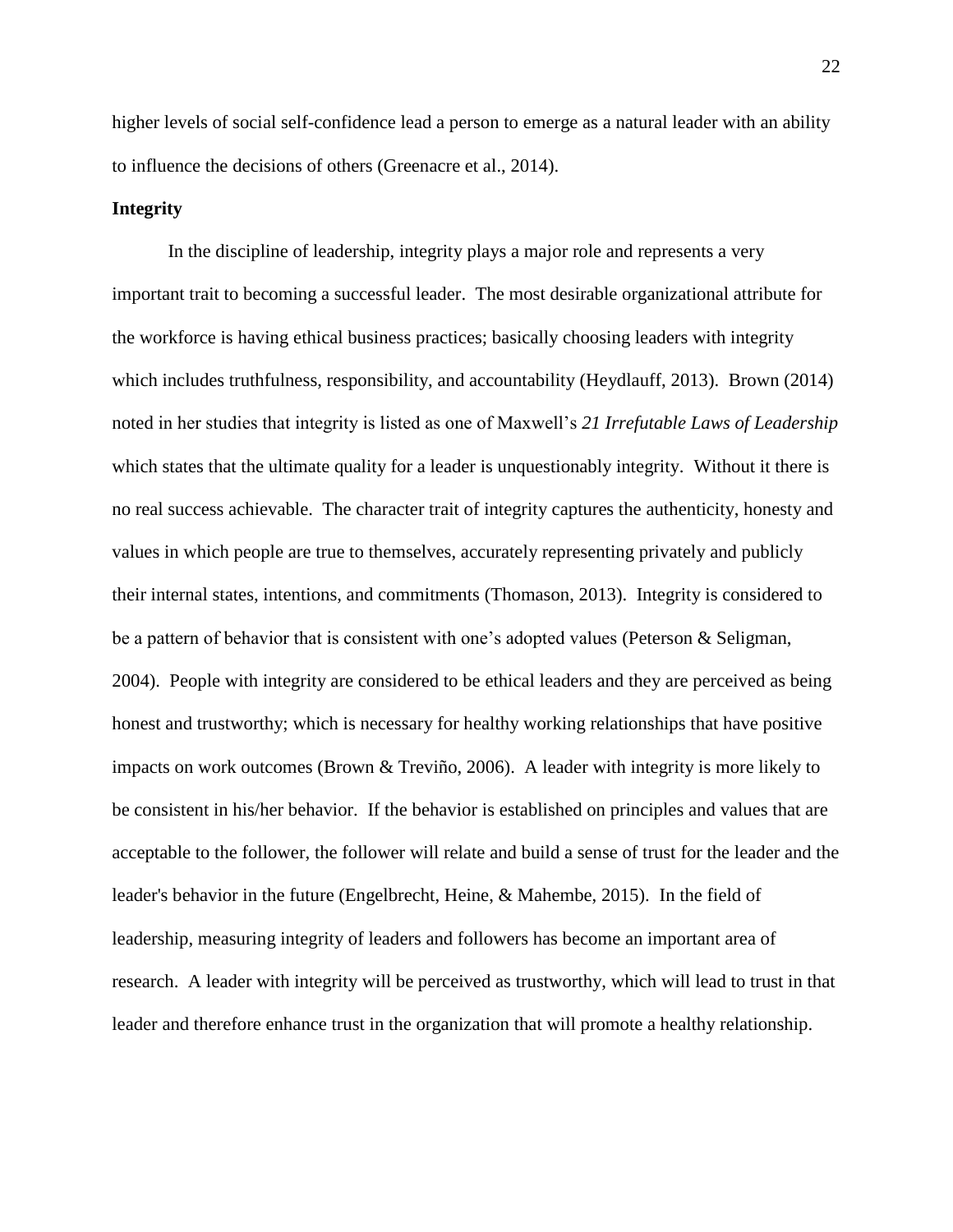higher levels of social self-confidence lead a person to emerge as a natural leader with an ability to influence the decisions of others (Greenacre et al., 2014).

**Integrity**

In the discipline of leadership, integrity plays a major role and represents a very important trait to becoming a successful leader. The most desirable organizational attribute for the workforce is having ethical business practices; basically choosing leaders with integrity which includes truthfulness, responsibility, and accountability (Heydlauff, 2013). Brown (2014) noted in her studies that integrity is listed as one of Maxwell's *21 Irrefutable Laws of Leadership* which states that the ultimate quality for a leader is unquestionably integrity. Without it there is no real success achievable. The character trait of integrity captures the authenticity, honesty and values in which people are true to themselves, accurately representing privately and publicly their internal states, intentions, and commitments (Thomason, 2013). Integrity is considered to be a pattern of behavior that is consistent with one's adopted values (Peterson & Seligman, 2004). People with integrity are considered to be ethical leaders and they are perceived as being honest and trustworthy; which is necessary for healthy working relationships that have positive impacts on work outcomes (Brown & Treviño, 2006). A leader with integrity is more likely to be consistent in his/her behavior. If the behavior is established on principles and values that are acceptable to the follower, the follower will relate and build a sense of trust for the leader and the leader's behavior in the future (Engelbrecht, Heine, & Mahembe, 2015). In the field of leadership, measuring integrity of leaders and followers has become an important area of research. A leader with integrity will be perceived as trustworthy, which will lead to trust in that leader and therefore enhance trust in the organization that will promote a healthy relationship.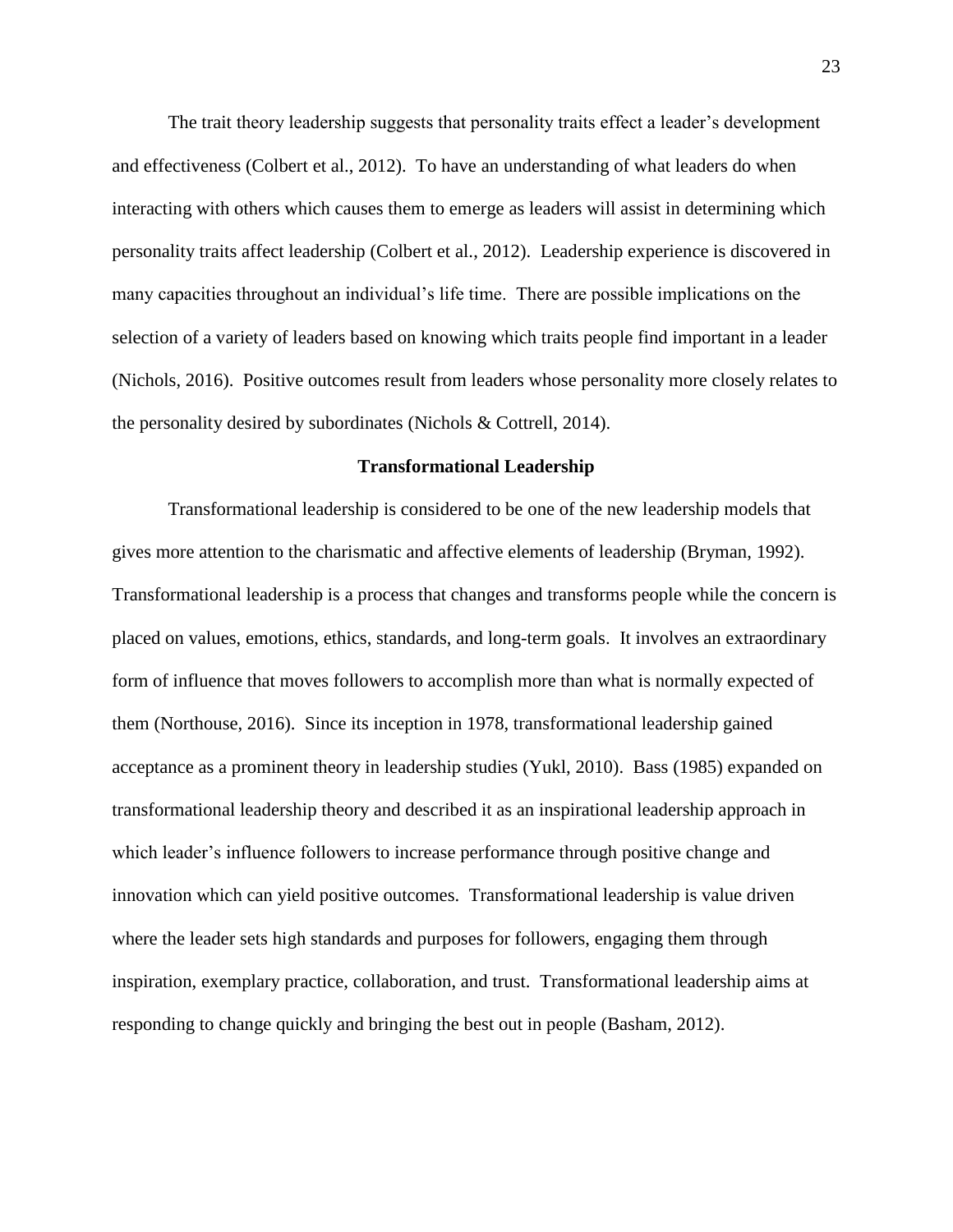The trait theory leadership suggests that personality traits effect a leader's development and effectiveness (Colbert et al., 2012). To have an understanding of what leaders do when interacting with others which causes them to emerge as leaders will assist in determining which personality traits affect leadership (Colbert et al., 2012). Leadership experience is discovered in many capacities throughout an individual's life time. There are possible implications on the selection of a variety of leaders based on knowing which traits people find important in a leader (Nichols, 2016). Positive outcomes result from leaders whose personality more closely relates to the personality desired by subordinates (Nichols & Cottrell, 2014).

## Transformational Leadership

Transformational leadership is considered to be one of the new leadership models that gives more attention to the charismatic and affective elements of leadership (Bryman, 1992). Transformational leadership is a process that changes and transforms people while the concern is placed on values, emotions, ethics, standards, and long-term goals. It involves an extraordinary form of influence that moves followers to accomplish more than what is normally expected of them (Northouse, 2016). Since its inception in 1978, transformational leadership gained acceptance as a prominent theory in leadership studies (Yukl, 2010). Bass (1985) expanded on transformational leadership theory and described it as an inspirational leadership approach in which leader's influence followers to increase performance through positive change and innovation which can yield positive outcomes. Transformational leadership is value driven where the leader sets high standards and purposes for followers, engaging them through inspiration, exemplary practice, collaboration, and trust. Transformational leadership aims at responding to change quickly and bringing the best out in people (Basham, 2012).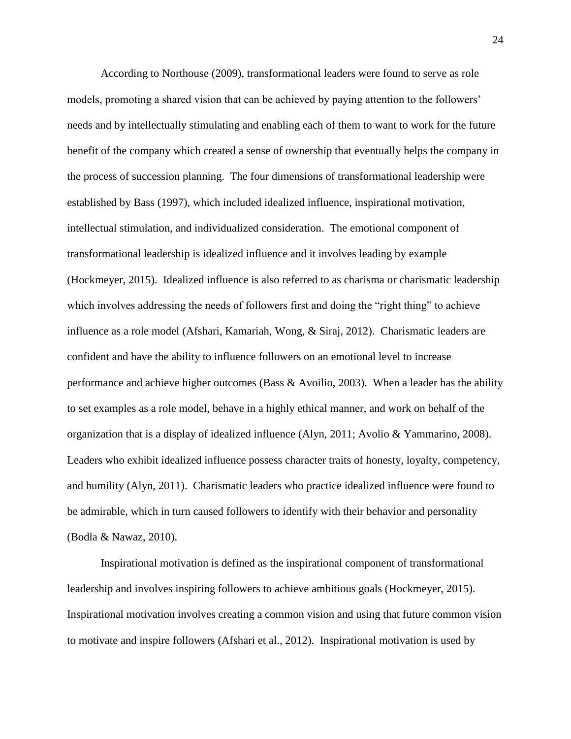According to Northouse (2009), transformational leaders were found to serve as role models, promoting a shared vision that can be achieved by paying attention to the followers' needs and by intellectually stimulating and enabling each of them to want to work for the future benefit of the company which created a sense of ownership that eventually helps the company in the process of succession planning. The four dimensions of transformational leadership were established by Bass (1997), which included idealized influence, inspirational motivation, intellectual stimulation, and individualized consideration. The emotional component of transformational leadership is idealized influence and it involves leading by example (Hockmeyer, 2015). Idealized influence is also referred to as charisma or charismatic leadership which involves addressing the needs of followers first and doing the "right thing" to achieve influence as a role model (Afshari, Kamariah, Wong, & Siraj, 2012). Charismatic leaders are confident and have the ability to influence followers on an emotional level to increase performance and achieve higher outcomes (Bass & Avoilio, 2003). When a leader has the ability to set examples as a role model, behave in a highly ethical manner, and work on behalf of the organization that is a display of idealized influence (Alyn, 2011; Avolio & Yammarino, 2008). Leaders who exhibit idealized influence possess character traits of honesty, loyalty, competency, and humility (Alyn, 2011). Charismatic leaders who practice idealized influence were found to be admirable, which in turn caused followers to identify with their behavior and personality (Bodla & Nawaz, 2010).

Inspirational motivation is defined as the inspirational component of transformational leadership and involves inspiring followers to achieve ambitious goals (Hockmeyer, 2015). Inspirational motivation involves creating a common vision and using that future common vision to motivate and inspire followers (Afshari et al., 2012). Inspirational motivation is used by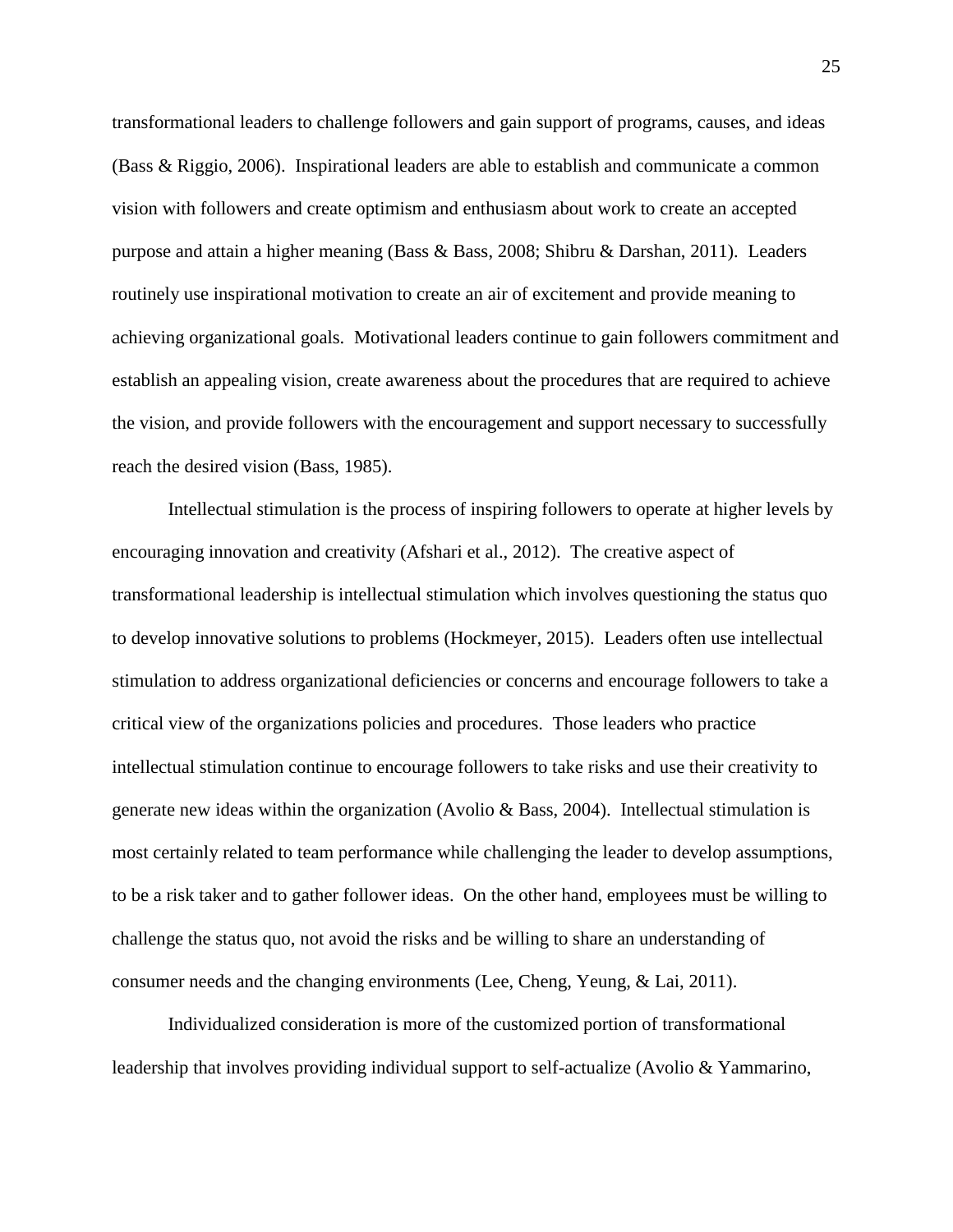transformational leaders to challenge followers and gain support of programs, causes, and ideas (Bass & Riggio, 2006). Inspirational leaders are able to establish and communicate a common vision with followers and create optimism and enthusiasm about work to create an accepted purpose and attain a higher meaning (Bass & Bass, 2008; Shibru & Darshan, 2011). Leaders routinely use inspirational motivation to create an air of excitement and provide meaning to achieving organizational goals. Motivational leaders continue to gain followers commitment and establish an appealing vision, create awareness about the procedures that are required to achieve the vision, and provide followers with the encouragement and support necessary to successfully reach the desired vision (Bass, 1985).

Intellectual stimulation is the process of inspiring followers to operate at higher levels by encouraging innovation and creativity (Afshari et al., 2012). The creative aspect of transformational leadership is intellectual stimulation which involves questioning the status quo to develop innovative solutions to problems (Hockmeyer, 2015). Leaders often use intellectual stimulation to address organizational deficiencies or concerns and encourage followers to take a critical view of the organizations policies and procedures. Those leaders who practice intellectual stimulation continue to encourage followers to take risks and use their creativity to generate new ideas within the organization (Avolio & Bass, 2004). Intellectual stimulation is most certainly related to team performance while challenging the leader to develop assumptions, to be a risk taker and to gather follower ideas. On the other hand, employees must be willing to challenge the status quo, not avoid the risks and be willing to share an understanding of consumer needs and the changing environments (Lee, Cheng, Yeung, & Lai, 2011).

Individualized consideration is more of the customized portion of transformational leadership that involves providing individual support to self-actualize (Avolio & Yammarino,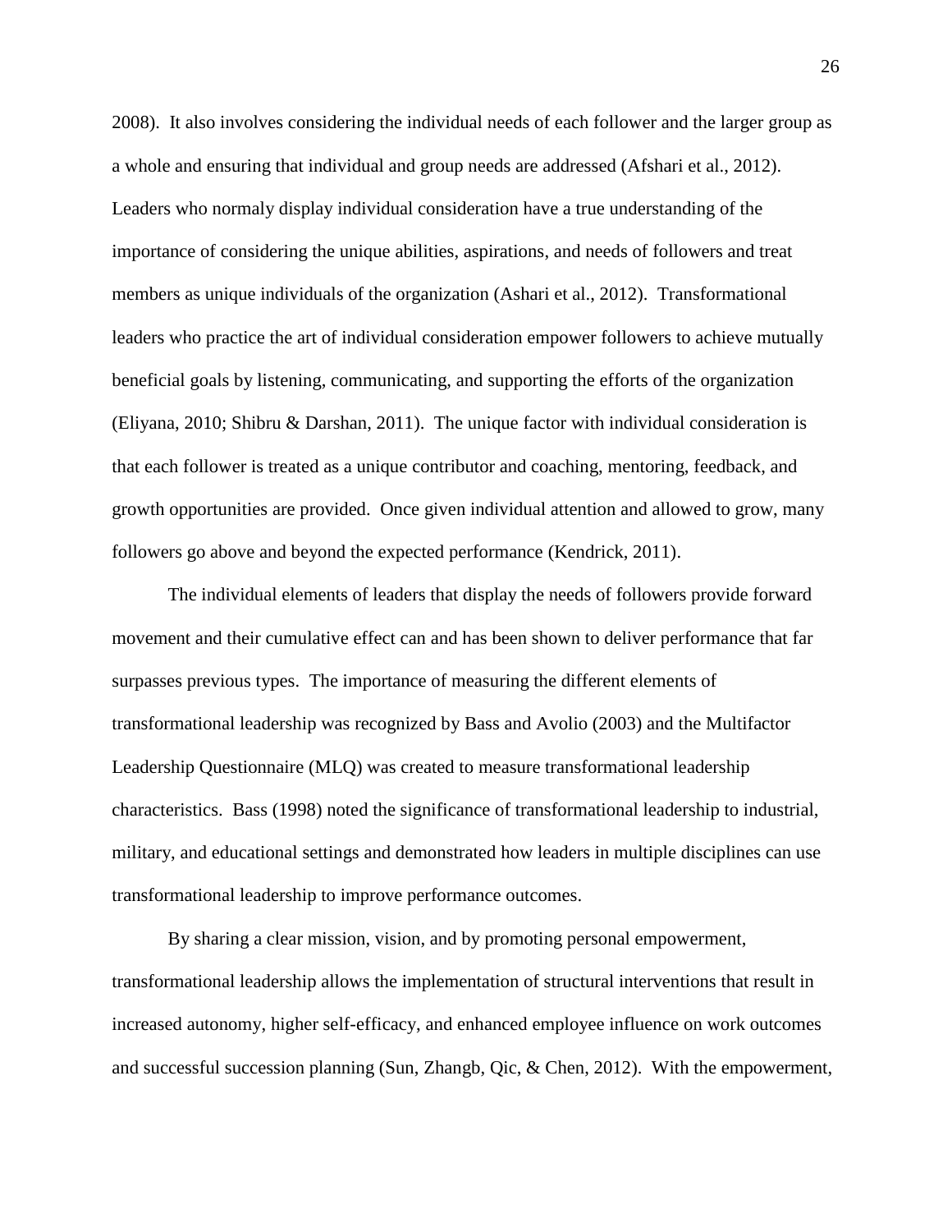2008). It also involves considering the individual needs of each follower and the larger group as a whole and ensuring that individual and group needs are addressed (Afshari et al., 2012). Leaders who normaly display individual consideration have a true understanding of the importance of considering the unique abilities, aspirations, and needs of followers and treat members as unique individuals of the organization (Ashari et al., 2012). Transformational leaders who practice the art of individual consideration empower followers to achieve mutually beneficial goals by listening, communicating, and supporting the efforts of the organization (Eliyana, 2010; Shibru & Darshan, 2011). The unique factor with individual consideration is that each follower is treated as a unique contributor and coaching, mentoring, feedback, and growth opportunities are provided. Once given individual attention and allowed to grow, many followers go above and beyond the expected performance (Kendrick, 2011).

The individual elements of leaders that display the needs of followers provide forward movement and their cumulative effect can and has been shown to deliver performance that far surpasses previous types. The importance of measuring the different elements of transformational leadership was recognized by Bass and Avolio (2003) and the Multifactor Leadership Questionnaire (MLQ) was created to measure transformational leadership characteristics. Bass (1998) noted the significance of transformational leadership to industrial, military, and educational settings and demonstrated how leaders in multiple disciplines can use transformational leadership to improve performance outcomes.

By sharing a clear mission, vision, and by promoting personal empowerment, transformational leadership allows the implementation of structural interventions that result in increased autonomy, higher self-efficacy, and enhanced employee influence on work outcomes and successful succession planning (Sun, Zhangb, Qic, & Chen, 2012). With the empowerment,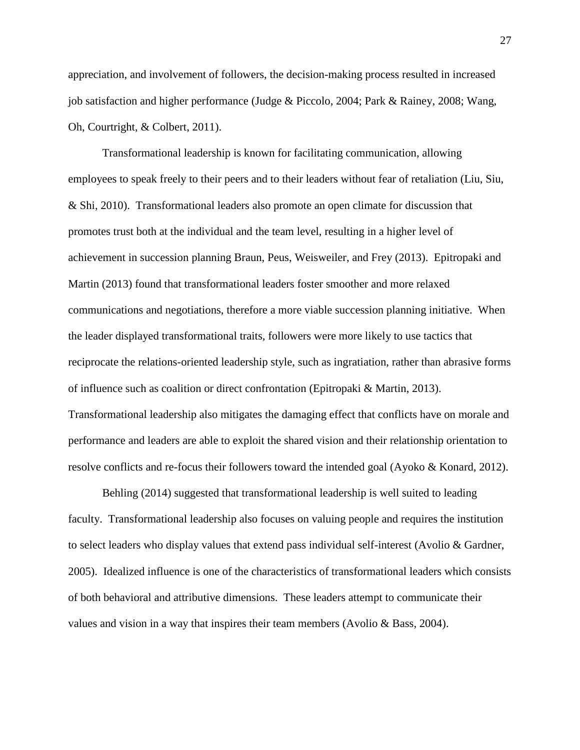appreciation, and involvement of followers, the decision-making process resulted in increased job satisfaction and higher performance (Judge & Piccolo, 2004; Park & Rainey, 2008; Wang, Oh, Courtright, & Colbert, 2011).

Transformational leadership is known for facilitating communication, allowing employees to speak freely to their peers and to their leaders without fear of retaliation (Liu, Siu, & Shi, 2010). Transformational leaders also promote an open climate for discussion that promotes trust both at the individual and the team level, resulting in a higher level of achievement in succession planning Braun, Peus, Weisweiler, and Frey (2013). Epitropaki and Martin (2013) found that transformational leaders foster smoother and more relaxed communications and negotiations, therefore a more viable succession planning initiative. When the leader displayed transformational traits, followers were more likely to use tactics that reciprocate the relations-oriented leadership style, such as ingratiation, rather than abrasive forms of influence such as coalition or direct confrontation (Epitropaki & Martin, 2013). Transformational leadership also mitigates the damaging effect that conflicts have on morale and performance and leaders are able to exploit the shared vision and their relationship orientation to resolve conflicts and re-focus their followers toward the intended goal (Ayoko & Konard, 2012).

Behling (2014) suggested that transformational leadership is well suited to leading faculty. Transformational leadership also focuses on valuing people and requires the institution to select leaders who display values that extend pass individual self-interest (Avolio & Gardner, 2005). Idealized influence is one of the characteristics of transformational leaders which consists of both behavioral and attributive dimensions. These leaders attempt to communicate their values and vision in a way that inspires their team members (Avolio & Bass, 2004).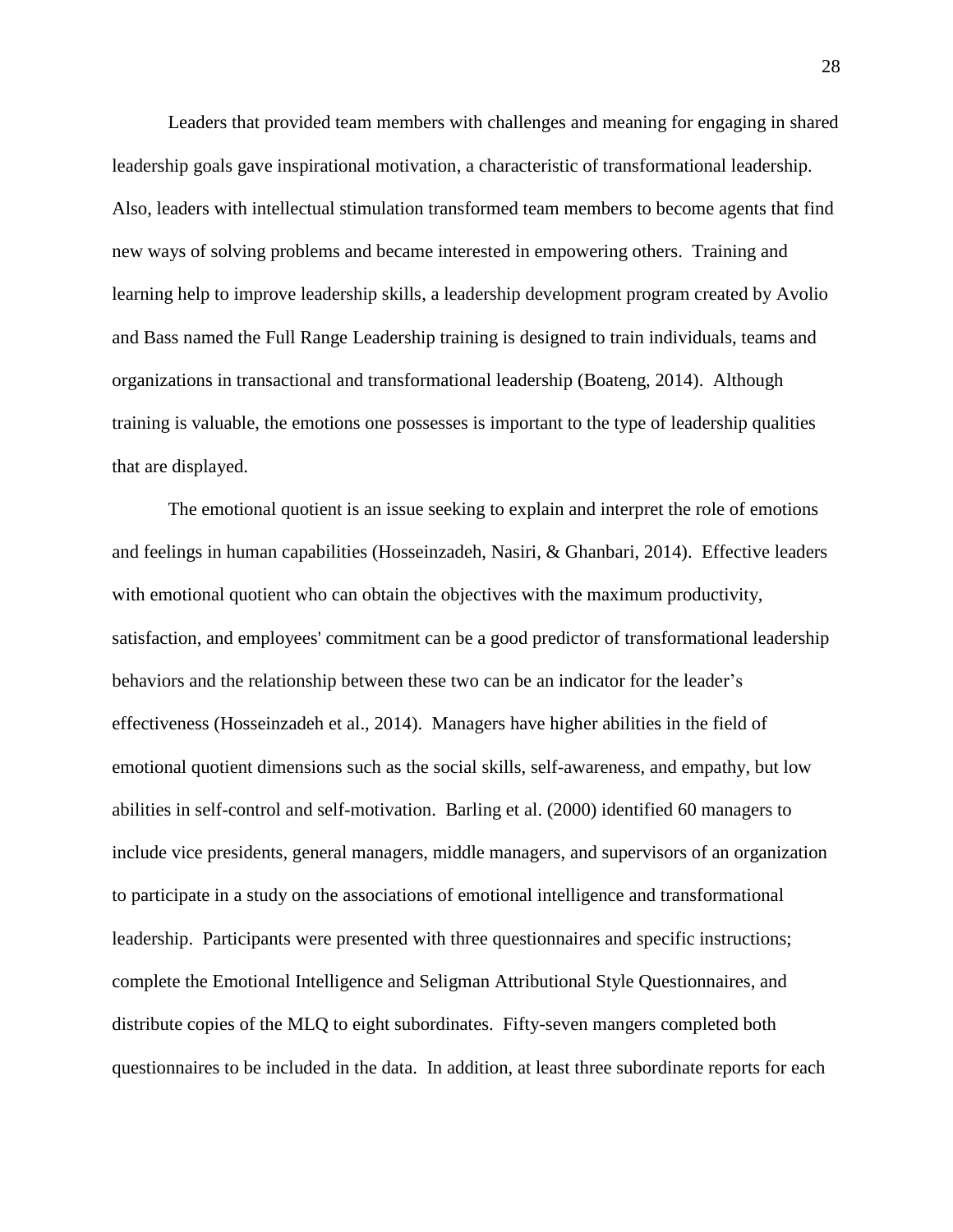Leaders that provided team members with challenges and meaning for engaging in shared leadership goals gave inspirational motivation, a characteristic of transformational leadership. Also, leaders with intellectual stimulation transformed team members to become agents that find new ways of solving problems and became interested in empowering others. Training and learning help to improve leadership skills, a leadership development program created by Avolio and Bass named the Full Range Leadership training is designed to train individuals, teams and organizations in transactional and transformational leadership (Boateng, 2014). Although training is valuable, the emotions one possesses is important to the type of leadership qualities that are displayed.

The emotional quotient is an issue seeking to explain and interpret the role of emotions and feelings in human capabilities (Hosseinzadeh, Nasiri, & Ghanbari, 2014). Effective leaders with emotional quotient who can obtain the objectives with the maximum productivity, satisfaction, and employees' commitment can be a good predictor of transformational leadership behaviors and the relationship between these two can be an indicator for the leader's effectiveness (Hosseinzadeh et al., 2014). Managers have higher abilities in the field of emotional quotient dimensions such as the social skills, self-awareness, and empathy, but low abilities in self-control and self-motivation. Barling et al. (2000) identified 60 managers to include vice presidents, general managers, middle managers, and supervisors of an organization to participate in a study on the associations of emotional intelligence and transformational leadership. Participants were presented with three questionnaires and specific instructions; complete the Emotional Intelligence and Seligman Attributional Style Questionnaires, and distribute copies of the MLQ to eight subordinates. Fifty-seven mangers completed both questionnaires to be included in the data. In addition, at least three subordinate reports for each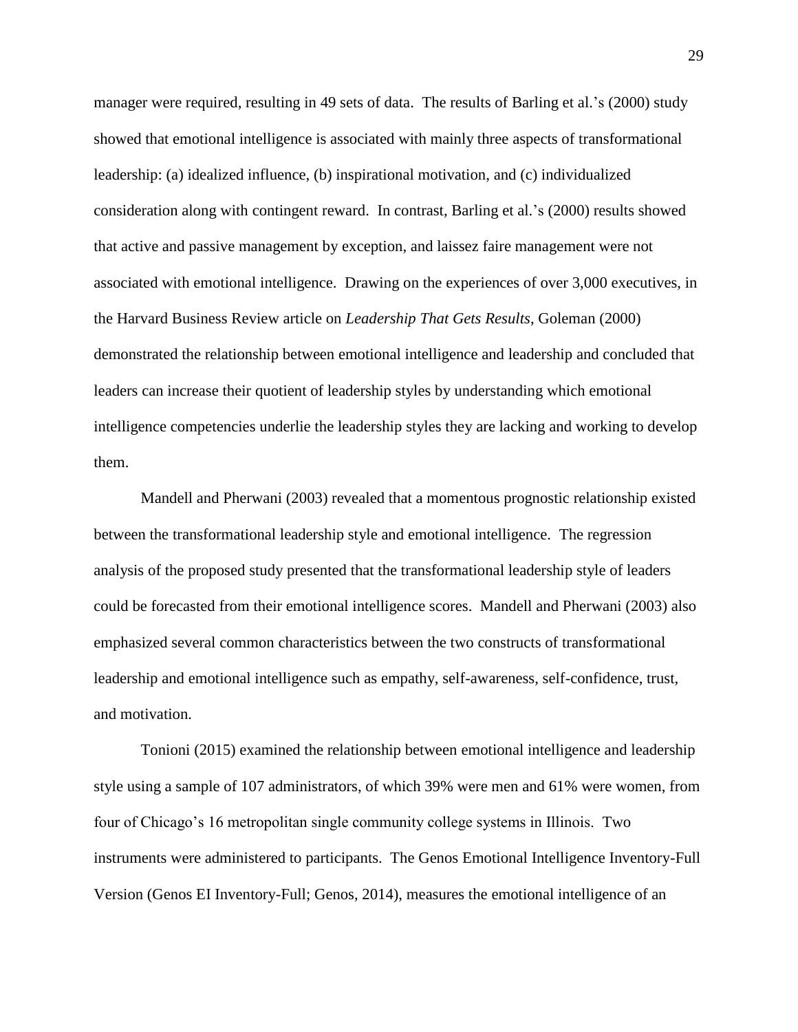manager were required, resulting in 49 sets of data. The results of Barling et al.'s (2000) study showed that emotional intelligence is associated with mainly three aspects of transformational leadership: (a) idealized influence, (b) inspirational motivation, and (c) individualized consideration along with contingent reward. In contrast, Barling et al.'s (2000) results showed that active and passive management by exception, and laissez faire management were not associated with emotional intelligence. Drawing on the experiences of over 3,000 executives, in the Harvard Business Review article on *Leadership That Gets Results*, Goleman (2000) demonstrated the relationship between emotional intelligence and leadership and concluded that leaders can increase their quotient of leadership styles by understanding which emotional intelligence competencies underlie the leadership styles they are lacking and working to develop them.

Mandell and Pherwani (2003) revealed that a momentous prognostic relationship existed between the transformational leadership style and emotional intelligence. The regression analysis of the proposed study presented that the transformational leadership style of leaders could be forecasted from their emotional intelligence scores. Mandell and Pherwani (2003) also emphasized several common characteristics between the two constructs of transformational leadership and emotional intelligence such as empathy, self-awareness, self-confidence, trust, and motivation.

Tonioni (2015) examined the relationship between emotional intelligence and leadership style using a sample of 107 administrators, of which 39% were men and 61% were women, from four of Chicago's 16 metropolitan single community college systems in Illinois. Two instruments were administered to participants. The Genos Emotional Intelligence Inventory-Full Version (Genos EI Inventory-Full; Genos, 2014), measures the emotional intelligence of an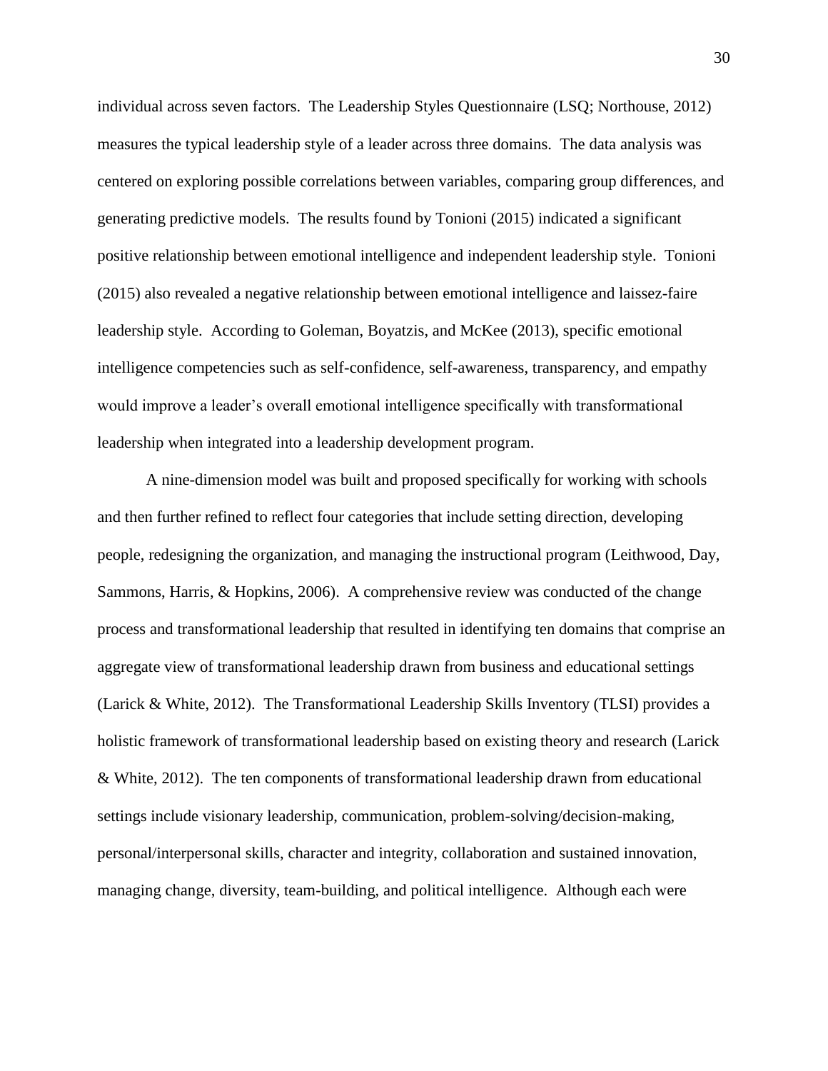individual across seven factors. The Leadership Styles Questionnaire (LSQ; Northouse, 2012) measures the typical leadership style of a leader across three domains. The data analysis was centered on exploring possible correlations between variables, comparing group differences, and generating predictive models. The results found by Tonioni (2015) indicated a significant positive relationship between emotional intelligence and independent leadership style. Tonioni (2015) also revealed a negative relationship between emotional intelligence and laissez-faire leadership style. According to Goleman, Boyatzis, and McKee (2013), specific emotional intelligence competencies such as self-confidence, self-awareness, transparency, and empathy would improve a leader's overall emotional intelligence specifically with transformational leadership when integrated into a leadership development program.

A nine-dimension model was built and proposed specifically for working with schools and then further refined to reflect four categories that include setting direction, developing people, redesigning the organization, and managing the instructional program (Leithwood, Day, Sammons, Harris, & Hopkins, 2006). A comprehensive review was conducted of the change process and transformational leadership that resulted in identifying ten domains that comprise an aggregate view of transformational leadership drawn from business and educational settings (Larick & White, 2012). The Transformational Leadership Skills Inventory (TLSI) provides a holistic framework of transformational leadership based on existing theory and research (Larick & White, 2012). The ten components of transformational leadership drawn from educational settings include visionary leadership, communication, problem-solving/decision-making, personal/interpersonal skills, character and integrity, collaboration and sustained innovation, managing change, diversity, team-building, and political intelligence. Although each were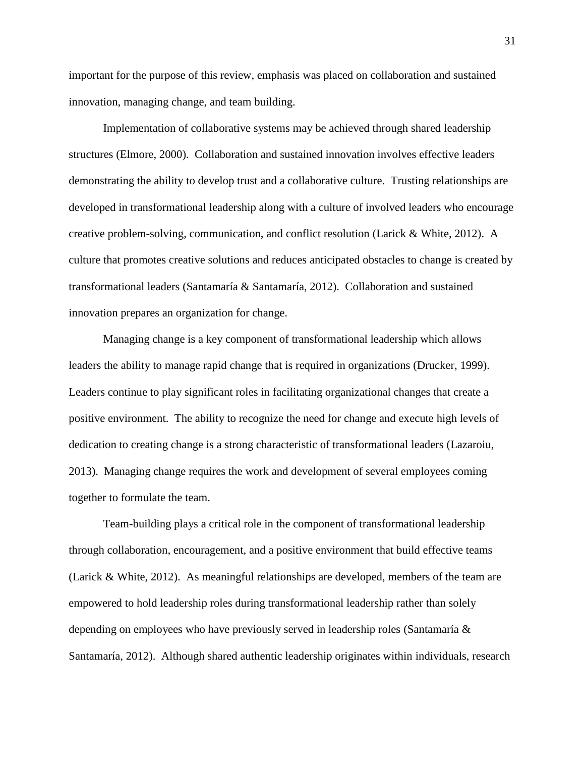important for the purpose of this review, emphasis was placed on collaboration and sustained innovation, managing change, and team building.

Implementation of collaborative systems may be achieved through shared leadership structures (Elmore, 2000). Collaboration and sustained innovation involves effective leaders demonstrating the ability to develop trust and a collaborative culture. Trusting relationships are developed in transformational leadership along with a culture of involved leaders who encourage creative problem-solving, communication, and conflict resolution (Larick & White, 2012). A culture that promotes creative solutions and reduces anticipated obstacles to change is created by transformational leaders (Santamaría & Santamaría, 2012). Collaboration and sustained innovation prepares an organization for change.

Managing change is a key component of transformational leadership which allows leaders the ability to manage rapid change that is required in organizations (Drucker, 1999). Leaders continue to play significant roles in facilitating organizational changes that create a positive environment. The ability to recognize the need for change and execute high levels of dedication to creating change is a strong characteristic of transformational leaders (Lazaroiu, 2013). Managing change requires the work and development of several employees coming together to formulate the team.

Team-building plays a critical role in the component of transformational leadership through collaboration, encouragement, and a positive environment that build effective teams (Larick & White, 2012). As meaningful relationships are developed, members of the team are empowered to hold leadership roles during transformational leadership rather than solely depending on employees who have previously served in leadership roles (Santamaría & Santamaría, 2012). Although shared authentic leadership originates within individuals, research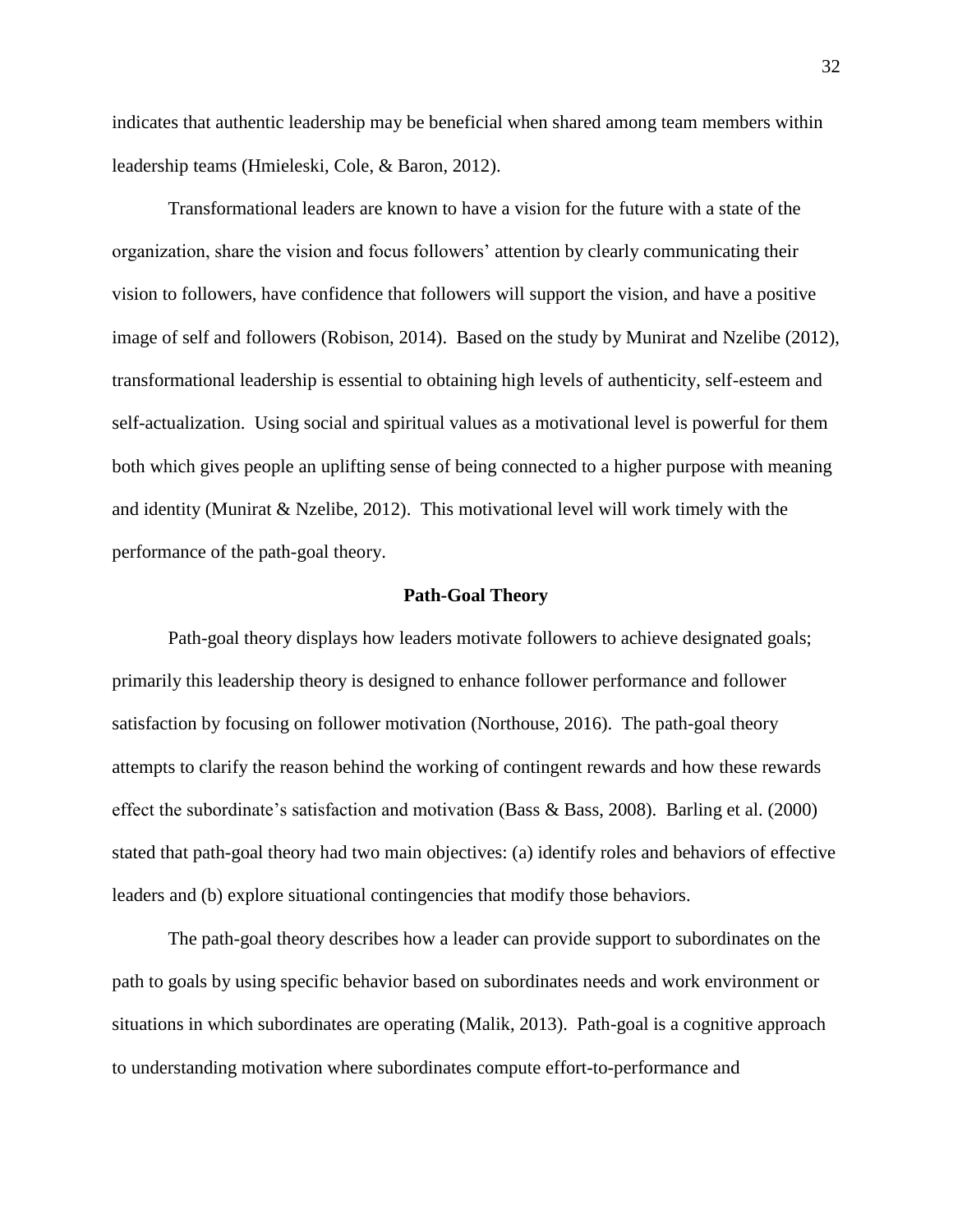indicates that authentic leadership may be beneficial when shared among team members within leadership teams (Hmieleski, Cole, & Baron, 2012).

Transformational leaders are known to have a vision for the future with a state of the organization, share the vision and focus followers' attention by clearly communicating their vision to followers, have confidence that followers will support the vision, and have a positive image of self and followers (Robison, 2014). Based on the study by Munirat and Nzelibe (2012), transformational leadership is essential to obtaining high levels of authenticity, self-esteem and self-actualization. Using social and spiritual values as a motivational level is powerful for them both which gives people an uplifting sense of being connected to a higher purpose with meaning and identity (Munirat & Nzelibe, 2012). This motivational level will work timely with the performance of the path-goal theory.

## Path-Goal Theory

Path-goal theory displays how leaders motivate followers to achieve designated goals; primarily this leadership theory is designed to enhance follower performance and follower satisfaction by focusing on follower motivation (Northouse, 2016). The path-goal theory attempts to clarify the reason behind the working of contingent rewards and how these rewards effect the subordinate's satisfaction and motivation (Bass & Bass, 2008). Barling et al. (2000) stated that path-goal theory had two main objectives: (a) identify roles and behaviors of effective leaders and (b) explore situational contingencies that modify those behaviors.

The path-goal theory describes how a leader can provide support to subordinates on the path to goals by using specific behavior based on subordinates needs and work environment or situations in which subordinates are operating (Malik, 2013). Path-goal is a cognitive approach to understanding motivation where subordinates compute effort-to-performance and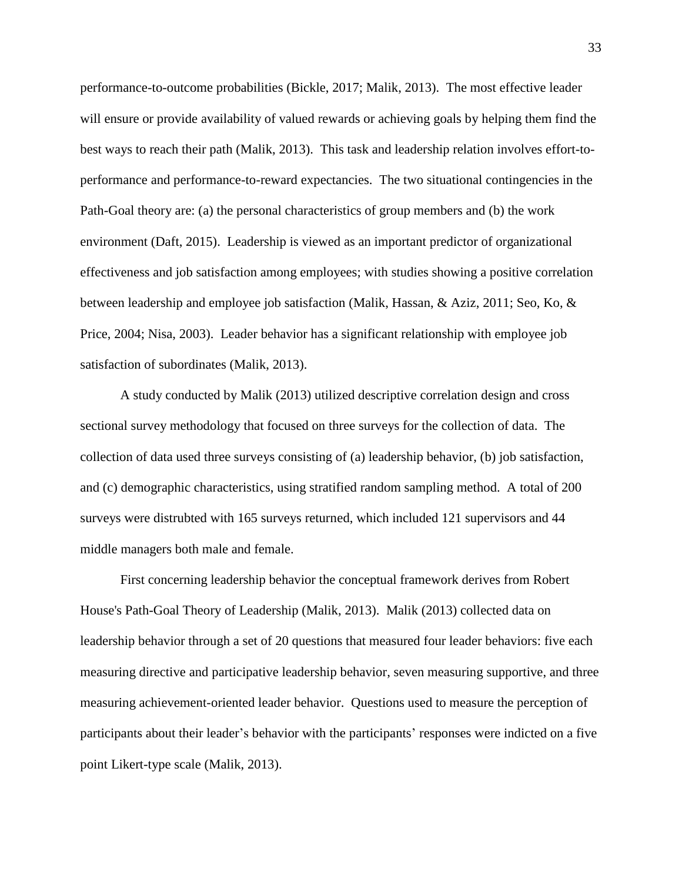performance-to-outcome probabilities (Bickle, 2017; Malik, 2013). The most effective leader will ensure or provide availability of valued rewards or achieving goals by helping them find the best ways to reach their path (Malik, 2013). This task and leadership relation involves effort-to-performance and performance-to-reward expectancies. The two situational contingencies in the Path-Goal theory are: (a) the personal characteristics of group members and (b) the work environment (Daft, 2015). Leadership is viewed as an important predictor of organizational effectiveness and job satisfaction among employees; with studies showing a positive correlation between leadership and employee job satisfaction (Malik, Hassan, & Aziz, 2011; Seo, Ko, & Price, 2004; Nisa, 2003). Leader behavior has a significant relationship with employee job satisfaction of subordinates (Malik, 2013).

A study conducted by Malik (2013) utilized descriptive correlation design and cross sectional survey methodology that focused on three surveys for the collection of data. The collection of data used three surveys consisting of (a) leadership behavior, (b) job satisfaction, and (c) demographic characteristics, using stratified random sampling method. A total of 200 surveys were distrubted with 165 surveys returned, which included 121 supervisors and 44 middle managers both male and female.

First concerning leadership behavior the conceptual framework derives from Robert House's Path-Goal Theory of Leadership (Malik, 2013). Malik (2013) collected data on leadership behavior through a set of 20 questions that measured four leader behaviors: five each measuring directive and participative leadership behavior, seven measuring supportive, and three measuring achievement-oriented leader behavior. Questions used to measure the perception of participants about their leader's behavior with the participants' responses were indicted on a five point Likert-type scale (Malik, 2013).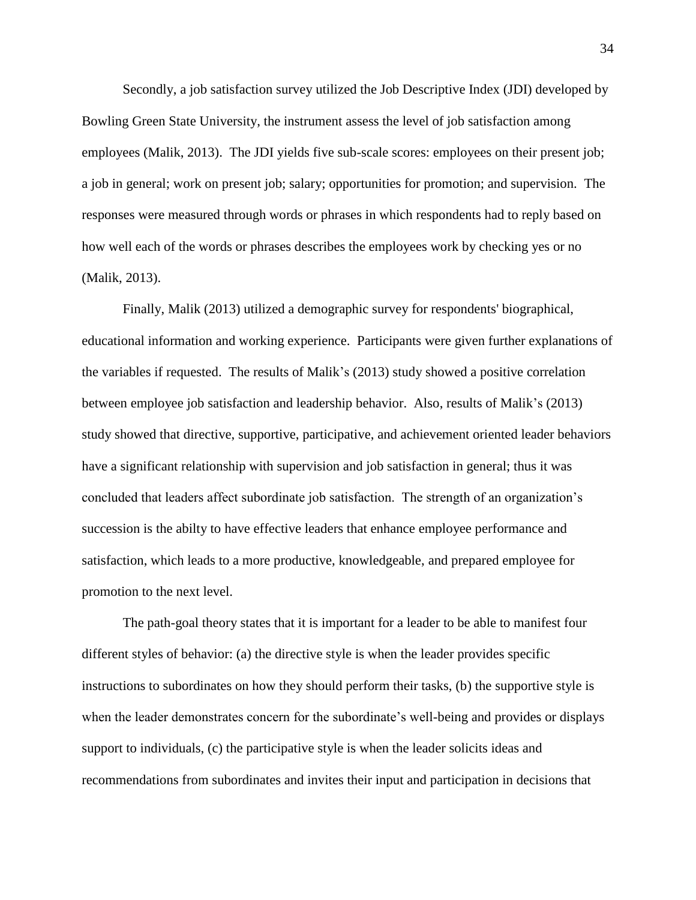Secondly, a job satisfaction survey utilized the Job Descriptive Index (JDI) developed by Bowling Green State University, the instrument assess the level of job satisfaction among employees (Malik, 2013). The JDI yields five sub-scale scores: employees on their present job; a job in general; work on present job; salary; opportunities for promotion; and supervision. The responses were measured through words or phrases in which respondents had to reply based on how well each of the words or phrases describes the employees work by checking yes or no (Malik, 2013).

Finally, Malik (2013) utilized a demographic survey for respondents' biographical, educational information and working experience. Participants were given further explanations of the variables if requested. The results of Malik’s (2013) study showed a positive correlation between employee job satisfaction and leadership behavior. Also, results of Malik’s (2013) study showed that directive, supportive, participative, and achievement oriented leader behaviors have a significant relationship with supervision and job satisfaction in general; thus it was concluded that leaders affect subordinate job satisfaction. The strength of an organization’s succession is the abilty to have effective leaders that enhance employee performance and satisfaction, which leads to a more productive, knowledgeable, and prepared employee for promotion to the next level.

The path-goal theory states that it is important for a leader to be able to manifest four different styles of behavior: (a) the directive style is when the leader provides specific instructions to subordinates on how they should perform their tasks, (b) the supportive style is when the leader demonstrates concern for the subordinate’s well-being and provides or displays support to individuals, (c) the participative style is when the leader solicits ideas and recommendations from subordinates and invites their input and participation in decisions that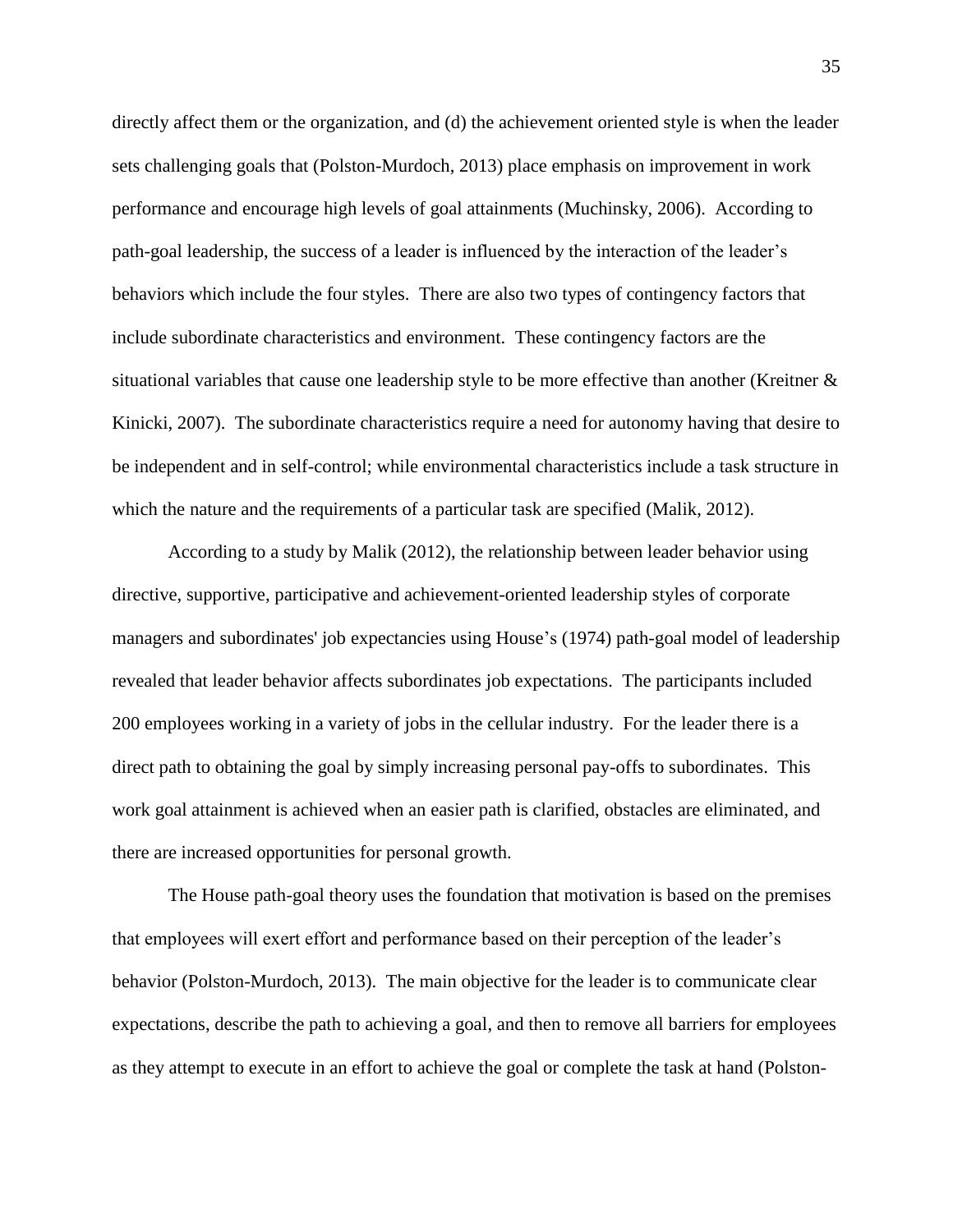directly affect them or the organization, and (d) the achievement oriented style is when the leader sets challenging goals that (Polston-Murdoch, 2013) place emphasis on improvement in work performance and encourage high levels of goal attainments (Muchinsky, 2006). According to path-goal leadership, the success of a leader is influenced by the interaction of the leader's behaviors which include the four styles. There are also two types of contingency factors that include subordinate characteristics and environment. These contingency factors are the situational variables that cause one leadership style to be more effective than another (Kreitner & Kinicki, 2007). The subordinate characteristics require a need for autonomy having that desire to be independent and in self-control; while environmental characteristics include a task structure in which the nature and the requirements of a particular task are specified (Malik, 2012).

According to a study by Malik (2012), the relationship between leader behavior using directive, supportive, participative and achievement-oriented leadership styles of corporate managers and subordinates' job expectancies using House's (1974) path-goal model of leadership revealed that leader behavior affects subordinates job expectations. The participants included 200 employees working in a variety of jobs in the cellular industry. For the leader there is a direct path to obtaining the goal by simply increasing personal pay-offs to subordinates. This work goal attainment is achieved when an easier path is clarified, obstacles are eliminated, and there are increased opportunities for personal growth.

The House path-goal theory uses the foundation that motivation is based on the premises that employees will exert effort and performance based on their perception of the leader's behavior (Polston-Murdoch, 2013). The main objective for the leader is to communicate clear expectations, describe the path to achieving a goal, and then to remove all barriers for employees as they attempt to execute in an effort to achieve the goal or complete the task at hand (Polston-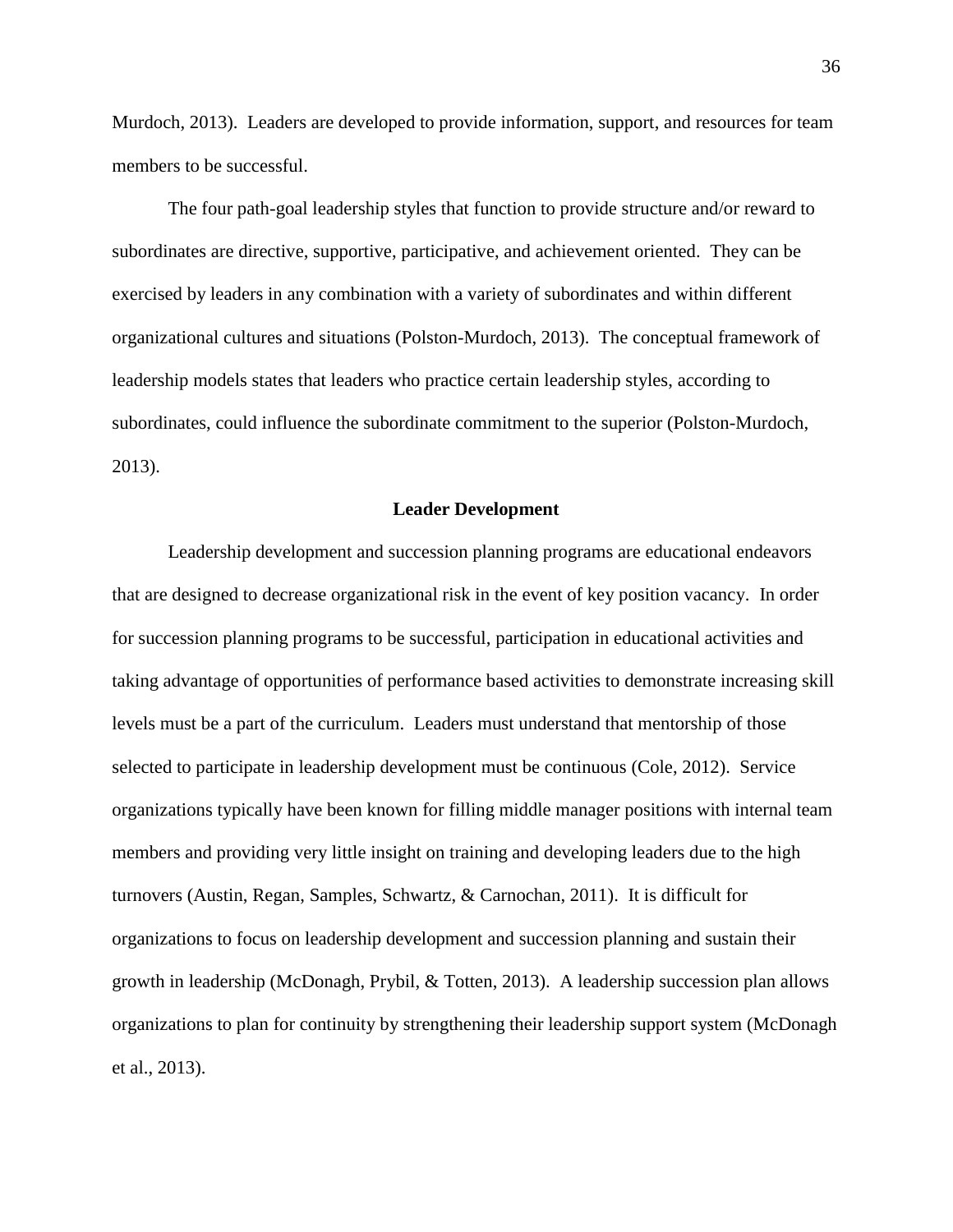Murdoch, 2013). Leaders are developed to provide information, support, and resources for team members to be successful.

The four path-goal leadership styles that function to provide structure and/or reward to subordinates are directive, supportive, participative, and achievement oriented. They can be exercised by leaders in any combination with a variety of subordinates and within different organizational cultures and situations (Polston-Murdoch, 2013). The conceptual framework of leadership models states that leaders who practice certain leadership styles, according to subordinates, could influence the subordinate commitment to the superior (Polston-Murdoch, 2013).

## Leader Development

Leadership development and succession planning programs are educational endeavors that are designed to decrease organizational risk in the event of key position vacancy. In order for succession planning programs to be successful, participation in educational activities and taking advantage of opportunities of performance based activities to demonstrate increasing skill levels must be a part of the curriculum. Leaders must understand that mentorship of those selected to participate in leadership development must be continuous (Cole, 2012). Service organizations typically have been known for filling middle manager positions with internal team members and providing very little insight on training and developing leaders due to the high turnovers (Austin, Regan, Samples, Schwartz, & Carnochan, 2011). It is difficult for organizations to focus on leadership development and succession planning and sustain their growth in leadership (McDonagh, Prybil, & Totten, 2013). A leadership succession plan allows organizations to plan for continuity by strengthening their leadership support system (McDonagh et al., 2013).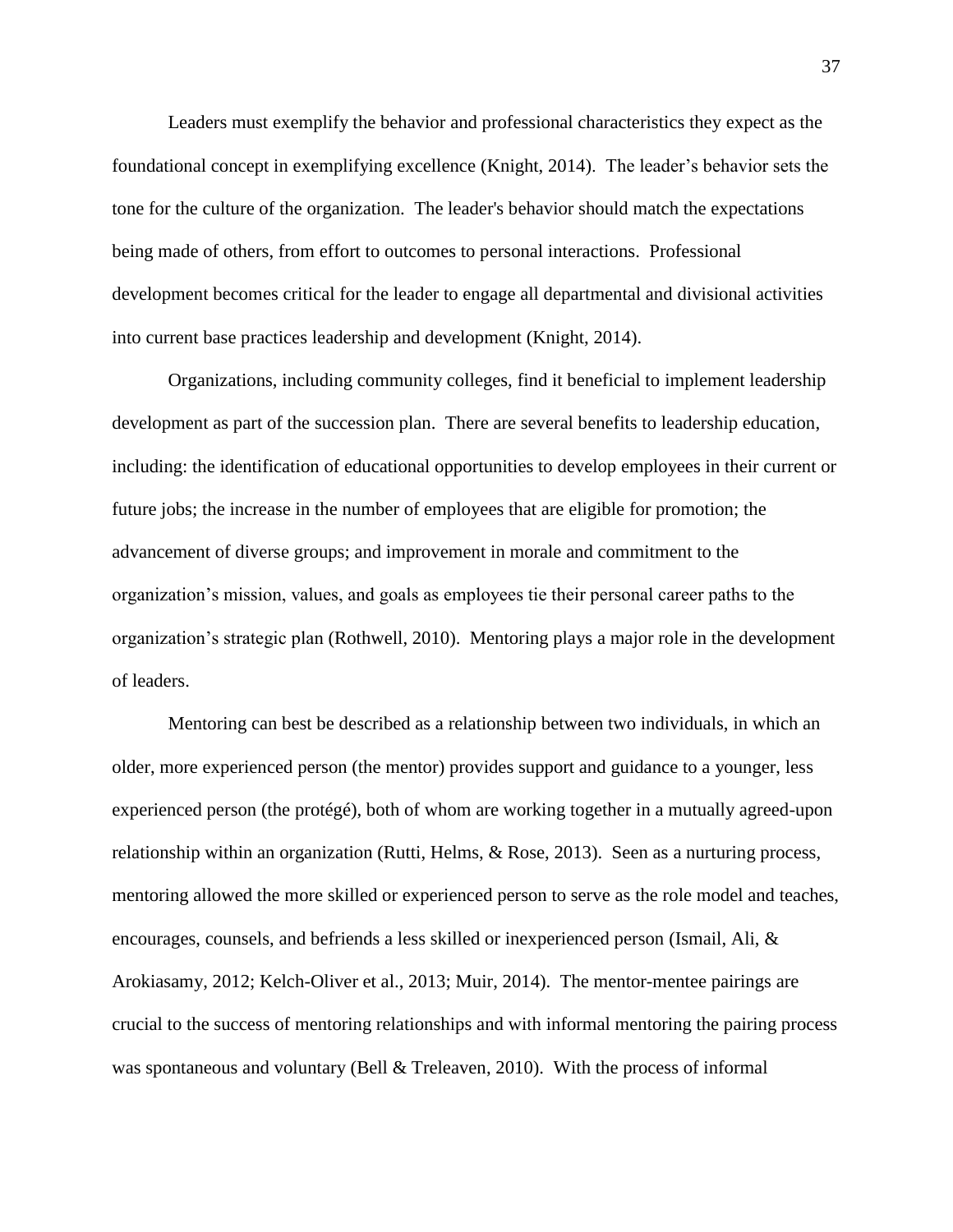Leaders must exemplify the behavior and professional characteristics they expect as the foundational concept in exemplifying excellence (Knight, 2014). The leader's behavior sets the tone for the culture of the organization. The leader's behavior should match the expectations being made of others, from effort to outcomes to personal interactions. Professional development becomes critical for the leader to engage all departmental and divisional activities into current base practices leadership and development (Knight, 2014).

Organizations, including community colleges, find it beneficial to implement leadership development as part of the succession plan. There are several benefits to leadership education, including: the identification of educational opportunities to develop employees in their current or future jobs; the increase in the number of employees that are eligible for promotion; the advancement of diverse groups; and improvement in morale and commitment to the organization's mission, values, and goals as employees tie their personal career paths to the organization's strategic plan (Rothwell, 2010). Mentoring plays a major role in the development of leaders.

Mentoring can best be described as a relationship between two individuals, in which an older, more experienced person (the mentor) provides support and guidance to a younger, less experienced person (the protégé), both of whom are working together in a mutually agreed-upon relationship within an organization (Rutti, Helms, & Rose, 2013). Seen as a nurturing process, mentoring allowed the more skilled or experienced person to serve as the role model and teaches, encourages, counsels, and befriends a less skilled or inexperienced person (Ismail, Ali, & Arokiasamy, 2012; Kelch-Oliver et al., 2013; Muir, 2014). The mentor-mentee pairings are crucial to the success of mentoring relationships and with informal mentoring the pairing process was spontaneous and voluntary (Bell & Treleaven, 2010). With the process of informal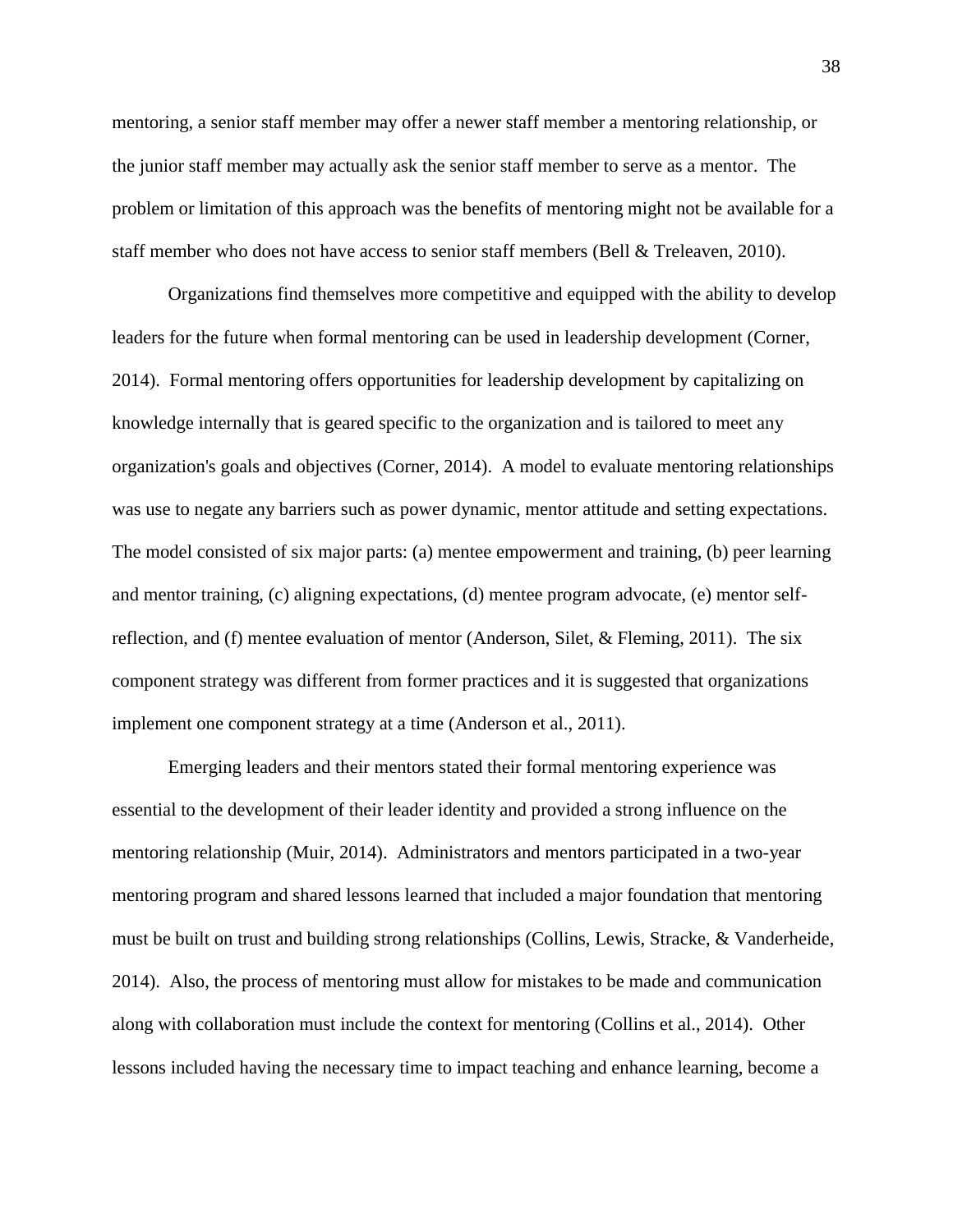mentoring, a senior staff member may offer a newer staff member a mentoring relationship, or the junior staff member may actually ask the senior staff member to serve as a mentor. The problem or limitation of this approach was the benefits of mentoring might not be available for a staff member who does not have access to senior staff members (Bell & Treleaven, 2010).

Organizations find themselves more competitive and equipped with the ability to develop leaders for the future when formal mentoring can be used in leadership development (Corner, 2014). Formal mentoring offers opportunities for leadership development by capitalizing on knowledge internally that is geared specific to the organization and is tailored to meet any organization's goals and objectives (Corner, 2014). A model to evaluate mentoring relationships was use to negate any barriers such as power dynamic, mentor attitude and setting expectations. The model consisted of six major parts: (a) mentee empowerment and training, (b) peer learning and mentor training, (c) aligning expectations, (d) mentee program advocate, (e) mentor self-reflection, and (f) mentee evaluation of mentor (Anderson, Silet, & Fleming, 2011). The six component strategy was different from former practices and it is suggested that organizations implement one component strategy at a time (Anderson et al., 2011).

Emerging leaders and their mentors stated their formal mentoring experience was essential to the development of their leader identity and provided a strong influence on the mentoring relationship (Muir, 2014). Administrators and mentors participated in a two-year mentoring program and shared lessons learned that included a major foundation that mentoring must be built on trust and building strong relationships (Collins, Lewis, Stracke, & Vanderheide, 2014). Also, the process of mentoring must allow for mistakes to be made and communication along with collaboration must include the context for mentoring (Collins et al., 2014). Other lessons included having the necessary time to impact teaching and enhance learning, become a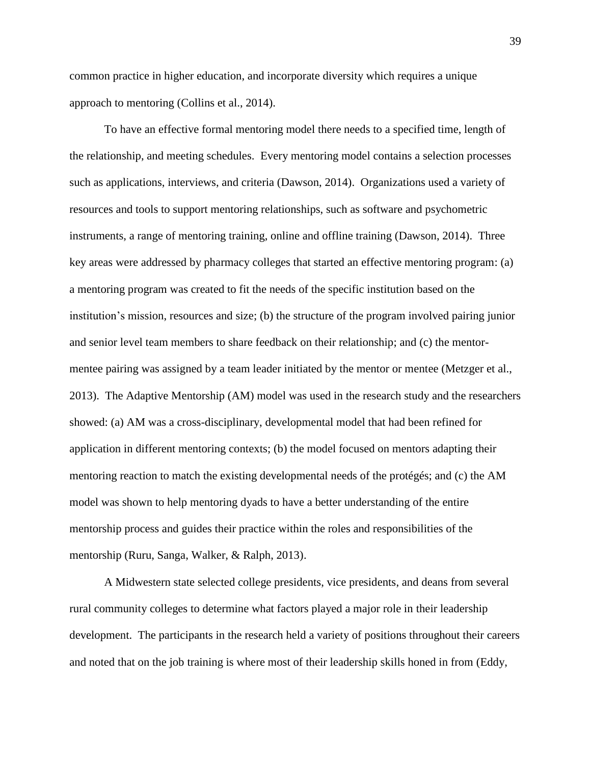common practice in higher education, and incorporate diversity which requires a unique approach to mentoring (Collins et al., 2014).

To have an effective formal mentoring model there needs to a specified time, length of the relationship, and meeting schedules. Every mentoring model contains a selection processes such as applications, interviews, and criteria (Dawson, 2014). Organizations used a variety of resources and tools to support mentoring relationships, such as software and psychometric instruments, a range of mentoring training, online and offline training (Dawson, 2014). Three key areas were addressed by pharmacy colleges that started an effective mentoring program: (a) a mentoring program was created to fit the needs of the specific institution based on the institution's mission, resources and size; (b) the structure of the program involved pairing junior and senior level team members to share feedback on their relationship; and (c) the mentor-mentee pairing was assigned by a team leader initiated by the mentor or mentee (Metzger et al., 2013). The Adaptive Mentorship (AM) model was used in the research study and the researchers showed: (a) AM was a cross-disciplinary, developmental model that had been refined for application in different mentoring contexts; (b) the model focused on mentors adapting their mentoring reaction to match the existing developmental needs of the protégés; and (c) the AM model was shown to help mentoring dyads to have a better understanding of the entire mentorship process and guides their practice within the roles and responsibilities of the mentorship (Ruru, Sanga, Walker, & Ralph, 2013).

A Midwestern state selected college presidents, vice presidents, and deans from several rural community colleges to determine what factors played a major role in their leadership development. The participants in the research held a variety of positions throughout their careers and noted that on the job training is where most of their leadership skills honed in from (Eddy,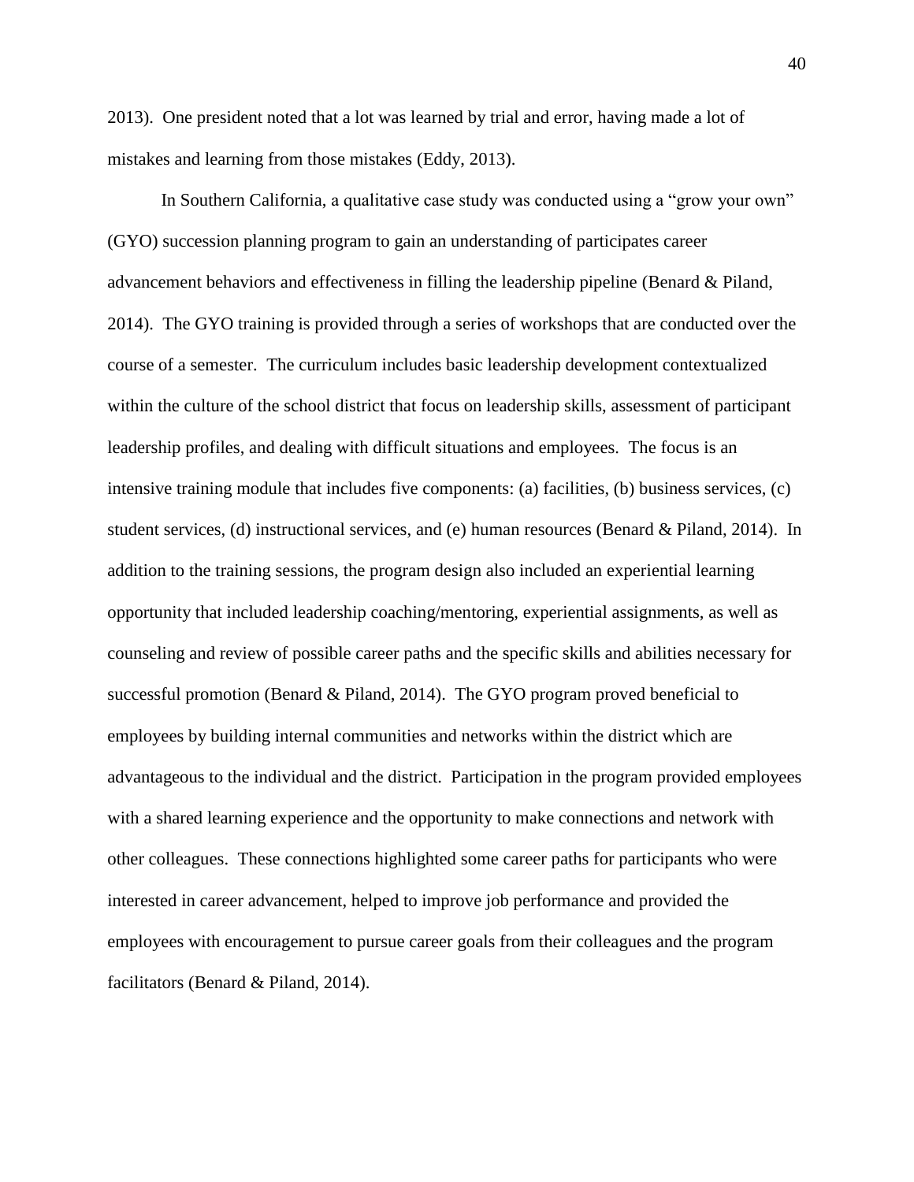2013). One president noted that a lot was learned by trial and error, having made a lot of mistakes and learning from those mistakes (Eddy, 2013).

In Southern California, a qualitative case study was conducted using a "grow your own" (GYO) succession planning program to gain an understanding of participates career advancement behaviors and effectiveness in filling the leadership pipeline (Benard & Piland, 2014). The GYO training is provided through a series of workshops that are conducted over the course of a semester. The curriculum includes basic leadership development contextualized within the culture of the school district that focus on leadership skills, assessment of participant leadership profiles, and dealing with difficult situations and employees. The focus is an intensive training module that includes five components: (a) facilities, (b) business services, (c) student services, (d) instructional services, and (e) human resources (Benard & Piland, 2014). In addition to the training sessions, the program design also included an experiential learning opportunity that included leadership coaching/mentoring, experiential assignments, as well as counseling and review of possible career paths and the specific skills and abilities necessary for successful promotion (Benard & Piland, 2014). The GYO program proved beneficial to employees by building internal communities and networks within the district which are advantageous to the individual and the district. Participation in the program provided employees with a shared learning experience and the opportunity to make connections and network with other colleagues. These connections highlighted some career paths for participants who were interested in career advancement, helped to improve job performance and provided the employees with encouragement to pursue career goals from their colleagues and the program facilitators (Benard & Piland, 2014).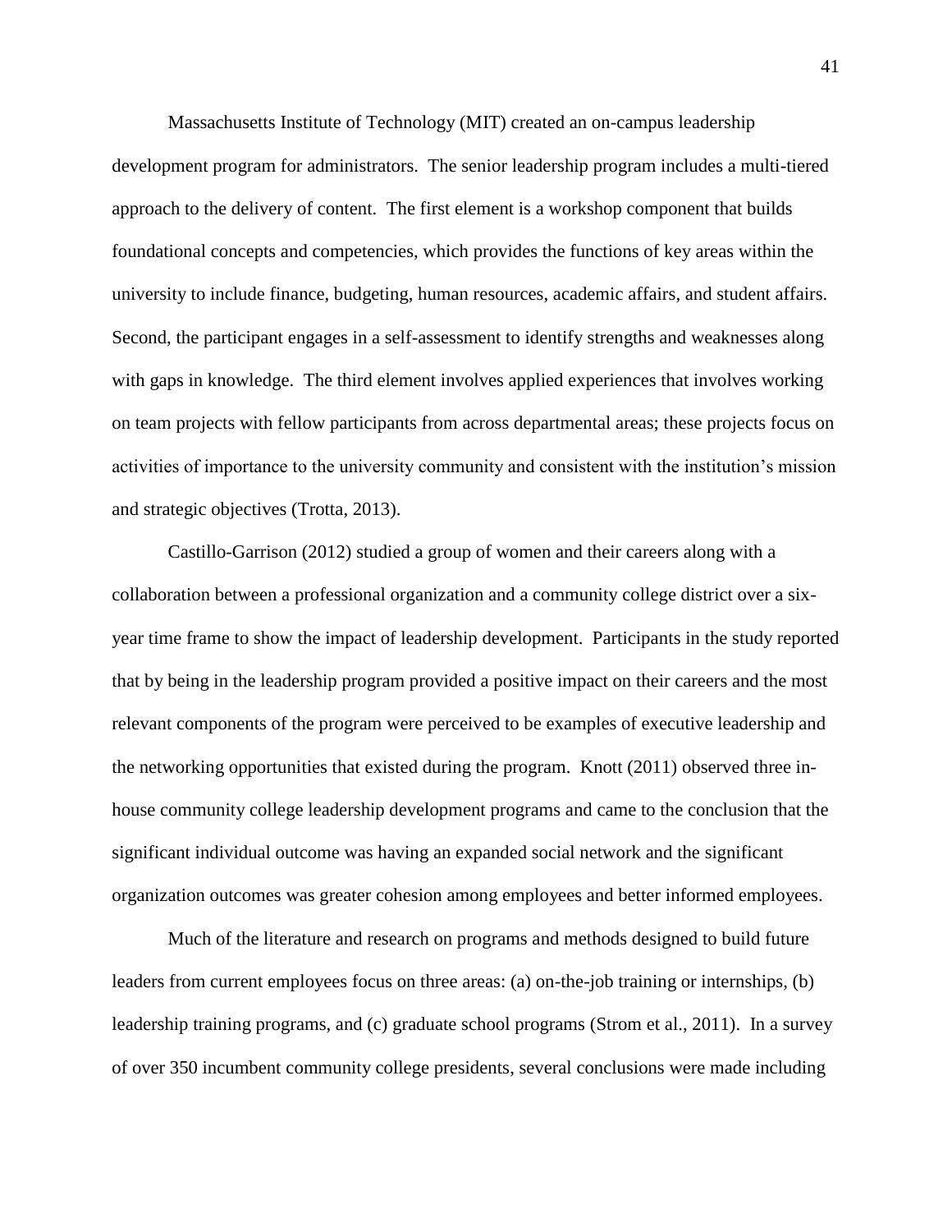Massachusetts Institute of Technology (MIT) created an on-campus leadership development program for administrators. The senior leadership program includes a multi-tiered approach to the delivery of content. The first element is a workshop component that builds foundational concepts and competencies, which provides the functions of key areas within the university to include finance, budgeting, human resources, academic affairs, and student affairs. Second, the participant engages in a self-assessment to identify strengths and weaknesses along with gaps in knowledge. The third element involves applied experiences that involves working on team projects with fellow participants from across departmental areas; these projects focus on activities of importance to the university community and consistent with the institution's mission and strategic objectives (Trotta, 2013).

Castillo-Garrison (2012) studied a group of women and their careers along with a collaboration between a professional organization and a community college district over a six-year time frame to show the impact of leadership development. Participants in the study reported that by being in the leadership program provided a positive impact on their careers and the most relevant components of the program were perceived to be examples of executive leadership and the networking opportunities that existed during the program. Knott (2011) observed three in-house community college leadership development programs and came to the conclusion that the significant individual outcome was having an expanded social network and the significant organization outcomes was greater cohesion among employees and better informed employees.

Much of the literature and research on programs and methods designed to build future leaders from current employees focus on three areas: (a) on-the-job training or internships, (b) leadership training programs, and (c) graduate school programs (Strom et al., 2011). In a survey of over 350 incumbent community college presidents, several conclusions were made including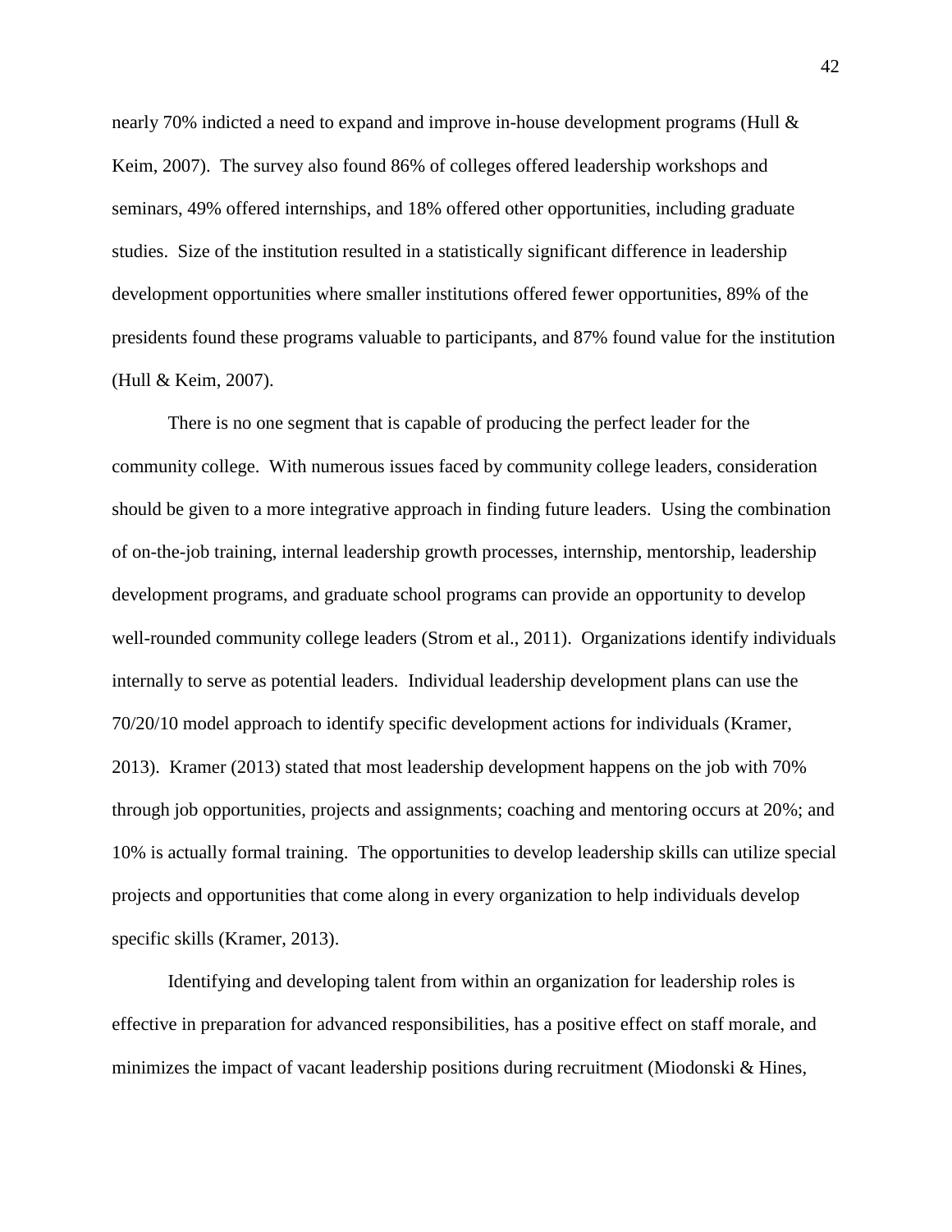nearly 70% indicted a need to expand and improve in-house development programs (Hull & Keim, 2007). The survey also found 86% of colleges offered leadership workshops and seminars, 49% offered internships, and 18% offered other opportunities, including graduate studies. Size of the institution resulted in a statistically significant difference in leadership development opportunities where smaller institutions offered fewer opportunities, 89% of the presidents found these programs valuable to participants, and 87% found value for the institution (Hull & Keim, 2007).

There is no one segment that is capable of producing the perfect leader for the community college. With numerous issues faced by community college leaders, consideration should be given to a more integrative approach in finding future leaders. Using the combination of on-the-job training, internal leadership growth processes, internship, mentorship, leadership development programs, and graduate school programs can provide an opportunity to develop well-rounded community college leaders (Strom et al., 2011). Organizations identify individuals internally to serve as potential leaders. Individual leadership development plans can use the 70/20/10 model approach to identify specific development actions for individuals (Kramer, 2013). Kramer (2013) stated that most leadership development happens on the job with 70% through job opportunities, projects and assignments; coaching and mentoring occurs at 20%; and 10% is actually formal training. The opportunities to develop leadership skills can utilize special projects and opportunities that come along in every organization to help individuals develop specific skills (Kramer, 2013).

Identifying and developing talent from within an organization for leadership roles is effective in preparation for advanced responsibilities, has a positive effect on staff morale, and minimizes the impact of vacant leadership positions during recruitment (Miodonski & Hines,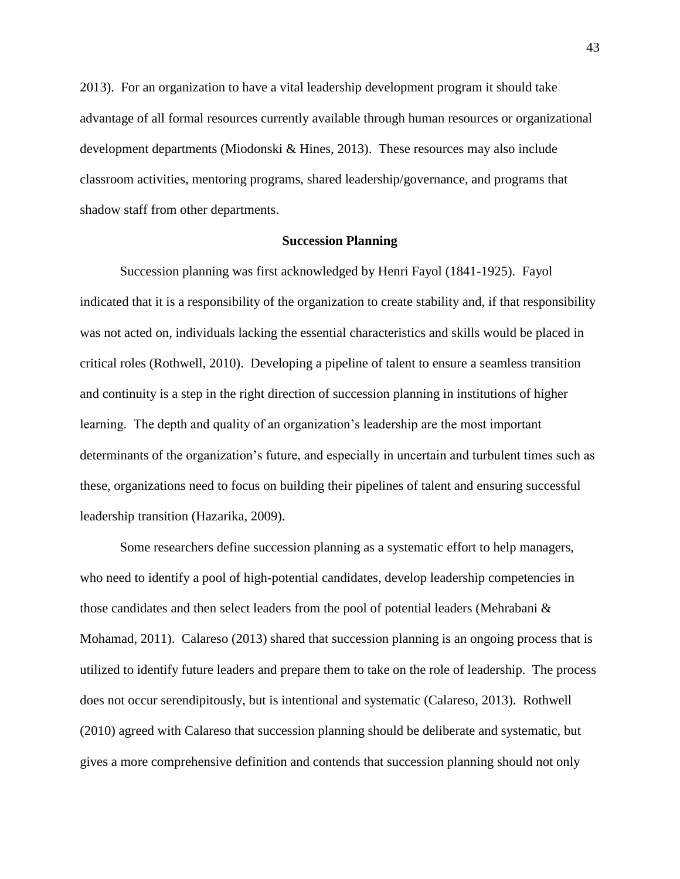2013). For an organization to have a vital leadership development program it should take advantage of all formal resources currently available through human resources or organizational development departments (Miodonski & Hines, 2013). These resources may also include classroom activities, mentoring programs, shared leadership/governance, and programs that shadow staff from other departments.

## Succession Planning

Succession planning was first acknowledged by Henri Fayol (1841-1925). Fayol indicated that it is a responsibility of the organization to create stability and, if that responsibility was not acted on, individuals lacking the essential characteristics and skills would be placed in critical roles (Rothwell, 2010). Developing a pipeline of talent to ensure a seamless transition and continuity is a step in the right direction of succession planning in institutions of higher learning. The depth and quality of an organization's leadership are the most important determinants of the organization's future, and especially in uncertain and turbulent times such as these, organizations need to focus on building their pipelines of talent and ensuring successful leadership transition (Hazarika, 2009).

Some researchers define succession planning as a systematic effort to help managers, who need to identify a pool of high-potential candidates, develop leadership competencies in those candidates and then select leaders from the pool of potential leaders (Mehrabani & Mohamad, 2011). Calareso (2013) shared that succession planning is an ongoing process that is utilized to identify future leaders and prepare them to take on the role of leadership. The process does not occur serendipitously, but is intentional and systematic (Calareso, 2013). Rothwell (2010) agreed with Calareso that succession planning should be deliberate and systematic, but gives a more comprehensive definition and contends that succession planning should not only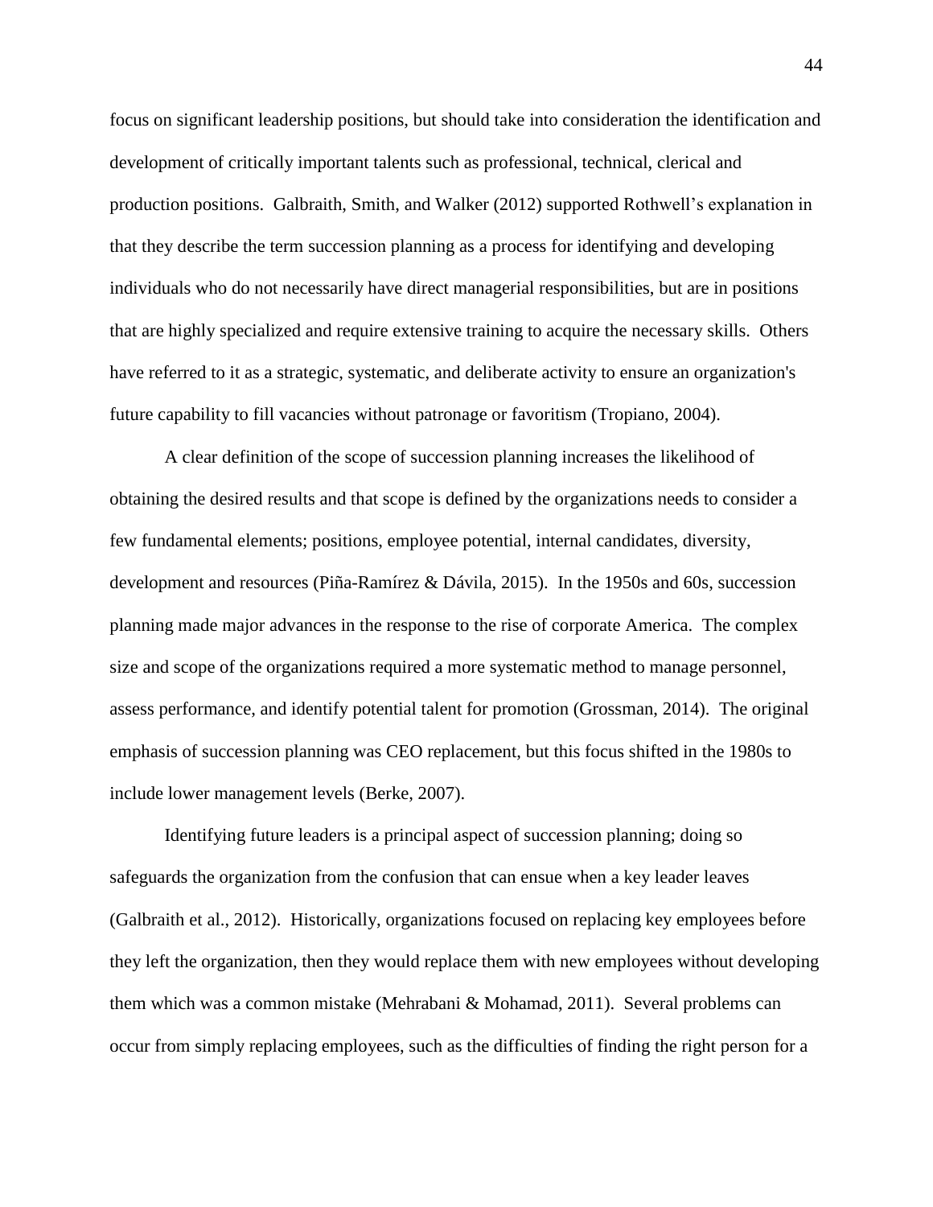focus on significant leadership positions, but should take into consideration the identification and development of critically important talents such as professional, technical, clerical and production positions. Galbraith, Smith, and Walker (2012) supported Rothwell's explanation in that they describe the term succession planning as a process for identifying and developing individuals who do not necessarily have direct managerial responsibilities, but are in positions that are highly specialized and require extensive training to acquire the necessary skills. Others have referred to it as a strategic, systematic, and deliberate activity to ensure an organization's future capability to fill vacancies without patronage or favoritism (Tropiano, 2004).

A clear definition of the scope of succession planning increases the likelihood of obtaining the desired results and that scope is defined by the organizations needs to consider a few fundamental elements; positions, employee potential, internal candidates, diversity, development and resources (Piña-Ramírez & Dávila, 2015). In the 1950s and 60s, succession planning made major advances in the response to the rise of corporate America. The complex size and scope of the organizations required a more systematic method to manage personnel, assess performance, and identify potential talent for promotion (Grossman, 2014). The original emphasis of succession planning was CEO replacement, but this focus shifted in the 1980s to include lower management levels (Berke, 2007).

Identifying future leaders is a principal aspect of succession planning; doing so safeguards the organization from the confusion that can ensue when a key leader leaves (Galbraith et al., 2012). Historically, organizations focused on replacing key employees before they left the organization, then they would replace them with new employees without developing them which was a common mistake (Mehrabani & Mohamad, 2011). Several problems can occur from simply replacing employees, such as the difficulties of finding the right person for a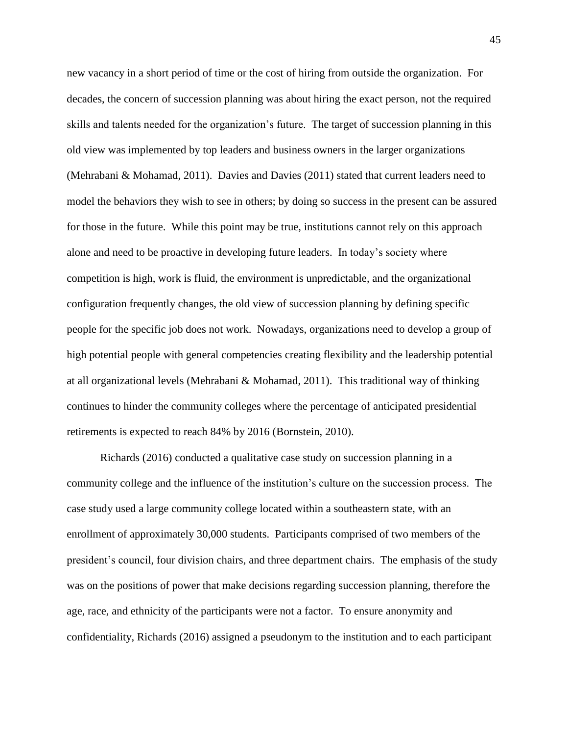new vacancy in a short period of time or the cost of hiring from outside the organization. For decades, the concern of succession planning was about hiring the exact person, not the required skills and talents needed for the organization's future. The target of succession planning in this old view was implemented by top leaders and business owners in the larger organizations (Mehrabani & Mohamad, 2011). Davies and Davies (2011) stated that current leaders need to model the behaviors they wish to see in others; by doing so success in the present can be assured for those in the future. While this point may be true, institutions cannot rely on this approach alone and need to be proactive in developing future leaders. In today's society where competition is high, work is fluid, the environment is unpredictable, and the organizational configuration frequently changes, the old view of succession planning by defining specific people for the specific job does not work. Nowadays, organizations need to develop a group of high potential people with general competencies creating flexibility and the leadership potential at all organizational levels (Mehrabani & Mohamad, 2011). This traditional way of thinking continues to hinder the community colleges where the percentage of anticipated presidential retirements is expected to reach 84% by 2016 (Bornstein, 2010).

Richards (2016) conducted a qualitative case study on succession planning in a community college and the influence of the institution's culture on the succession process. The case study used a large community college located within a southeastern state, with an enrollment of approximately 30,000 students. Participants comprised of two members of the president's council, four division chairs, and three department chairs. The emphasis of the study was on the positions of power that make decisions regarding succession planning, therefore the age, race, and ethnicity of the participants were not a factor. To ensure anonymity and confidentiality, Richards (2016) assigned a pseudonym to the institution and to each participant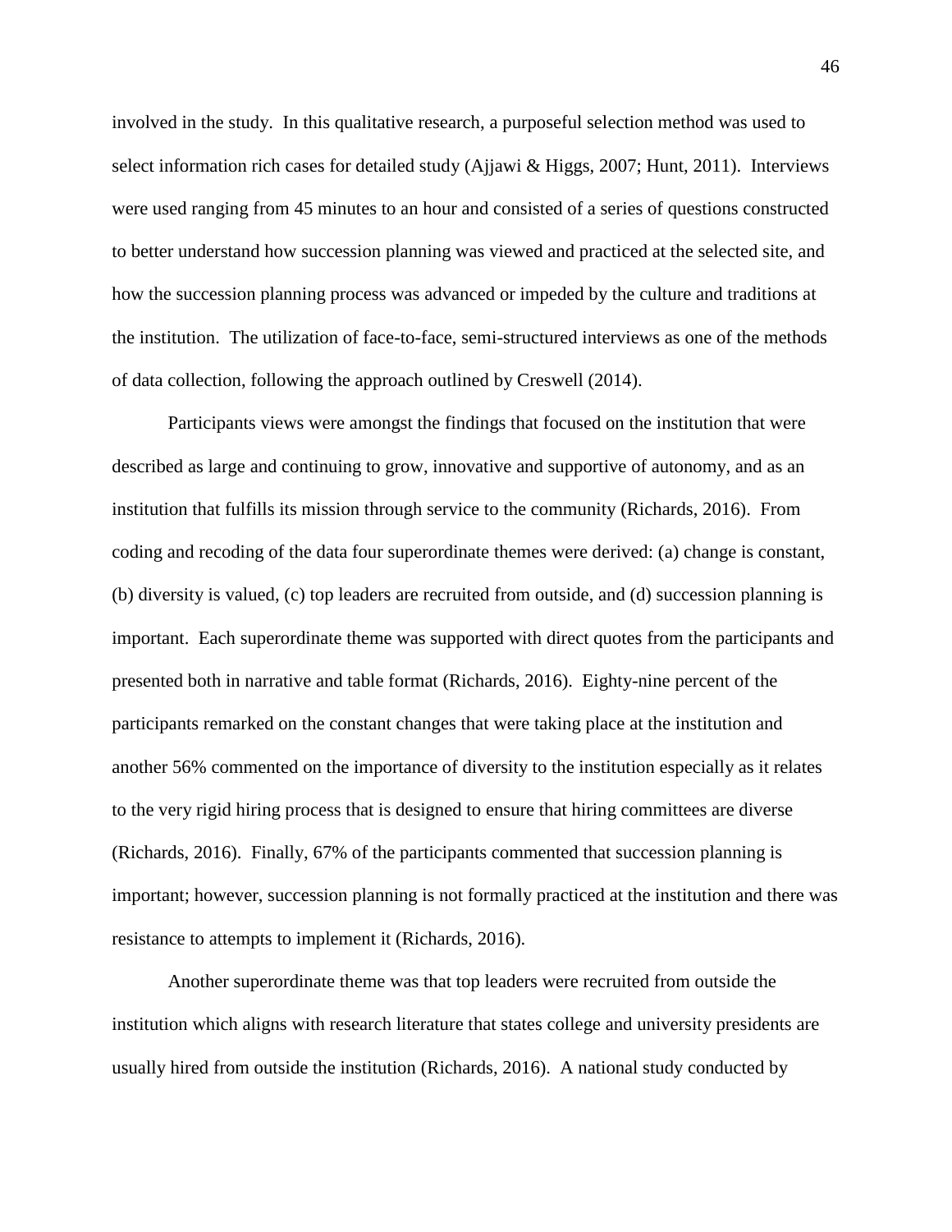involved in the study. In this qualitative research, a purposeful selection method was used to select information rich cases for detailed study (Ajjawi & Higgs, 2007; Hunt, 2011). Interviews were used ranging from 45 minutes to an hour and consisted of a series of questions constructed to better understand how succession planning was viewed and practiced at the selected site, and how the succession planning process was advanced or impeded by the culture and traditions at the institution. The utilization of face-to-face, semi-structured interviews as one of the methods of data collection, following the approach outlined by Creswell (2014).

Participants views were amongst the findings that focused on the institution that were described as large and continuing to grow, innovative and supportive of autonomy, and as an institution that fulfills its mission through service to the community (Richards, 2016). From coding and recoding of the data four superordinate themes were derived: (a) change is constant, (b) diversity is valued, (c) top leaders are recruited from outside, and (d) succession planning is important. Each superordinate theme was supported with direct quotes from the participants and presented both in narrative and table format (Richards, 2016). Eighty-nine percent of the participants remarked on the constant changes that were taking place at the institution and another 56% commented on the importance of diversity to the institution especially as it relates to the very rigid hiring process that is designed to ensure that hiring committees are diverse (Richards, 2016). Finally, 67% of the participants commented that succession planning is important; however, succession planning is not formally practiced at the institution and there was resistance to attempts to implement it (Richards, 2016).

Another superordinate theme was that top leaders were recruited from outside the institution which aligns with research literature that states college and university presidents are usually hired from outside the institution (Richards, 2016). A national study conducted by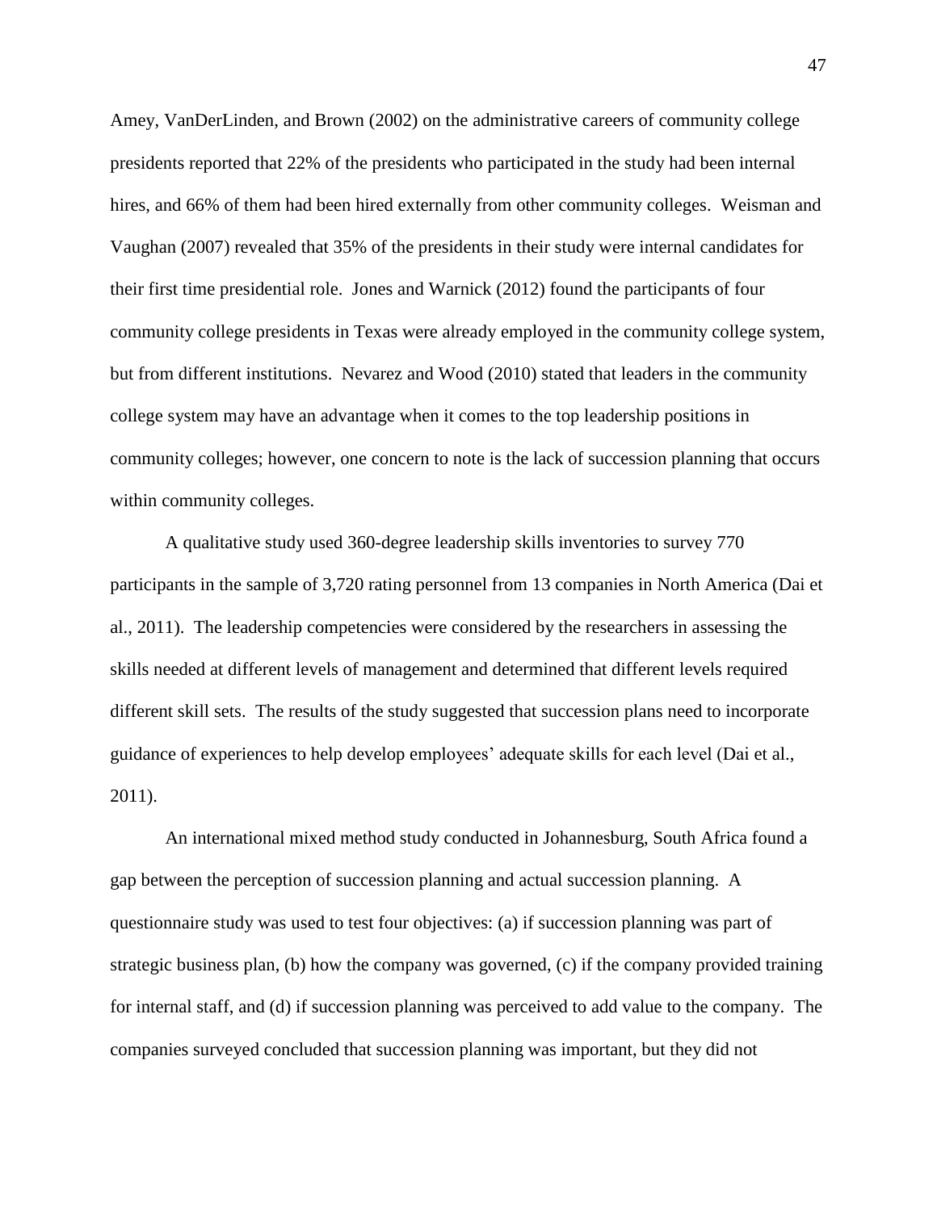Amey, VanDerLinden, and Brown (2002) on the administrative careers of community college presidents reported that 22% of the presidents who participated in the study had been internal hires, and 66% of them had been hired externally from other community colleges. Weisman and Vaughan (2007) revealed that 35% of the presidents in their study were internal candidates for their first time presidential role. Jones and Warnick (2012) found the participants of four community college presidents in Texas were already employed in the community college system, but from different institutions. Nevarez and Wood (2010) stated that leaders in the community college system may have an advantage when it comes to the top leadership positions in community colleges; however, one concern to note is the lack of succession planning that occurs within community colleges.

A qualitative study used 360-degree leadership skills inventories to survey 770 participants in the sample of 3,720 rating personnel from 13 companies in North America (Dai et al., 2011). The leadership competencies were considered by the researchers in assessing the skills needed at different levels of management and determined that different levels required different skill sets. The results of the study suggested that succession plans need to incorporate guidance of experiences to help develop employees' adequate skills for each level (Dai et al., 2011).

An international mixed method study conducted in Johannesburg, South Africa found a gap between the perception of succession planning and actual succession planning. A questionnaire study was used to test four objectives: (a) if succession planning was part of strategic business plan, (b) how the company was governed, (c) if the company provided training for internal staff, and (d) if succession planning was perceived to add value to the company. The companies surveyed concluded that succession planning was important, but they did not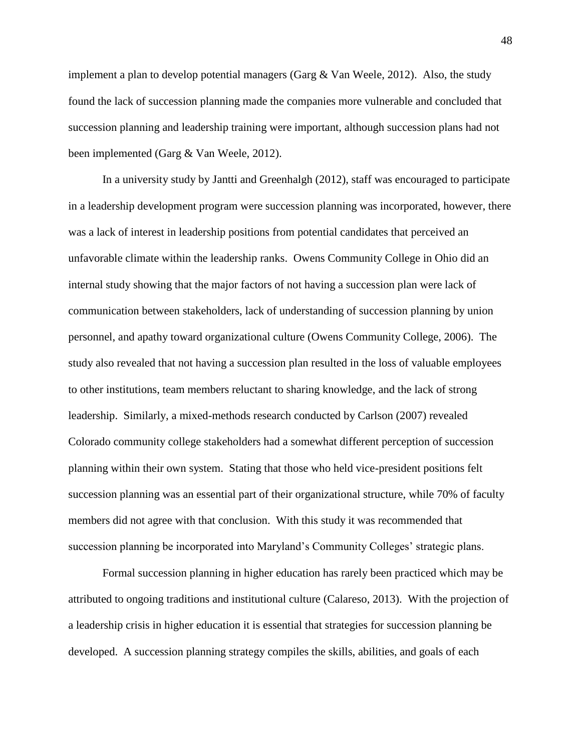implement a plan to develop potential managers (Garg & Van Weele, 2012). Also, the study found the lack of succession planning made the companies more vulnerable and concluded that succession planning and leadership training were important, although succession plans had not been implemented (Garg & Van Weele, 2012).

In a university study by Jantti and Greenhalgh (2012), staff was encouraged to participate in a leadership development program were succession planning was incorporated, however, there was a lack of interest in leadership positions from potential candidates that perceived an unfavorable climate within the leadership ranks. Owens Community College in Ohio did an internal study showing that the major factors of not having a succession plan were lack of communication between stakeholders, lack of understanding of succession planning by union personnel, and apathy toward organizational culture (Owens Community College, 2006). The study also revealed that not having a succession plan resulted in the loss of valuable employees to other institutions, team members reluctant to sharing knowledge, and the lack of strong leadership. Similarly, a mixed-methods research conducted by Carlson (2007) revealed Colorado community college stakeholders had a somewhat different perception of succession planning within their own system. Stating that those who held vice-president positions felt succession planning was an essential part of their organizational structure, while 70% of faculty members did not agree with that conclusion. With this study it was recommended that succession planning be incorporated into Maryland's Community Colleges' strategic plans.

Formal succession planning in higher education has rarely been practiced which may be attributed to ongoing traditions and institutional culture (Calareso, 2013). With the projection of a leadership crisis in higher education it is essential that strategies for succession planning be developed. A succession planning strategy compiles the skills, abilities, and goals of each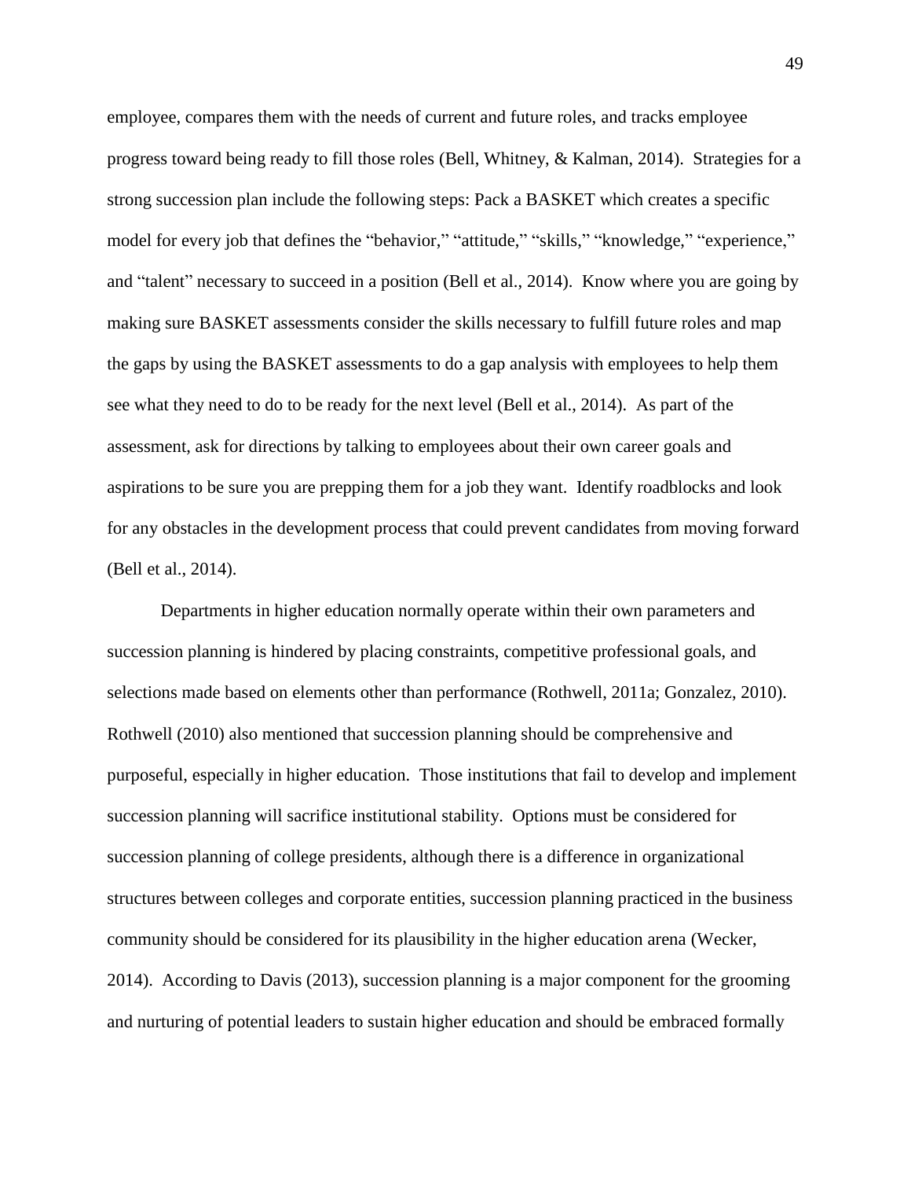employee, compares them with the needs of current and future roles, and tracks employee progress toward being ready to fill those roles (Bell, Whitney, & Kalman, 2014). Strategies for a strong succession plan include the following steps: Pack a BASKET which creates a specific model for every job that defines the "behavior," "attitude," "skills," "knowledge," "experience," and "talent" necessary to succeed in a position (Bell et al., 2014). Know where you are going by making sure BASKET assessments consider the skills necessary to fulfill future roles and map the gaps by using the BASKET assessments to do a gap analysis with employees to help them see what they need to do to be ready for the next level (Bell et al., 2014). As part of the assessment, ask for directions by talking to employees about their own career goals and aspirations to be sure you are prepping them for a job they want. Identify roadblocks and look for any obstacles in the development process that could prevent candidates from moving forward (Bell et al., 2014).

Departments in higher education normally operate within their own parameters and succession planning is hindered by placing constraints, competitive professional goals, and selections made based on elements other than performance (Rothwell, 2011a; Gonzalez, 2010). Rothwell (2010) also mentioned that succession planning should be comprehensive and purposeful, especially in higher education. Those institutions that fail to develop and implement succession planning will sacrifice institutional stability. Options must be considered for succession planning of college presidents, although there is a difference in organizational structures between colleges and corporate entities, succession planning practiced in the business community should be considered for its plausibility in the higher education arena (Wecker, 2014). According to Davis (2013), succession planning is a major component for the grooming and nurturing of potential leaders to sustain higher education and should be embraced formally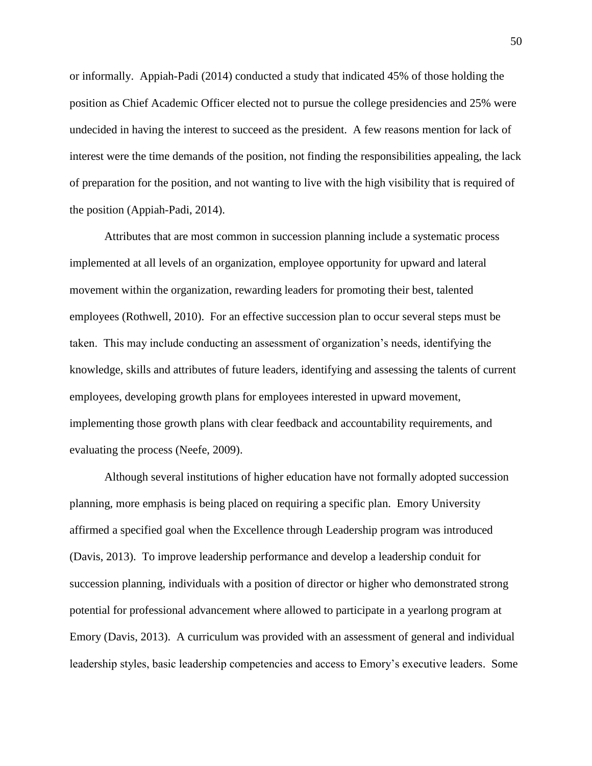or informally. Appiah-Padi (2014) conducted a study that indicated 45% of those holding the position as Chief Academic Officer elected not to pursue the college presidencies and 25% were undecided in having the interest to succeed as the president. A few reasons mention for lack of interest were the time demands of the position, not finding the responsibilities appealing, the lack of preparation for the position, and not wanting to live with the high visibility that is required of the position (Appiah-Padi, 2014).

Attributes that are most common in succession planning include a systematic process implemented at all levels of an organization, employee opportunity for upward and lateral movement within the organization, rewarding leaders for promoting their best, talented employees (Rothwell, 2010). For an effective succession plan to occur several steps must be taken. This may include conducting an assessment of organization's needs, identifying the knowledge, skills and attributes of future leaders, identifying and assessing the talents of current employees, developing growth plans for employees interested in upward movement, implementing those growth plans with clear feedback and accountability requirements, and evaluating the process (Neefe, 2009).

Although several institutions of higher education have not formally adopted succession planning, more emphasis is being placed on requiring a specific plan. Emory University affirmed a specified goal when the Excellence through Leadership program was introduced (Davis, 2013). To improve leadership performance and develop a leadership conduit for succession planning, individuals with a position of director or higher who demonstrated strong potential for professional advancement where allowed to participate in a yearlong program at Emory (Davis, 2013). A curriculum was provided with an assessment of general and individual leadership styles, basic leadership competencies and access to Emory's executive leaders. Some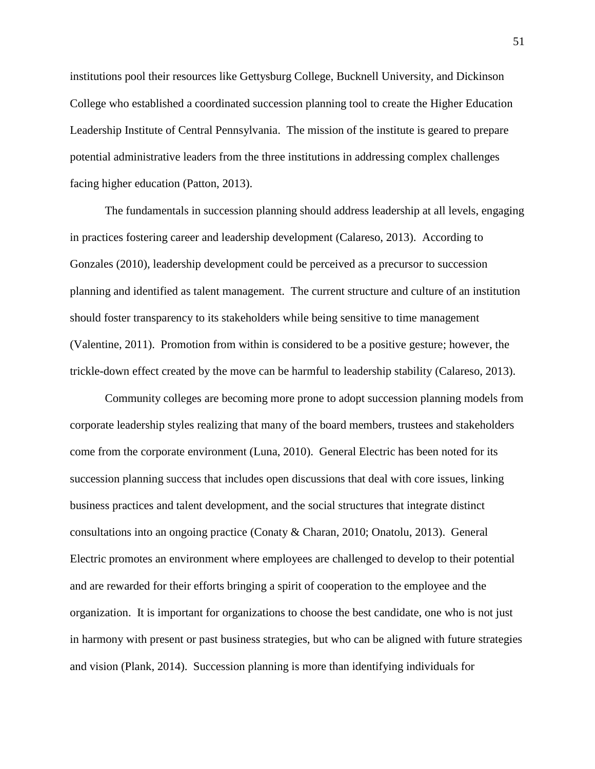institutions pool their resources like Gettysburg College, Bucknell University, and Dickinson College who established a coordinated succession planning tool to create the Higher Education Leadership Institute of Central Pennsylvania. The mission of the institute is geared to prepare potential administrative leaders from the three institutions in addressing complex challenges facing higher education (Patton, 2013).

The fundamentals in succession planning should address leadership at all levels, engaging in practices fostering career and leadership development (Calareso, 2013). According to Gonzales (2010), leadership development could be perceived as a precursor to succession planning and identified as talent management. The current structure and culture of an institution should foster transparency to its stakeholders while being sensitive to time management (Valentine, 2011). Promotion from within is considered to be a positive gesture; however, the trickle-down effect created by the move can be harmful to leadership stability (Calareso, 2013).

Community colleges are becoming more prone to adopt succession planning models from corporate leadership styles realizing that many of the board members, trustees and stakeholders come from the corporate environment (Luna, 2010). General Electric has been noted for its succession planning success that includes open discussions that deal with core issues, linking business practices and talent development, and the social structures that integrate distinct consultations into an ongoing practice (Conaty & Charan, 2010; Onatolu, 2013). General Electric promotes an environment where employees are challenged to develop to their potential and are rewarded for their efforts bringing a spirit of cooperation to the employee and the organization. It is important for organizations to choose the best candidate, one who is not just in harmony with present or past business strategies, but who can be aligned with future strategies and vision (Plank, 2014). Succession planning is more than identifying individuals for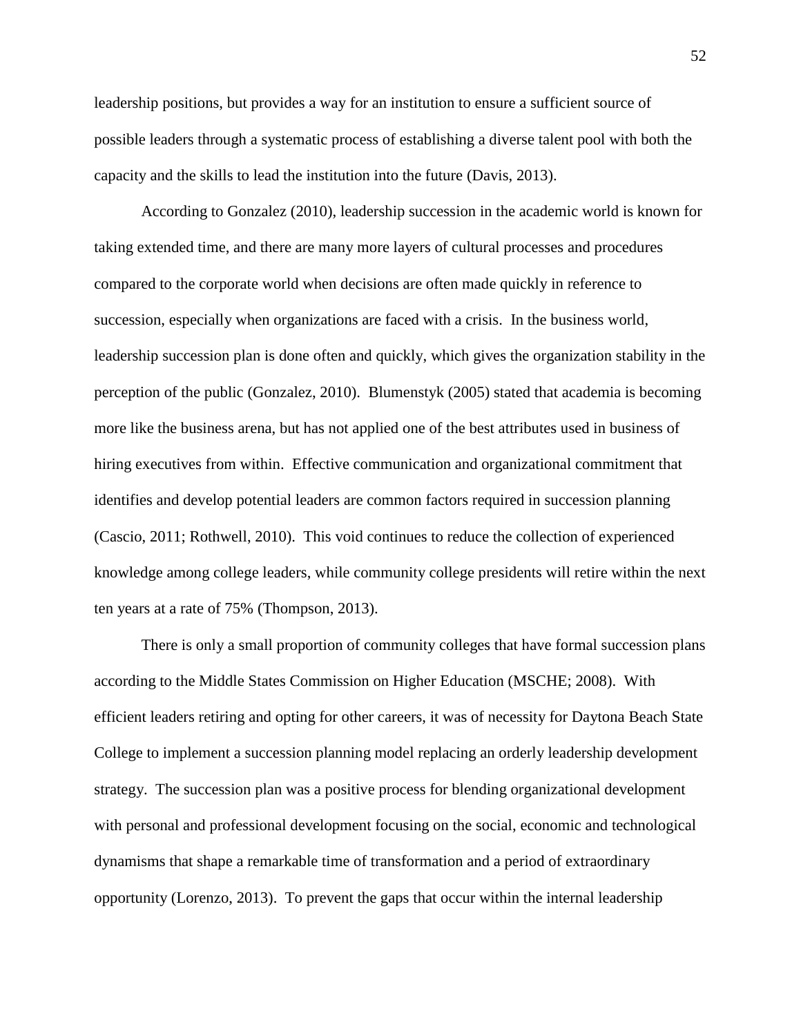leadership positions, but provides a way for an institution to ensure a sufficient source of possible leaders through a systematic process of establishing a diverse talent pool with both the capacity and the skills to lead the institution into the future (Davis, 2013).

According to Gonzalez (2010), leadership succession in the academic world is known for taking extended time, and there are many more layers of cultural processes and procedures compared to the corporate world when decisions are often made quickly in reference to succession, especially when organizations are faced with a crisis. In the business world, leadership succession plan is done often and quickly, which gives the organization stability in the perception of the public (Gonzalez, 2010). Blumenstyk (2005) stated that academia is becoming more like the business arena, but has not applied one of the best attributes used in business of hiring executives from within. Effective communication and organizational commitment that identifies and develop potential leaders are common factors required in succession planning (Cascio, 2011; Rothwell, 2010). This void continues to reduce the collection of experienced knowledge among college leaders, while community college presidents will retire within the next ten years at a rate of 75% (Thompson, 2013).

There is only a small proportion of community colleges that have formal succession plans according to the Middle States Commission on Higher Education (MSCHE; 2008). With efficient leaders retiring and opting for other careers, it was of necessity for Daytona Beach State College to implement a succession planning model replacing an orderly leadership development strategy. The succession plan was a positive process for blending organizational development with personal and professional development focusing on the social, economic and technological dynamisms that shape a remarkable time of transformation and a period of extraordinary opportunity (Lorenzo, 2013). To prevent the gaps that occur within the internal leadership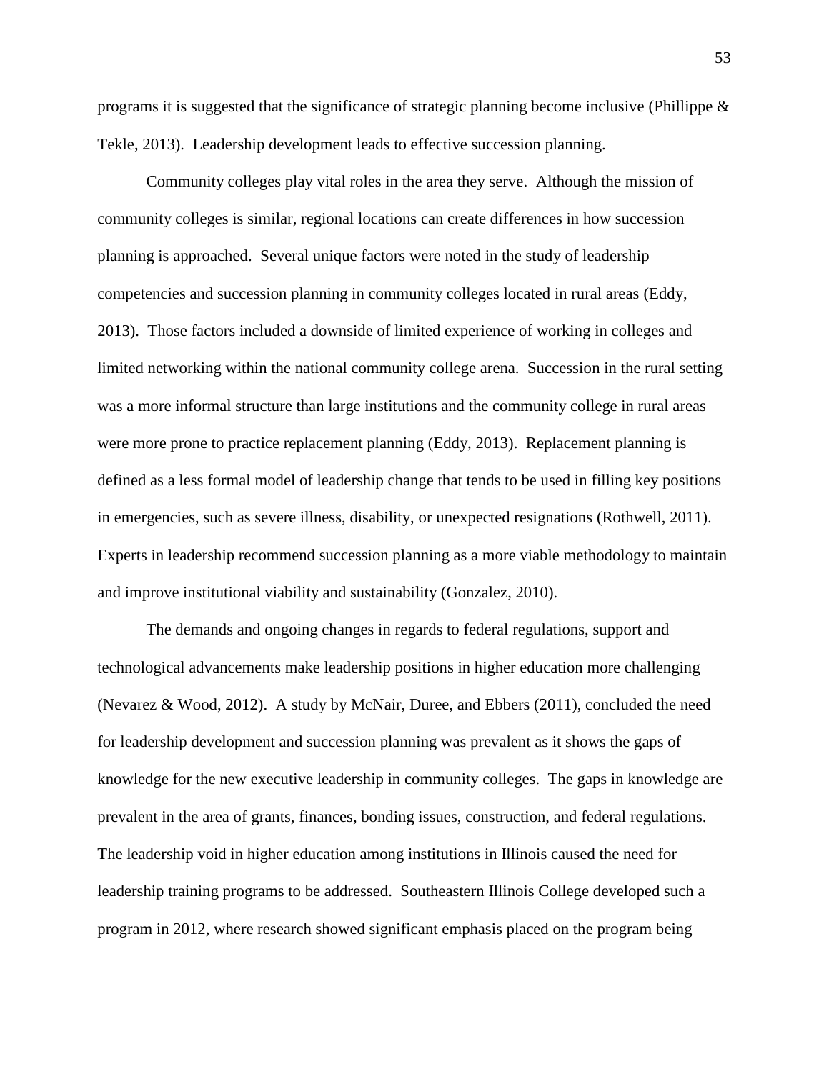programs it is suggested that the significance of strategic planning become inclusive (Phillippe & Tekle, 2013). Leadership development leads to effective succession planning.

Community colleges play vital roles in the area they serve. Although the mission of community colleges is similar, regional locations can create differences in how succession planning is approached. Several unique factors were noted in the study of leadership competencies and succession planning in community colleges located in rural areas (Eddy, 2013). Those factors included a downside of limited experience of working in colleges and limited networking within the national community college arena. Succession in the rural setting was a more informal structure than large institutions and the community college in rural areas were more prone to practice replacement planning (Eddy, 2013). Replacement planning is defined as a less formal model of leadership change that tends to be used in filling key positions in emergencies, such as severe illness, disability, or unexpected resignations (Rothwell, 2011). Experts in leadership recommend succession planning as a more viable methodology to maintain and improve institutional viability and sustainability (Gonzalez, 2010).

The demands and ongoing changes in regards to federal regulations, support and technological advancements make leadership positions in higher education more challenging (Nevarez & Wood, 2012). A study by McNair, Duree, and Ebbers (2011), concluded the need for leadership development and succession planning was prevalent as it shows the gaps of knowledge for the new executive leadership in community colleges. The gaps in knowledge are prevalent in the area of grants, finances, bonding issues, construction, and federal regulations. The leadership void in higher education among institutions in Illinois caused the need for leadership training programs to be addressed. Southeastern Illinois College developed such a program in 2012, where research showed significant emphasis placed on the program being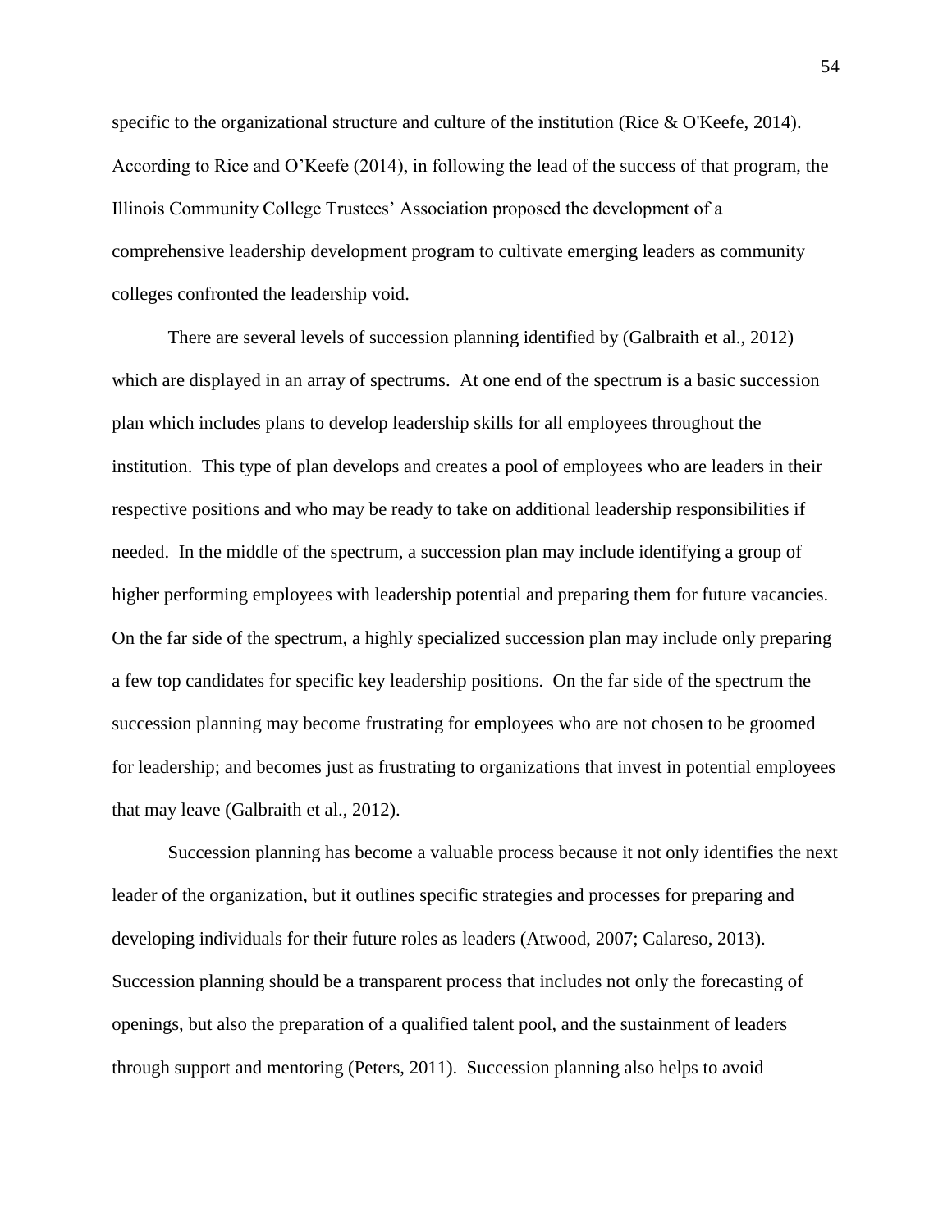specific to the organizational structure and culture of the institution (Rice & O'Keefe, 2014). According to Rice and O'Keefe (2014), in following the lead of the success of that program, the Illinois Community College Trustees' Association proposed the development of a comprehensive leadership development program to cultivate emerging leaders as community colleges confronted the leadership void.

There are several levels of succession planning identified by (Galbraith et al., 2012) which are displayed in an array of spectrums. At one end of the spectrum is a basic succession plan which includes plans to develop leadership skills for all employees throughout the institution. This type of plan develops and creates a pool of employees who are leaders in their respective positions and who may be ready to take on additional leadership responsibilities if needed. In the middle of the spectrum, a succession plan may include identifying a group of higher performing employees with leadership potential and preparing them for future vacancies. On the far side of the spectrum, a highly specialized succession plan may include only preparing a few top candidates for specific key leadership positions. On the far side of the spectrum the succession planning may become frustrating for employees who are not chosen to be groomed for leadership; and becomes just as frustrating to organizations that invest in potential employees that may leave (Galbraith et al., 2012).

Succession planning has become a valuable process because it not only identifies the next leader of the organization, but it outlines specific strategies and processes for preparing and developing individuals for their future roles as leaders (Atwood, 2007; Calareso, 2013). Succession planning should be a transparent process that includes not only the forecasting of openings, but also the preparation of a qualified talent pool, and the sustainment of leaders through support and mentoring (Peters, 2011). Succession planning also helps to avoid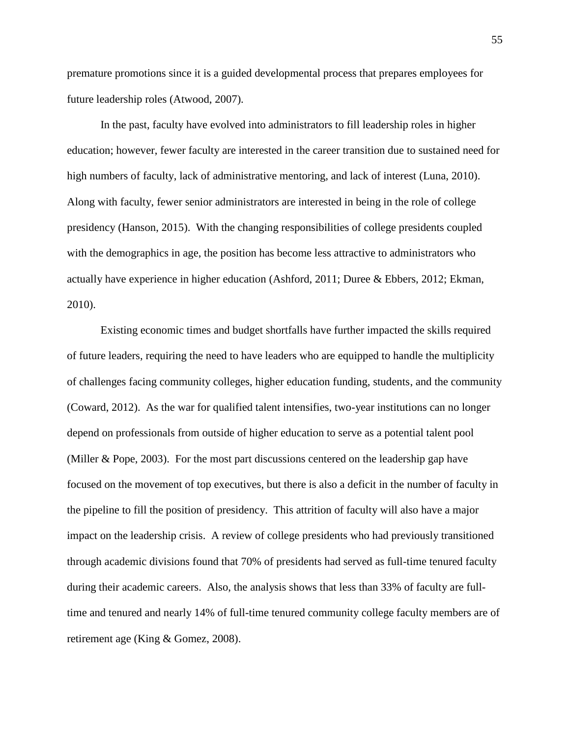premature promotions since it is a guided developmental process that prepares employees for future leadership roles (Atwood, 2007).

In the past, faculty have evolved into administrators to fill leadership roles in higher education; however, fewer faculty are interested in the career transition due to sustained need for high numbers of faculty, lack of administrative mentoring, and lack of interest (Luna, 2010). Along with faculty, fewer senior administrators are interested in being in the role of college presidency (Hanson, 2015). With the changing responsibilities of college presidents coupled with the demographics in age, the position has become less attractive to administrators who actually have experience in higher education (Ashford, 2011; Duree & Ebbers, 2012; Ekman, 2010).

Existing economic times and budget shortfalls have further impacted the skills required of future leaders, requiring the need to have leaders who are equipped to handle the multiplicity of challenges facing community colleges, higher education funding, students, and the community (Coward, 2012). As the war for qualified talent intensifies, two-year institutions can no longer depend on professionals from outside of higher education to serve as a potential talent pool (Miller & Pope, 2003). For the most part discussions centered on the leadership gap have focused on the movement of top executives, but there is also a deficit in the number of faculty in the pipeline to fill the position of presidency. This attrition of faculty will also have a major impact on the leadership crisis. A review of college presidents who had previously transitioned through academic divisions found that 70% of presidents had served as full-time tenured faculty during their academic careers. Also, the analysis shows that less than 33% of faculty are full-time and tenured and nearly 14% of full-time tenured community college faculty members are of retirement age (King & Gomez, 2008).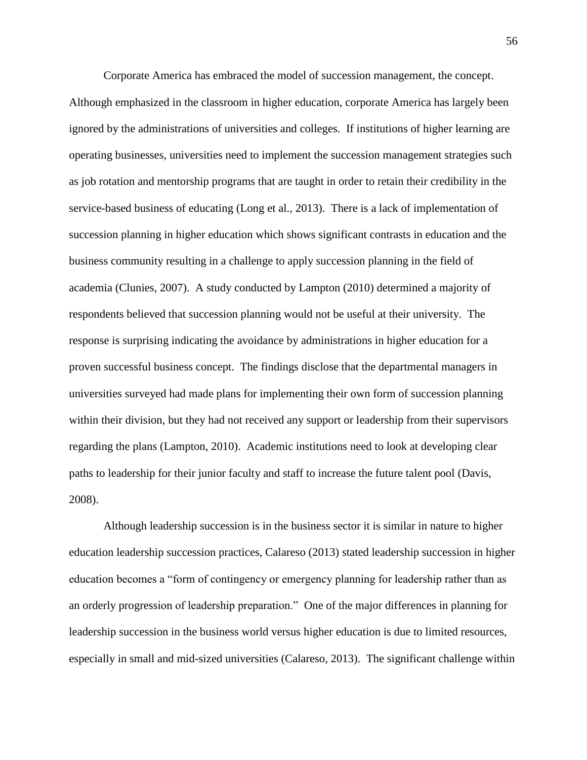Corporate America has embraced the model of succession management, the concept. Although emphasized in the classroom in higher education, corporate America has largely been ignored by the administrations of universities and colleges. If institutions of higher learning are operating businesses, universities need to implement the succession management strategies such as job rotation and mentorship programs that are taught in order to retain their credibility in the service-based business of educating (Long et al., 2013). There is a lack of implementation of succession planning in higher education which shows significant contrasts in education and the business community resulting in a challenge to apply succession planning in the field of academia (Clunies, 2007). A study conducted by Lampton (2010) determined a majority of respondents believed that succession planning would not be useful at their university. The response is surprising indicating the avoidance by administrations in higher education for a proven successful business concept. The findings disclose that the departmental managers in universities surveyed had made plans for implementing their own form of succession planning within their division, but they had not received any support or leadership from their supervisors regarding the plans (Lampton, 2010). Academic institutions need to look at developing clear paths to leadership for their junior faculty and staff to increase the future talent pool (Davis, 2008).

Although leadership succession is in the business sector it is similar in nature to higher education leadership succession practices, Calareso (2013) stated leadership succession in higher education becomes a "form of contingency or emergency planning for leadership rather than as an orderly progression of leadership preparation." One of the major differences in planning for leadership succession in the business world versus higher education is due to limited resources, especially in small and mid-sized universities (Calareso, 2013). The significant challenge within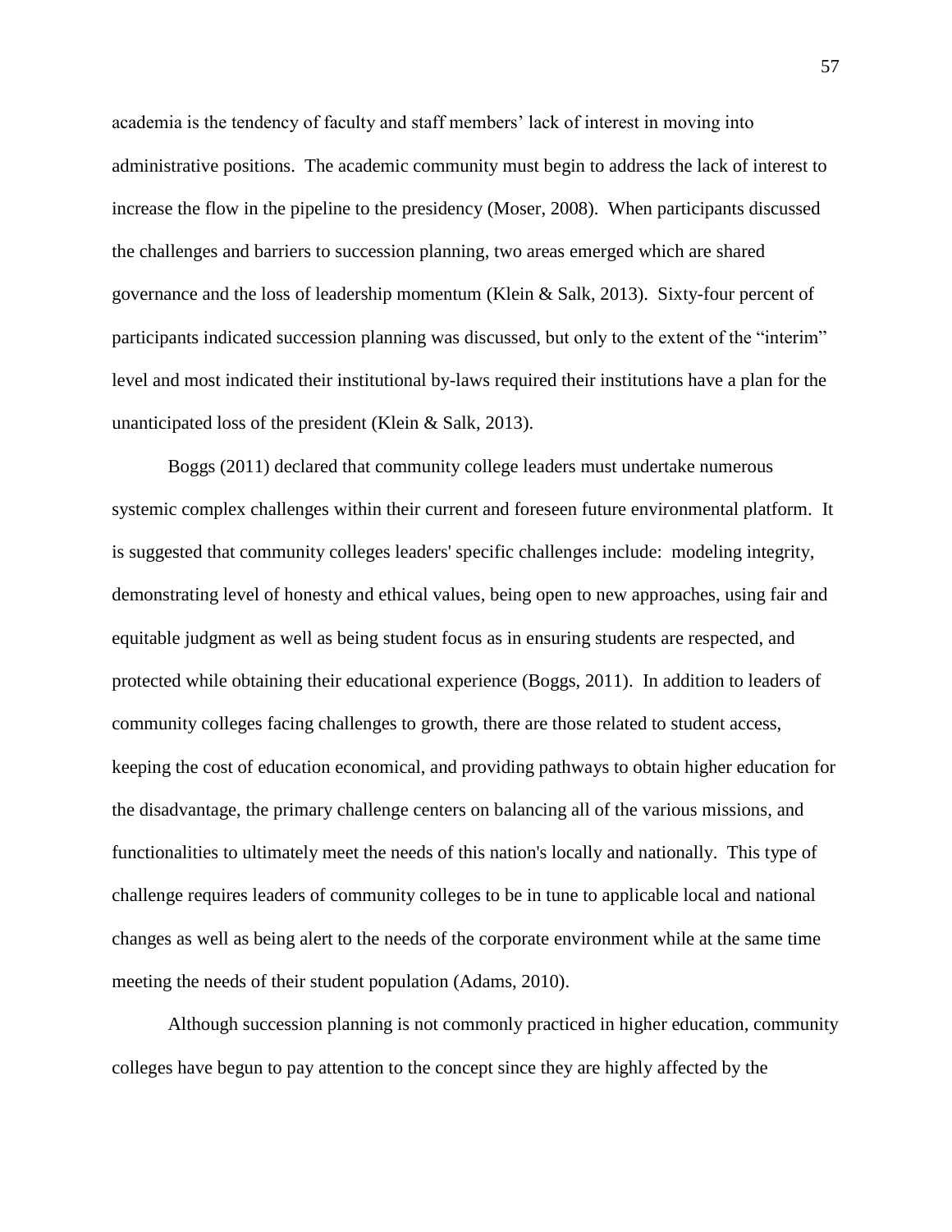academia is the tendency of faculty and staff members' lack of interest in moving into administrative positions. The academic community must begin to address the lack of interest to increase the flow in the pipeline to the presidency (Moser, 2008). When participants discussed the challenges and barriers to succession planning, two areas emerged which are shared governance and the loss of leadership momentum (Klein & Salk, 2013). Sixty-four percent of participants indicated succession planning was discussed, but only to the extent of the "interim" level and most indicated their institutional by-laws required their institutions have a plan for the unanticipated loss of the president (Klein & Salk, 2013).

Boggs (2011) declared that community college leaders must undertake numerous systemic complex challenges within their current and foreseen future environmental platform. It is suggested that community colleges leaders' specific challenges include: modeling integrity, demonstrating level of honesty and ethical values, being open to new approaches, using fair and equitable judgment as well as being student focus as in ensuring students are respected, and protected while obtaining their educational experience (Boggs, 2011). In addition to leaders of community colleges facing challenges to growth, there are those related to student access, keeping the cost of education economical, and providing pathways to obtain higher education for the disadvantage, the primary challenge centers on balancing all of the various missions, and functionalities to ultimately meet the needs of this nation's locally and nationally. This type of challenge requires leaders of community colleges to be in tune to applicable local and national changes as well as being alert to the needs of the corporate environment while at the same time meeting the needs of their student population (Adams, 2010).

Although succession planning is not commonly practiced in higher education, community colleges have begun to pay attention to the concept since they are highly affected by the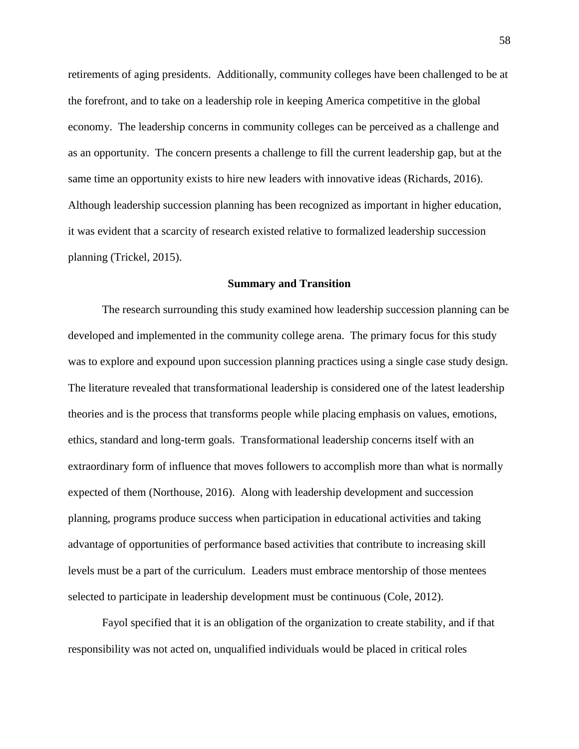retirements of aging presidents. Additionally, community colleges have been challenged to be at the forefront, and to take on a leadership role in keeping America competitive in the global economy. The leadership concerns in community colleges can be perceived as a challenge and as an opportunity. The concern presents a challenge to fill the current leadership gap, but at the same time an opportunity exists to hire new leaders with innovative ideas (Richards, 2016). Although leadership succession planning has been recognized as important in higher education, it was evident that a scarcity of research existed relative to formalized leadership succession planning (Trickel, 2015).

## Summary and Transition

The research surrounding this study examined how leadership succession planning can be developed and implemented in the community college arena. The primary focus for this study was to explore and expound upon succession planning practices using a single case study design. The literature revealed that transformational leadership is considered one of the latest leadership theories and is the process that transforms people while placing emphasis on values, emotions, ethics, standard and long-term goals. Transformational leadership concerns itself with an extraordinary form of influence that moves followers to accomplish more than what is normally expected of them (Northouse, 2016). Along with leadership development and succession planning, programs produce success when participation in educational activities and taking advantage of opportunities of performance based activities that contribute to increasing skill levels must be a part of the curriculum. Leaders must embrace mentorship of those mentees selected to participate in leadership development must be continuous (Cole, 2012).

Fayol specified that it is an obligation of the organization to create stability, and if that responsibility was not acted on, unqualified individuals would be placed in critical roles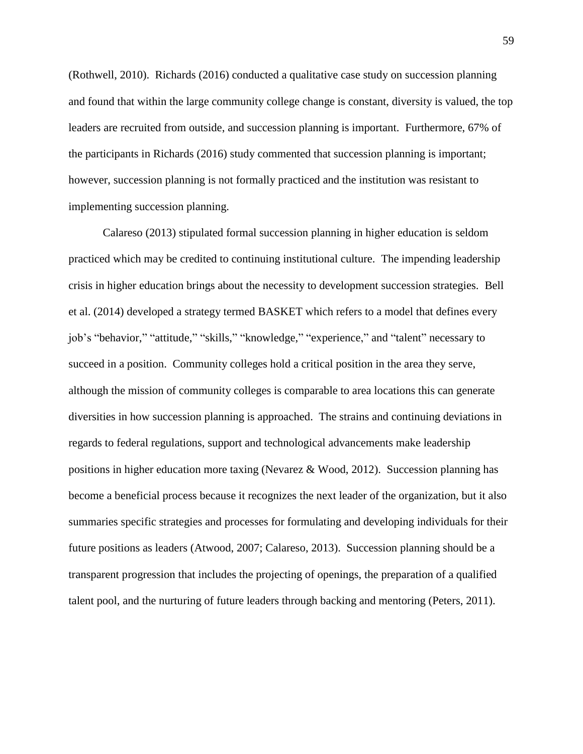(Rothwell, 2010). Richards (2016) conducted a qualitative case study on succession planning and found that within the large community college change is constant, diversity is valued, the top leaders are recruited from outside, and succession planning is important. Furthermore, 67% of the participants in Richards (2016) study commented that succession planning is important; however, succession planning is not formally practiced and the institution was resistant to implementing succession planning.

Calareso (2013) stipulated formal succession planning in higher education is seldom practiced which may be credited to continuing institutional culture. The impending leadership crisis in higher education brings about the necessity to development succession strategies. Bell et al. (2014) developed a strategy termed BASKET which refers to a model that defines every job's "behavior," "attitude," "skills," "knowledge," "experience," and "talent" necessary to succeed in a position. Community colleges hold a critical position in the area they serve, although the mission of community colleges is comparable to area locations this can generate diversities in how succession planning is approached. The strains and continuing deviations in regards to federal regulations, support and technological advancements make leadership positions in higher education more taxing (Nevarez & Wood, 2012). Succession planning has become a beneficial process because it recognizes the next leader of the organization, but it also summaries specific strategies and processes for formulating and developing individuals for their future positions as leaders (Atwood, 2007; Calareso, 2013). Succession planning should be a transparent progression that includes the projecting of openings, the preparation of a qualified talent pool, and the nurturing of future leaders through backing and mentoring (Peters, 2011).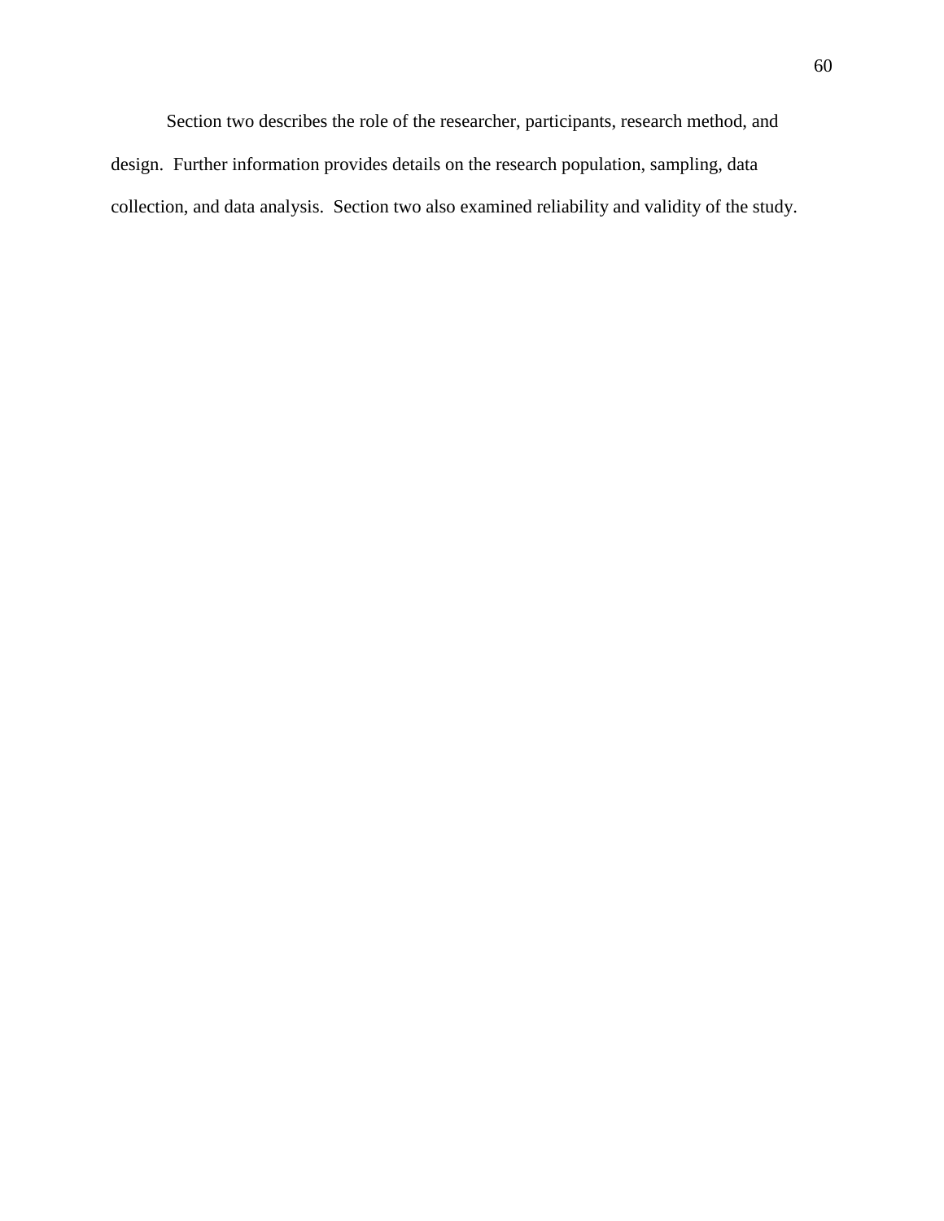Section two describes the role of the researcher, participants, research method, and design. Further information provides details on the research population, sampling, data collection, and data analysis. Section two also examined reliability and validity of the study.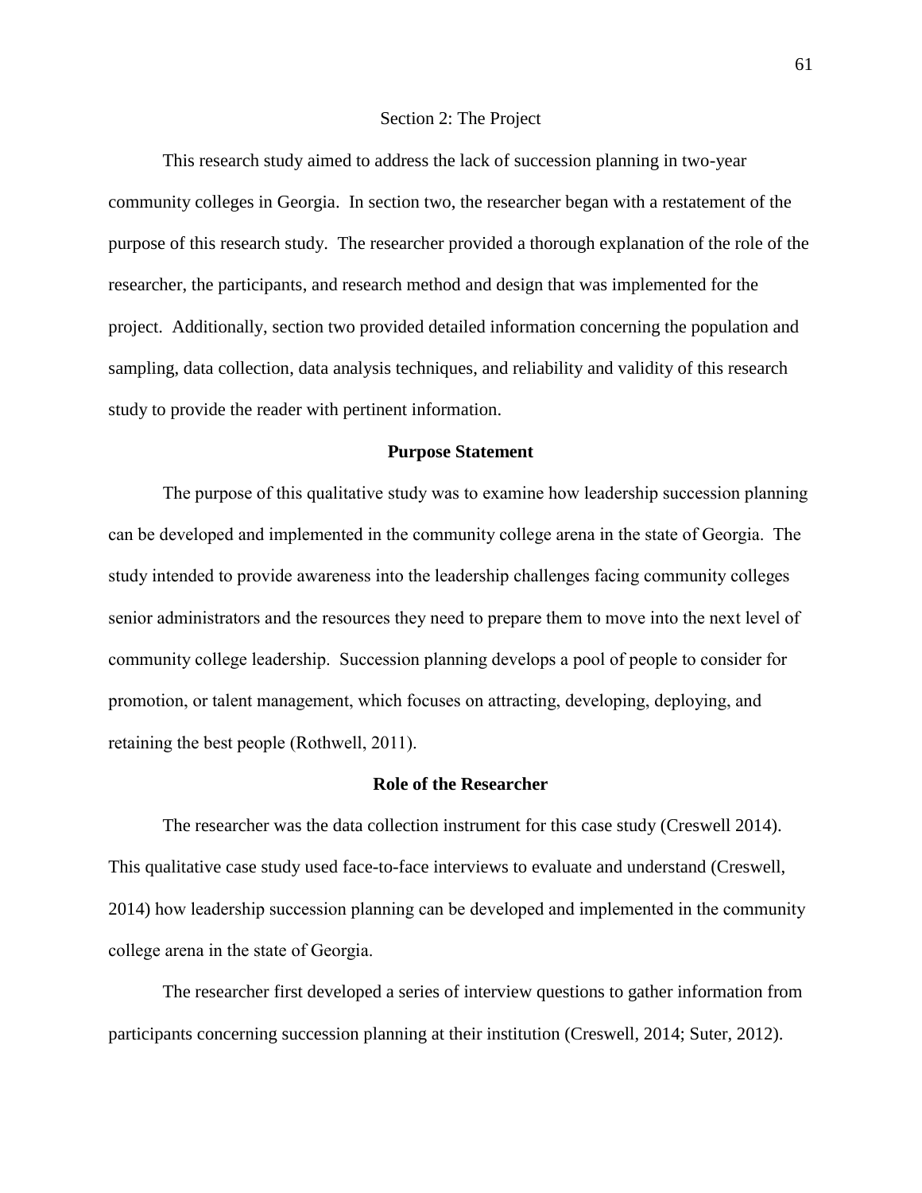# Section 2: The Project

This research study aimed to address the lack of succession planning in two-year community colleges in Georgia. In section two, the researcher began with a restatement of the purpose of this research study. The researcher provided a thorough explanation of the role of the researcher, the participants, and research method and design that was implemented for the project. Additionally, section two provided detailed information concerning the population and sampling, data collection, data analysis techniques, and reliability and validity of this research study to provide the reader with pertinent information.

## Purpose Statement

The purpose of this qualitative study was to examine how leadership succession planning can be developed and implemented in the community college arena in the state of Georgia. The study intended to provide awareness into the leadership challenges facing community colleges senior administrators and the resources they need to prepare them to move into the next level of community college leadership. Succession planning develops a pool of people to consider for promotion, or talent management, which focuses on attracting, developing, deploying, and retaining the best people (Rothwell, 2011).

## Role of the Researcher

The researcher was the data collection instrument for this case study (Creswell 2014). This qualitative case study used face-to-face interviews to evaluate and understand (Creswell, 2014) how leadership succession planning can be developed and implemented in the community college arena in the state of Georgia.

The researcher first developed a series of interview questions to gather information from participants concerning succession planning at their institution (Creswell, 2014; Suter, 2012).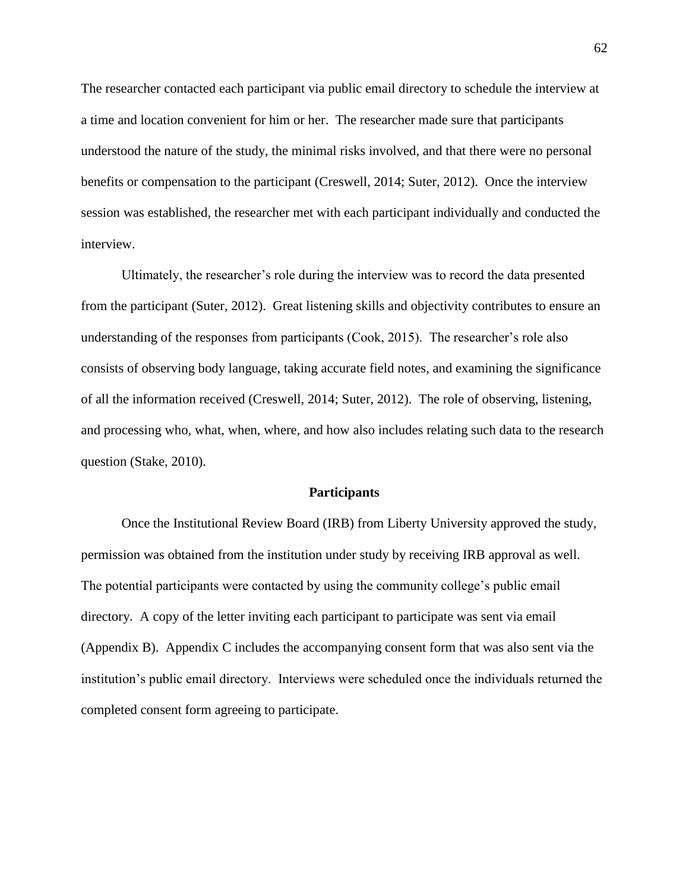The researcher contacted each participant via public email directory to schedule the interview at a time and location convenient for him or her. The researcher made sure that participants understood the nature of the study, the minimal risks involved, and that there were no personal benefits or compensation to the participant (Creswell, 2014; Suter, 2012). Once the interview session was established, the researcher met with each participant individually and conducted the interview.

Ultimately, the researcher's role during the interview was to record the data presented from the participant (Suter, 2012). Great listening skills and objectivity contributes to ensure an understanding of the responses from participants (Cook, 2015). The researcher's role also consists of observing body language, taking accurate field notes, and examining the significance of all the information received (Creswell, 2014; Suter, 2012). The role of observing, listening, and processing who, what, when, where, and how also includes relating such data to the research question (Stake, 2010).

## Participants

Once the Institutional Review Board (IRB) from Liberty University approved the study, permission was obtained from the institution under study by receiving IRB approval as well. The potential participants were contacted by using the community college's public email directory. A copy of the letter inviting each participant to participate was sent via email (Appendix B). Appendix C includes the accompanying consent form that was also sent via the institution's public email directory. Interviews were scheduled once the individuals returned the completed consent form agreeing to participate.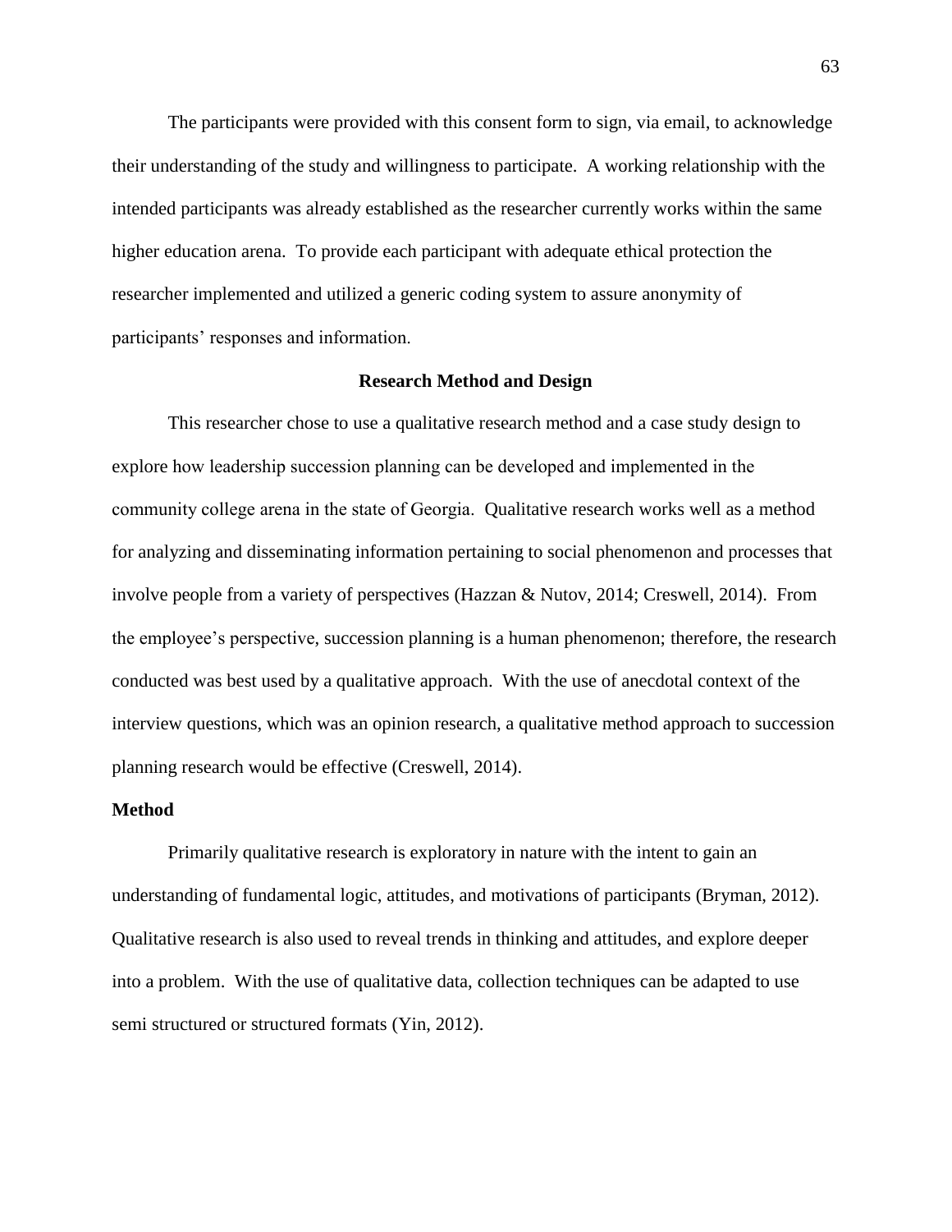The participants were provided with this consent form to sign, via email, to acknowledge their understanding of the study and willingness to participate. A working relationship with the intended participants was already established as the researcher currently works within the same higher education arena. To provide each participant with adequate ethical protection the researcher implemented and utilized a generic coding system to assure anonymity of participants' responses and information.

## Research Method and Design

This researcher chose to use a qualitative research method and a case study design to explore how leadership succession planning can be developed and implemented in the community college arena in the state of Georgia. Qualitative research works well as a method for analyzing and disseminating information pertaining to social phenomenon and processes that involve people from a variety of perspectives (Hazzan & Nutov, 2014; Creswell, 2014). From the employee's perspective, succession planning is a human phenomenon; therefore, the research conducted was best used by a qualitative approach. With the use of anecdotal context of the interview questions, which was an opinion research, a qualitative method approach to succession planning research would be effective (Creswell, 2014).

### Method

Primarily qualitative research is exploratory in nature with the intent to gain an understanding of fundamental logic, attitudes, and motivations of participants (Bryman, 2012). Qualitative research is also used to reveal trends in thinking and attitudes, and explore deeper into a problem. With the use of qualitative data, collection techniques can be adapted to use semi structured or structured formats (Yin, 2012).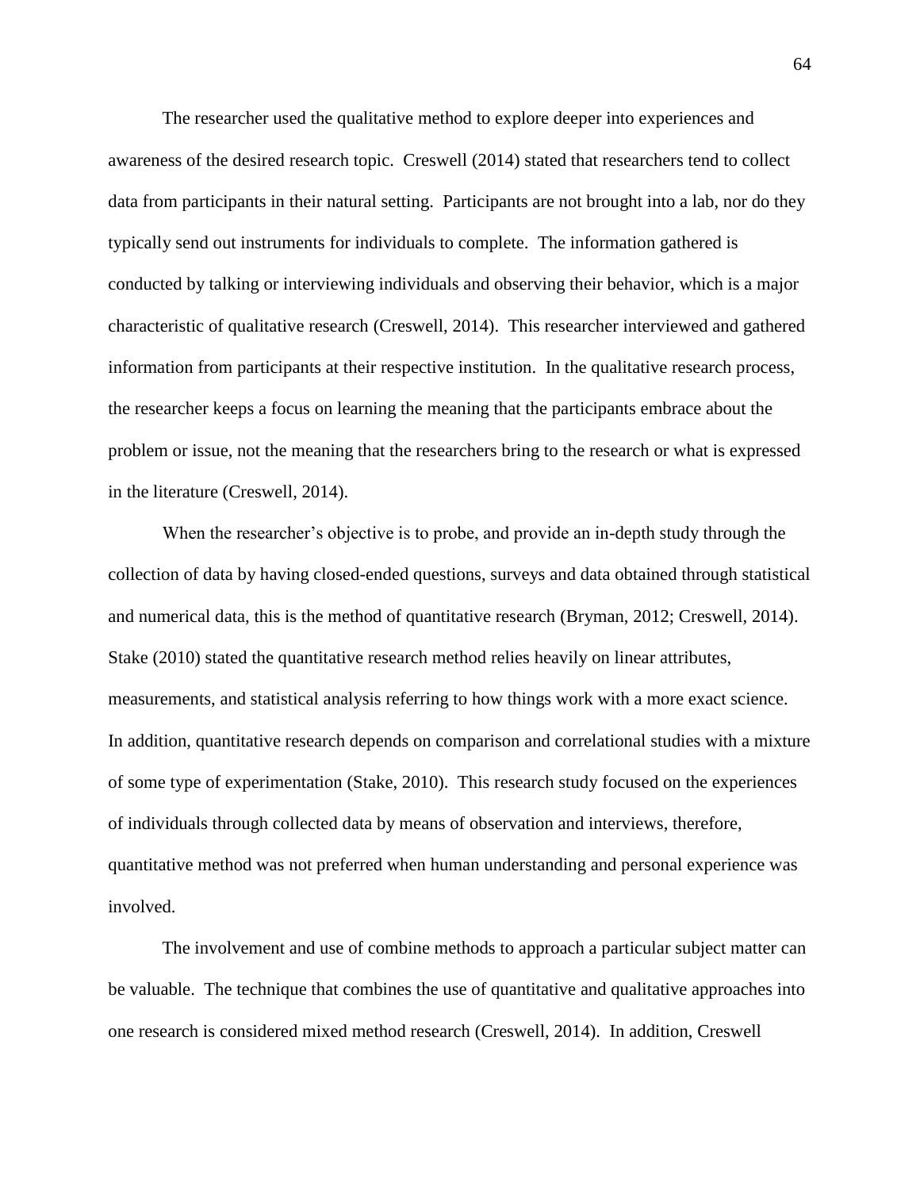The researcher used the qualitative method to explore deeper into experiences and awareness of the desired research topic. Creswell (2014) stated that researchers tend to collect data from participants in their natural setting. Participants are not brought into a lab, nor do they typically send out instruments for individuals to complete. The information gathered is conducted by talking or interviewing individuals and observing their behavior, which is a major characteristic of qualitative research (Creswell, 2014). This researcher interviewed and gathered information from participants at their respective institution. In the qualitative research process, the researcher keeps a focus on learning the meaning that the participants embrace about the problem or issue, not the meaning that the researchers bring to the research or what is expressed in the literature (Creswell, 2014).

When the researcher's objective is to probe, and provide an in-depth study through the collection of data by having closed-ended questions, surveys and data obtained through statistical and numerical data, this is the method of quantitative research (Bryman, 2012; Creswell, 2014). Stake (2010) stated the quantitative research method relies heavily on linear attributes, measurements, and statistical analysis referring to how things work with a more exact science. In addition, quantitative research depends on comparison and correlational studies with a mixture of some type of experimentation (Stake, 2010). This research study focused on the experiences of individuals through collected data by means of observation and interviews, therefore, quantitative method was not preferred when human understanding and personal experience was involved.

The involvement and use of combine methods to approach a particular subject matter can be valuable. The technique that combines the use of quantitative and qualitative approaches into one research is considered mixed method research (Creswell, 2014). In addition, Creswell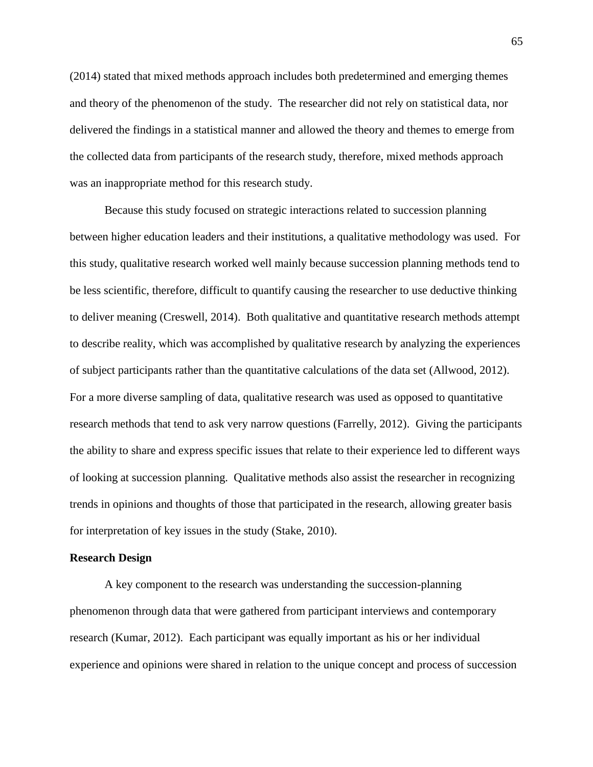(2014) stated that mixed methods approach includes both predetermined and emerging themes and theory of the phenomenon of the study. The researcher did not rely on statistical data, nor delivered the findings in a statistical manner and allowed the theory and themes to emerge from the collected data from participants of the research study, therefore, mixed methods approach was an inappropriate method for this research study.

Because this study focused on strategic interactions related to succession planning between higher education leaders and their institutions, a qualitative methodology was used. For this study, qualitative research worked well mainly because succession planning methods tend to be less scientific, therefore, difficult to quantify causing the researcher to use deductive thinking to deliver meaning (Creswell, 2014). Both qualitative and quantitative research methods attempt to describe reality, which was accomplished by qualitative research by analyzing the experiences of subject participants rather than the quantitative calculations of the data set (Allwood, 2012). For a more diverse sampling of data, qualitative research was used as opposed to quantitative research methods that tend to ask very narrow questions (Farrelly, 2012). Giving the participants the ability to share and express specific issues that relate to their experience led to different ways of looking at succession planning. Qualitative methods also assist the researcher in recognizing trends in opinions and thoughts of those that participated in the research, allowing greater basis for interpretation of key issues in the study (Stake, 2010).

**Research Design**

A key component to the research was understanding the succession-planning phenomenon through data that were gathered from participant interviews and contemporary research (Kumar, 2012). Each participant was equally important as his or her individual experience and opinions were shared in relation to the unique concept and process of succession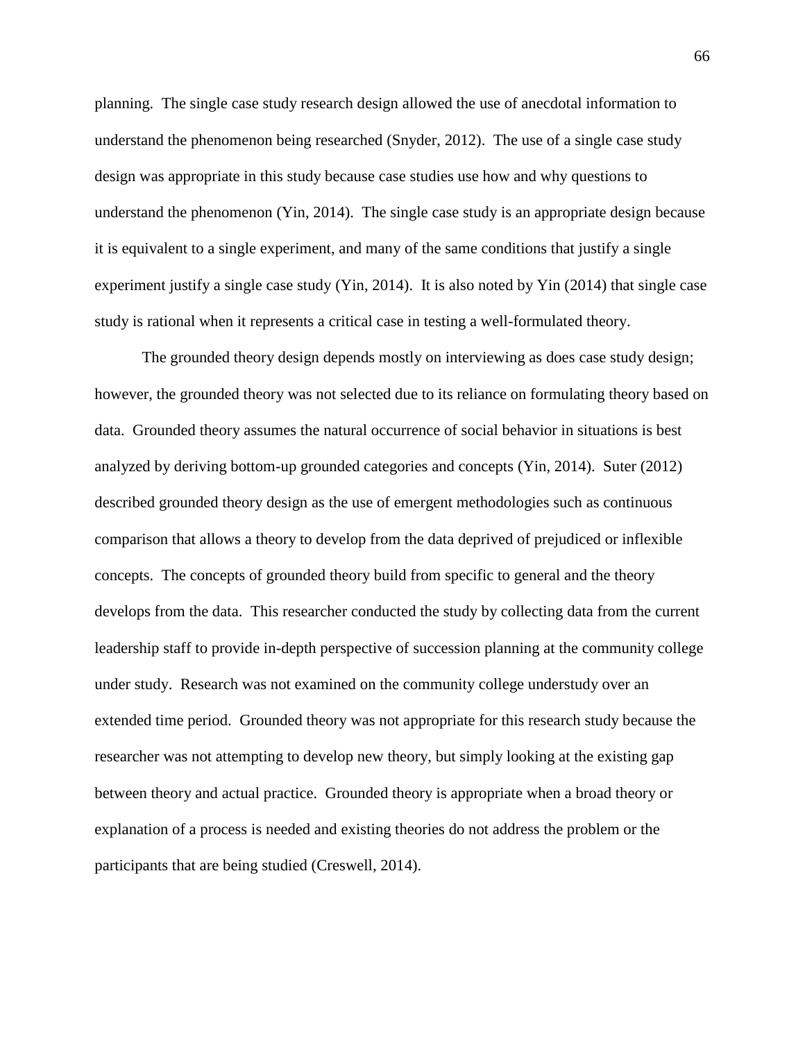planning. The single case study research design allowed the use of anecdotal information to understand the phenomenon being researched (Snyder, 2012). The use of a single case study design was appropriate in this study because case studies use how and why questions to understand the phenomenon (Yin, 2014). The single case study is an appropriate design because it is equivalent to a single experiment, and many of the same conditions that justify a single experiment justify a single case study (Yin, 2014). It is also noted by Yin (2014) that single case study is rational when it represents a critical case in testing a well-formulated theory.

The grounded theory design depends mostly on interviewing as does case study design; however, the grounded theory was not selected due to its reliance on formulating theory based on data. Grounded theory assumes the natural occurrence of social behavior in situations is best analyzed by deriving bottom-up grounded categories and concepts (Yin, 2014). Suter (2012) described grounded theory design as the use of emergent methodologies such as continuous comparison that allows a theory to develop from the data deprived of prejudiced or inflexible concepts. The concepts of grounded theory build from specific to general and the theory develops from the data. This researcher conducted the study by collecting data from the current leadership staff to provide in-depth perspective of succession planning at the community college under study. Research was not examined on the community college understudy over an extended time period. Grounded theory was not appropriate for this research study because the researcher was not attempting to develop new theory, but simply looking at the existing gap between theory and actual practice. Grounded theory is appropriate when a broad theory or explanation of a process is needed and existing theories do not address the problem or the participants that are being studied (Creswell, 2014).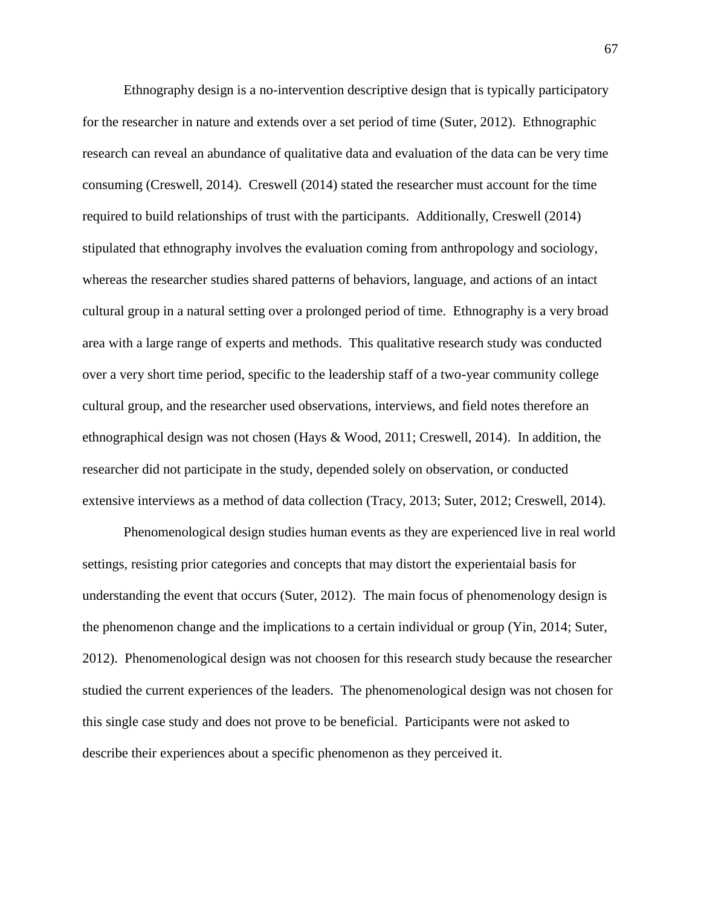Ethnography design is a no-intervention descriptive design that is typically participatory for the researcher in nature and extends over a set period of time (Suter, 2012). Ethnographic research can reveal an abundance of qualitative data and evaluation of the data can be very time consuming (Creswell, 2014). Creswell (2014) stated the researcher must account for the time required to build relationships of trust with the participants. Additionally, Creswell (2014) stipulated that ethnography involves the evaluation coming from anthropology and sociology, whereas the researcher studies shared patterns of behaviors, language, and actions of an intact cultural group in a natural setting over a prolonged period of time. Ethnography is a very broad area with a large range of experts and methods. This qualitative research study was conducted over a very short time period, specific to the leadership staff of a two-year community college cultural group, and the researcher used observations, interviews, and field notes therefore an ethnographical design was not chosen (Hays & Wood, 2011; Creswell, 2014). In addition, the researcher did not participate in the study, depended solely on observation, or conducted extensive interviews as a method of data collection (Tracy, 2013; Suter, 2012; Creswell, 2014).

Phenomenological design studies human events as they are experienced live in real world settings, resisting prior categories and concepts that may distort the experientaial basis for understanding the event that occurs (Suter, 2012). The main focus of phenomenology design is the phenomenon change and the implications to a certain individual or group (Yin, 2014; Suter, 2012). Phenomenological design was not choosen for this research study because the researcher studied the current experiences of the leaders. The phenomenological design was not chosen for this single case study and does not prove to be beneficial. Participants were not asked to describe their experiences about a specific phenomenon as they perceived it.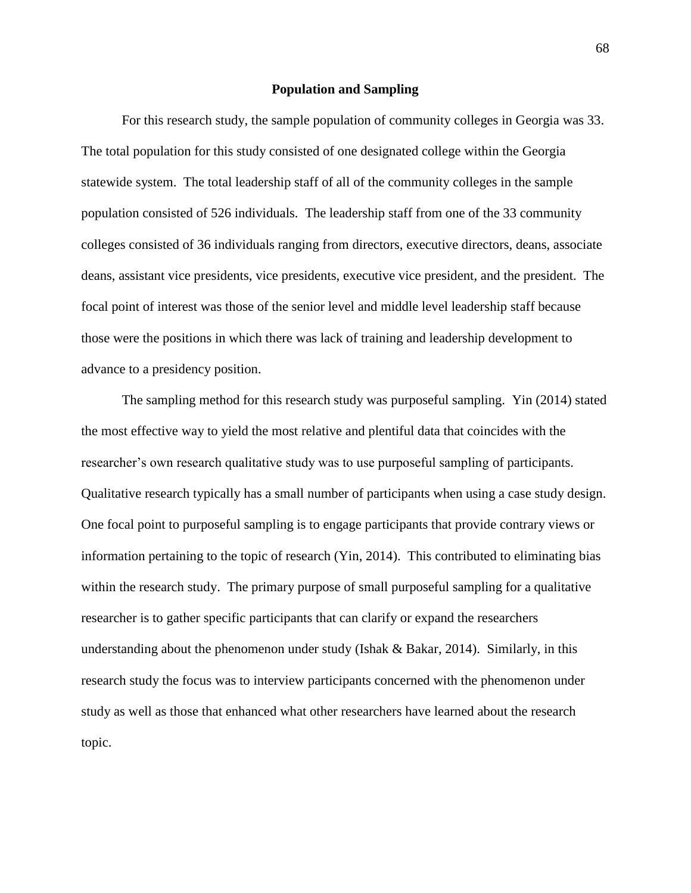## Population and Sampling

For this research study, the sample population of community colleges in Georgia was 33. The total population for this study consisted of one designated college within the Georgia statewide system. The total leadership staff of all of the community colleges in the sample population consisted of 526 individuals. The leadership staff from one of the 33 community colleges consisted of 36 individuals ranging from directors, executive directors, deans, associate deans, assistant vice presidents, vice presidents, executive vice president, and the president. The focal point of interest was those of the senior level and middle level leadership staff because those were the positions in which there was lack of training and leadership development to advance to a presidency position.

The sampling method for this research study was purposeful sampling. Yin (2014) stated the most effective way to yield the most relative and plentiful data that coincides with the researcher's own research qualitative study was to use purposeful sampling of participants. Qualitative research typically has a small number of participants when using a case study design. One focal point to purposeful sampling is to engage participants that provide contrary views or information pertaining to the topic of research (Yin, 2014). This contributed to eliminating bias within the research study. The primary purpose of small purposeful sampling for a qualitative researcher is to gather specific participants that can clarify or expand the researchers understanding about the phenomenon under study (Ishak & Bakar, 2014). Similarly, in this research study the focus was to interview participants concerned with the phenomenon under study as well as those that enhanced what other researchers have learned about the research topic.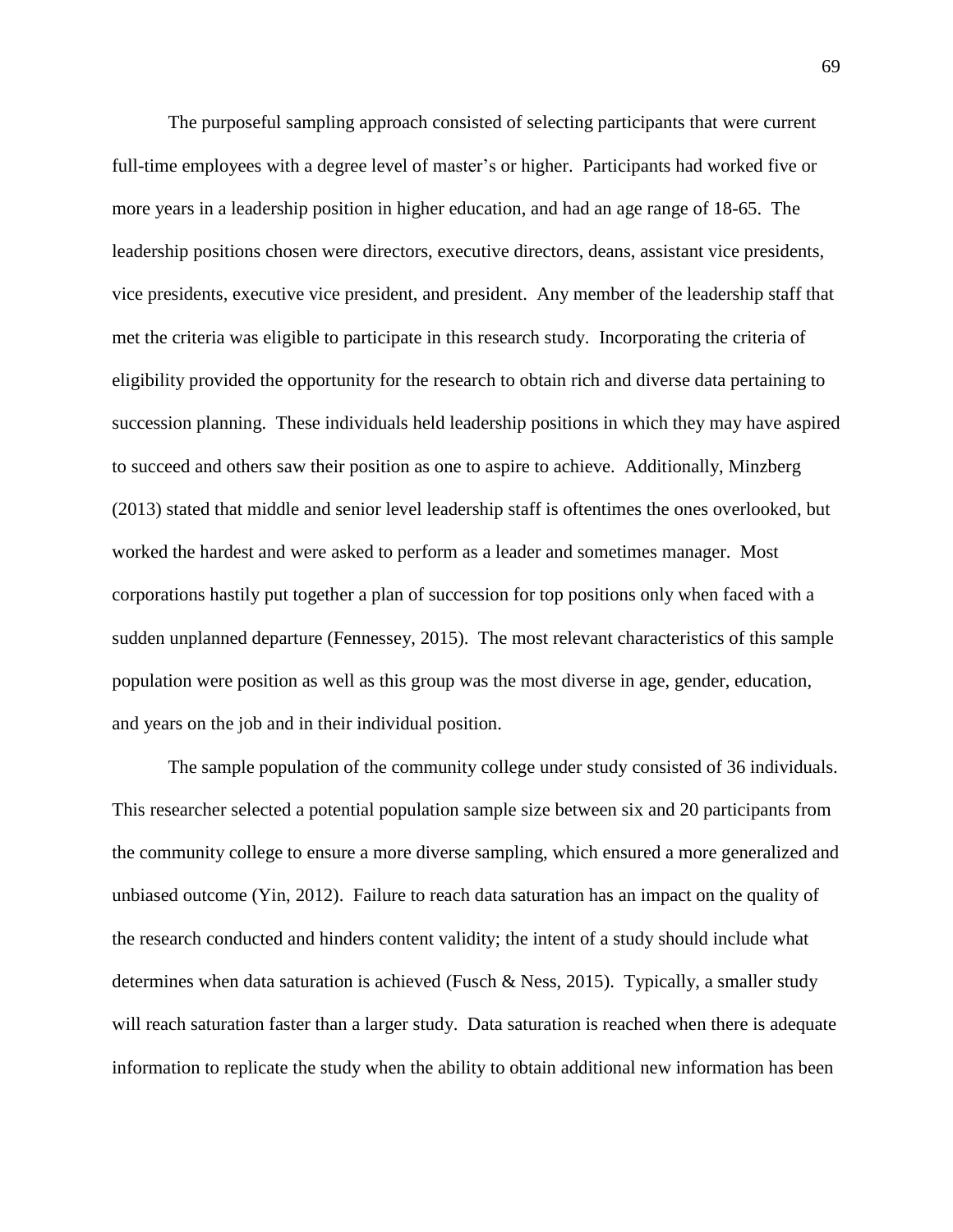The purposeful sampling approach consisted of selecting participants that were current full-time employees with a degree level of master's or higher. Participants had worked five or more years in a leadership position in higher education, and had an age range of 18-65. The leadership positions chosen were directors, executive directors, deans, assistant vice presidents, vice presidents, executive vice president, and president. Any member of the leadership staff that met the criteria was eligible to participate in this research study. Incorporating the criteria of eligibility provided the opportunity for the research to obtain rich and diverse data pertaining to succession planning. These individuals held leadership positions in which they may have aspired to succeed and others saw their position as one to aspire to achieve. Additionally, Minzberg (2013) stated that middle and senior level leadership staff is oftentimes the ones overlooked, but worked the hardest and were asked to perform as a leader and sometimes manager. Most corporations hastily put together a plan of succession for top positions only when faced with a sudden unplanned departure (Fennessey, 2015). The most relevant characteristics of this sample population were position as well as this group was the most diverse in age, gender, education, and years on the job and in their individual position.

The sample population of the community college under study consisted of 36 individuals. This researcher selected a potential population sample size between six and 20 participants from the community college to ensure a more diverse sampling, which ensured a more generalized and unbiased outcome (Yin, 2012). Failure to reach data saturation has an impact on the quality of the research conducted and hinders content validity; the intent of a study should include what determines when data saturation is achieved (Fusch & Ness, 2015). Typically, a smaller study will reach saturation faster than a larger study. Data saturation is reached when there is adequate information to replicate the study when the ability to obtain additional new information has been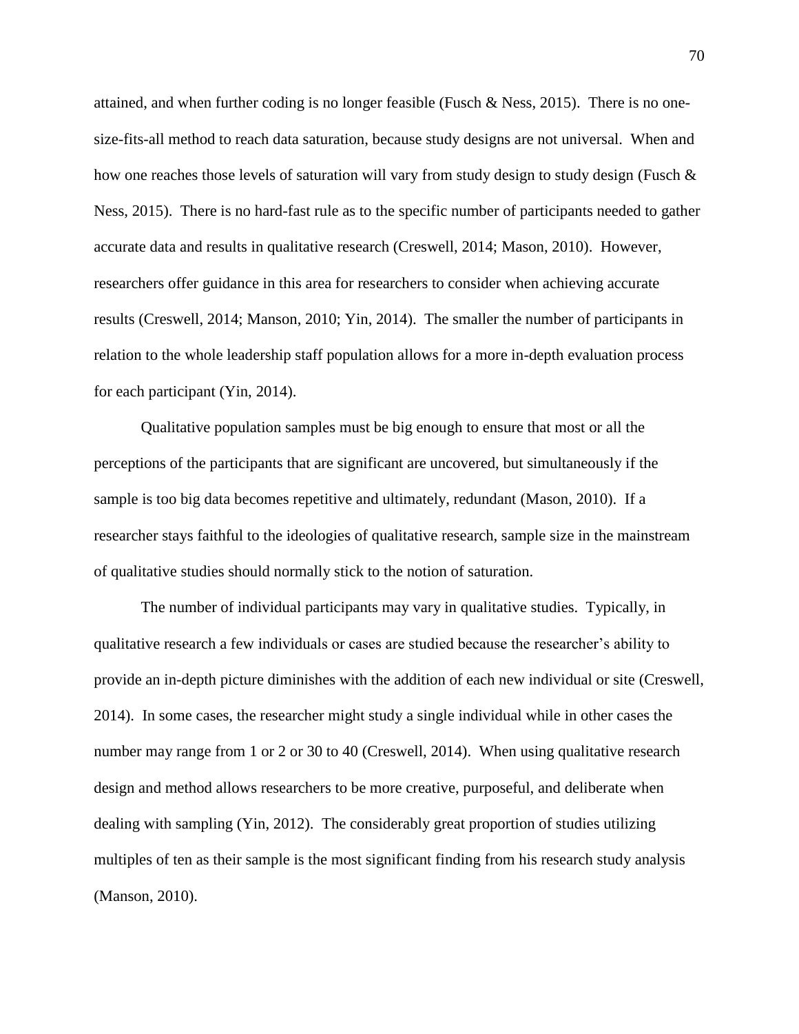attained, and when further coding is no longer feasible (Fusch & Ness, 2015). There is no one-size-fits-all method to reach data saturation, because study designs are not universal. When and how one reaches those levels of saturation will vary from study design to study design (Fusch & Ness, 2015). There is no hard-fast rule as to the specific number of participants needed to gather accurate data and results in qualitative research (Creswell, 2014; Mason, 2010). However, researchers offer guidance in this area for researchers to consider when achieving accurate results (Creswell, 2014; Manson, 2010; Yin, 2014). The smaller the number of participants in relation to the whole leadership staff population allows for a more in-depth evaluation process for each participant (Yin, 2014).

Qualitative population samples must be big enough to ensure that most or all the perceptions of the participants that are significant are uncovered, but simultaneously if the sample is too big data becomes repetitive and ultimately, redundant (Mason, 2010). If a researcher stays faithful to the ideologies of qualitative research, sample size in the mainstream of qualitative studies should normally stick to the notion of saturation.

The number of individual participants may vary in qualitative studies. Typically, in qualitative research a few individuals or cases are studied because the researcher's ability to provide an in-depth picture diminishes with the addition of each new individual or site (Creswell, 2014). In some cases, the researcher might study a single individual while in other cases the number may range from 1 or 2 or 30 to 40 (Creswell, 2014). When using qualitative research design and method allows researchers to be more creative, purposeful, and deliberate when dealing with sampling (Yin, 2012). The considerably great proportion of studies utilizing multiples of ten as their sample is the most significant finding from his research study analysis (Manson, 2010).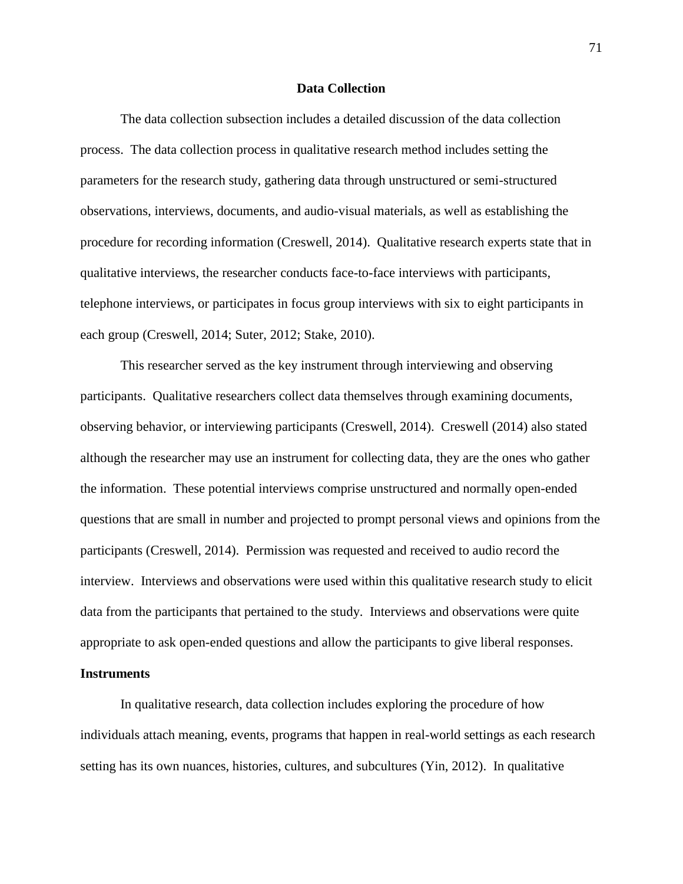## Data Collection

The data collection subsection includes a detailed discussion of the data collection process. The data collection process in qualitative research method includes setting the parameters for the research study, gathering data through unstructured or semi-structured observations, interviews, documents, and audio-visual materials, as well as establishing the procedure for recording information (Creswell, 2014). Qualitative research experts state that in qualitative interviews, the researcher conducts face-to-face interviews with participants, telephone interviews, or participates in focus group interviews with six to eight participants in each group (Creswell, 2014; Suter, 2012; Stake, 2010).

This researcher served as the key instrument through interviewing and observing participants. Qualitative researchers collect data themselves through examining documents, observing behavior, or interviewing participants (Creswell, 2014). Creswell (2014) also stated although the researcher may use an instrument for collecting data, they are the ones who gather the information. These potential interviews comprise unstructured and normally open-ended questions that are small in number and projected to prompt personal views and opinions from the participants (Creswell, 2014). Permission was requested and received to audio record the interview. Interviews and observations were used within this qualitative research study to elicit data from the participants that pertained to the study. Interviews and observations were quite appropriate to ask open-ended questions and allow the participants to give liberal responses.

### Instruments

In qualitative research, data collection includes exploring the procedure of how individuals attach meaning, events, programs that happen in real-world settings as each research setting has its own nuances, histories, cultures, and subcultures (Yin, 2012). In qualitative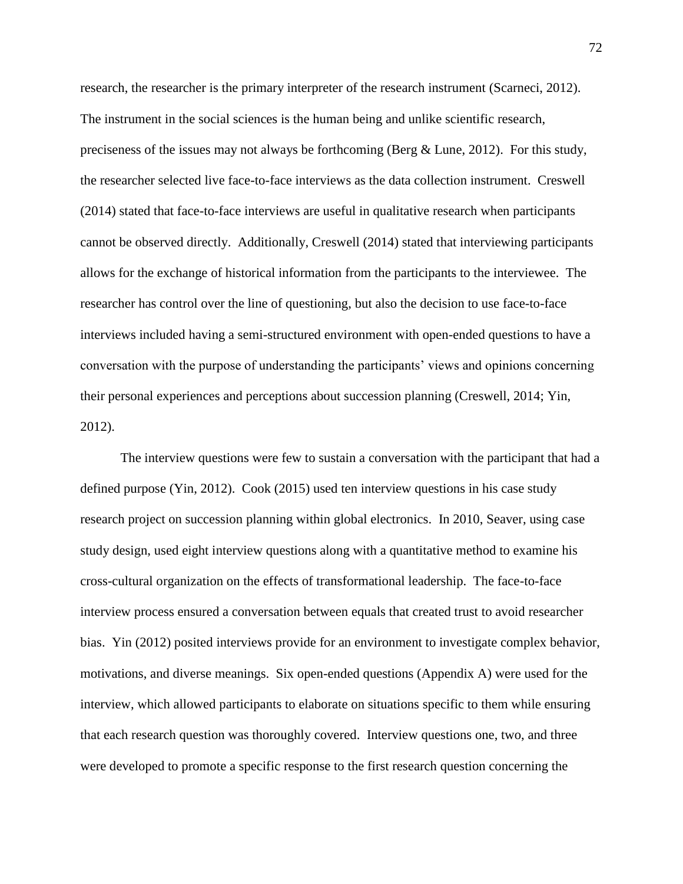research, the researcher is the primary interpreter of the research instrument (Scarneci, 2012). The instrument in the social sciences is the human being and unlike scientific research, preciseness of the issues may not always be forthcoming (Berg & Lune, 2012). For this study, the researcher selected live face-to-face interviews as the data collection instrument. Creswell (2014) stated that face-to-face interviews are useful in qualitative research when participants cannot be observed directly. Additionally, Creswell (2014) stated that interviewing participants allows for the exchange of historical information from the participants to the interviewee. The researcher has control over the line of questioning, but also the decision to use face-to-face interviews included having a semi-structured environment with open-ended questions to have a conversation with the purpose of understanding the participants' views and opinions concerning their personal experiences and perceptions about succession planning (Creswell, 2014; Yin, 2012).

The interview questions were few to sustain a conversation with the participant that had a defined purpose (Yin, 2012). Cook (2015) used ten interview questions in his case study research project on succession planning within global electronics. In 2010, Seaver, using case study design, used eight interview questions along with a quantitative method to examine his cross-cultural organization on the effects of transformational leadership. The face-to-face interview process ensured a conversation between equals that created trust to avoid researcher bias. Yin (2012) posited interviews provide for an environment to investigate complex behavior, motivations, and diverse meanings. Six open-ended questions (Appendix A) were used for the interview, which allowed participants to elaborate on situations specific to them while ensuring that each research question was thoroughly covered. Interview questions one, two, and three were developed to promote a specific response to the first research question concerning the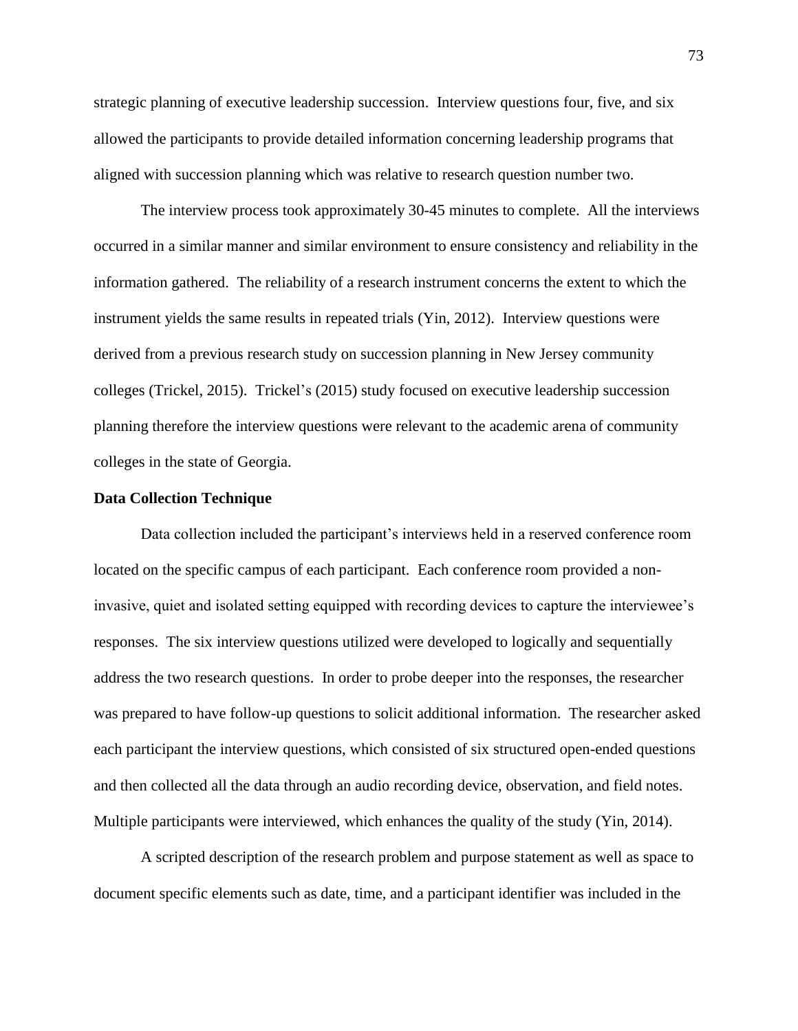strategic planning of executive leadership succession. Interview questions four, five, and six allowed the participants to provide detailed information concerning leadership programs that aligned with succession planning which was relative to research question number two.

The interview process took approximately 30-45 minutes to complete. All the interviews occurred in a similar manner and similar environment to ensure consistency and reliability in the information gathered. The reliability of a research instrument concerns the extent to which the instrument yields the same results in repeated trials (Yin, 2012). Interview questions were derived from a previous research study on succession planning in New Jersey community colleges (Trickel, 2015). Trickel's (2015) study focused on executive leadership succession planning therefore the interview questions were relevant to the academic arena of community colleges in the state of Georgia.

### Data Collection Technique

Data collection included the participant's interviews held in a reserved conference room located on the specific campus of each participant. Each conference room provided a non-invasive, quiet and isolated setting equipped with recording devices to capture the interviewee's responses. The six interview questions utilized were developed to logically and sequentially address the two research questions. In order to probe deeper into the responses, the researcher was prepared to have follow-up questions to solicit additional information. The researcher asked each participant the interview questions, which consisted of six structured open-ended questions and then collected all the data through an audio recording device, observation, and field notes. Multiple participants were interviewed, which enhances the quality of the study (Yin, 2014).

A scripted description of the research problem and purpose statement as well as space to document specific elements such as date, time, and a participant identifier was included in the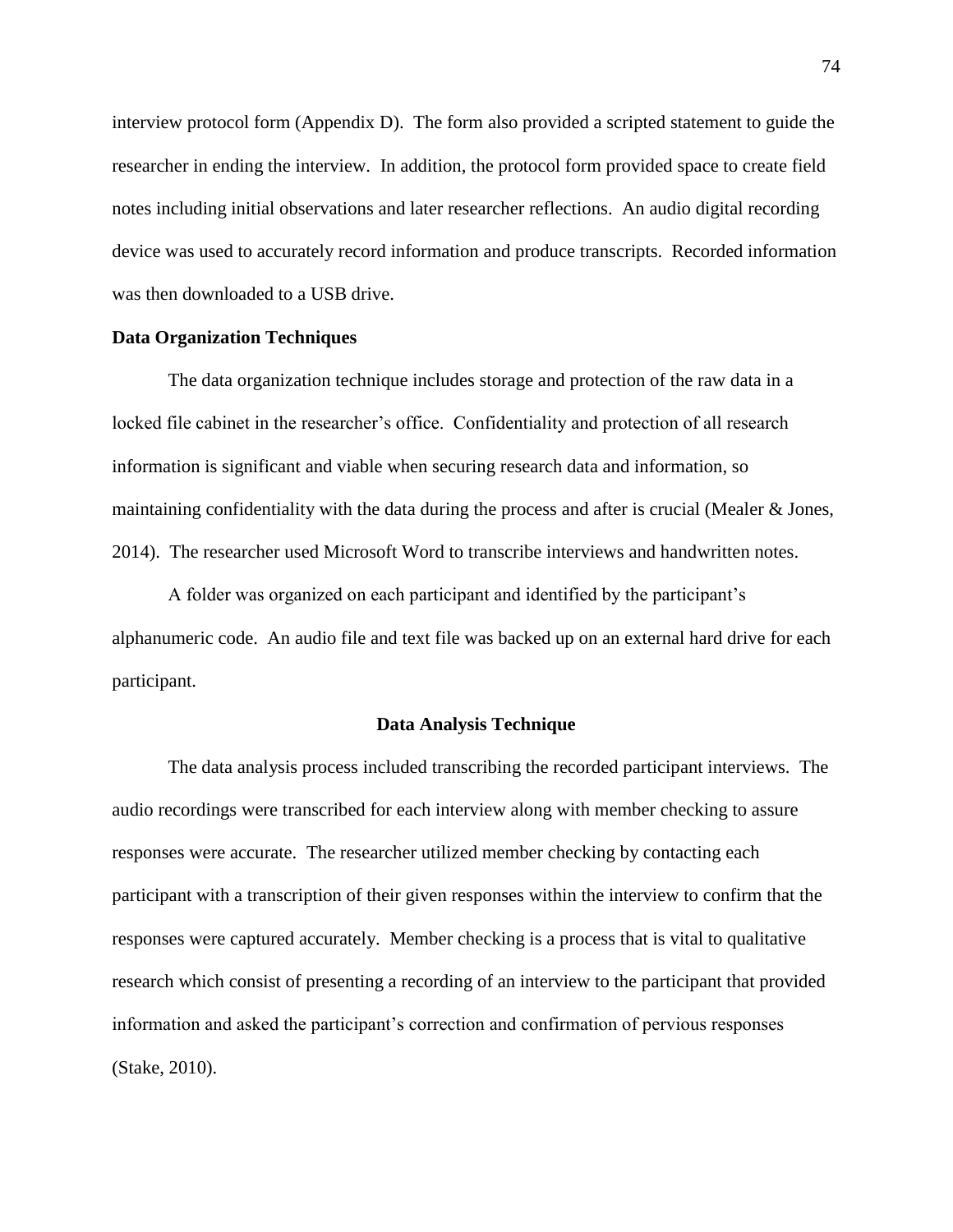interview protocol form (Appendix D). The form also provided a scripted statement to guide the researcher in ending the interview. In addition, the protocol form provided space to create field notes including initial observations and later researcher reflections. An audio digital recording device was used to accurately record information and produce transcripts. Recorded information was then downloaded to a USB drive.

### Data Organization Techniques

The data organization technique includes storage and protection of the raw data in a locked file cabinet in the researcher's office. Confidentiality and protection of all research information is significant and viable when securing research data and information, so maintaining confidentiality with the data during the process and after is crucial (Mealer & Jones, 2014). The researcher used Microsoft Word to transcribe interviews and handwritten notes.

A folder was organized on each participant and identified by the participant's alphanumeric code. An audio file and text file was backed up on an external hard drive for each participant.

## Data Analysis Technique

The data analysis process included transcribing the recorded participant interviews. The audio recordings were transcribed for each interview along with member checking to assure responses were accurate. The researcher utilized member checking by contacting each participant with a transcription of their given responses within the interview to confirm that the responses were captured accurately. Member checking is a process that is vital to qualitative research which consist of presenting a recording of an interview to the participant that provided information and asked the participant's correction and confirmation of pervious responses (Stake, 2010).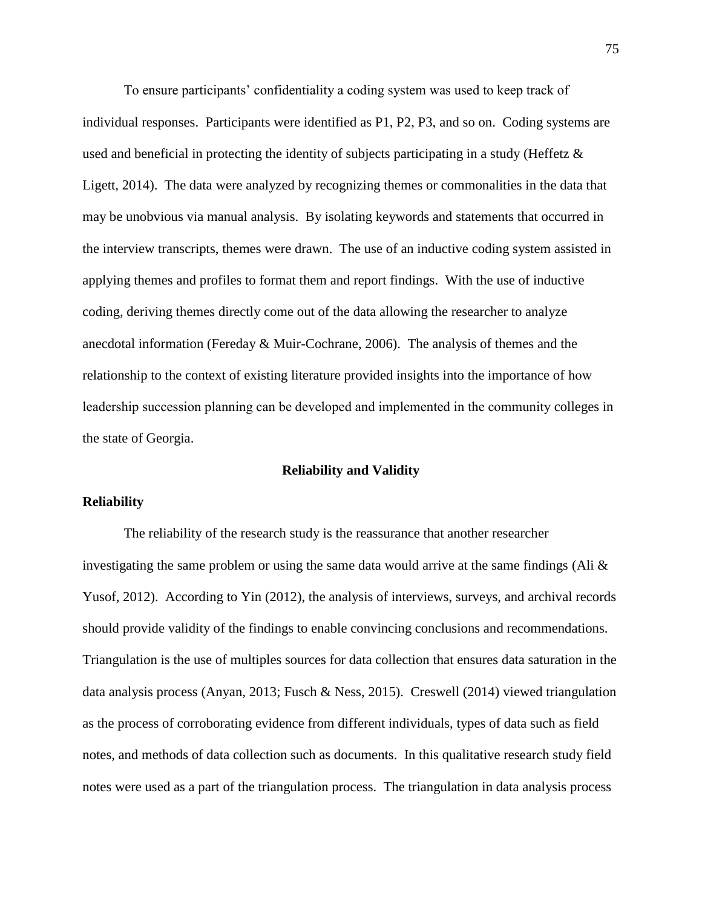To ensure participants' confidentiality a coding system was used to keep track of individual responses. Participants were identified as P1, P2, P3, and so on. Coding systems are used and beneficial in protecting the identity of subjects participating in a study (Heffetz & Ligett, 2014). The data were analyzed by recognizing themes or commonalities in the data that may be unobvious via manual analysis. By isolating keywords and statements that occurred in the interview transcripts, themes were drawn. The use of an inductive coding system assisted in applying themes and profiles to format them and report findings. With the use of inductive coding, deriving themes directly come out of the data allowing the researcher to analyze anecdotal information (Fereday & Muir-Cochrane, 2006). The analysis of themes and the relationship to the context of existing literature provided insights into the importance of how leadership succession planning can be developed and implemented in the community colleges in the state of Georgia.

## Reliability and Validity

### Reliability

The reliability of the research study is the reassurance that another researcher investigating the same problem or using the same data would arrive at the same findings (Ali & Yusof, 2012). According to Yin (2012), the analysis of interviews, surveys, and archival records should provide validity of the findings to enable convincing conclusions and recommendations. Triangulation is the use of multiples sources for data collection that ensures data saturation in the data analysis process (Anyan, 2013; Fusch & Ness, 2015). Creswell (2014) viewed triangulation as the process of corroborating evidence from different individuals, types of data such as field notes, and methods of data collection such as documents. In this qualitative research study field notes were used as a part of the triangulation process. The triangulation in data analysis process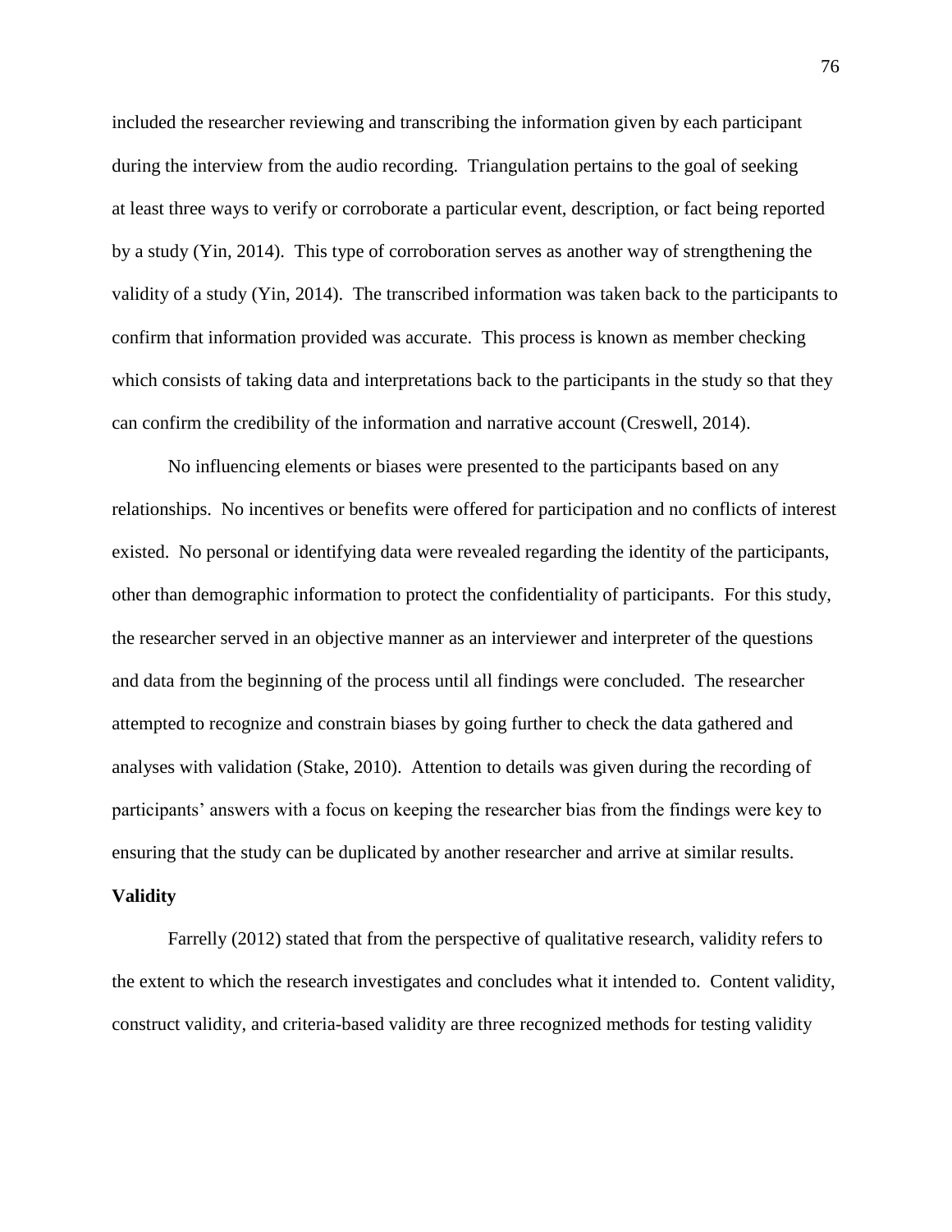included the researcher reviewing and transcribing the information given by each participant during the interview from the audio recording. Triangulation pertains to the goal of seeking at least three ways to verify or corroborate a particular event, description, or fact being reported by a study (Yin, 2014). This type of corroboration serves as another way of strengthening the validity of a study (Yin, 2014). The transcribed information was taken back to the participants to confirm that information provided was accurate. This process is known as member checking which consists of taking data and interpretations back to the participants in the study so that they can confirm the credibility of the information and narrative account (Creswell, 2014).

No influencing elements or biases were presented to the participants based on any relationships. No incentives or benefits were offered for participation and no conflicts of interest existed. No personal or identifying data were revealed regarding the identity of the participants, other than demographic information to protect the confidentiality of participants. For this study, the researcher served in an objective manner as an interviewer and interpreter of the questions and data from the beginning of the process until all findings were concluded. The researcher attempted to recognize and constrain biases by going further to check the data gathered and analyses with validation (Stake, 2010). Attention to details was given during the recording of participants' answers with a focus on keeping the researcher bias from the findings were key to ensuring that the study can be duplicated by another researcher and arrive at similar results.

**Validity**

Farrelly (2012) stated that from the perspective of qualitative research, validity refers to the extent to which the research investigates and concludes what it intended to. Content validity, construct validity, and criteria-based validity are three recognized methods for testing validity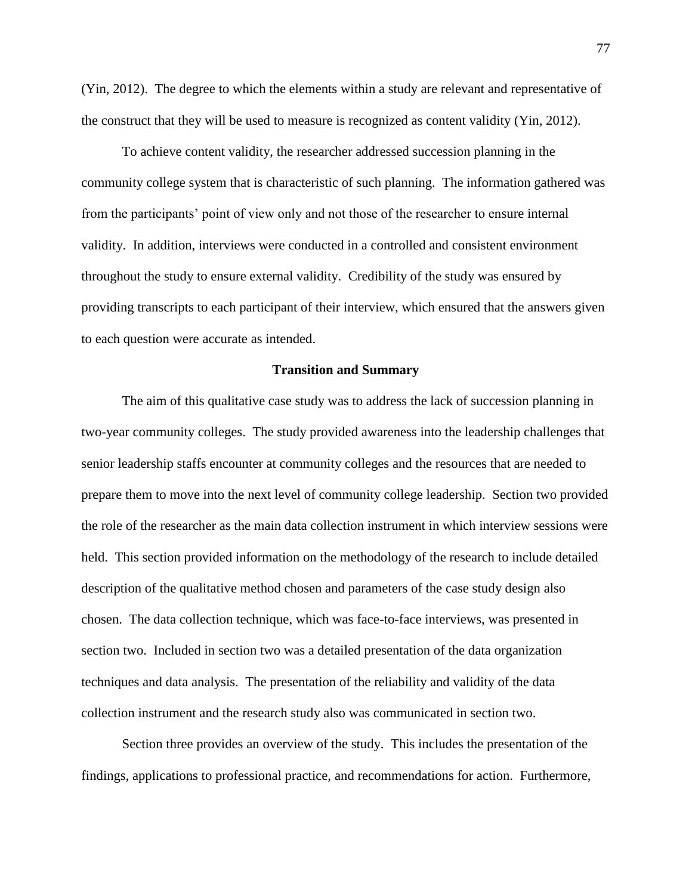(Yin, 2012). The degree to which the elements within a study are relevant and representative of the construct that they will be used to measure is recognized as content validity (Yin, 2012).

To achieve content validity, the researcher addressed succession planning in the community college system that is characteristic of such planning. The information gathered was from the participants' point of view only and not those of the researcher to ensure internal validity. In addition, interviews were conducted in a controlled and consistent environment throughout the study to ensure external validity. Credibility of the study was ensured by providing transcripts to each participant of their interview, which ensured that the answers given to each question were accurate as intended.

## Transition and Summary

The aim of this qualitative case study was to address the lack of succession planning in two-year community colleges. The study provided awareness into the leadership challenges that senior leadership staffs encounter at community colleges and the resources that are needed to prepare them to move into the next level of community college leadership. Section two provided the role of the researcher as the main data collection instrument in which interview sessions were held. This section provided information on the methodology of the research to include detailed description of the qualitative method chosen and parameters of the case study design also chosen. The data collection technique, which was face-to-face interviews, was presented in section two. Included in section two was a detailed presentation of the data organization techniques and data analysis. The presentation of the reliability and validity of the data collection instrument and the research study also was communicated in section two.

Section three provides an overview of the study. This includes the presentation of the findings, applications to professional practice, and recommendations for action. Furthermore,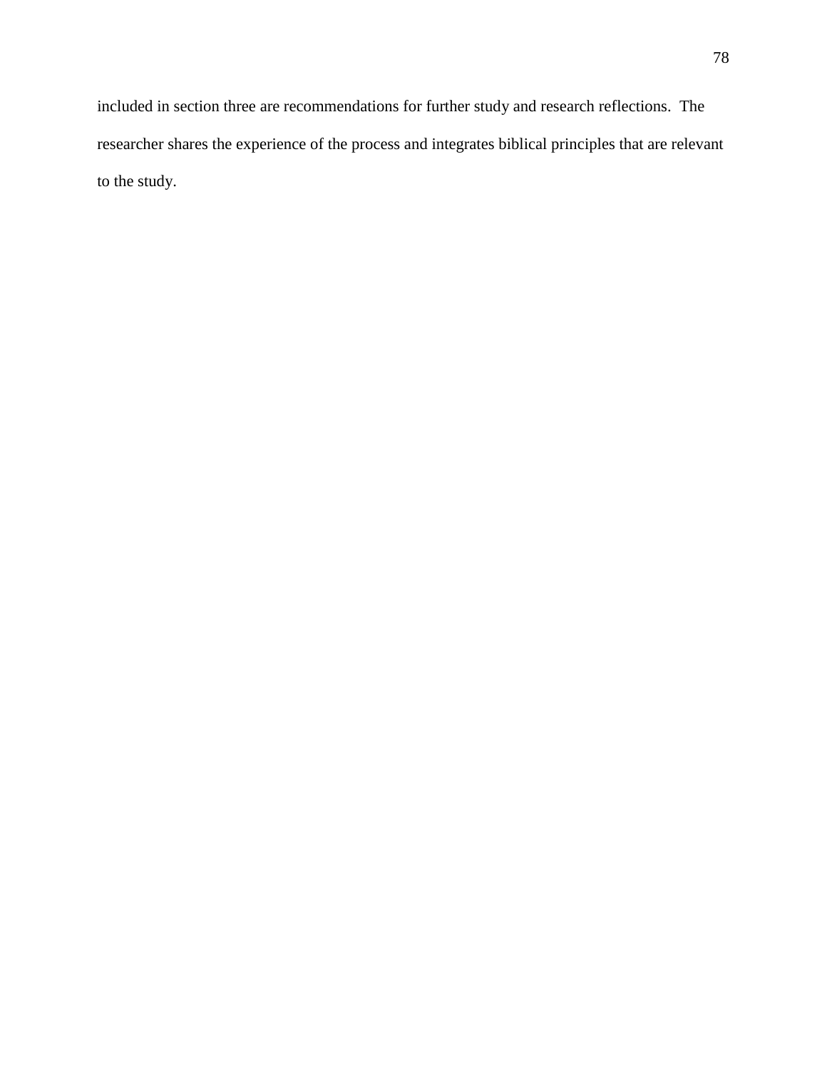included in section three are recommendations for further study and research reflections.  The researcher shares the experience of the process and integrates biblical principles that are relevant to the study.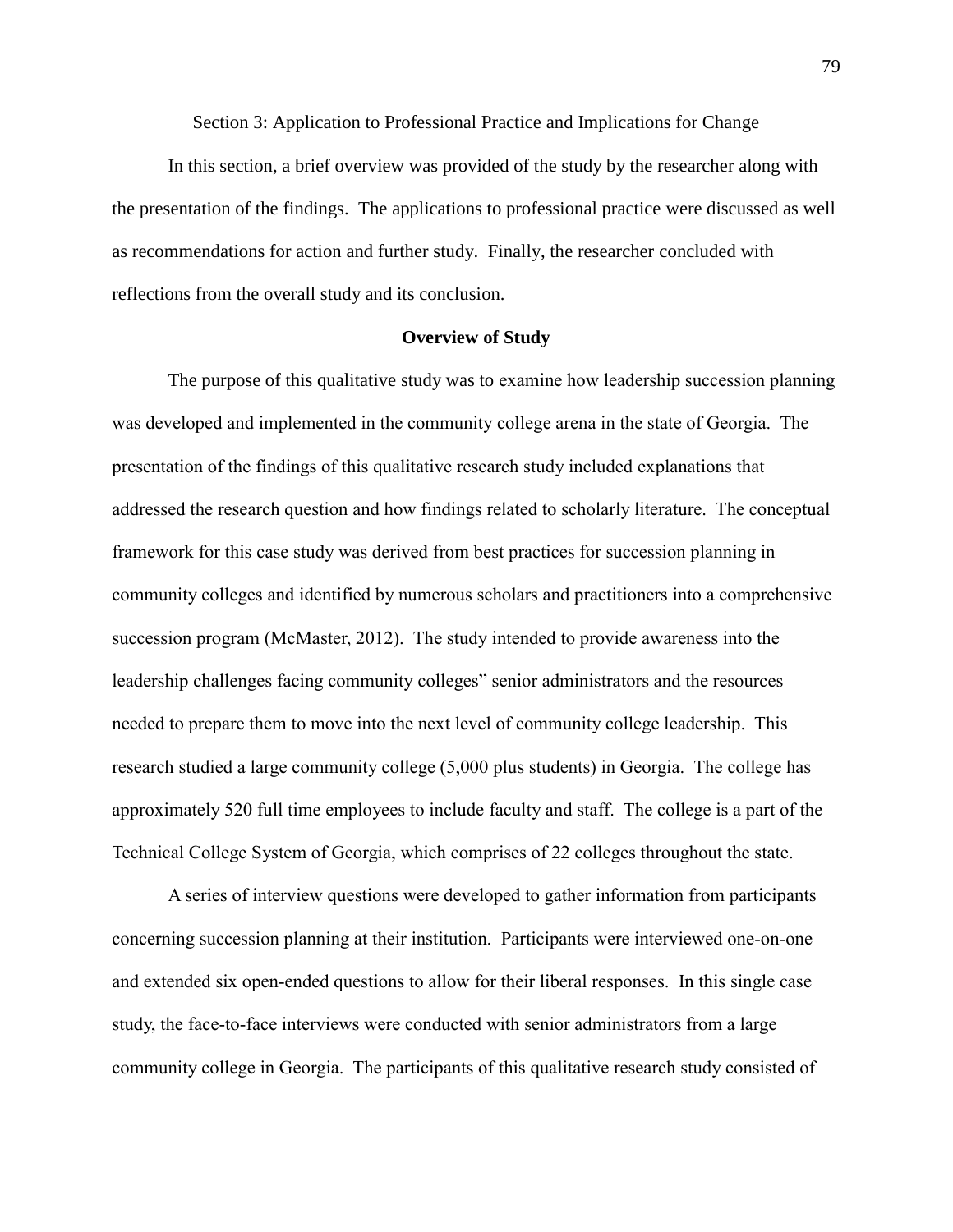## Section 3: Application to Professional Practice and Implications for Change

In this section, a brief overview was provided of the study by the researcher along with the presentation of the findings. The applications to professional practice were discussed as well as recommendations for action and further study. Finally, the researcher concluded with reflections from the overall study and its conclusion.

### Overview of Study

The purpose of this qualitative study was to examine how leadership succession planning was developed and implemented in the community college arena in the state of Georgia. The presentation of the findings of this qualitative research study included explanations that addressed the research question and how findings related to scholarly literature. The conceptual framework for this case study was derived from best practices for succession planning in community colleges and identified by numerous scholars and practitioners into a comprehensive succession program (McMaster, 2012). The study intended to provide awareness into the leadership challenges facing community colleges" senior administrators and the resources needed to prepare them to move into the next level of community college leadership. This research studied a large community college (5,000 plus students) in Georgia. The college has approximately 520 full time employees to include faculty and staff. The college is a part of the Technical College System of Georgia, which comprises of 22 colleges throughout the state.

A series of interview questions were developed to gather information from participants concerning succession planning at their institution. Participants were interviewed one-on-one and extended six open-ended questions to allow for their liberal responses. In this single case study, the face-to-face interviews were conducted with senior administrators from a large community college in Georgia. The participants of this qualitative research study consisted of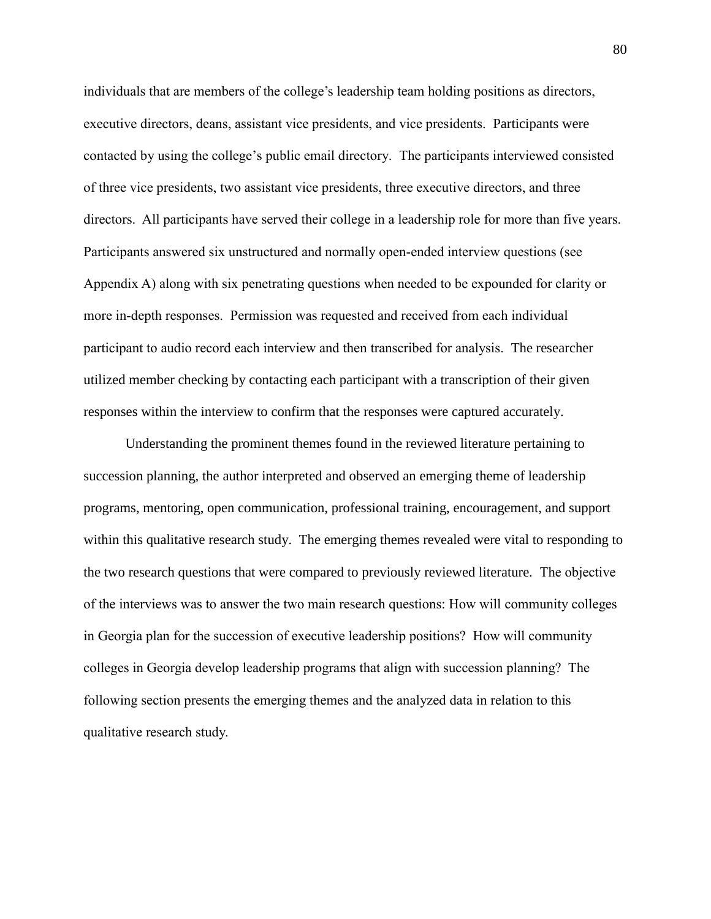individuals that are members of the college's leadership team holding positions as directors, executive directors, deans, assistant vice presidents, and vice presidents. Participants were contacted by using the college's public email directory. The participants interviewed consisted of three vice presidents, two assistant vice presidents, three executive directors, and three directors. All participants have served their college in a leadership role for more than five years. Participants answered six unstructured and normally open-ended interview questions (see Appendix A) along with six penetrating questions when needed to be expounded for clarity or more in-depth responses. Permission was requested and received from each individual participant to audio record each interview and then transcribed for analysis. The researcher utilized member checking by contacting each participant with a transcription of their given responses within the interview to confirm that the responses were captured accurately.

Understanding the prominent themes found in the reviewed literature pertaining to succession planning, the author interpreted and observed an emerging theme of leadership programs, mentoring, open communication, professional training, encouragement, and support within this qualitative research study. The emerging themes revealed were vital to responding to the two research questions that were compared to previously reviewed literature. The objective of the interviews was to answer the two main research questions: How will community colleges in Georgia plan for the succession of executive leadership positions? How will community colleges in Georgia develop leadership programs that align with succession planning? The following section presents the emerging themes and the analyzed data in relation to this qualitative research study.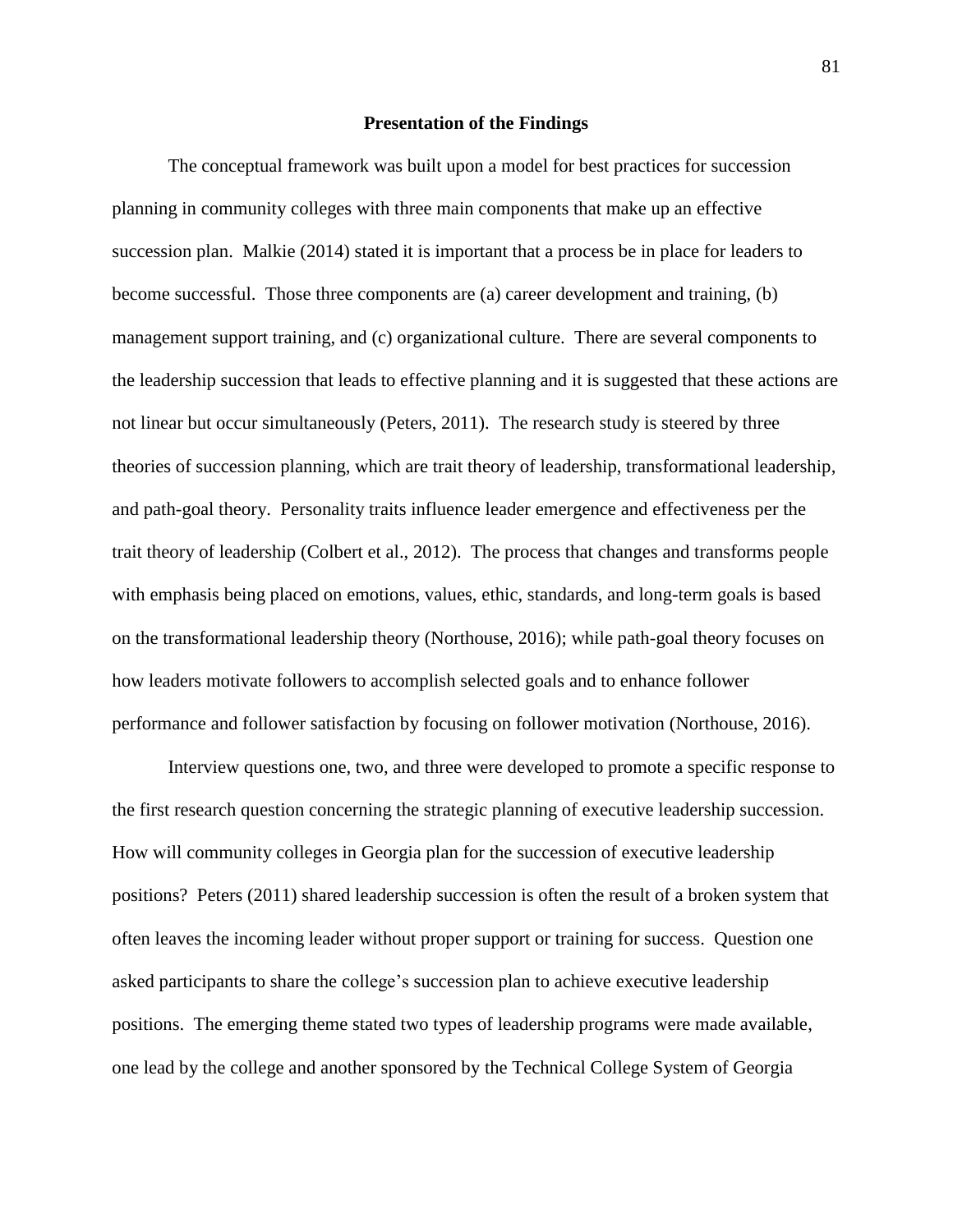## Presentation of the Findings

The conceptual framework was built upon a model for best practices for succession planning in community colleges with three main components that make up an effective succession plan. Malkie (2014) stated it is important that a process be in place for leaders to become successful. Those three components are (a) career development and training, (b) management support training, and (c) organizational culture. There are several components to the leadership succession that leads to effective planning and it is suggested that these actions are not linear but occur simultaneously (Peters, 2011). The research study is steered by three theories of succession planning, which are trait theory of leadership, transformational leadership, and path-goal theory. Personality traits influence leader emergence and effectiveness per the trait theory of leadership (Colbert et al., 2012). The process that changes and transforms people with emphasis being placed on emotions, values, ethic, standards, and long-term goals is based on the transformational leadership theory (Northouse, 2016); while path-goal theory focuses on how leaders motivate followers to accomplish selected goals and to enhance follower performance and follower satisfaction by focusing on follower motivation (Northouse, 2016).

Interview questions one, two, and three were developed to promote a specific response to the first research question concerning the strategic planning of executive leadership succession. How will community colleges in Georgia plan for the succession of executive leadership positions? Peters (2011) shared leadership succession is often the result of a broken system that often leaves the incoming leader without proper support or training for success. Question one asked participants to share the college's succession plan to achieve executive leadership positions. The emerging theme stated two types of leadership programs were made available, one lead by the college and another sponsored by the Technical College System of Georgia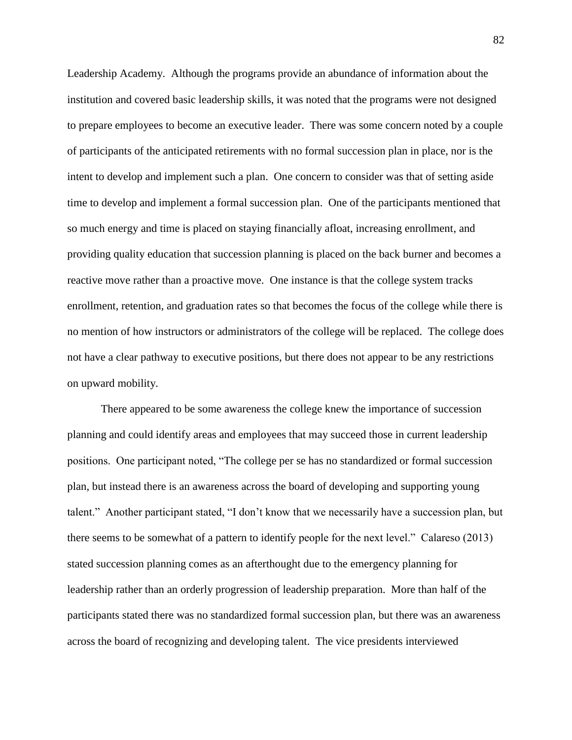Leadership Academy. Although the programs provide an abundance of information about the institution and covered basic leadership skills, it was noted that the programs were not designed to prepare employees to become an executive leader. There was some concern noted by a couple of participants of the anticipated retirements with no formal succession plan in place, nor is the intent to develop and implement such a plan. One concern to consider was that of setting aside time to develop and implement a formal succession plan. One of the participants mentioned that so much energy and time is placed on staying financially afloat, increasing enrollment, and providing quality education that succession planning is placed on the back burner and becomes a reactive move rather than a proactive move. One instance is that the college system tracks enrollment, retention, and graduation rates so that becomes the focus of the college while there is no mention of how instructors or administrators of the college will be replaced. The college does not have a clear pathway to executive positions, but there does not appear to be any restrictions on upward mobility.

There appeared to be some awareness the college knew the importance of succession planning and could identify areas and employees that may succeed those in current leadership positions. One participant noted, "The college per se has no standardized or formal succession plan, but instead there is an awareness across the board of developing and supporting young talent." Another participant stated, "I don't know that we necessarily have a succession plan, but there seems to be somewhat of a pattern to identify people for the next level." Calareso (2013) stated succession planning comes as an afterthought due to the emergency planning for leadership rather than an orderly progression of leadership preparation. More than half of the participants stated there was no standardized formal succession plan, but there was an awareness across the board of recognizing and developing talent. The vice presidents interviewed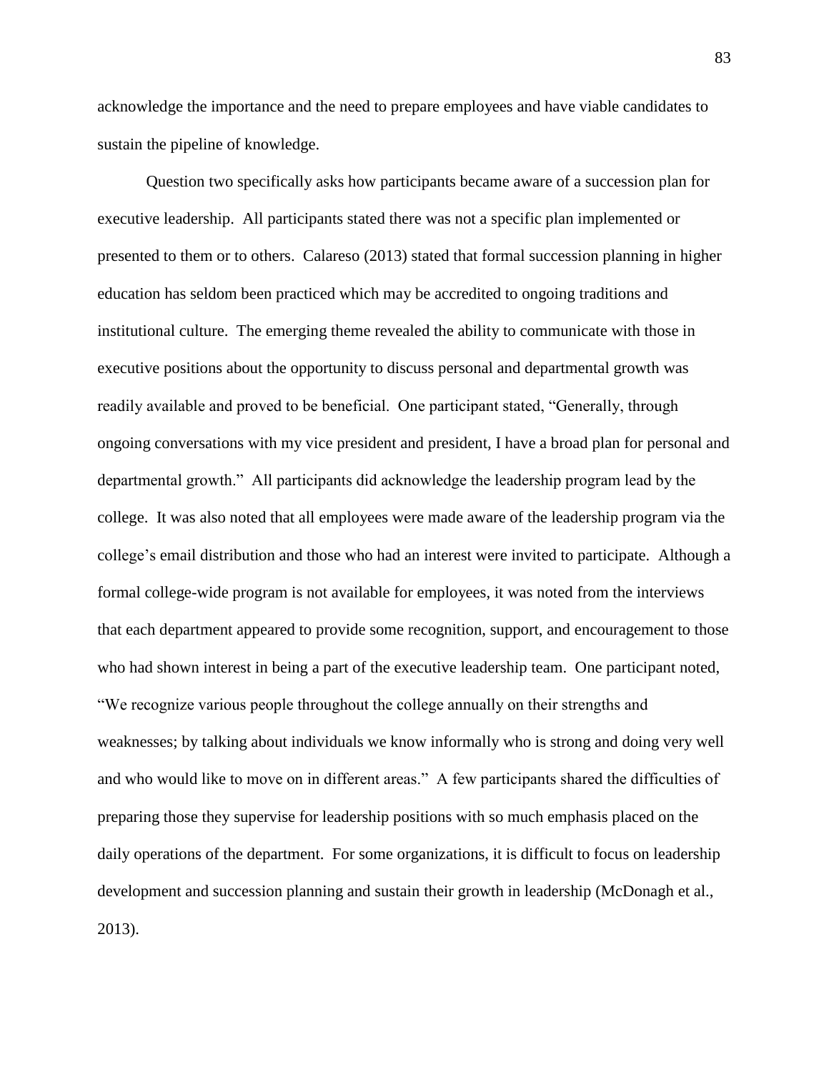acknowledge the importance and the need to prepare employees and have viable candidates to sustain the pipeline of knowledge.

Question two specifically asks how participants became aware of a succession plan for executive leadership. All participants stated there was not a specific plan implemented or presented to them or to others. Calareso (2013) stated that formal succession planning in higher education has seldom been practiced which may be accredited to ongoing traditions and institutional culture. The emerging theme revealed the ability to communicate with those in executive positions about the opportunity to discuss personal and departmental growth was readily available and proved to be beneficial. One participant stated, "Generally, through ongoing conversations with my vice president and president, I have a broad plan for personal and departmental growth." All participants did acknowledge the leadership program lead by the college. It was also noted that all employees were made aware of the leadership program via the college's email distribution and those who had an interest were invited to participate. Although a formal college-wide program is not available for employees, it was noted from the interviews that each department appeared to provide some recognition, support, and encouragement to those who had shown interest in being a part of the executive leadership team. One participant noted, "We recognize various people throughout the college annually on their strengths and weaknesses; by talking about individuals we know informally who is strong and doing very well and who would like to move on in different areas." A few participants shared the difficulties of preparing those they supervise for leadership positions with so much emphasis placed on the daily operations of the department. For some organizations, it is difficult to focus on leadership development and succession planning and sustain their growth in leadership (McDonagh et al., 2013).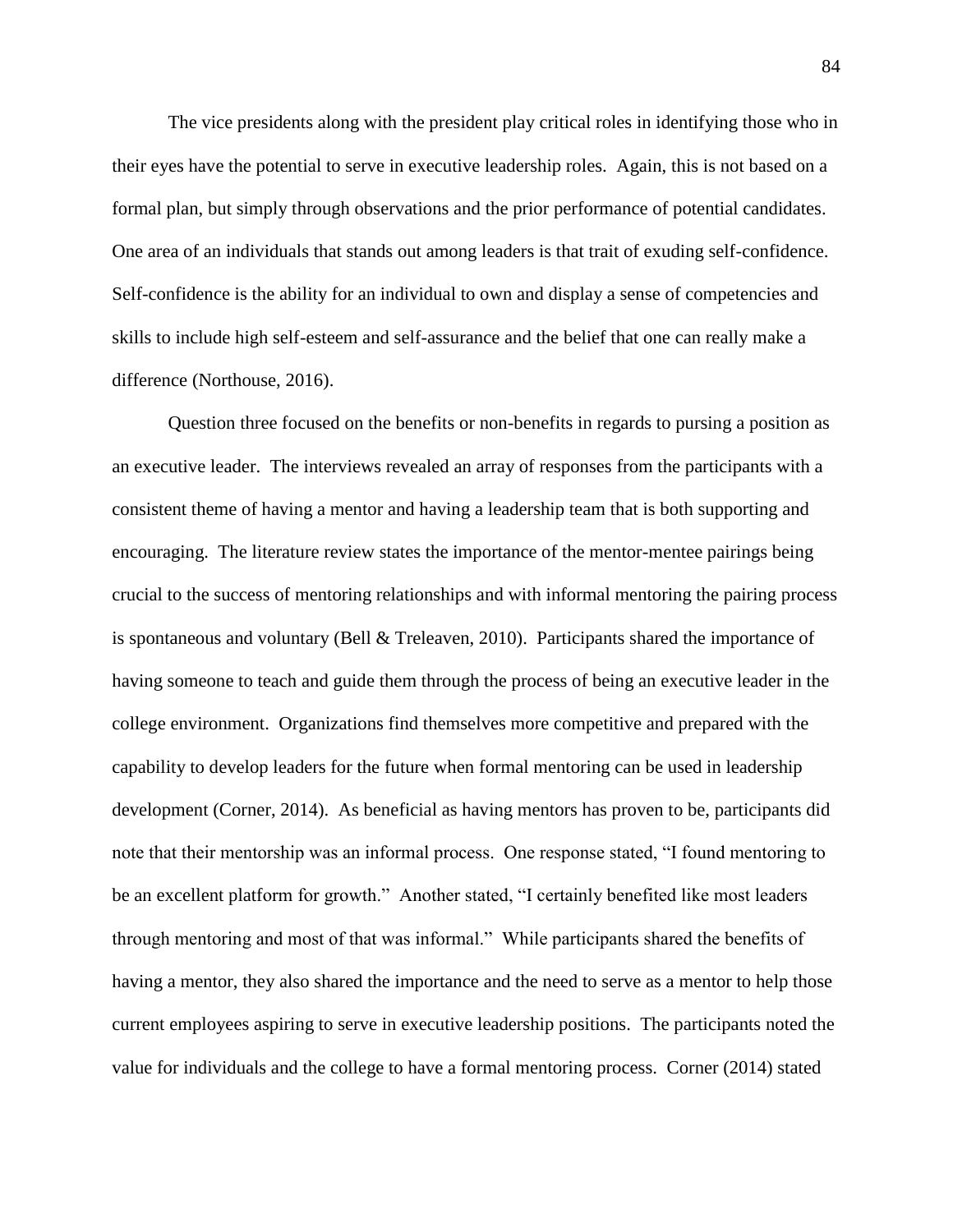The vice presidents along with the president play critical roles in identifying those who in their eyes have the potential to serve in executive leadership roles. Again, this is not based on a formal plan, but simply through observations and the prior performance of potential candidates. One area of an individuals that stands out among leaders is that trait of exuding self-confidence. Self-confidence is the ability for an individual to own and display a sense of competencies and skills to include high self-esteem and self-assurance and the belief that one can really make a difference (Northouse, 2016).

Question three focused on the benefits or non-benefits in regards to pursing a position as an executive leader. The interviews revealed an array of responses from the participants with a consistent theme of having a mentor and having a leadership team that is both supporting and encouraging. The literature review states the importance of the mentor-mentee pairings being crucial to the success of mentoring relationships and with informal mentoring the pairing process is spontaneous and voluntary (Bell & Treleaven, 2010). Participants shared the importance of having someone to teach and guide them through the process of being an executive leader in the college environment. Organizations find themselves more competitive and prepared with the capability to develop leaders for the future when formal mentoring can be used in leadership development (Corner, 2014). As beneficial as having mentors has proven to be, participants did note that their mentorship was an informal process. One response stated, "I found mentoring to be an excellent platform for growth." Another stated, "I certainly benefited like most leaders through mentoring and most of that was informal." While participants shared the benefits of having a mentor, they also shared the importance and the need to serve as a mentor to help those current employees aspiring to serve in executive leadership positions. The participants noted the value for individuals and the college to have a formal mentoring process. Corner (2014) stated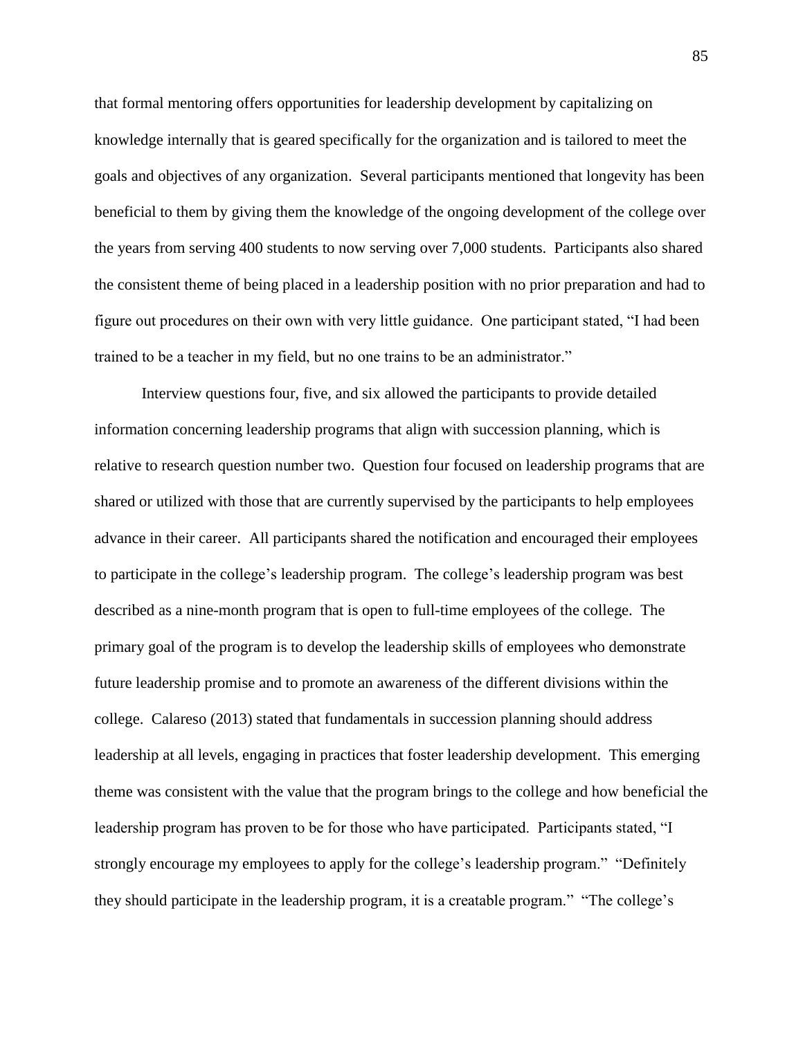that formal mentoring offers opportunities for leadership development by capitalizing on knowledge internally that is geared specifically for the organization and is tailored to meet the goals and objectives of any organization. Several participants mentioned that longevity has been beneficial to them by giving them the knowledge of the ongoing development of the college over the years from serving 400 students to now serving over 7,000 students. Participants also shared the consistent theme of being placed in a leadership position with no prior preparation and had to figure out procedures on their own with very little guidance. One participant stated, "I had been trained to be a teacher in my field, but no one trains to be an administrator."

Interview questions four, five, and six allowed the participants to provide detailed information concerning leadership programs that align with succession planning, which is relative to research question number two. Question four focused on leadership programs that are shared or utilized with those that are currently supervised by the participants to help employees advance in their career. All participants shared the notification and encouraged their employees to participate in the college's leadership program. The college's leadership program was best described as a nine-month program that is open to full-time employees of the college. The primary goal of the program is to develop the leadership skills of employees who demonstrate future leadership promise and to promote an awareness of the different divisions within the college. Calareso (2013) stated that fundamentals in succession planning should address leadership at all levels, engaging in practices that foster leadership development. This emerging theme was consistent with the value that the program brings to the college and how beneficial the leadership program has proven to be for those who have participated. Participants stated, "I strongly encourage my employees to apply for the college's leadership program." "Definitely they should participate in the leadership program, it is a creatable program." "The college's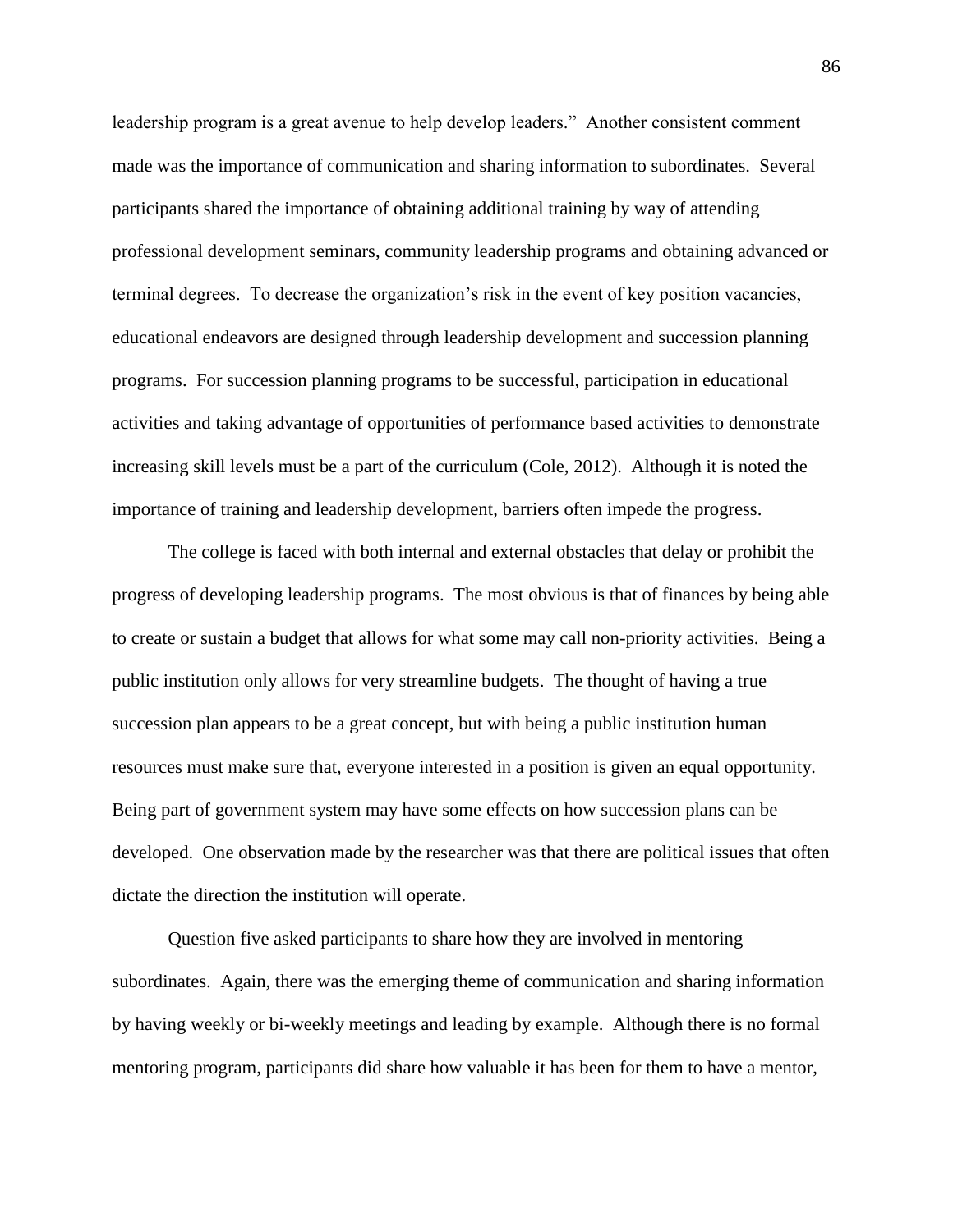leadership program is a great avenue to help develop leaders." Another consistent comment made was the importance of communication and sharing information to subordinates. Several participants shared the importance of obtaining additional training by way of attending professional development seminars, community leadership programs and obtaining advanced or terminal degrees. To decrease the organization's risk in the event of key position vacancies, educational endeavors are designed through leadership development and succession planning programs. For succession planning programs to be successful, participation in educational activities and taking advantage of opportunities of performance based activities to demonstrate increasing skill levels must be a part of the curriculum (Cole, 2012). Although it is noted the importance of training and leadership development, barriers often impede the progress.

The college is faced with both internal and external obstacles that delay or prohibit the progress of developing leadership programs. The most obvious is that of finances by being able to create or sustain a budget that allows for what some may call non-priority activities. Being a public institution only allows for very streamline budgets. The thought of having a true succession plan appears to be a great concept, but with being a public institution human resources must make sure that, everyone interested in a position is given an equal opportunity. Being part of government system may have some effects on how succession plans can be developed. One observation made by the researcher was that there are political issues that often dictate the direction the institution will operate.

Question five asked participants to share how they are involved in mentoring subordinates. Again, there was the emerging theme of communication and sharing information by having weekly or bi-weekly meetings and leading by example. Although there is no formal mentoring program, participants did share how valuable it has been for them to have a mentor,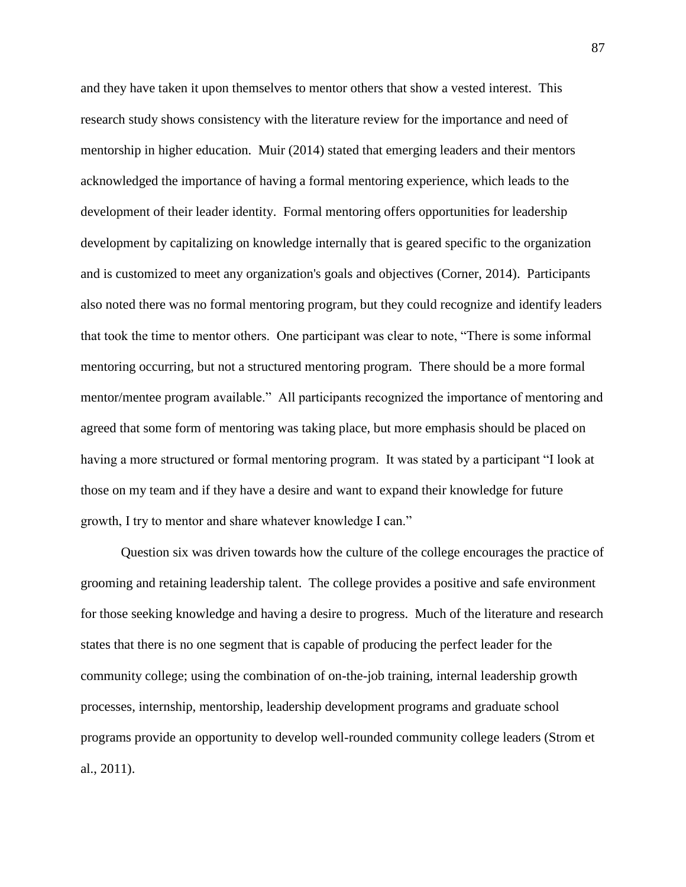and they have taken it upon themselves to mentor others that show a vested interest. This research study shows consistency with the literature review for the importance and need of mentorship in higher education. Muir (2014) stated that emerging leaders and their mentors acknowledged the importance of having a formal mentoring experience, which leads to the development of their leader identity. Formal mentoring offers opportunities for leadership development by capitalizing on knowledge internally that is geared specific to the organization and is customized to meet any organization's goals and objectives (Corner, 2014). Participants also noted there was no formal mentoring program, but they could recognize and identify leaders that took the time to mentor others. One participant was clear to note, "There is some informal mentoring occurring, but not a structured mentoring program. There should be a more formal mentor/mentee program available." All participants recognized the importance of mentoring and agreed that some form of mentoring was taking place, but more emphasis should be placed on having a more structured or formal mentoring program. It was stated by a participant "I look at those on my team and if they have a desire and want to expand their knowledge for future growth, I try to mentor and share whatever knowledge I can."

Question six was driven towards how the culture of the college encourages the practice of grooming and retaining leadership talent. The college provides a positive and safe environment for those seeking knowledge and having a desire to progress. Much of the literature and research states that there is no one segment that is capable of producing the perfect leader for the community college; using the combination of on-the-job training, internal leadership growth processes, internship, mentorship, leadership development programs and graduate school programs provide an opportunity to develop well-rounded community college leaders (Strom et al., 2011).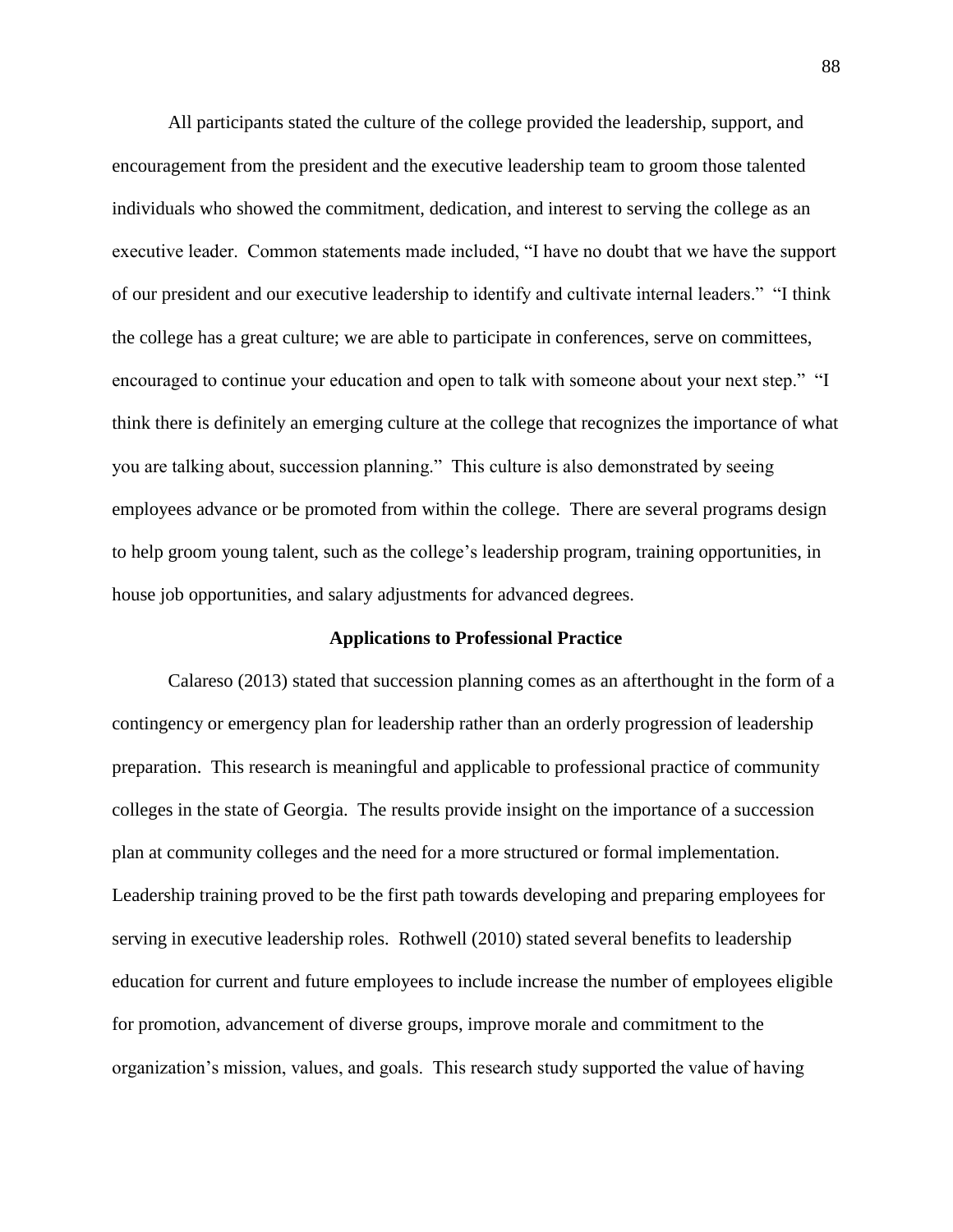All participants stated the culture of the college provided the leadership, support, and encouragement from the president and the executive leadership team to groom those talented individuals who showed the commitment, dedication, and interest to serving the college as an executive leader. Common statements made included, “I have no doubt that we have the support of our president and our executive leadership to identify and cultivate internal leaders.” “I think the college has a great culture; we are able to participate in conferences, serve on committees, encouraged to continue your education and open to talk with someone about your next step.” “I think there is definitely an emerging culture at the college that recognizes the importance of what you are talking about, succession planning.” This culture is also demonstrated by seeing employees advance or be promoted from within the college. There are several programs design to help groom young talent, such as the college’s leadership program, training opportunities, in house job opportunities, and salary adjustments for advanced degrees.

## Applications to Professional Practice

Calareso (2013) stated that succession planning comes as an afterthought in the form of a contingency or emergency plan for leadership rather than an orderly progression of leadership preparation. This research is meaningful and applicable to professional practice of community colleges in the state of Georgia. The results provide insight on the importance of a succession plan at community colleges and the need for a more structured or formal implementation. Leadership training proved to be the first path towards developing and preparing employees for serving in executive leadership roles. Rothwell (2010) stated several benefits to leadership education for current and future employees to include increase the number of employees eligible for promotion, advancement of diverse groups, improve morale and commitment to the organization’s mission, values, and goals. This research study supported the value of having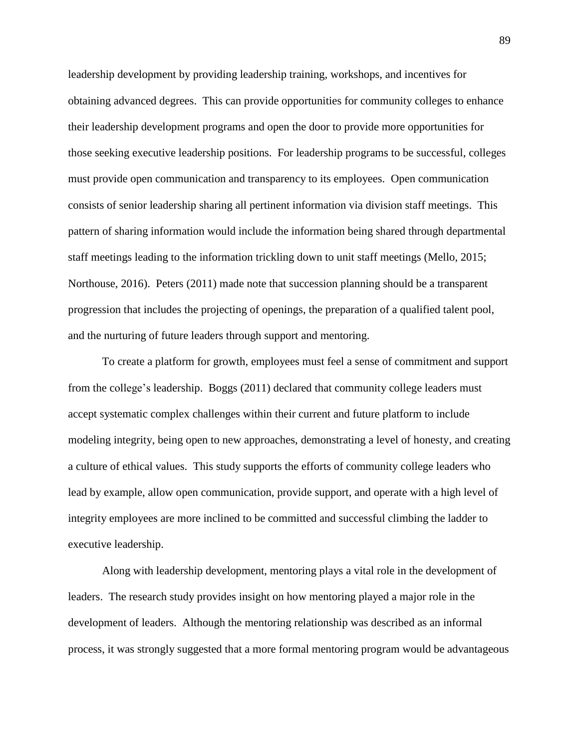leadership development by providing leadership training, workshops, and incentives for obtaining advanced degrees. This can provide opportunities for community colleges to enhance their leadership development programs and open the door to provide more opportunities for those seeking executive leadership positions. For leadership programs to be successful, colleges must provide open communication and transparency to its employees. Open communication consists of senior leadership sharing all pertinent information via division staff meetings. This pattern of sharing information would include the information being shared through departmental staff meetings leading to the information trickling down to unit staff meetings (Mello, 2015; Northouse, 2016). Peters (2011) made note that succession planning should be a transparent progression that includes the projecting of openings, the preparation of a qualified talent pool, and the nurturing of future leaders through support and mentoring.

To create a platform for growth, employees must feel a sense of commitment and support from the college's leadership. Boggs (2011) declared that community college leaders must accept systematic complex challenges within their current and future platform to include modeling integrity, being open to new approaches, demonstrating a level of honesty, and creating a culture of ethical values. This study supports the efforts of community college leaders who lead by example, allow open communication, provide support, and operate with a high level of integrity employees are more inclined to be committed and successful climbing the ladder to executive leadership.

Along with leadership development, mentoring plays a vital role in the development of leaders. The research study provides insight on how mentoring played a major role in the development of leaders. Although the mentoring relationship was described as an informal process, it was strongly suggested that a more formal mentoring program would be advantageous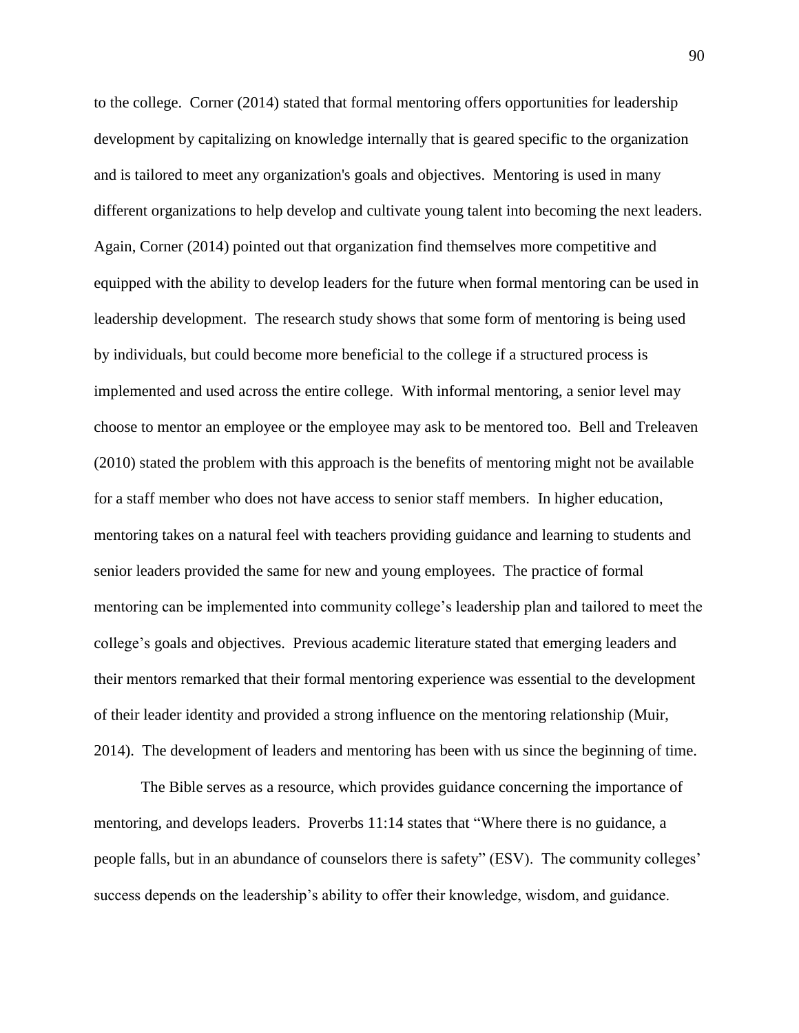to the college. Corner (2014) stated that formal mentoring offers opportunities for leadership development by capitalizing on knowledge internally that is geared specific to the organization and is tailored to meet any organization's goals and objectives. Mentoring is used in many different organizations to help develop and cultivate young talent into becoming the next leaders. Again, Corner (2014) pointed out that organization find themselves more competitive and equipped with the ability to develop leaders for the future when formal mentoring can be used in leadership development. The research study shows that some form of mentoring is being used by individuals, but could become more beneficial to the college if a structured process is implemented and used across the entire college. With informal mentoring, a senior level may choose to mentor an employee or the employee may ask to be mentored too. Bell and Treleaven (2010) stated the problem with this approach is the benefits of mentoring might not be available for a staff member who does not have access to senior staff members. In higher education, mentoring takes on a natural feel with teachers providing guidance and learning to students and senior leaders provided the same for new and young employees. The practice of formal mentoring can be implemented into community college's leadership plan and tailored to meet the college's goals and objectives. Previous academic literature stated that emerging leaders and their mentors remarked that their formal mentoring experience was essential to the development of their leader identity and provided a strong influence on the mentoring relationship (Muir, 2014). The development of leaders and mentoring has been with us since the beginning of time.

The Bible serves as a resource, which provides guidance concerning the importance of mentoring, and develops leaders. Proverbs 11:14 states that "Where there is no guidance, a people falls, but in an abundance of counselors there is safety" (ESV). The community colleges' success depends on the leadership's ability to offer their knowledge, wisdom, and guidance.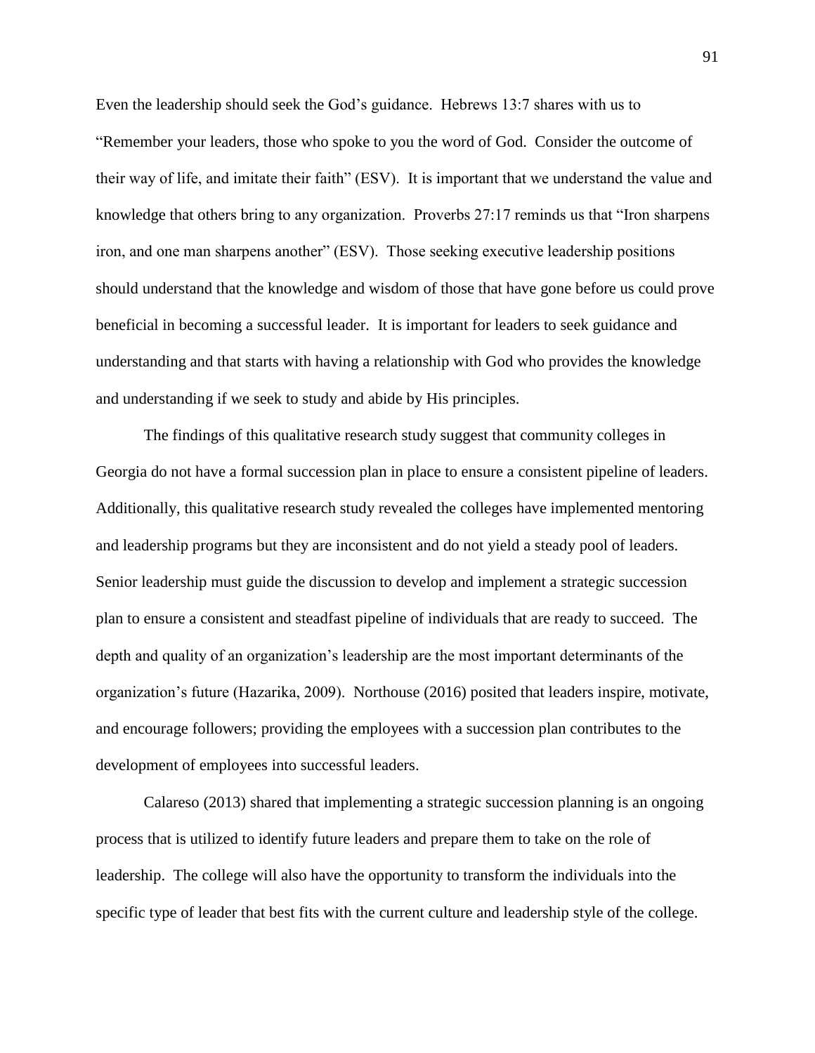Even the leadership should seek the God's guidance. Hebrews 13:7 shares with us to "Remember your leaders, those who spoke to you the word of God. Consider the outcome of their way of life, and imitate their faith" (ESV). It is important that we understand the value and knowledge that others bring to any organization. Proverbs 27:17 reminds us that "Iron sharpens iron, and one man sharpens another" (ESV). Those seeking executive leadership positions should understand that the knowledge and wisdom of those that have gone before us could prove beneficial in becoming a successful leader. It is important for leaders to seek guidance and understanding and that starts with having a relationship with God who provides the knowledge and understanding if we seek to study and abide by His principles.

The findings of this qualitative research study suggest that community colleges in Georgia do not have a formal succession plan in place to ensure a consistent pipeline of leaders. Additionally, this qualitative research study revealed the colleges have implemented mentoring and leadership programs but they are inconsistent and do not yield a steady pool of leaders. Senior leadership must guide the discussion to develop and implement a strategic succession plan to ensure a consistent and steadfast pipeline of individuals that are ready to succeed. The depth and quality of an organization's leadership are the most important determinants of the organization's future (Hazarika, 2009). Northouse (2016) posited that leaders inspire, motivate, and encourage followers; providing the employees with a succession plan contributes to the development of employees into successful leaders.

Calareso (2013) shared that implementing a strategic succession planning is an ongoing process that is utilized to identify future leaders and prepare them to take on the role of leadership. The college will also have the opportunity to transform the individuals into the specific type of leader that best fits with the current culture and leadership style of the college.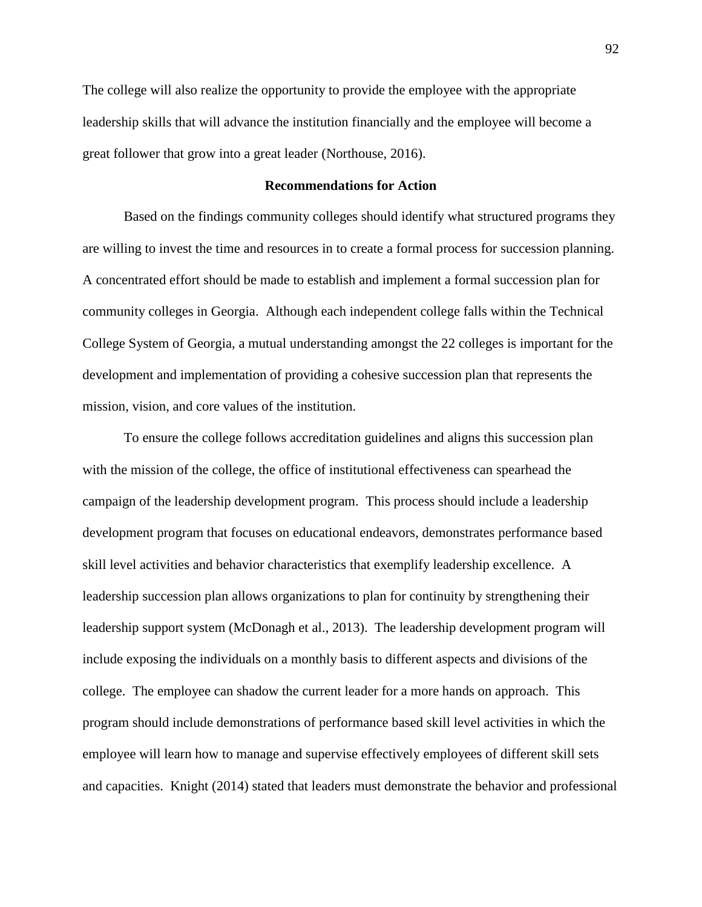The college will also realize the opportunity to provide the employee with the appropriate leadership skills that will advance the institution financially and the employee will become a great follower that grow into a great leader (Northouse, 2016).

## Recommendations for Action

Based on the findings community colleges should identify what structured programs they are willing to invest the time and resources in to create a formal process for succession planning. A concentrated effort should be made to establish and implement a formal succession plan for community colleges in Georgia. Although each independent college falls within the Technical College System of Georgia, a mutual understanding amongst the 22 colleges is important for the development and implementation of providing a cohesive succession plan that represents the mission, vision, and core values of the institution.

To ensure the college follows accreditation guidelines and aligns this succession plan with the mission of the college, the office of institutional effectiveness can spearhead the campaign of the leadership development program. This process should include a leadership development program that focuses on educational endeavors, demonstrates performance based skill level activities and behavior characteristics that exemplify leadership excellence. A leadership succession plan allows organizations to plan for continuity by strengthening their leadership support system (McDonagh et al., 2013). The leadership development program will include exposing the individuals on a monthly basis to different aspects and divisions of the college. The employee can shadow the current leader for a more hands on approach. This program should include demonstrations of performance based skill level activities in which the employee will learn how to manage and supervise effectively employees of different skill sets and capacities. Knight (2014) stated that leaders must demonstrate the behavior and professional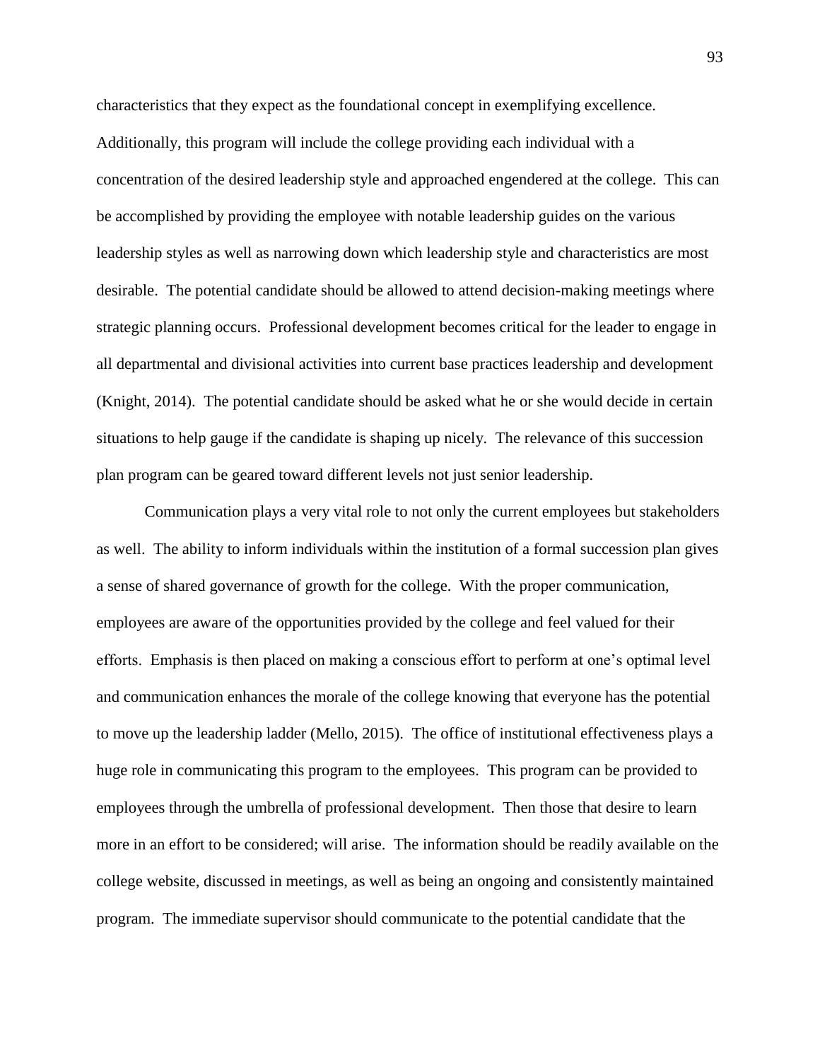characteristics that they expect as the foundational concept in exemplifying excellence. Additionally, this program will include the college providing each individual with a concentration of the desired leadership style and approached engendered at the college. This can be accomplished by providing the employee with notable leadership guides on the various leadership styles as well as narrowing down which leadership style and characteristics are most desirable. The potential candidate should be allowed to attend decision-making meetings where strategic planning occurs. Professional development becomes critical for the leader to engage in all departmental and divisional activities into current base practices leadership and development (Knight, 2014). The potential candidate should be asked what he or she would decide in certain situations to help gauge if the candidate is shaping up nicely. The relevance of this succession plan program can be geared toward different levels not just senior leadership.

Communication plays a very vital role to not only the current employees but stakeholders as well. The ability to inform individuals within the institution of a formal succession plan gives a sense of shared governance of growth for the college. With the proper communication, employees are aware of the opportunities provided by the college and feel valued for their efforts. Emphasis is then placed on making a conscious effort to perform at one's optimal level and communication enhances the morale of the college knowing that everyone has the potential to move up the leadership ladder (Mello, 2015). The office of institutional effectiveness plays a huge role in communicating this program to the employees. This program can be provided to employees through the umbrella of professional development. Then those that desire to learn more in an effort to be considered; will arise. The information should be readily available on the college website, discussed in meetings, as well as being an ongoing and consistently maintained program. The immediate supervisor should communicate to the potential candidate that the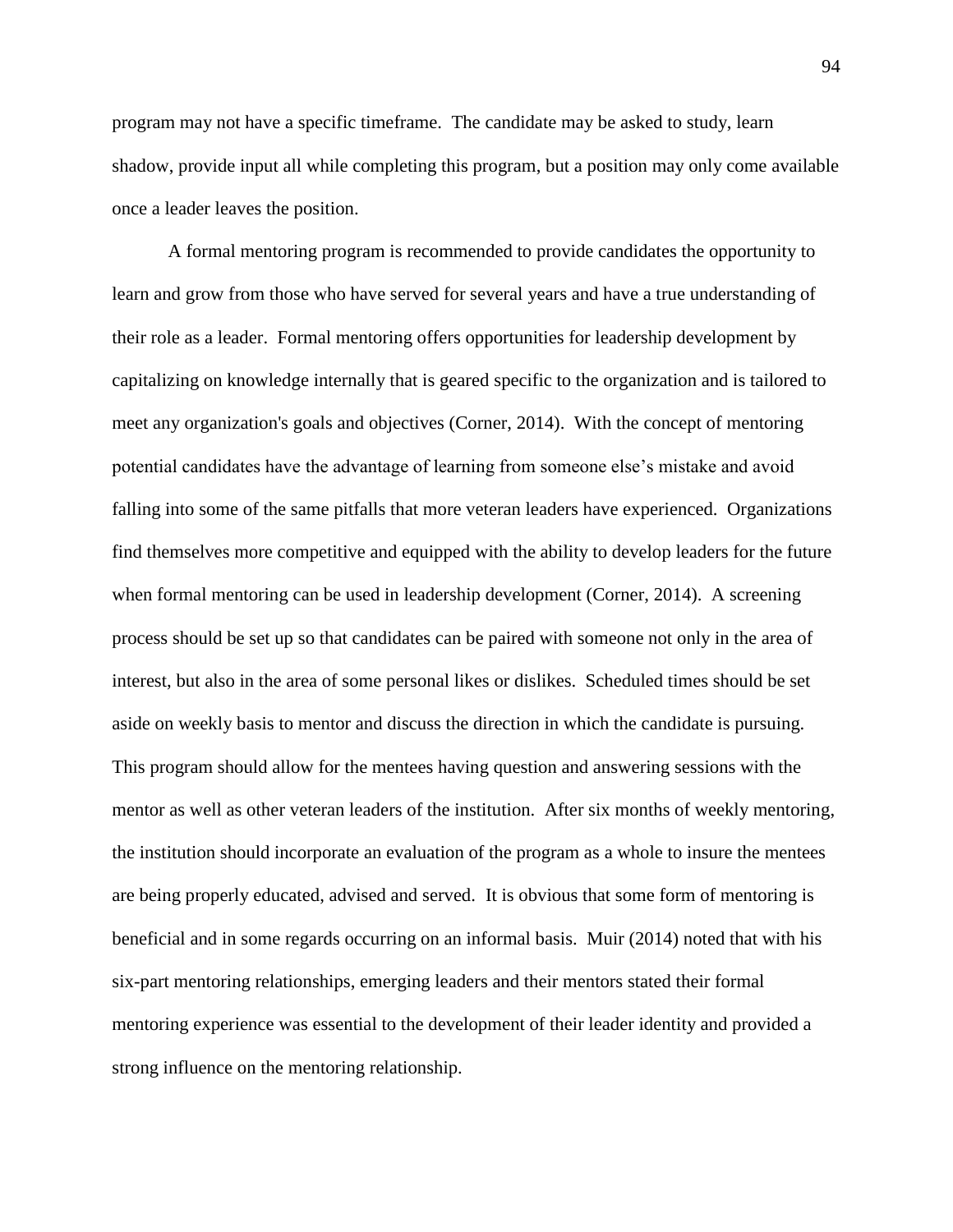program may not have a specific timeframe. The candidate may be asked to study, learn shadow, provide input all while completing this program, but a position may only come available once a leader leaves the position.

A formal mentoring program is recommended to provide candidates the opportunity to learn and grow from those who have served for several years and have a true understanding of their role as a leader. Formal mentoring offers opportunities for leadership development by capitalizing on knowledge internally that is geared specific to the organization and is tailored to meet any organization's goals and objectives (Corner, 2014). With the concept of mentoring potential candidates have the advantage of learning from someone else's mistake and avoid falling into some of the same pitfalls that more veteran leaders have experienced. Organizations find themselves more competitive and equipped with the ability to develop leaders for the future when formal mentoring can be used in leadership development (Corner, 2014). A screening process should be set up so that candidates can be paired with someone not only in the area of interest, but also in the area of some personal likes or dislikes. Scheduled times should be set aside on weekly basis to mentor and discuss the direction in which the candidate is pursuing. This program should allow for the mentees having question and answering sessions with the mentor as well as other veteran leaders of the institution. After six months of weekly mentoring, the institution should incorporate an evaluation of the program as a whole to insure the mentees are being properly educated, advised and served. It is obvious that some form of mentoring is beneficial and in some regards occurring on an informal basis. Muir (2014) noted that with his six-part mentoring relationships, emerging leaders and their mentors stated their formal mentoring experience was essential to the development of their leader identity and provided a strong influence on the mentoring relationship.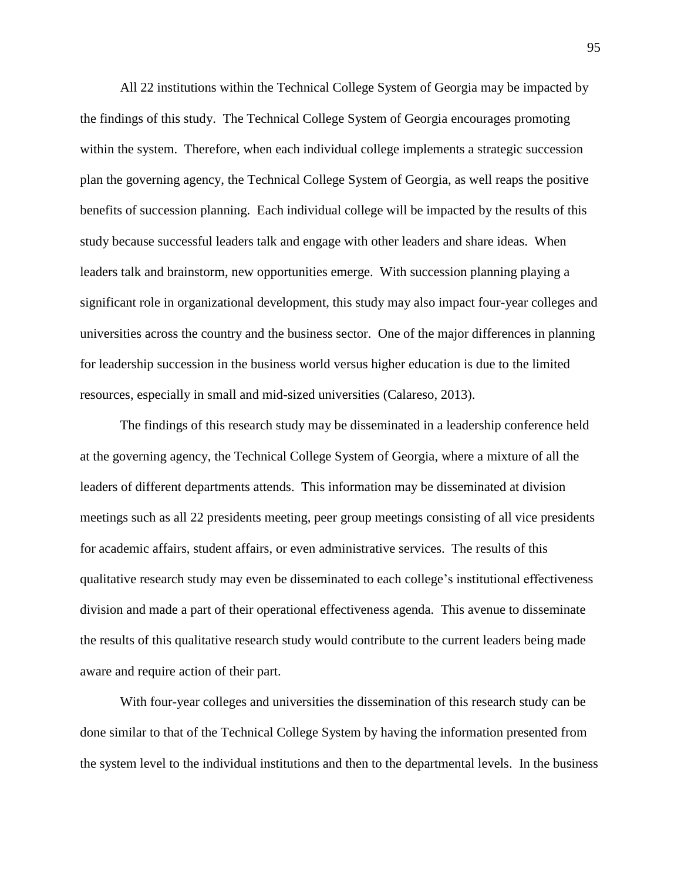All 22 institutions within the Technical College System of Georgia may be impacted by the findings of this study. The Technical College System of Georgia encourages promoting within the system. Therefore, when each individual college implements a strategic succession plan the governing agency, the Technical College System of Georgia, as well reaps the positive benefits of succession planning. Each individual college will be impacted by the results of this study because successful leaders talk and engage with other leaders and share ideas. When leaders talk and brainstorm, new opportunities emerge. With succession planning playing a significant role in organizational development, this study may also impact four-year colleges and universities across the country and the business sector. One of the major differences in planning for leadership succession in the business world versus higher education is due to the limited resources, especially in small and mid-sized universities (Calareso, 2013).

The findings of this research study may be disseminated in a leadership conference held at the governing agency, the Technical College System of Georgia, where a mixture of all the leaders of different departments attends. This information may be disseminated at division meetings such as all 22 presidents meeting, peer group meetings consisting of all vice presidents for academic affairs, student affairs, or even administrative services. The results of this qualitative research study may even be disseminated to each college's institutional effectiveness division and made a part of their operational effectiveness agenda. This avenue to disseminate the results of this qualitative research study would contribute to the current leaders being made aware and require action of their part.

With four-year colleges and universities the dissemination of this research study can be done similar to that of the Technical College System by having the information presented from the system level to the individual institutions and then to the departmental levels. In the business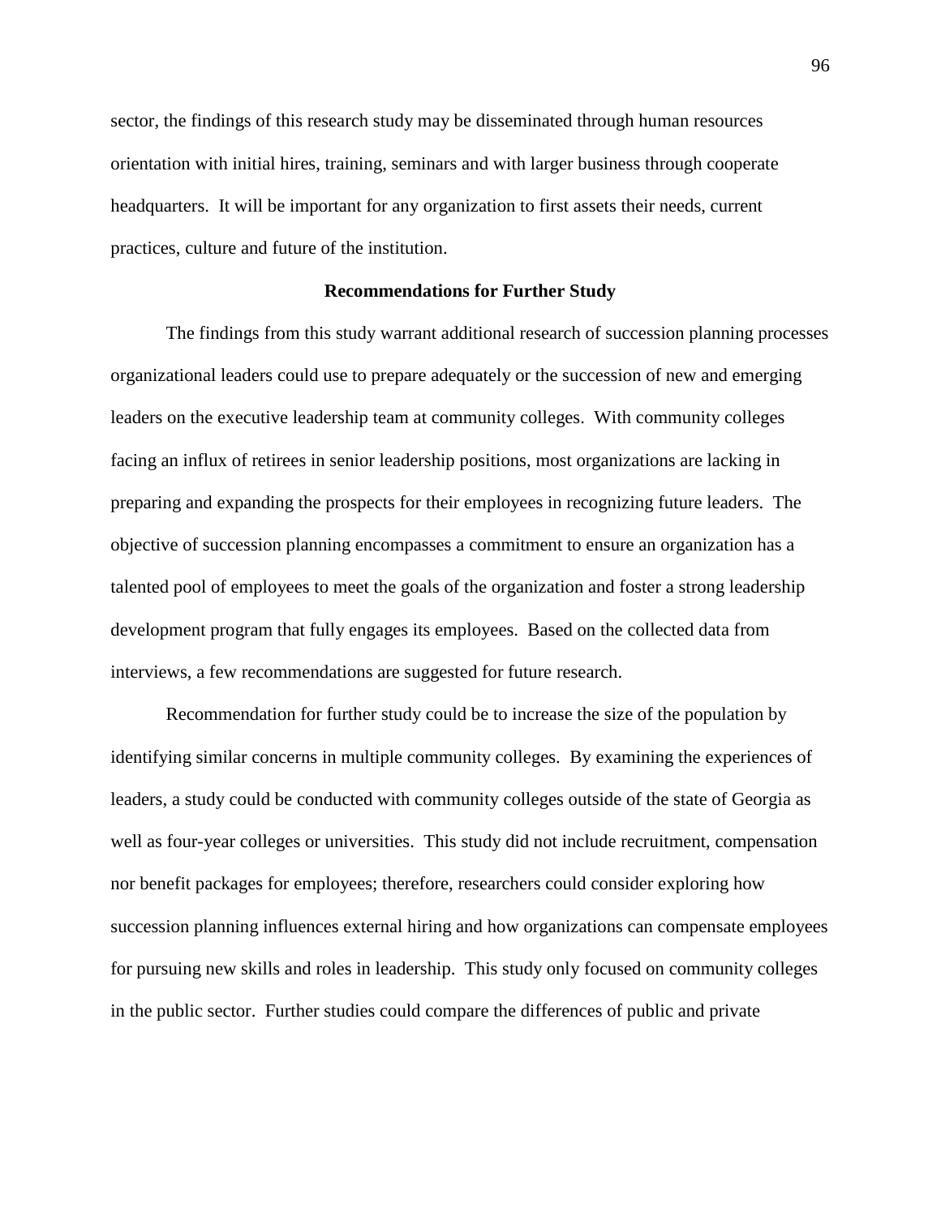sector, the findings of this research study may be disseminated through human resources orientation with initial hires, training, seminars and with larger business through cooperate headquarters. It will be important for any organization to first assets their needs, current practices, culture and future of the institution.

## Recommendations for Further Study

The findings from this study warrant additional research of succession planning processes organizational leaders could use to prepare adequately or the succession of new and emerging leaders on the executive leadership team at community colleges. With community colleges facing an influx of retirees in senior leadership positions, most organizations are lacking in preparing and expanding the prospects for their employees in recognizing future leaders. The objective of succession planning encompasses a commitment to ensure an organization has a talented pool of employees to meet the goals of the organization and foster a strong leadership development program that fully engages its employees. Based on the collected data from interviews, a few recommendations are suggested for future research.

Recommendation for further study could be to increase the size of the population by identifying similar concerns in multiple community colleges. By examining the experiences of leaders, a study could be conducted with community colleges outside of the state of Georgia as well as four-year colleges or universities. This study did not include recruitment, compensation nor benefit packages for employees; therefore, researchers could consider exploring how succession planning influences external hiring and how organizations can compensate employees for pursuing new skills and roles in leadership. This study only focused on community colleges in the public sector. Further studies could compare the differences of public and private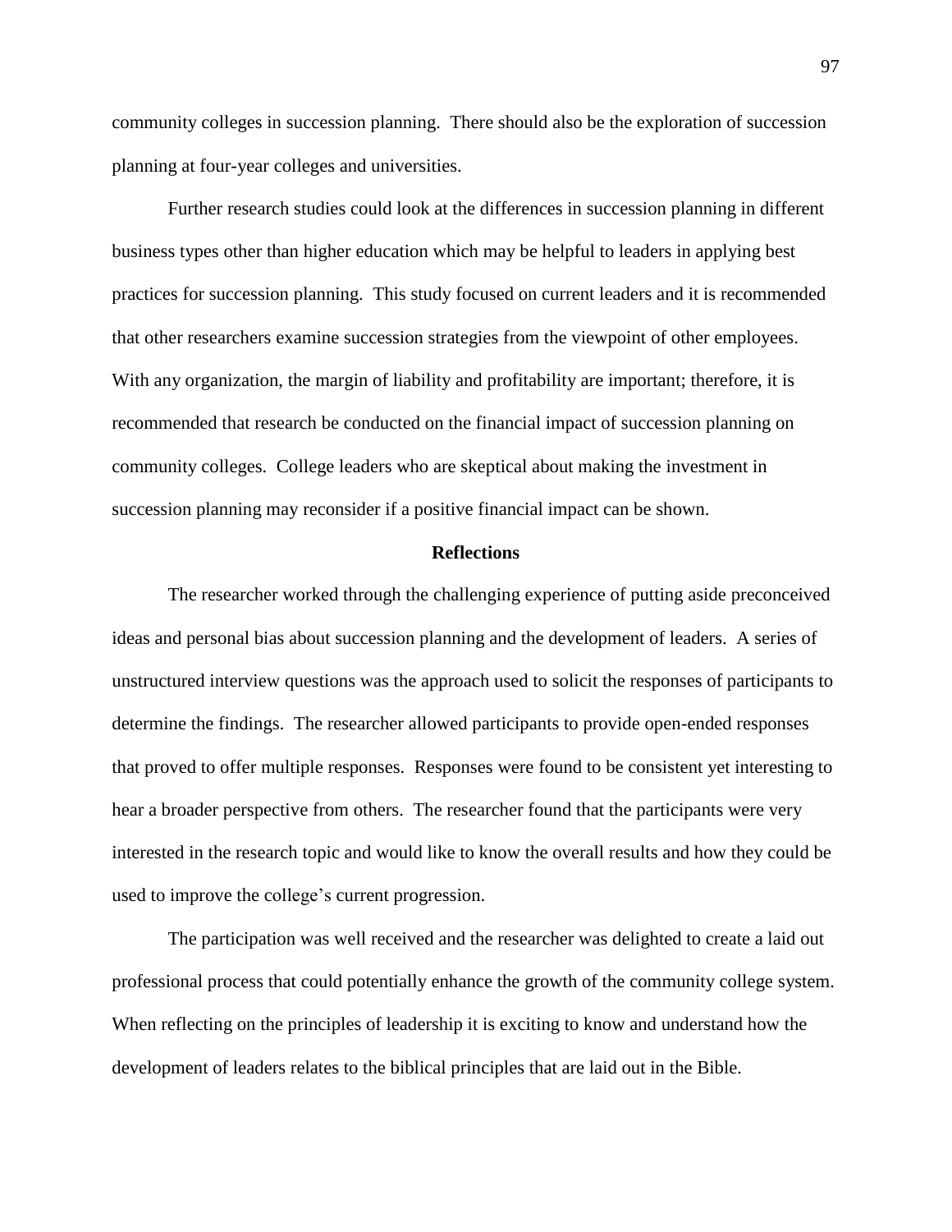community colleges in succession planning. There should also be the exploration of succession planning at four-year colleges and universities.

Further research studies could look at the differences in succession planning in different business types other than higher education which may be helpful to leaders in applying best practices for succession planning. This study focused on current leaders and it is recommended that other researchers examine succession strategies from the viewpoint of other employees. With any organization, the margin of liability and profitability are important; therefore, it is recommended that research be conducted on the financial impact of succession planning on community colleges. College leaders who are skeptical about making the investment in succession planning may reconsider if a positive financial impact can be shown.

## Reflections

The researcher worked through the challenging experience of putting aside preconceived ideas and personal bias about succession planning and the development of leaders. A series of unstructured interview questions was the approach used to solicit the responses of participants to determine the findings. The researcher allowed participants to provide open-ended responses that proved to offer multiple responses. Responses were found to be consistent yet interesting to hear a broader perspective from others. The researcher found that the participants were very interested in the research topic and would like to know the overall results and how they could be used to improve the college's current progression.

The participation was well received and the researcher was delighted to create a laid out professional process that could potentially enhance the growth of the community college system. When reflecting on the principles of leadership it is exciting to know and understand how the development of leaders relates to the biblical principles that are laid out in the Bible.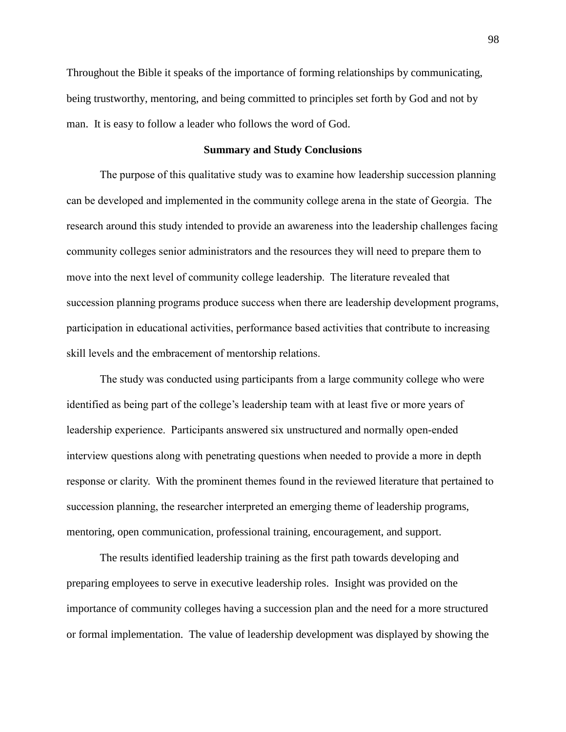Throughout the Bible it speaks of the importance of forming relationships by communicating, being trustworthy, mentoring, and being committed to principles set forth by God and not by man. It is easy to follow a leader who follows the word of God.

## Summary and Study Conclusions

The purpose of this qualitative study was to examine how leadership succession planning can be developed and implemented in the community college arena in the state of Georgia. The research around this study intended to provide an awareness into the leadership challenges facing community colleges senior administrators and the resources they will need to prepare them to move into the next level of community college leadership. The literature revealed that succession planning programs produce success when there are leadership development programs, participation in educational activities, performance based activities that contribute to increasing skill levels and the embracement of mentorship relations.

The study was conducted using participants from a large community college who were identified as being part of the college's leadership team with at least five or more years of leadership experience. Participants answered six unstructured and normally open-ended interview questions along with penetrating questions when needed to provide a more in depth response or clarity. With the prominent themes found in the reviewed literature that pertained to succession planning, the researcher interpreted an emerging theme of leadership programs, mentoring, open communication, professional training, encouragement, and support.

The results identified leadership training as the first path towards developing and preparing employees to serve in executive leadership roles. Insight was provided on the importance of community colleges having a succession plan and the need for a more structured or formal implementation. The value of leadership development was displayed by showing the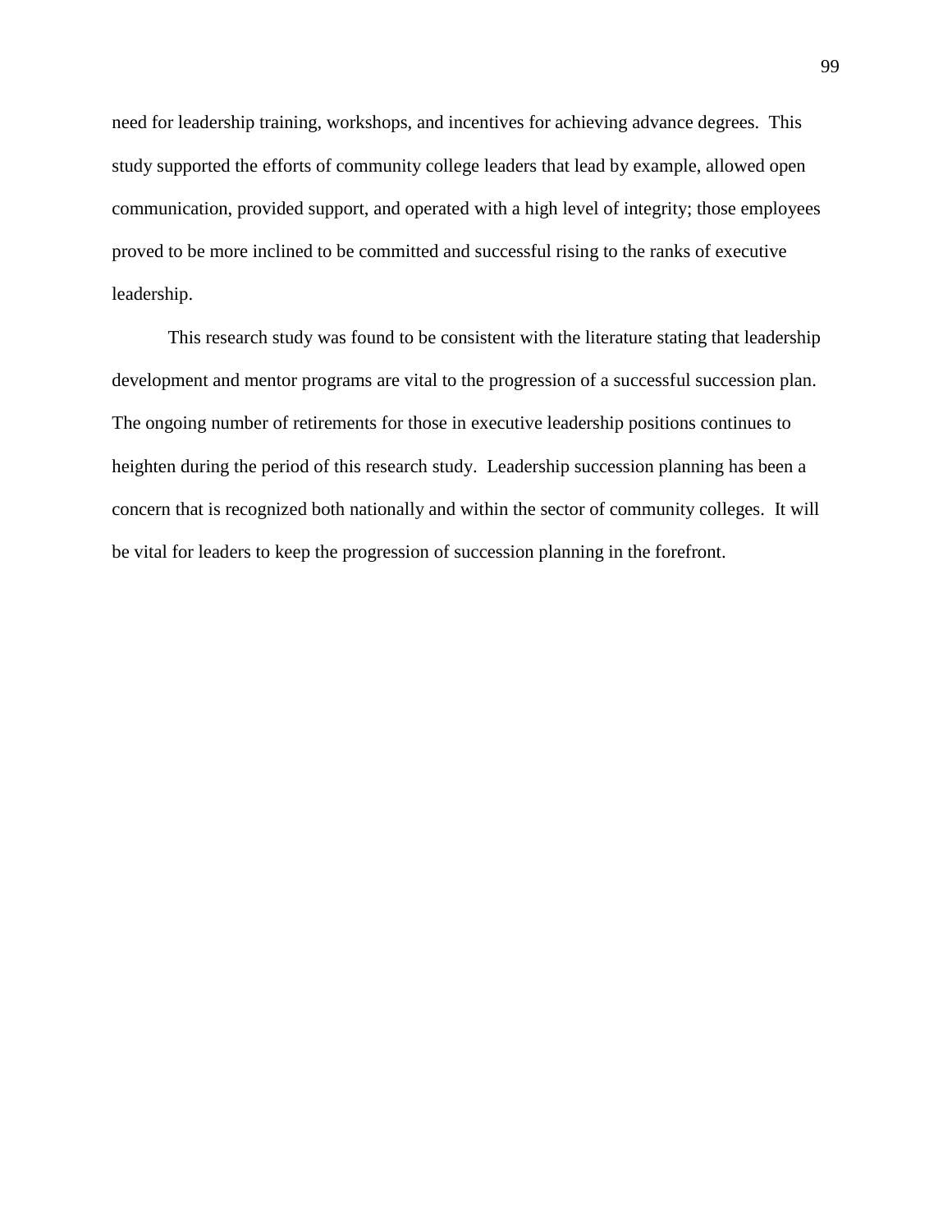need for leadership training, workshops, and incentives for achieving advance degrees. This study supported the efforts of community college leaders that lead by example, allowed open communication, provided support, and operated with a high level of integrity; those employees proved to be more inclined to be committed and successful rising to the ranks of executive leadership.

This research study was found to be consistent with the literature stating that leadership development and mentor programs are vital to the progression of a successful succession plan. The ongoing number of retirements for those in executive leadership positions continues to heighten during the period of this research study. Leadership succession planning has been a concern that is recognized both nationally and within the sector of community colleges. It will be vital for leaders to keep the progression of succession planning in the forefront.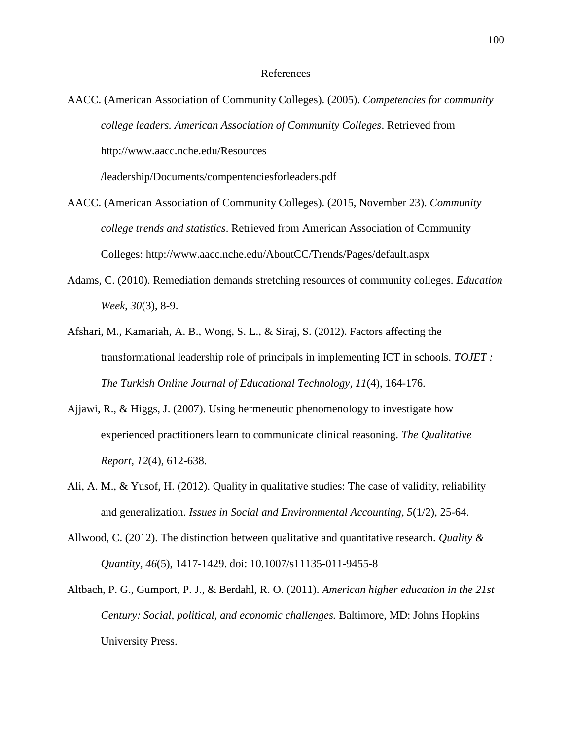# References

AACC. (American Association of Community Colleges). (2005). *Competencies for community college leaders. American Association of Community Colleges*. Retrieved from http://www.aacc.nche.edu/Resources /leadership/Documents/compentenciesforleaders.pdf

AACC. (American Association of Community Colleges). (2015, November 23). *Community college trends and statistics*. Retrieved from American Association of Community Colleges: http://www.aacc.nche.edu/AboutCC/Trends/Pages/default.aspx

Adams, C. (2010). Remediation demands stretching resources of community colleges. *Education Week*, *30*(3), 8-9.

Afshari, M., Kamariah, A. B., Wong, S. L., & Siraj, S. (2012). Factors affecting the transformational leadership role of principals in implementing ICT in schools. *TOJET : The Turkish Online Journal of Educational Technology, 11*(4), 164-176.

Ajjawi, R., & Higgs, J. (2007). Using hermeneutic phenomenology to investigate how experienced practitioners learn to communicate clinical reasoning. *The Qualitative Report, 12*(4), 612-638.

Ali, A. M., & Yusof, H. (2012). Quality in qualitative studies: The case of validity, reliability and generalization. *Issues in Social and Environmental Accounting, 5*(1/2), 25-64.

Allwood, C. (2012). The distinction between qualitative and quantitative research. *Quality & Quantity, 46*(5), 1417-1429. doi: 10.1007/s11135-011-9455-8

Altbach, P. G., Gumport, P. J., & Berdahl, R. O. (2011). *American higher education in the 21st Century: Social, political, and economic challenges.* Baltimore, MD: Johns Hopkins University Press.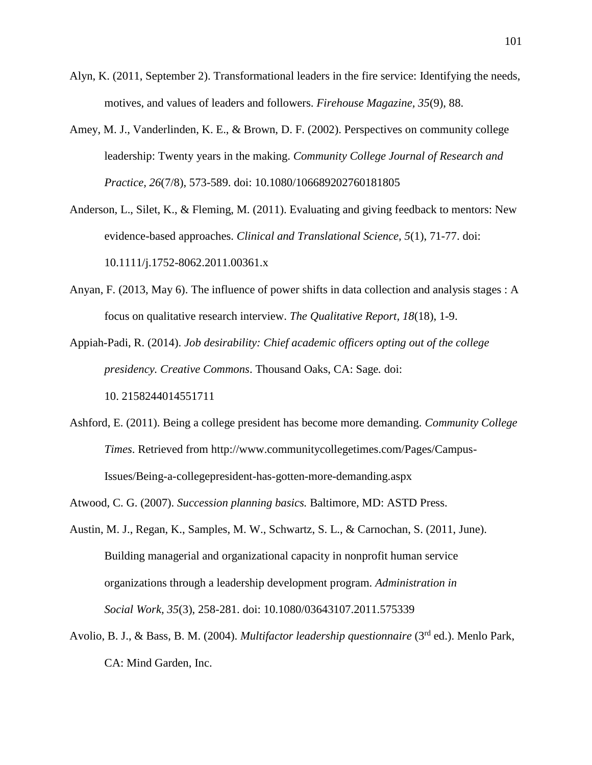Alyn, K. (2011, September 2). Transformational leaders in the fire service: Identifying the needs, motives, and values of leaders and followers. *Firehouse Magazine, 35*(9), 88.

Amey, M. J., Vanderlinden, K. E., & Brown, D. F. (2002). Perspectives on community college leadership: Twenty years in the making. *Community College Journal of Research and Practice, 26*(7/8), 573-589. doi: 10.1080/106689202760181805

Anderson, L., Silet, K., & Fleming, M. (2011). Evaluating and giving feedback to mentors: New evidence-based approaches. *Clinical and Translational Science, 5*(1), 71-77. doi: 10.1111/j.1752-8062.2011.00361.x

Anyan, F. (2013, May 6). The influence of power shifts in data collection and analysis stages : A focus on qualitative research interview. *The Qualitative Report, 18*(18), 1-9.

Appiah-Padi, R. (2014). *Job desirability: Chief academic officers opting out of the college presidency. Creative Commons*. Thousand Oaks, CA: Sage. doi: 10. 2158244014551711

Ashford, E. (2011). Being a college president has become more demanding. *Community College Times*. Retrieved from http://www.communitycollegetimes.com/Pages/Campus-Issues/Being-a-collegepresident-has-gotten-more-demanding.aspx

Atwood, C. G. (2007). *Succession planning basics.* Baltimore, MD: ASTD Press.

Austin, M. J., Regan, K., Samples, M. W., Schwartz, S. L., & Carnochan, S. (2011, June). Building managerial and organizational capacity in nonprofit human service organizations through a leadership development program. *Administration in Social Work, 35*(3), 258-281. doi: 10.1080/03643107.2011.575339

Avolio, B. J., & Bass, B. M. (2004). *Multifactor leadership questionnaire* (3rd ed.). Menlo Park, CA: Mind Garden, Inc.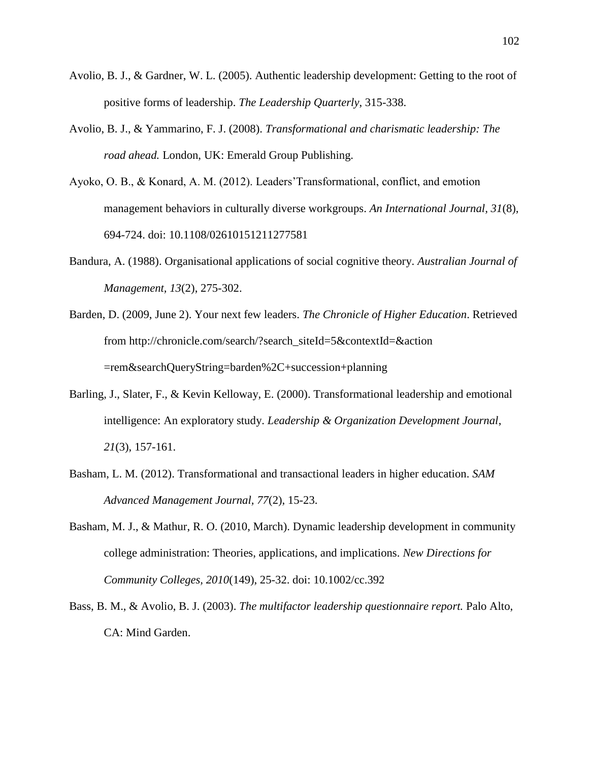Avolio, B. J., & Gardner, W. L. (2005). Authentic leadership development: Getting to the root of positive forms of leadership. *The Leadership Quarterly*, 315-338.

Avolio, B. J., & Yammarino, F. J. (2008). *Transformational and charismatic leadership: The road ahead.* London, UK: Emerald Group Publishing.

Ayoko, O. B., & Konard, A. M. (2012). Leaders'Transformational, conflict, and emotion management behaviors in culturally diverse workgroups. *An International Journal, 31*(8), 694-724. doi: 10.1108/02610151211277581

Bandura, A. (1988). Organisational applications of social cognitive theory. *Australian Journal of Management, 13*(2), 275-302.

Barden, D. (2009, June 2). Your next few leaders. *The Chronicle of Higher Education*. Retrieved from http://chronicle.com/search/?search_siteId=5&contextId=&action =rem&searchQueryString=barden%2C+succession+planning

Barling, J., Slater, F., & Kevin Kelloway, E. (2000). Transformational leadership and emotional intelligence: An exploratory study. *Leadership & Organization Development Journal*, *21*(3), 157-161.

Basham, L. M. (2012). Transformational and transactional leaders in higher education. *SAM Advanced Management Journal, 77*(2), 15-23.

Basham, M. J., & Mathur, R. O. (2010, March). Dynamic leadership development in community college administration: Theories, applications, and implications. *New Directions for Community Colleges, 2010*(149), 25-32. doi: 10.1002/cc.392

Bass, B. M., & Avolio, B. J. (2003). *The multifactor leadership questionnaire report.* Palo Alto, CA: Mind Garden.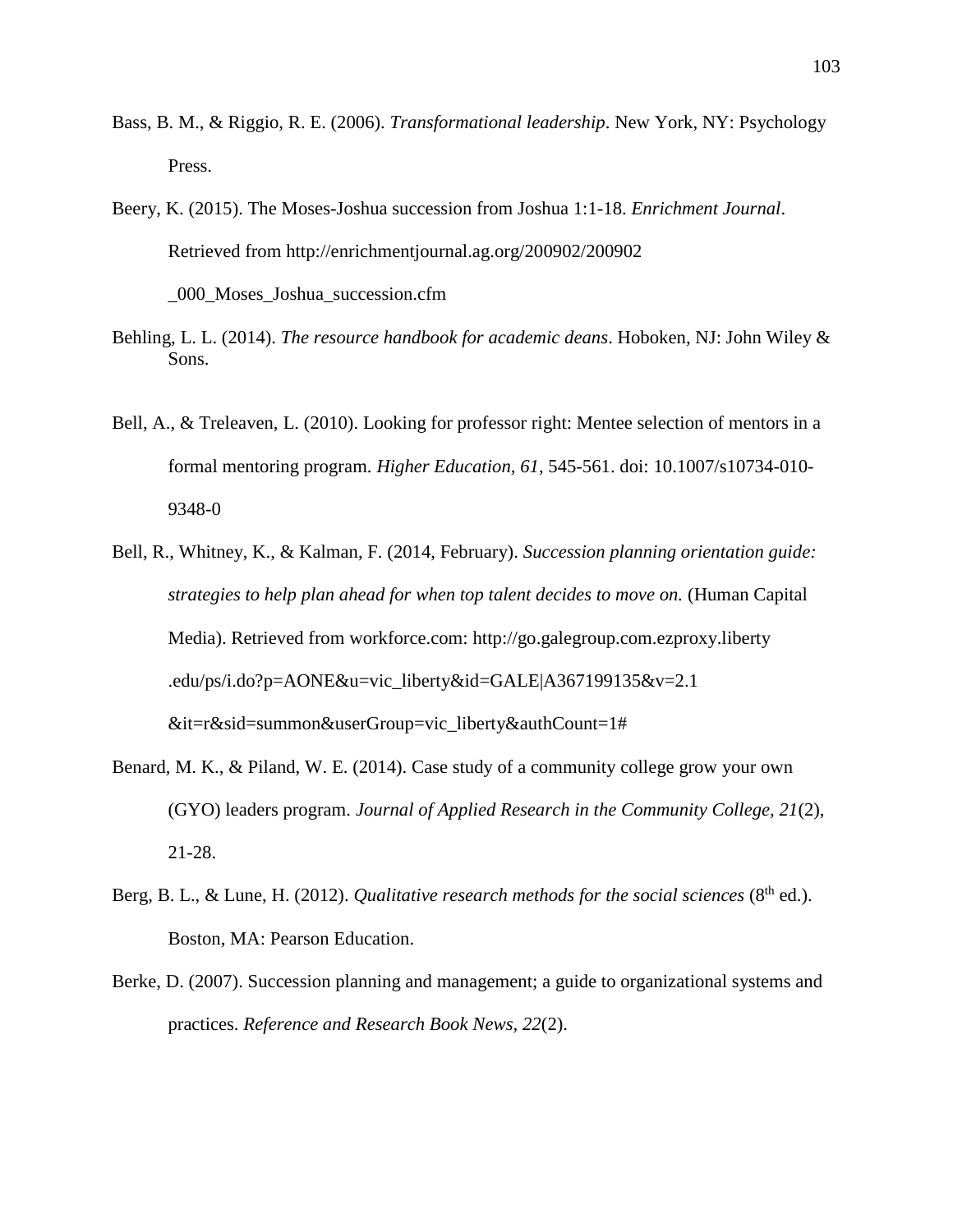Bass, B. M., & Riggio, R. E. (2006). *Transformational leadership*. New York, NY: Psychology Press.

Beery, K. (2015). The Moses-Joshua succession from Joshua 1:1-18. *Enrichment Journal*. Retrieved from http://enrichmentjournal.ag.org/200902/200902_000_Moses_Joshua_succession.cfm

Behling, L. L. (2014). *The resource handbook for academic deans*. Hoboken, NJ: John Wiley & Sons.

Bell, A., & Treleaven, L. (2010). Looking for professor right: Mentee selection of mentors in a formal mentoring program. *Higher Education, 61*, 545-561. doi: 10.1007/s10734-010-9348-0

Bell, R., Whitney, K., & Kalman, F. (2014, February). *Succession planning orientation guide: strategies to help plan ahead for when top talent decides to move on.* (Human Capital Media). Retrieved from workforce.com: http://go.galegroup.com.ezproxy.liberty.edu/ps/i.do?p=AONE&u=vic_liberty&id=GALE|A367199135&v=2.1&it=r&sid=summon&userGroup=vic_liberty&authCount=1#

Benard, M. K., & Piland, W. E. (2014). Case study of a community college grow your own (GYO) leaders program. *Journal of Applied Research in the Community College, 21*(2), 21-28.

Berg, B. L., & Lune, H. (2012). *Qualitative research methods for the social sciences* (8th ed.). Boston, MA: Pearson Education.

Berke, D. (2007). Succession planning and management; a guide to organizational systems and practices. *Reference and Research Book News, 22*(2).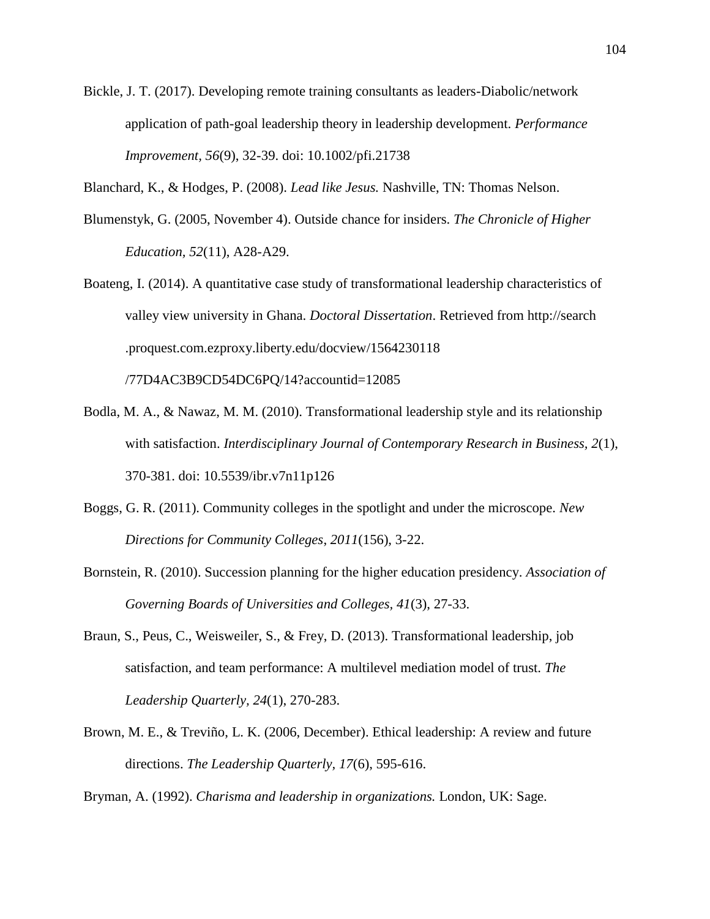Bickle, J. T. (2017). Developing remote training consultants as leaders-Diabolic/network application of path-goal leadership theory in leadership development. *Performance Improvement, 56*(9), 32-39. doi: 10.1002/pfi.21738

Blanchard, K., & Hodges, P. (2008). *Lead like Jesus.* Nashville, TN: Thomas Nelson.

Blumenstyk, G. (2005, November 4). Outside chance for insiders. *The Chronicle of Higher Education, 52*(11), A28-A29.

Boateng, I. (2014). A quantitative case study of transformational leadership characteristics of valley view university in Ghana. *Doctoral Dissertation*. Retrieved from http://search .proquest.com.ezproxy.liberty.edu/docview/1564230118 /77D4AC3B9CD54DC6PQ/14?accountid=12085

Bodla, M. A., & Nawaz, M. M. (2010). Transformational leadership style and its relationship with satisfaction. *Interdisciplinary Journal of Contemporary Research in Business, 2*(1), 370-381. doi: 10.5539/ibr.v7n11p126

Boggs, G. R. (2011). Community colleges in the spotlight and under the microscope. *New Directions for Community Colleges*, *2011*(156), 3-22.

Bornstein, R. (2010). Succession planning for the higher education presidency. *Association of Governing Boards of Universities and Colleges, 41*(3), 27-33.

Braun, S., Peus, C., Weisweiler, S., & Frey, D. (2013). Transformational leadership, job satisfaction, and team performance: A multilevel mediation model of trust. *The Leadership Quarterly, 24*(1), 270-283.

Brown, M. E., & Treviño, L. K. (2006, December). Ethical leadership: A review and future directions. *The Leadership Quarterly, 17*(6), 595-616.

Bryman, A. (1992). *Charisma and leadership in organizations.* London, UK: Sage.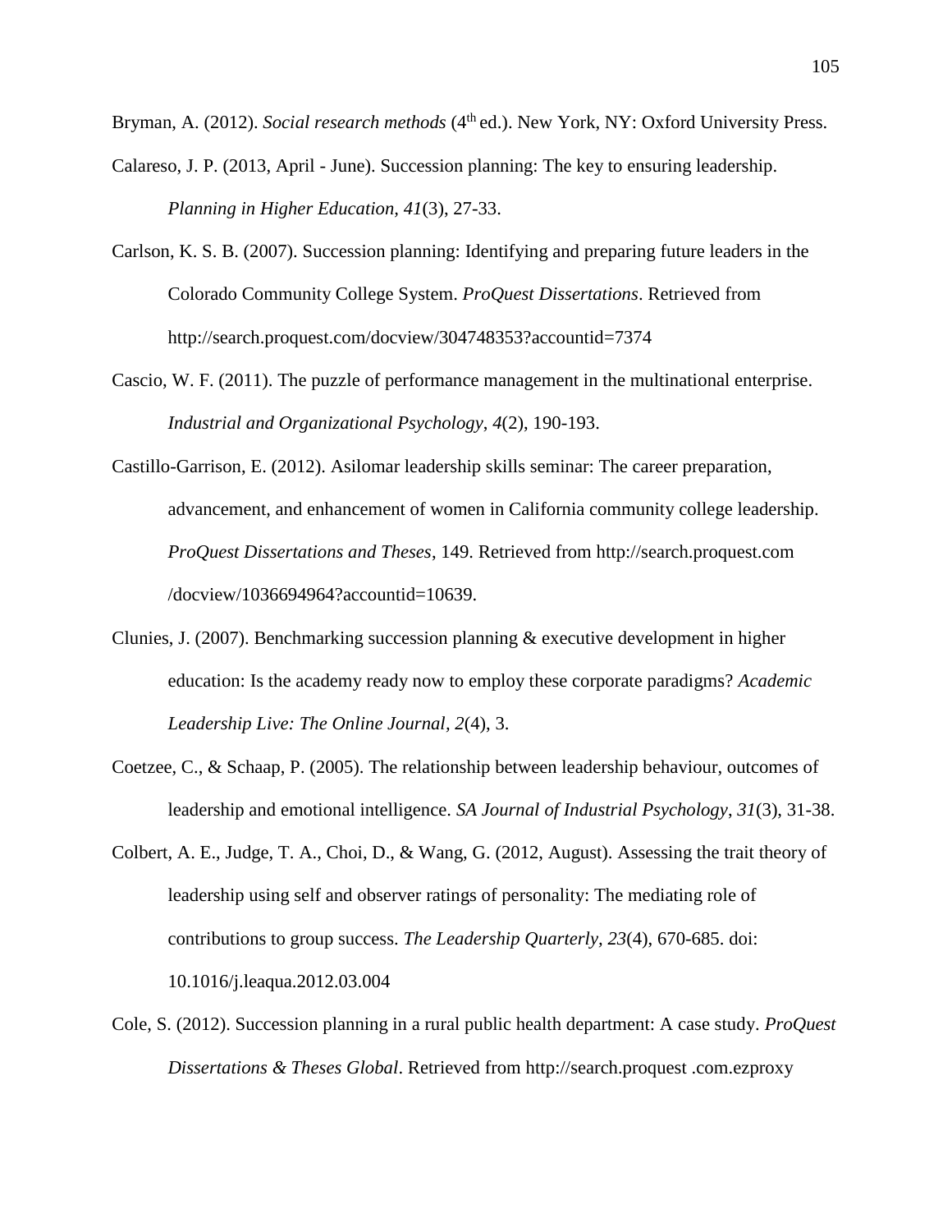Bryman, A. (2012). *Social research methods* (4th ed.). New York, NY: Oxford University Press.

Calareso, J. P. (2013, April - June). Succession planning: The key to ensuring leadership. *Planning in Higher Education*, *41*(3), 27-33.

Carlson, K. S. B. (2007). Succession planning: Identifying and preparing future leaders in the Colorado Community College System. *ProQuest Dissertations*. Retrieved from http://search.proquest.com/docview/304748353?accountid=7374

Cascio, W. F. (2011). The puzzle of performance management in the multinational enterprise. *Industrial and Organizational Psychology*, *4*(2), 190-193.

Castillo-Garrison, E. (2012). Asilomar leadership skills seminar: The career preparation, advancement, and enhancement of women in California community college leadership. *ProQuest Dissertations and Theses*, 149. Retrieved from http://search.proquest.com /docview/1036694964?accountid=10639.

Clunies, J. (2007). Benchmarking succession planning & executive development in higher education: Is the academy ready now to employ these corporate paradigms? *Academic Leadership Live: The Online Journal*, *2*(4), 3.

Coetzee, C., & Schaap, P. (2005). The relationship between leadership behaviour, outcomes of leadership and emotional intelligence. *SA Journal of Industrial Psychology*, *31*(3), 31-38.

Colbert, A. E., Judge, T. A., Choi, D., & Wang, G. (2012, August). Assessing the trait theory of leadership using self and observer ratings of personality: The mediating role of contributions to group success. *The Leadership Quarterly, 23*(4), 670-685. doi: 10.1016/j.leaqua.2012.03.004

Cole, S. (2012). Succession planning in a rural public health department: A case study. *ProQuest Dissertations & Theses Global*. Retrieved from http://search.proquest .com.ezproxy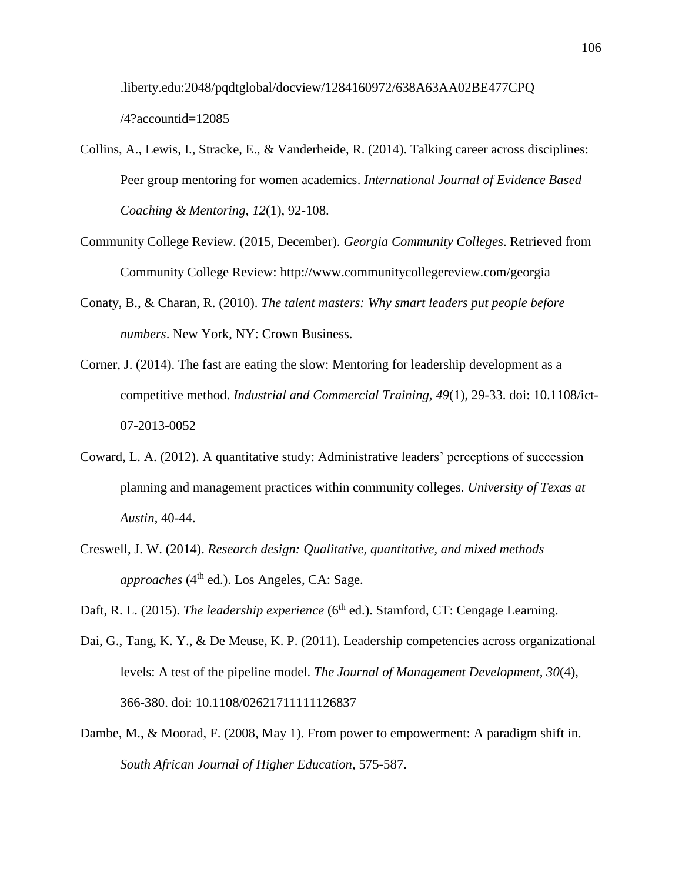.liberty.edu:2048/pqdtglobal/docview/1284160972/638A63AA02BE477CPQ/4?accountid=12085

Collins, A., Lewis, I., Stracke, E., & Vanderheide, R. (2014). Talking career across disciplines: Peer group mentoring for women academics. *International Journal of Evidence Based Coaching & Mentoring, 12*(1), 92-108.

Community College Review. (2015, December). *Georgia Community Colleges*. Retrieved from Community College Review: http://www.communitycollegereview.com/georgia

Conaty, B., & Charan, R. (2010). *The talent masters: Why smart leaders put people before numbers*. New York, NY: Crown Business.

Corner, J. (2014). The fast are eating the slow: Mentoring for leadership development as a competitive method. *Industrial and Commercial Training, 49*(1), 29-33. doi: 10.1108/ict-07-2013-0052

Coward, L. A. (2012). A quantitative study: Administrative leaders' perceptions of succession planning and management practices within community colleges. *University of Texas at Austin*, 40-44.

Creswell, J. W. (2014). *Research design: Qualitative, quantitative, and mixed methods approaches* (4th ed.). Los Angeles, CA: Sage.

Daft, R. L. (2015). *The leadership experience* (6th ed.). Stamford, CT: Cengage Learning.

Dai, G., Tang, K. Y., & De Meuse, K. P. (2011). Leadership competencies across organizational levels: A test of the pipeline model. *The Journal of Management Development, 30*(4), 366-380. doi: 10.1108/02621711111126837

Dambe, M., & Moorad, F. (2008, May 1). From power to empowerment: A paradigm shift in. *South African Journal of Higher Education*, 575-587.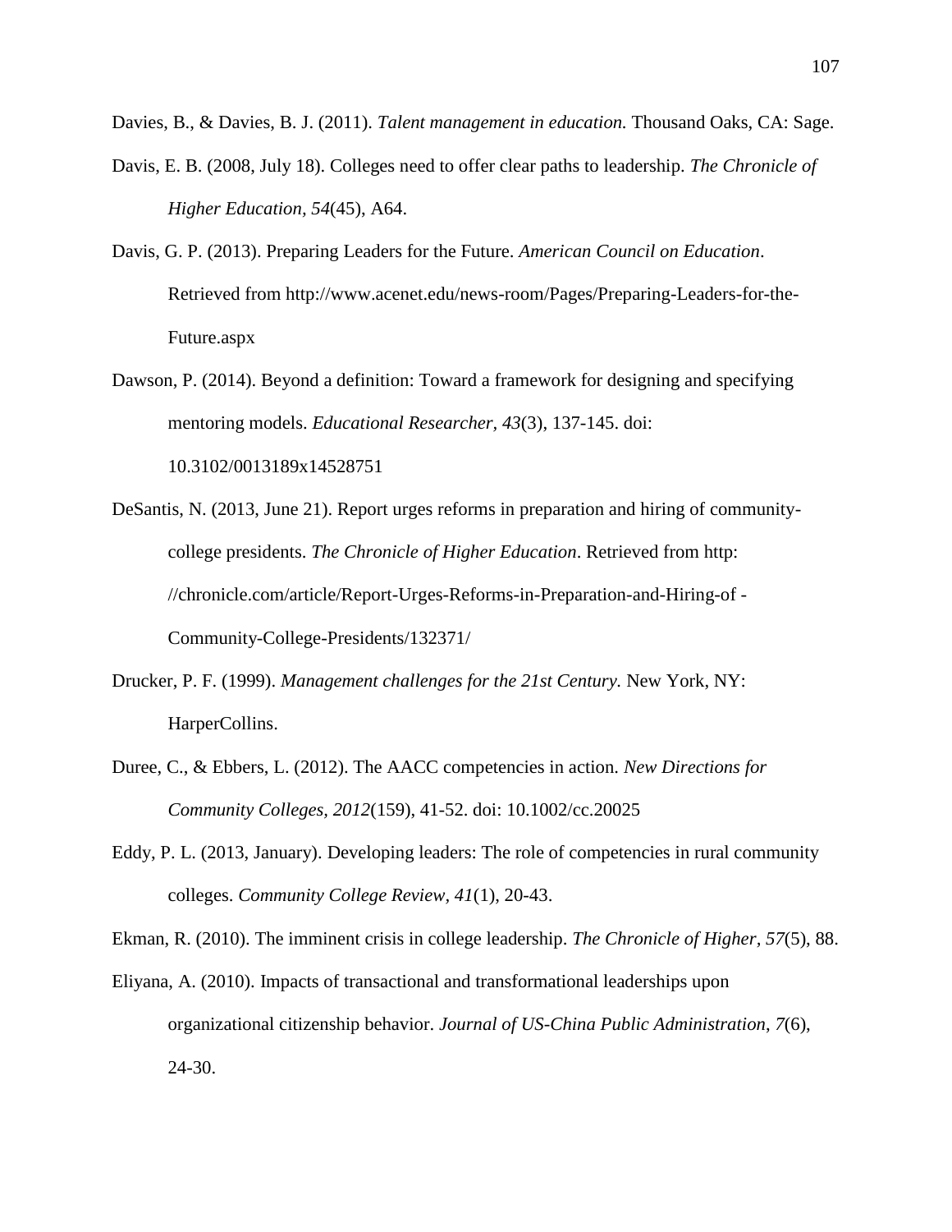Davies, B., & Davies, B. J. (2011). *Talent management in education.* Thousand Oaks, CA: Sage.

Davis, E. B. (2008, July 18). Colleges need to offer clear paths to leadership. *The Chronicle of Higher Education*, *54*(45), A64.

Davis, G. P. (2013). Preparing Leaders for the Future. *American Council on Education*. Retrieved from http://www.acenet.edu/news-room/Pages/Preparing-Leaders-for-the-Future.aspx

Dawson, P. (2014). Beyond a definition: Toward a framework for designing and specifying mentoring models. *Educational Researcher, 43*(3), 137-145. doi: 10.3102/0013189x14528751

DeSantis, N. (2013, June 21). Report urges reforms in preparation and hiring of community-college presidents. *The Chronicle of Higher Education*. Retrieved from http: //chronicle.com/article/Report-Urges-Reforms-in-Preparation-and-Hiring-of -Community-College-Presidents/132371/

Drucker, P. F. (1999). *Management challenges for the 21st Century.* New York, NY: HarperCollins.

Duree, C., & Ebbers, L. (2012). The AACC competencies in action. *New Directions for Community Colleges, 2012*(159), 41-52. doi: 10.1002/cc.20025

Eddy, P. L. (2013, January). Developing leaders: The role of competencies in rural community colleges. *Community College Review, 41*(1), 20-43.

Ekman, R. (2010). The imminent crisis in college leadership. *The Chronicle of Higher*, *57*(5), 88.

Eliyana, A. (2010). Impacts of transactional and transformational leaderships upon organizational citizenship behavior. *Journal of US-China Public Administration*, *7*(6), 24-30.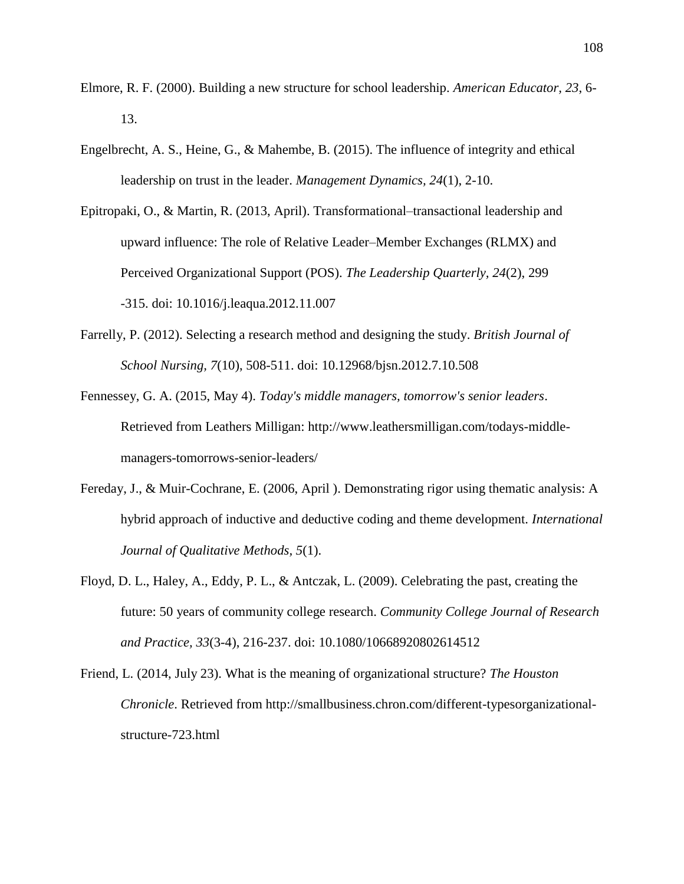Elmore, R. F. (2000). Building a new structure for school leadership. *American Educator, 23*, 6-13.

Engelbrecht, A. S., Heine, G., & Mahembe, B. (2015). The influence of integrity and ethical leadership on trust in the leader. *Management Dynamics, 24*(1), 2-10.

Epitropaki, O., & Martin, R. (2013, April). Transformational–transactional leadership and upward influence: The role of Relative Leader–Member Exchanges (RLMX) and Perceived Organizational Support (POS). *The Leadership Quarterly, 24*(2), 299 -315. doi: 10.1016/j.leaqua.2012.11.007

Farrelly, P. (2012). Selecting a research method and designing the study. *British Journal of School Nursing, 7*(10), 508-511. doi: 10.12968/bjsn.2012.7.10.508

Fennessey, G. A. (2015, May 4). *Today's middle managers, tomorrow's senior leaders*. Retrieved from Leathers Milligan: http://www.leathersmilligan.com/todays-middle-managers-tomorrows-senior-leaders/

Fereday, J., & Muir-Cochrane, E. (2006, April ). Demonstrating rigor using thematic analysis: A hybrid approach of inductive and deductive coding and theme development. *International Journal of Qualitative Methods, 5*(1).

Floyd, D. L., Haley, A., Eddy, P. L., & Antczak, L. (2009). Celebrating the past, creating the future: 50 years of community college research. *Community College Journal of Research and Practice, 33*(3-4), 216-237. doi: 10.1080/10668920802614512

Friend, L. (2014, July 23). What is the meaning of organizational structure? *The Houston Chronicle*. Retrieved from http://smallbusiness.chron.com/different-typesorganizational-structure-723.html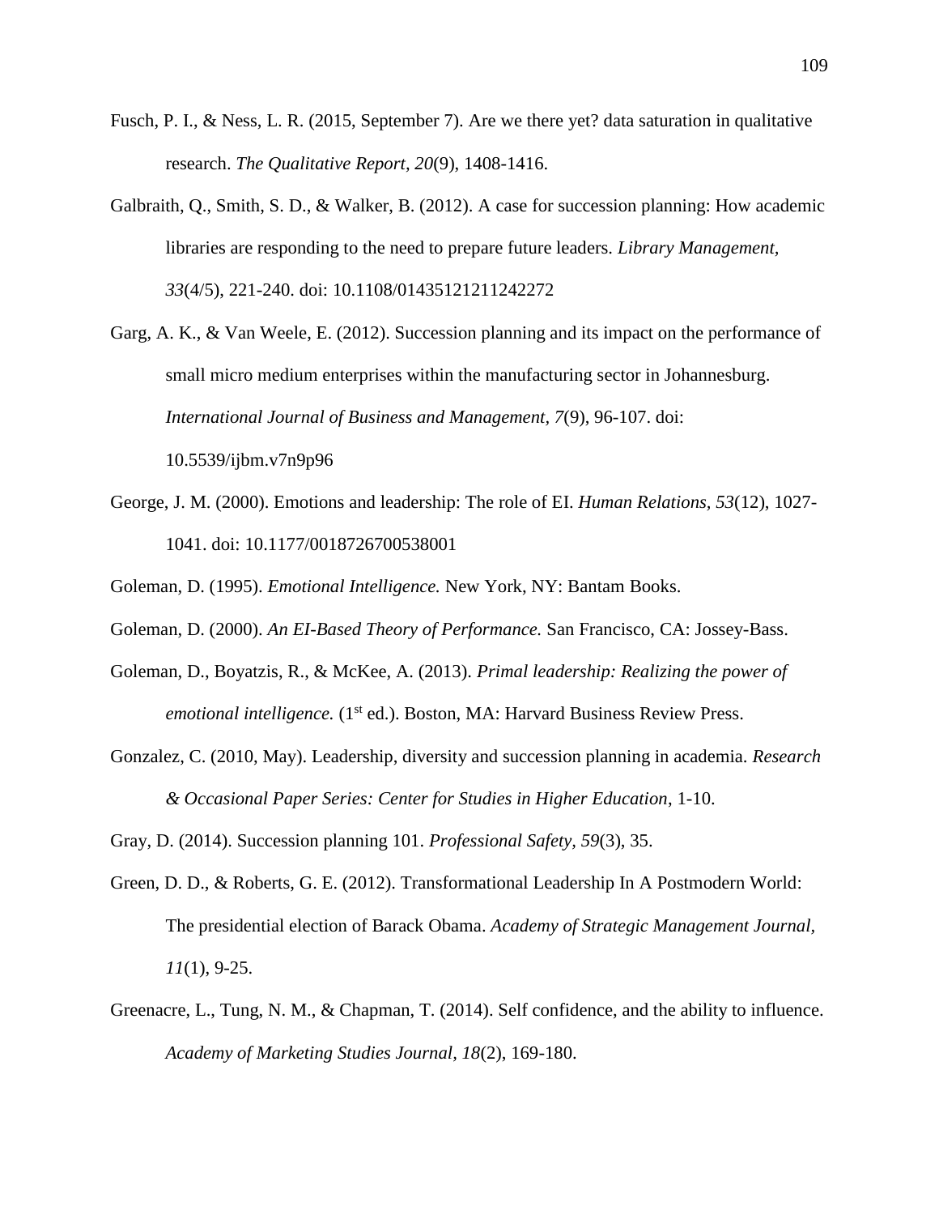Fusch, P. I., & Ness, L. R. (2015, September 7). Are we there yet? data saturation in qualitative research. *The Qualitative Report, 20*(9), 1408-1416.

Galbraith, Q., Smith, S. D., & Walker, B. (2012). A case for succession planning: How academic libraries are responding to the need to prepare future leaders. *Library Management, 33*(4/5), 221-240. doi: 10.1108/01435121211242272

Garg, A. K., & Van Weele, E. (2012). Succession planning and its impact on the performance of small micro medium enterprises within the manufacturing sector in Johannesburg. *International Journal of Business and Management, 7*(9), 96-107. doi: 10.5539/ijbm.v7n9p96

George, J. M. (2000). Emotions and leadership: The role of EI. *Human Relations, 53*(12), 1027-1041. doi: 10.1177/0018726700538001

Goleman, D. (1995). *Emotional Intelligence.* New York, NY: Bantam Books.

Goleman, D. (2000). *An EI-Based Theory of Performance.* San Francisco, CA: Jossey-Bass.

Goleman, D., Boyatzis, R., & McKee, A. (2013). *Primal leadership: Realizing the power of emotional intelligence.* (1st ed.). Boston, MA: Harvard Business Review Press.

Gonzalez, C. (2010, May). Leadership, diversity and succession planning in academia. *Research & Occasional Paper Series: Center for Studies in Higher Education*, 1-10.

Gray, D. (2014). Succession planning 101. *Professional Safety, 59*(3), 35.

Green, D. D., & Roberts, G. E. (2012). Transformational Leadership In A Postmodern World: The presidential election of Barack Obama. *Academy of Strategic Management Journal, 11*(1), 9-25.

Greenacre, L., Tung, N. M., & Chapman, T. (2014). Self confidence, and the ability to influence. *Academy of Marketing Studies Journal, 18*(2), 169-180.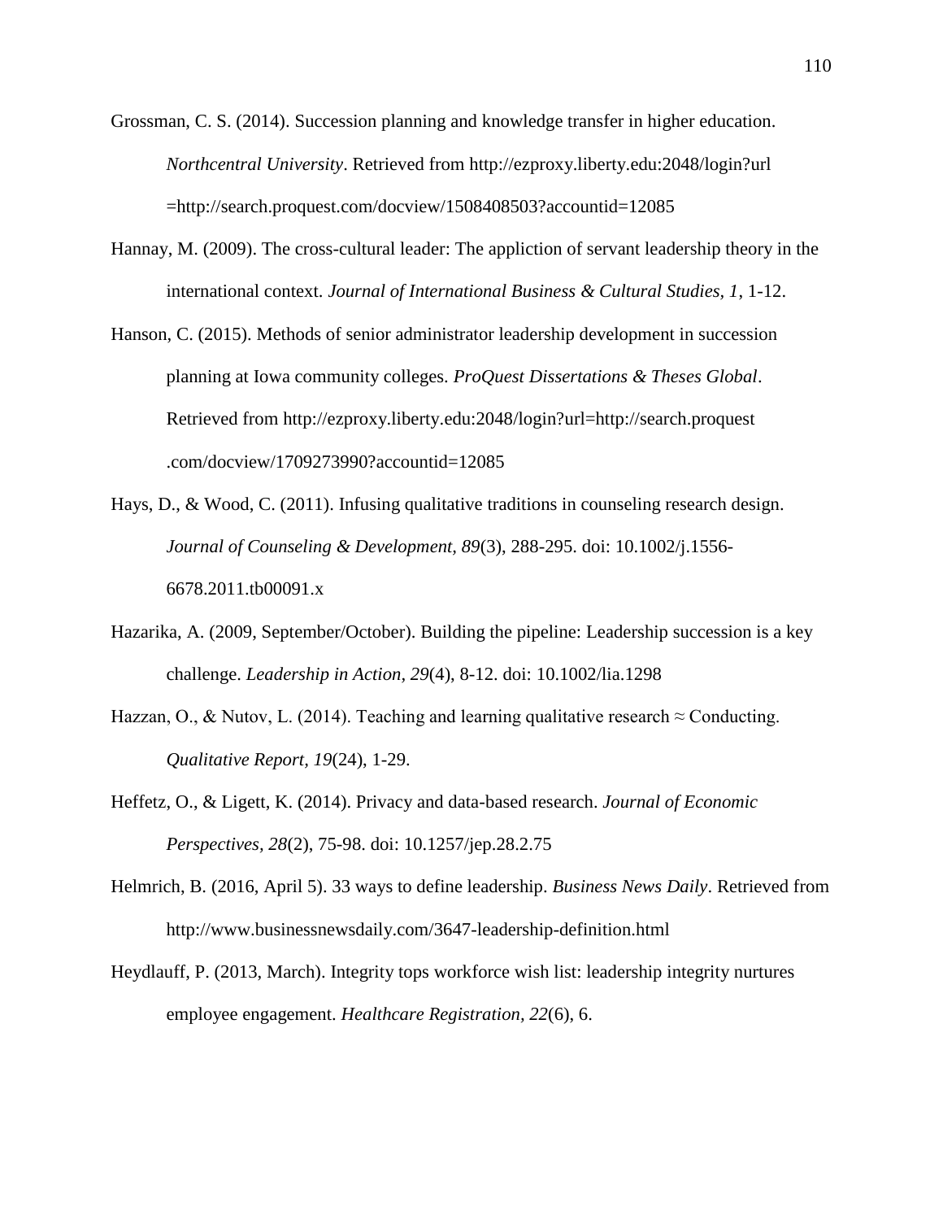Grossman, C. S. (2014). Succession planning and knowledge transfer in higher education. *Northcentral University*. Retrieved from http://ezproxy.liberty.edu:2048/login?url =http://search.proquest.com/docview/1508408503?accountid=12085

Hannay, M. (2009). The cross-cultural leader: The appliction of servant leadership theory in the international context. *Journal of International Business & Cultural Studies, 1*, 1-12.

Hanson, C. (2015). Methods of senior administrator leadership development in succession planning at Iowa community colleges. *ProQuest Dissertations & Theses Global*. Retrieved from http://ezproxy.liberty.edu:2048/login?url=http://search.proquest .com/docview/1709273990?accountid=12085

Hays, D., & Wood, C. (2011). Infusing qualitative traditions in counseling research design. *Journal of Counseling & Development, 89*(3), 288-295. doi: 10.1002/j.1556-6678.2011.tb00091.x

Hazarika, A. (2009, September/October). Building the pipeline: Leadership succession is a key challenge. *Leadership in Action, 29*(4), 8-12. doi: 10.1002/lia.1298

Hazzan, O., & Nutov, L. (2014). Teaching and learning qualitative research ≈ Conducting. *Qualitative Report, 19*(24), 1-29.

Heffetz, O., & Ligett, K. (2014). Privacy and data-based research. *Journal of Economic Perspectives, 28*(2), 75-98. doi: 10.1257/jep.28.2.75

Helmrich, B. (2016, April 5). 33 ways to define leadership. *Business News Daily*. Retrieved from http://www.businessnewsdaily.com/3647-leadership-definition.html

Heydlauff, P. (2013, March). Integrity tops workforce wish list: leadership integrity nurtures employee engagement. *Healthcare Registration, 22*(6), 6.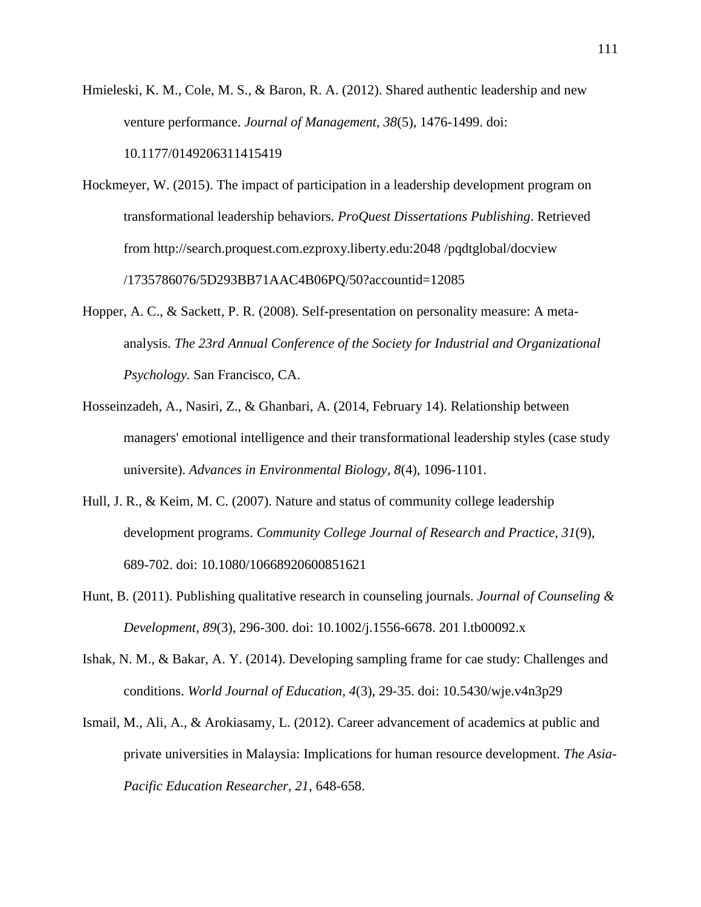Hmieleski, K. M., Cole, M. S., & Baron, R. A. (2012). Shared authentic leadership and new venture performance. *Journal of Management, 38*(5), 1476-1499. doi: 10.1177/0149206311415419

Hockmeyer, W. (2015). The impact of participation in a leadership development program on transformational leadership behaviors. *ProQuest Dissertations Publishing*. Retrieved from http://search.proquest.com.ezproxy.liberty.edu:2048 /pqdtglobal/docview /1735786076/5D293BB71AAC4B06PQ/50?accountid=12085

Hopper, A. C., & Sackett, P. R. (2008). Self-presentation on personality measure: A meta-analysis. *The 23rd Annual Conference of the Society for Industrial and Organizational Psychology.* San Francisco, CA.

Hosseinzadeh, A., Nasiri, Z., & Ghanbari, A. (2014, February 14). Relationship between managers' emotional intelligence and their transformational leadership styles (case study universite). *Advances in Environmental Biology, 8*(4), 1096-1101.

Hull, J. R., & Keim, M. C. (2007). Nature and status of community college leadership development programs. *Community College Journal of Research and Practice, 31*(9), 689-702. doi: 10.1080/10668920600851621

Hunt, B. (2011). Publishing qualitative research in counseling journals. *Journal of Counseling & Development, 89*(3), 296-300. doi: 10.1002/j.1556-6678. 201 l.tb00092.x

Ishak, N. M., & Bakar, A. Y. (2014). Developing sampling frame for cae study: Challenges and conditions. *World Journal of Education, 4*(3), 29-35. doi: 10.5430/wje.v4n3p29

Ismail, M., Ali, A., & Arokiasamy, L. (2012). Career advancement of academics at public and private universities in Malaysia: Implications for human resource development. *The Asia-Pacific Education Researcher, 21*, 648-658.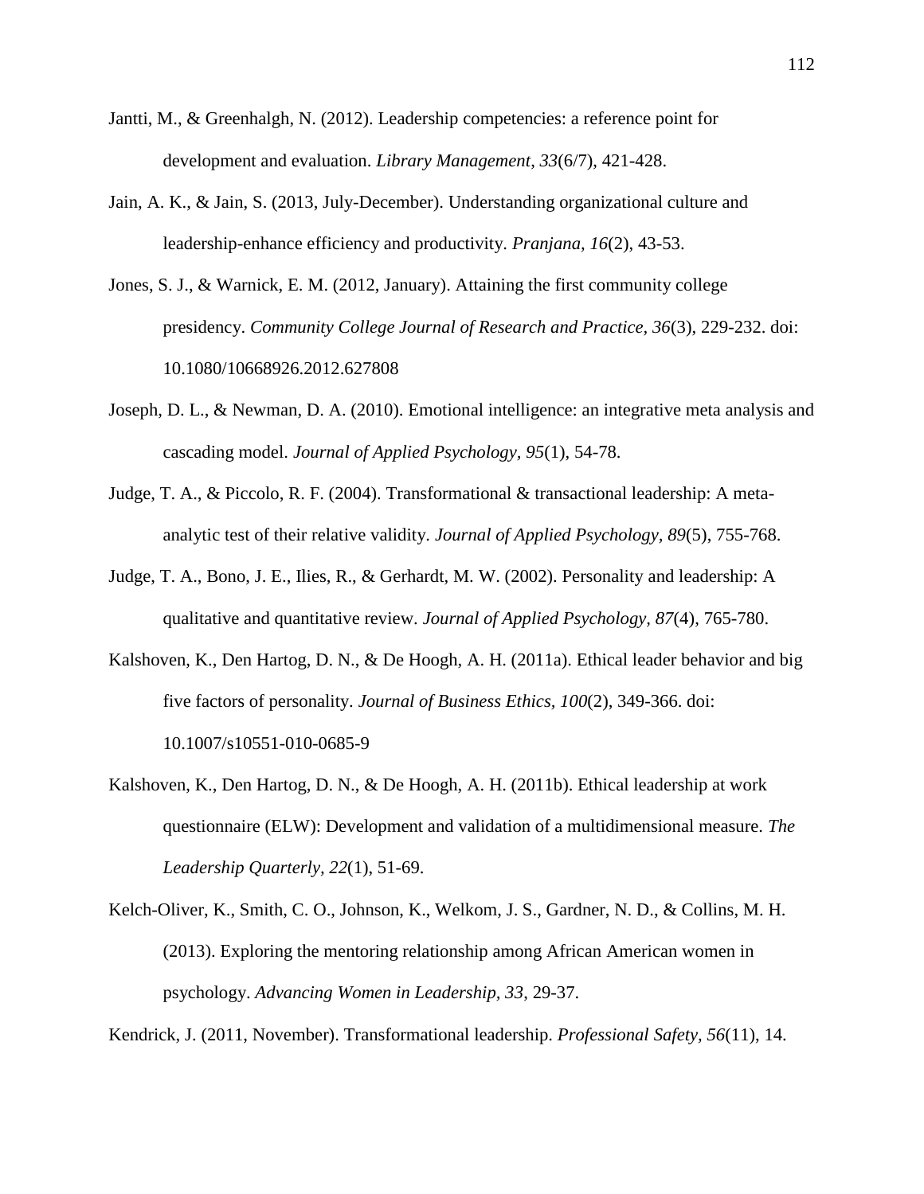Jantti, M., & Greenhalgh, N. (2012). Leadership competencies: a reference point for development and evaluation. *Library Management*, *33*(6/7), 421-428.

Jain, A. K., & Jain, S. (2013, July-December). Understanding organizational culture and leadership-enhance efficiency and productivity. *Pranjana*, *16*(2), 43-53.

Jones, S. J., & Warnick, E. M. (2012, January). Attaining the first community college presidency. *Community College Journal of Research and Practice*, *36*(3), 229-232. doi: 10.1080/10668926.2012.627808

Joseph, D. L., & Newman, D. A. (2010). Emotional intelligence: an integrative meta analysis and cascading model. *Journal of Applied Psychology, 95*(1), 54-78.

Judge, T. A., & Piccolo, R. F. (2004). Transformational & transactional leadership: A meta-analytic test of their relative validity. *Journal of Applied Psychology*, *89*(5), 755-768.

Judge, T. A., Bono, J. E., Ilies, R., & Gerhardt, M. W. (2002). Personality and leadership: A qualitative and quantitative review. *Journal of Applied Psychology, 87*(4), 765-780.

Kalshoven, K., Den Hartog, D. N., & De Hoogh, A. H. (2011a). Ethical leader behavior and big five factors of personality. *Journal of Business Ethics*, *100*(2), 349-366. doi: 10.1007/s10551-010-0685-9

Kalshoven, K., Den Hartog, D. N., & De Hoogh, A. H. (2011b). Ethical leadership at work questionnaire (ELW): Development and validation of a multidimensional measure. *The Leadership Quarterly*, *22*(1), 51-69.

Kelch-Oliver, K., Smith, C. O., Johnson, K., Welkom, J. S., Gardner, N. D., & Collins, M. H. (2013). Exploring the mentoring relationship among African American women in psychology. *Advancing Women in Leadership*, *33*, 29-37.

Kendrick, J. (2011, November). Transformational leadership. *Professional Safety, 56*(11), 14.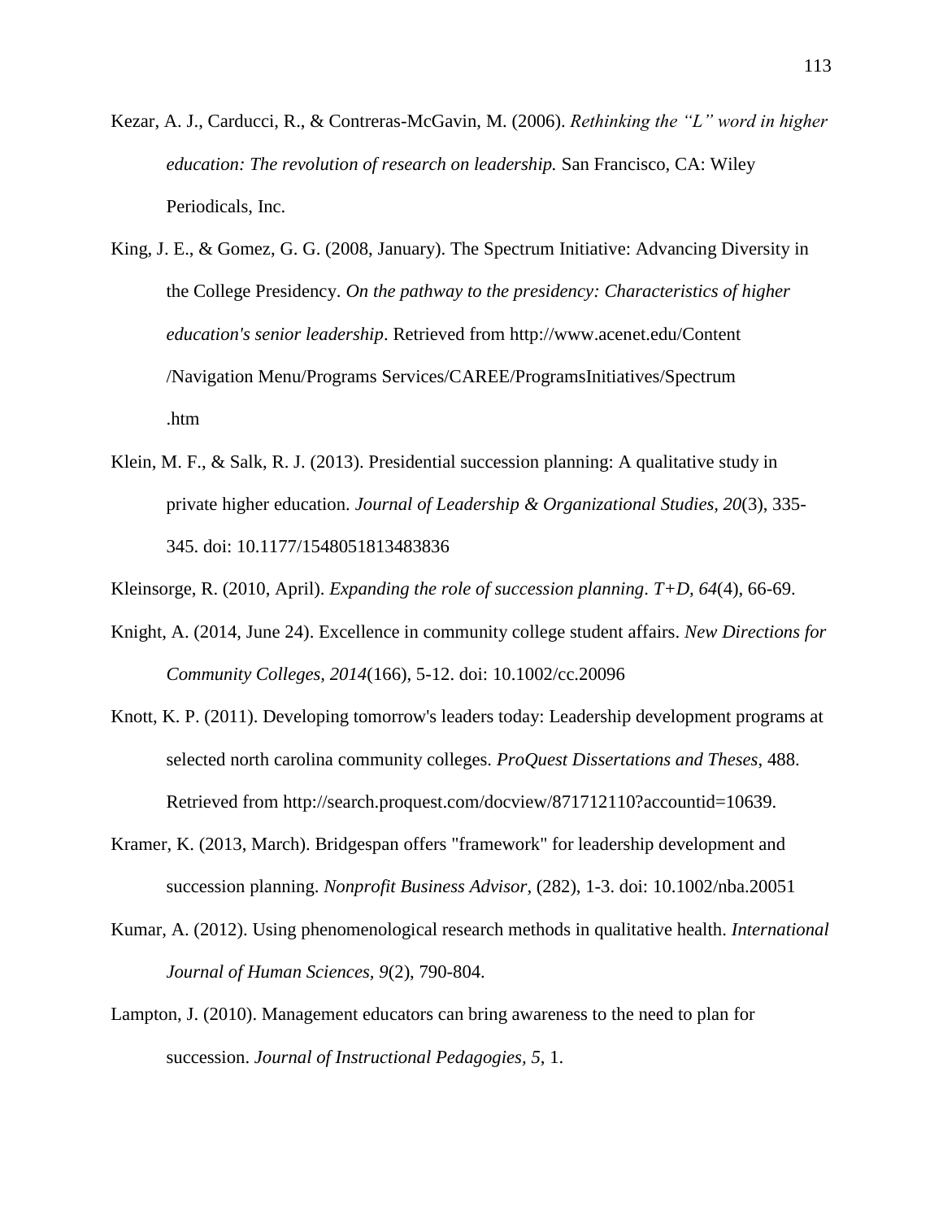Kezar, A. J., Carducci, R., & Contreras-McGavin, M. (2006). *Rethinking the "L" word in higher education: The revolution of research on leadership.* San Francisco, CA: Wiley Periodicals, Inc.

King, J. E., & Gomez, G. G. (2008, January). The Spectrum Initiative: Advancing Diversity in the College Presidency. *On the pathway to the presidency: Characteristics of higher education's senior leadership*. Retrieved from http://www.acenet.edu/Content /Navigation Menu/Programs Services/CAREE/ProgramsInitiatives/Spectrum .htm

Klein, M. F., & Salk, R. J. (2013). Presidential succession planning: A qualitative study in private higher education. *Journal of Leadership & Organizational Studies, 20*(3), 335-345. doi: 10.1177/1548051813483836

Kleinsorge, R. (2010, April). *Expanding the role of succession planning*. *T+D, 64*(4), 66-69.

Knight, A. (2014, June 24). Excellence in community college student affairs. *New Directions for Community Colleges, 2014*(166), 5-12. doi: 10.1002/cc.20096

Knott, K. P. (2011). Developing tomorrow's leaders today: Leadership development programs at selected north carolina community colleges. *ProQuest Dissertations and Theses*, 488. Retrieved from http://search.proquest.com/docview/871712110?accountid=10639.

Kramer, K. (2013, March). Bridgespan offers "framework" for leadership development and succession planning. *Nonprofit Business Advisor,* (282), 1-3. doi: 10.1002/nba.20051

Kumar, A. (2012). Using phenomenological research methods in qualitative health. *International Journal of Human Sciences, 9*(2), 790-804.

Lampton, J. (2010). Management educators can bring awareness to the need to plan for succession. *Journal of Instructional Pedagogies, 5*, 1.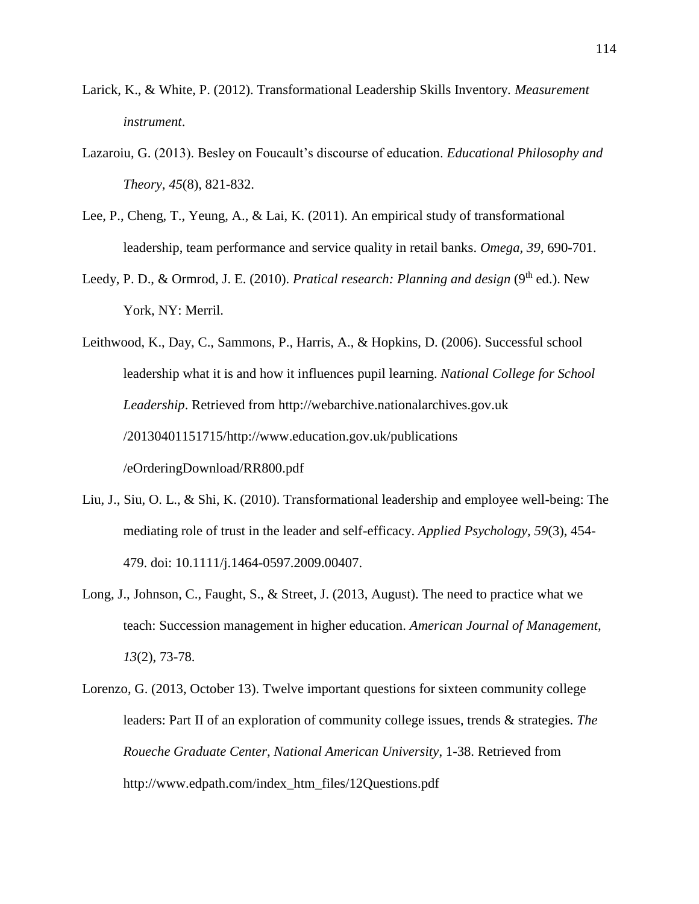Larick, K., & White, P. (2012). Transformational Leadership Skills Inventory. *Measurement instrument*.

Lazaroiu, G. (2013). Besley on Foucault's discourse of education. *Educational Philosophy and Theory*, *45*(8), 821-832.

Lee, P., Cheng, T., Yeung, A., & Lai, K. (2011). An empirical study of transformational leadership, team performance and service quality in retail banks. *Omega, 39*, 690-701.

Leedy, P. D., & Ormrod, J. E. (2010). *Pratical research: Planning and design* (9th ed.). New York, NY: Merril.

Leithwood, K., Day, C., Sammons, P., Harris, A., & Hopkins, D. (2006). Successful school leadership what it is and how it influences pupil learning. *National College for School Leadership*. Retrieved from http://webarchive.nationalarchives.gov.uk /20130401151715/http://www.education.gov.uk/publications /eOrderingDownload/RR800.pdf

Liu, J., Siu, O. L., & Shi, K. (2010). Transformational leadership and employee well-being: The mediating role of trust in the leader and self-efficacy. *Applied Psychology, 59*(3), 454-479. doi: 10.1111/j.1464-0597.2009.00407.

Long, J., Johnson, C., Faught, S., & Street, J. (2013, August). The need to practice what we teach: Succession management in higher education. *American Journal of Management, 13*(2), 73-78.

Lorenzo, G. (2013, October 13). Twelve important questions for sixteen community college leaders: Part II of an exploration of community college issues, trends & strategies. *The Roueche Graduate Center, National American University*, 1-38. Retrieved from http://www.edpath.com/index_htm_files/12Questions.pdf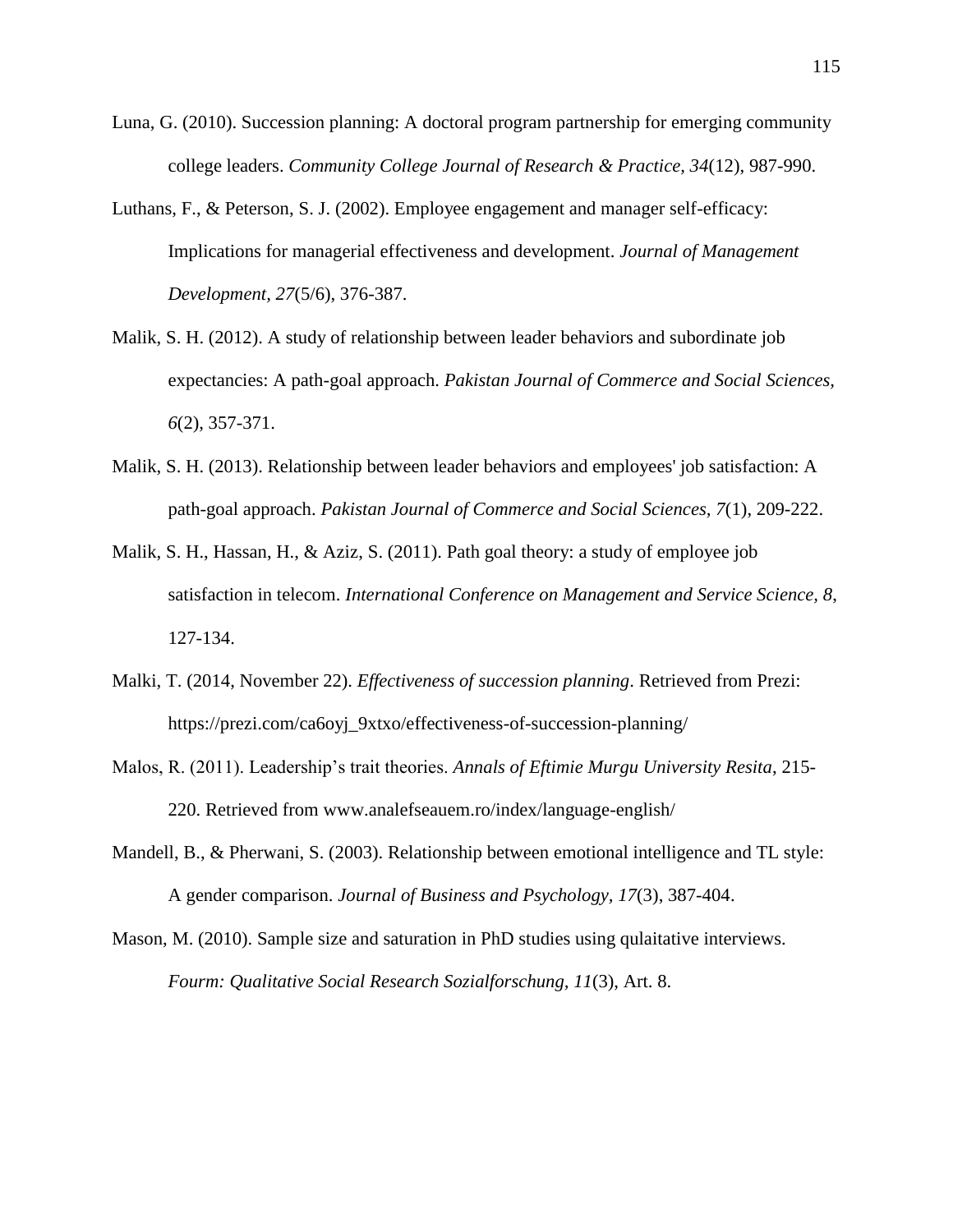Luna, G. (2010). Succession planning: A doctoral program partnership for emerging community college leaders. *Community College Journal of Research & Practice, 34*(12), 987-990.

Luthans, F., & Peterson, S. J. (2002). Employee engagement and manager self-efficacy: Implications for managerial effectiveness and development. *Journal of Management Development, 27*(5/6), 376-387.

Malik, S. H. (2012). A study of relationship between leader behaviors and subordinate job expectancies: A path-goal approach. *Pakistan Journal of Commerce and Social Sciences, 6*(2), 357-371.

Malik, S. H. (2013). Relationship between leader behaviors and employees' job satisfaction: A path-goal approach. *Pakistan Journal of Commerce and Social Sciences, 7*(1), 209-222.

Malik, S. H., Hassan, H., & Aziz, S. (2011). Path goal theory: a study of employee job satisfaction in telecom. *International Conference on Management and Service Science, 8*, 127-134.

Malki, T. (2014, November 22). *Effectiveness of succession planning*. Retrieved from Prezi: https://prezi.com/ca6oyj_9xtxo/effectiveness-of-succession-planning/

Malos, R. (2011). Leadership's trait theories. *Annals of Eftimie Murgu University Resita*, 215-220. Retrieved from www.analefseauem.ro/index/language-english/

Mandell, B., & Pherwani, S. (2003). Relationship between emotional intelligence and TL style: A gender comparison. *Journal of Business and Psychology, 17*(3), 387-404.

Mason, M. (2010). Sample size and saturation in PhD studies using qulaitative interviews. *Fourm: Qualitative Social Research Sozialforschung, 11*(3), Art. 8.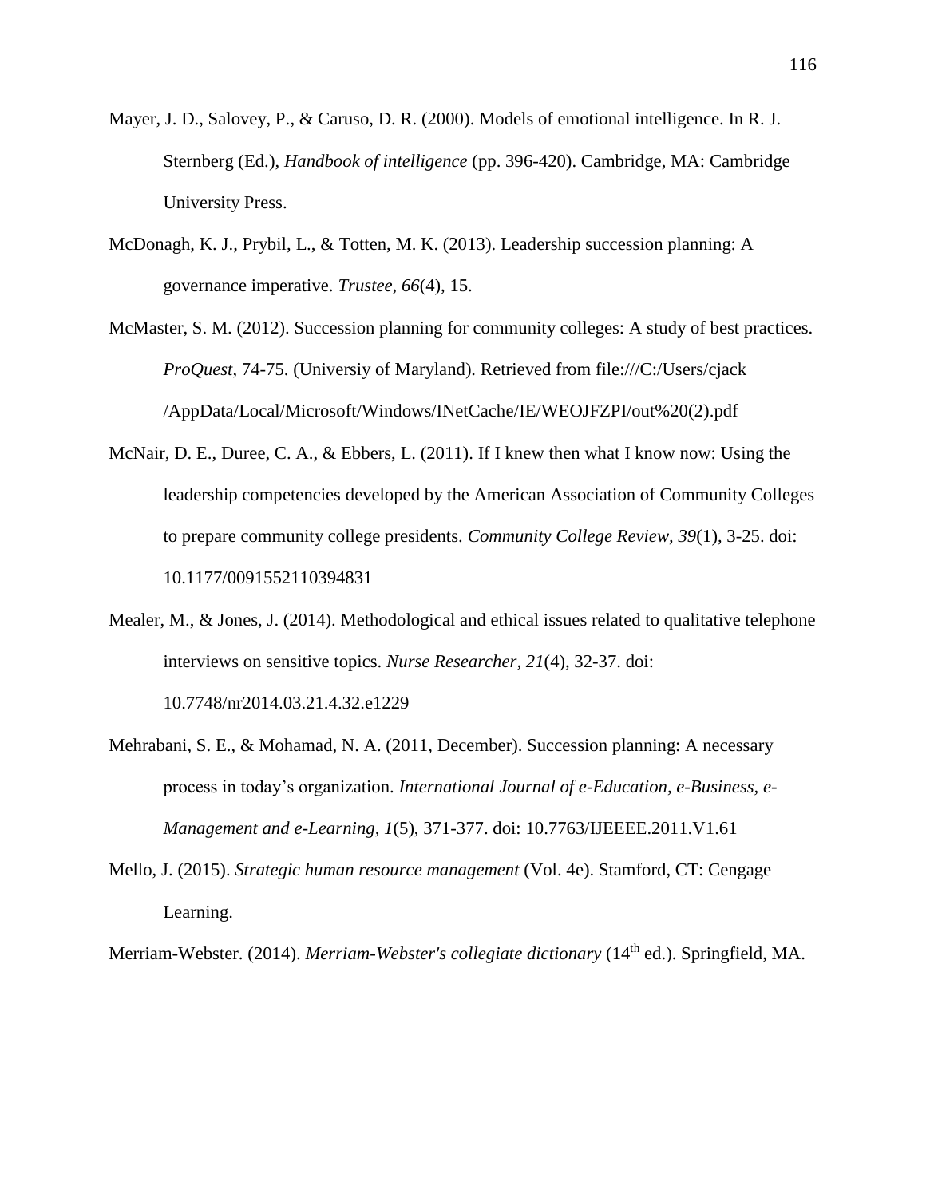Mayer, J. D., Salovey, P., & Caruso, D. R. (2000). Models of emotional intelligence. In R. J. Sternberg (Ed.), *Handbook of intelligence* (pp. 396-420). Cambridge, MA: Cambridge University Press.

McDonagh, K. J., Prybil, L., & Totten, M. K. (2013). Leadership succession planning: A governance imperative. *Trustee, 66*(4), 15.

McMaster, S. M. (2012). Succession planning for community colleges: A study of best practices. *ProQuest*, 74-75. (Universiy of Maryland). Retrieved from file:///C:/Users/cjack /AppData/Local/Microsoft/Windows/INetCache/IE/WEOJFZPI/out%20(2).pdf

McNair, D. E., Duree, C. A., & Ebbers, L. (2011). If I knew then what I know now: Using the leadership competencies developed by the American Association of Community Colleges to prepare community college presidents. *Community College Review, 39*(1), 3-25. doi: 10.1177/0091552110394831

Mealer, M., & Jones, J. (2014). Methodological and ethical issues related to qualitative telephone interviews on sensitive topics. *Nurse Researcher, 21*(4), 32-37. doi: 10.7748/nr2014.03.21.4.32.e1229

Mehrabani, S. E., & Mohamad, N. A. (2011, December). Succession planning: A necessary process in today's organization. *International Journal of e-Education, e-Business, e-Management and e-Learning, 1*(5), 371-377. doi: 10.7763/IJEEEE.2011.V1.61

Mello, J. (2015). *Strategic human resource management* (Vol. 4e). Stamford, CT: Cengage Learning.

Merriam-Webster. (2014). *Merriam-Webster's collegiate dictionary* (14th ed.). Springfield, MA.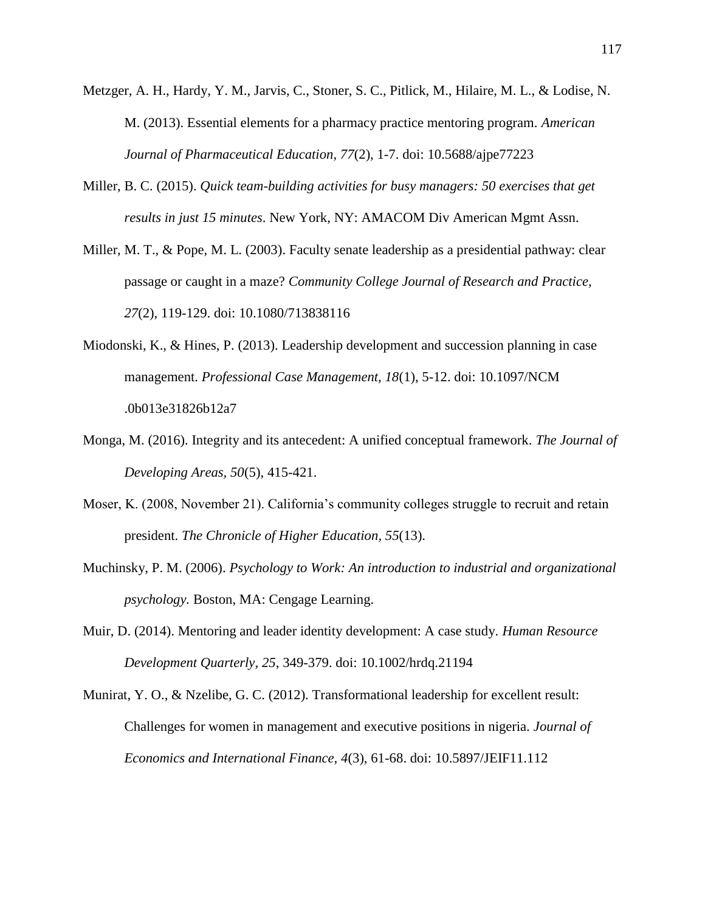Metzger, A. H., Hardy, Y. M., Jarvis, C., Stoner, S. C., Pitlick, M., Hilaire, M. L., & Lodise, N. M. (2013). Essential elements for a pharmacy practice mentoring program. *American Journal of Pharmaceutical Education*, *77*(2), 1-7. doi: 10.5688/ajpe77223

Miller, B. C. (2015). *Quick team-building activities for busy managers: 50 exercises that get results in just 15 minutes*. New York, NY: AMACOM Div American Mgmt Assn.

Miller, M. T., & Pope, M. L. (2003). Faculty senate leadership as a presidential pathway: clear passage or caught in a maze? *Community College Journal of Research and Practice*, *27*(2), 119-129. doi: 10.1080/713838116

Miodonski, K., & Hines, P. (2013). Leadership development and succession planning in case management. *Professional Case Management, 18*(1), 5-12. doi: 10.1097/NCM .0b013e31826b12a7

Monga, M. (2016). Integrity and its antecedent: A unified conceptual framework. *The Journal of Developing Areas, 50*(5), 415-421.

Moser, K. (2008, November 21). California's community colleges struggle to recruit and retain president. *The Chronicle of Higher Education, 55*(13).

Muchinsky, P. M. (2006). *Psychology to Work: An introduction to industrial and organizational psychology.* Boston, MA: Cengage Learning.

Muir, D. (2014). Mentoring and leader identity development: A case study. *Human Resource Development Quarterly*, *25*, 349-379. doi: 10.1002/hrdq.21194

Munirat, Y. O., & Nzelibe, G. C. (2012). Transformational leadership for excellent result: Challenges for women in management and executive positions in nigeria. *Journal of Economics and International Finance, 4*(3), 61-68. doi: 10.5897/JEIF11.112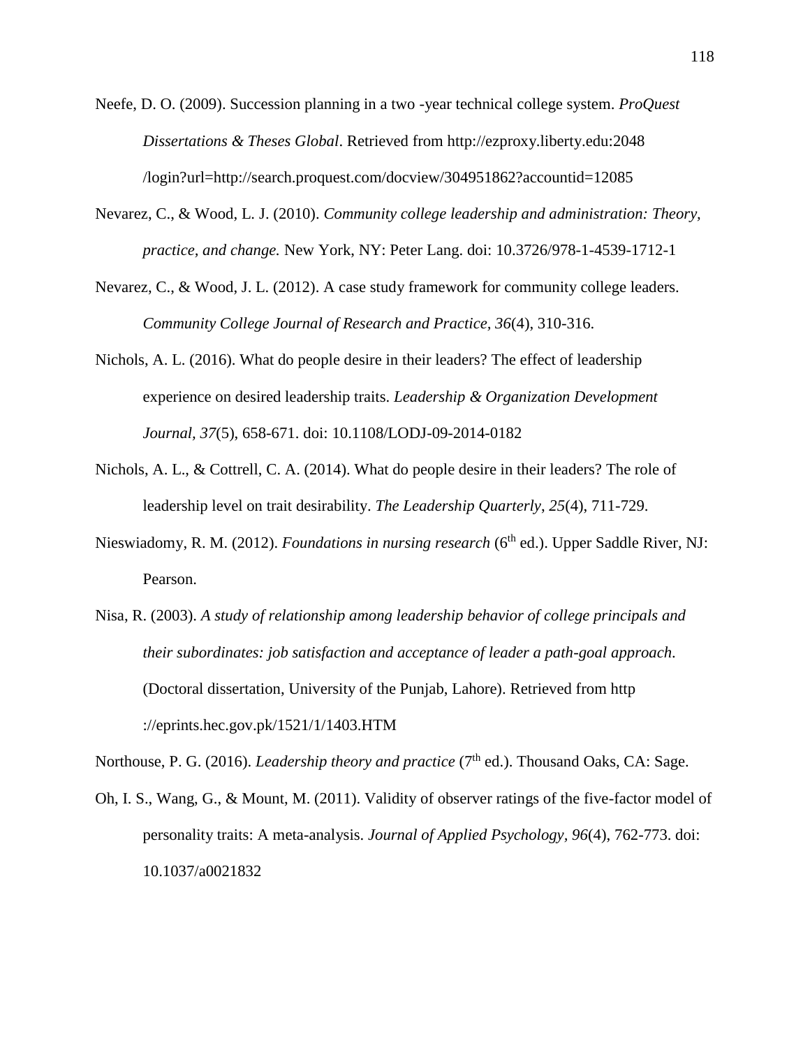Neefe, D. O. (2009). Succession planning in a two -year technical college system. *ProQuest Dissertations & Theses Global*. Retrieved from http://ezproxy.liberty.edu:2048 /login?url=http://search.proquest.com/docview/304951862?accountid=12085

Nevarez, C., & Wood, L. J. (2010). *Community college leadership and administration: Theory, practice, and change.* New York, NY: Peter Lang. doi: 10.3726/978-1-4539-1712-1

Nevarez, C., & Wood, J. L. (2012). A case study framework for community college leaders. *Community College Journal of Research and Practice, 36*(4), 310-316.

Nichols, A. L. (2016). What do people desire in their leaders? The effect of leadership experience on desired leadership traits. *Leadership & Organization Development Journal, 37*(5), 658-671. doi: 10.1108/LODJ-09-2014-0182

Nichols, A. L., & Cottrell, C. A. (2014). What do people desire in their leaders? The role of leadership level on trait desirability. *The Leadership Quarterly*, *25*(4), 711-729.

Nieswiadomy, R. M. (2012). *Foundations in nursing research* (6th ed.). Upper Saddle River, NJ: Pearson.

Nisa, R. (2003). *A study of relationship among leadership behavior of college principals and their subordinates: job satisfaction and acceptance of leader a path-goal approach*. (Doctoral dissertation, University of the Punjab, Lahore). Retrieved from http ://eprints.hec.gov.pk/1521/1/1403.HTM

Northouse, P. G. (2016). *Leadership theory and practice* (7th ed.). Thousand Oaks, CA: Sage.

Oh, I. S., Wang, G., & Mount, M. (2011). Validity of observer ratings of the five-factor model of personality traits: A meta-analysis. *Journal of Applied Psychology*, *96*(4), 762-773. doi: 10.1037/a0021832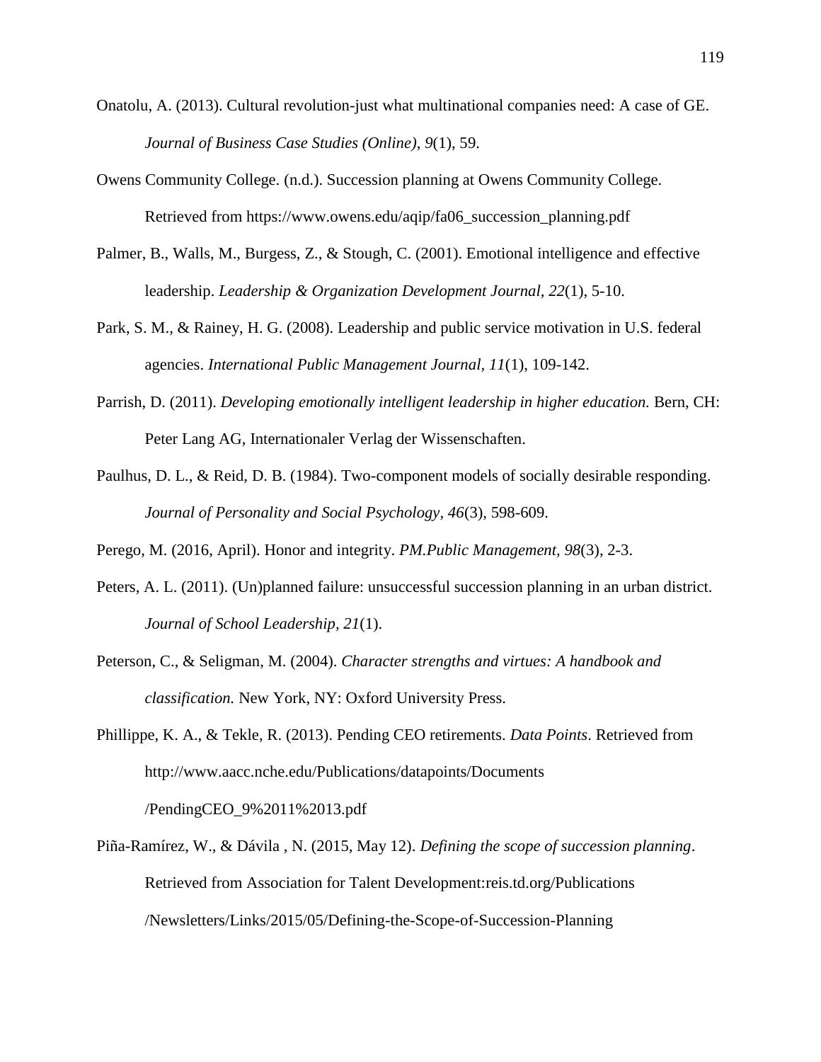Onatolu, A. (2013). Cultural revolution-just what multinational companies need: A case of GE. *Journal of Business Case Studies (Online), 9*(1), 59.

Owens Community College. (n.d.). Succession planning at Owens Community College. Retrieved from https://www.owens.edu/aqip/fa06_succession_planning.pdf

Palmer, B., Walls, M., Burgess, Z., & Stough, C. (2001). Emotional intelligence and effective leadership. *Leadership & Organization Development Journal, 22*(1), 5-10.

Park, S. M., & Rainey, H. G. (2008). Leadership and public service motivation in U.S. federal agencies. *International Public Management Journal, 11*(1), 109-142.

Parrish, D. (2011). *Developing emotionally intelligent leadership in higher education.* Bern, CH: Peter Lang AG, Internationaler Verlag der Wissenschaften.

Paulhus, D. L., & Reid, D. B. (1984). Two-component models of socially desirable responding. *Journal of Personality and Social Psychology, 46*(3), 598-609.

Perego, M. (2016, April). Honor and integrity. *PM.Public Management, 98*(3), 2-3.

Peters, A. L. (2011). (Un)planned failure: unsuccessful succession planning in an urban district. *Journal of School Leadership, 21*(1).

Peterson, C., & Seligman, M. (2004). *Character strengths and virtues: A handbook and classification.* New York, NY: Oxford University Press.

Phillippe, K. A., & Tekle, R. (2013). Pending CEO retirements. *Data Points*. Retrieved from http://www.aacc.nche.edu/Publications/datapoints/Documents /PendingCEO_9%2011%2013.pdf

Piña-Ramírez, W., & Dávila , N. (2015, May 12). *Defining the scope of succession planning*. Retrieved from Association for Talent Development:reis.td.org/Publications /Newsletters/Links/2015/05/Defining-the-Scope-of-Succession-Planning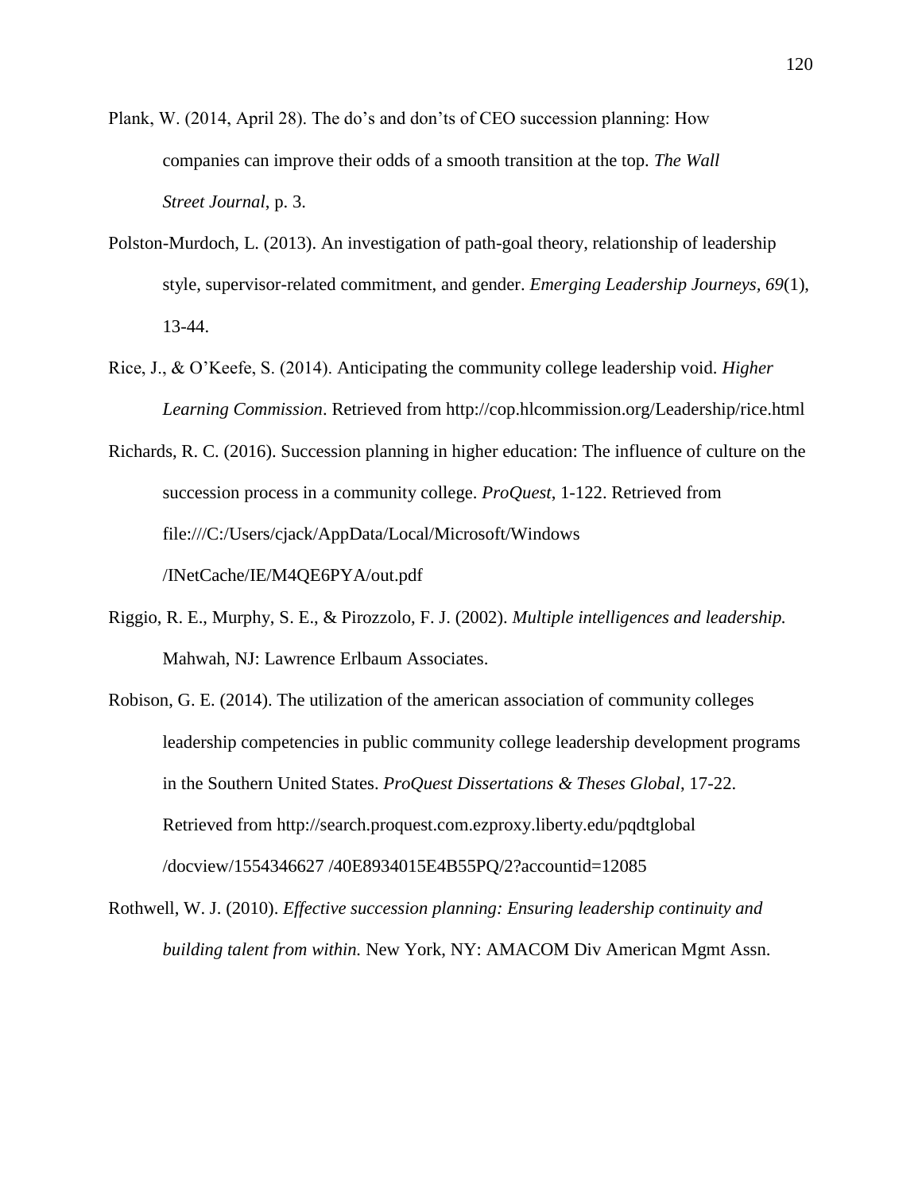Plank, W. (2014, April 28). The do's and don'ts of CEO succession planning: How companies can improve their odds of a smooth transition at the top. *The Wall Street Journal*, p. 3.

Polston-Murdoch, L. (2013). An investigation of path-goal theory, relationship of leadership style, supervisor-related commitment, and gender. *Emerging Leadership Journeys, 69*(1), 13-44.

Rice, J., & O'Keefe, S. (2014). Anticipating the community college leadership void. *Higher Learning Commission*. Retrieved from http://cop.hlcommission.org/Leadership/rice.html

Richards, R. C. (2016). Succession planning in higher education: The influence of culture on the succession process in a community college. *ProQuest*, 1-122. Retrieved from file:///C:/Users/cjack/AppData/Local/Microsoft/Windows /INetCache/IE/M4QE6PYA/out.pdf

Riggio, R. E., Murphy, S. E., & Pirozzolo, F. J. (2002). *Multiple intelligences and leadership.* Mahwah, NJ: Lawrence Erlbaum Associates.

Robison, G. E. (2014). The utilization of the american association of community colleges leadership competencies in public community college leadership development programs in the Southern United States. *ProQuest Dissertations & Theses Global*, 17-22. Retrieved from http://search.proquest.com.ezproxy.liberty.edu/pqdtglobal /docview/1554346627 /40E8934015E4B55PQ/2?accountid=12085

Rothwell, W. J. (2010). *Effective succession planning: Ensuring leadership continuity and building talent from within.* New York, NY: AMACOM Div American Mgmt Assn.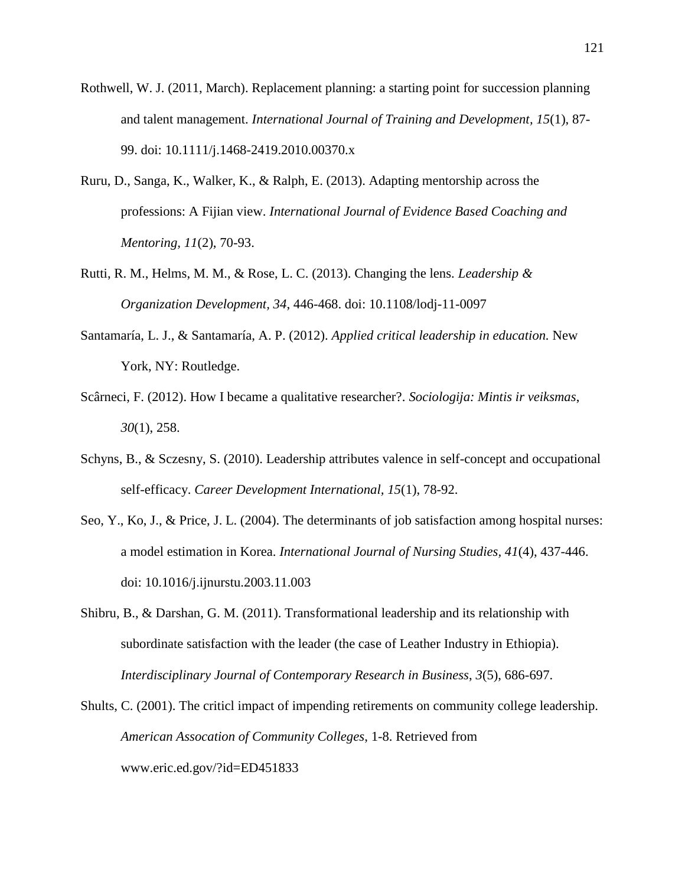Rothwell, W. J. (2011, March). Replacement planning: a starting point for succession planning and talent management. *International Journal of Training and Development*, *15*(1), 87-99. doi: 10.1111/j.1468-2419.2010.00370.x

Ruru, D., Sanga, K., Walker, K., & Ralph, E. (2013). Adapting mentorship across the professions: A Fijian view. *International Journal of Evidence Based Coaching and Mentoring, 11*(2), 70-93.

Rutti, R. M., Helms, M. M., & Rose, L. C. (2013). Changing the lens. *Leadership & Organization Development, 34*, 446-468. doi: 10.1108/lodj-11-0097

Santamaría, L. J., & Santamaría, A. P. (2012). *Applied critical leadership in education.* New York, NY: Routledge.

Scârneci, F. (2012). How I became a qualitative researcher?. *Sociologija: Mintis ir veiksmas*, *30*(1), 258.

Schyns, B., & Sczesny, S. (2010). Leadership attributes valence in self-concept and occupational self-efficacy. *Career Development International, 15*(1), 78-92.

Seo, Y., Ko, J., & Price, J. L. (2004). The determinants of job satisfaction among hospital nurses: a model estimation in Korea. *International Journal of Nursing Studies*, *41*(4), 437-446. doi: 10.1016/j.ijnurstu.2003.11.003

Shibru, B., & Darshan, G. M. (2011). Transformational leadership and its relationship with subordinate satisfaction with the leader (the case of Leather Industry in Ethiopia). *Interdisciplinary Journal of Contemporary Research in Business*, *3*(5), 686-697.

Shults, C. (2001). The criticl impact of impending retirements on community college leadership. *American Assocation of Community Colleges*, 1-8. Retrieved from www.eric.ed.gov/?id=ED451833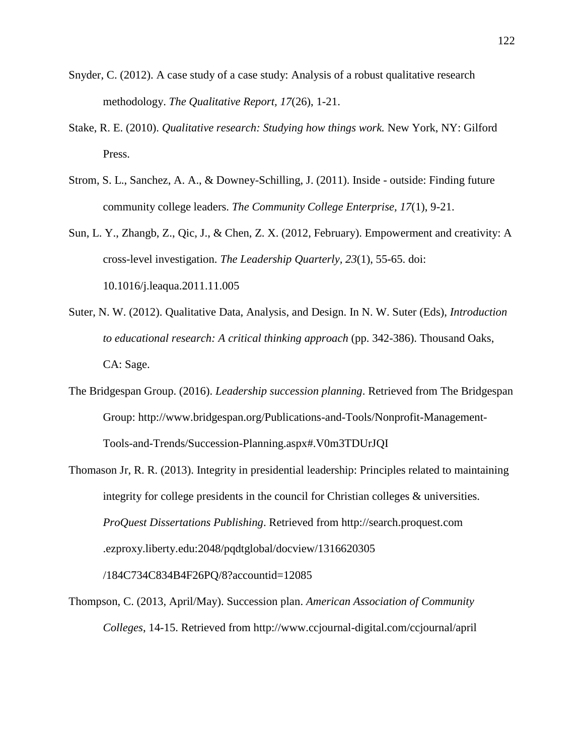Snyder, C. (2012). A case study of a case study: Analysis of a robust qualitative research methodology. *The Qualitative Report, 17*(26), 1-21.

Stake, R. E. (2010). *Qualitative research: Studying how things work.* New York, NY: Gilford Press.

Strom, S. L., Sanchez, A. A., & Downey-Schilling, J. (2011). Inside - outside: Finding future community college leaders. *The Community College Enterprise, 17*(1), 9-21.

Sun, L. Y., Zhangb, Z., Qic, J., & Chen, Z. X. (2012, February). Empowerment and creativity: A cross-level investigation. *The Leadership Quarterly, 23*(1), 55-65. doi: 10.1016/j.leaqua.2011.11.005

Suter, N. W. (2012). Qualitative Data, Analysis, and Design. In N. W. Suter (Eds), *Introduction to educational research: A critical thinking approach* (pp. 342-386). Thousand Oaks, CA: Sage.

The Bridgespan Group. (2016). *Leadership succession planning*. Retrieved from The Bridgespan Group: http://www.bridgespan.org/Publications-and-Tools/Nonprofit-Management-Tools-and-Trends/Succession-Planning.aspx#.V0m3TDUrJQI

Thomason Jr, R. R. (2013). Integrity in presidential leadership: Principles related to maintaining integrity for college presidents in the council for Christian colleges & universities. *ProQuest Dissertations Publishing*. Retrieved from http://search.proquest.com .ezproxy.liberty.edu:2048/pqdtglobal/docview/1316620305 /184C734C834B4F26PQ/8?accountid=12085

Thompson, C. (2013, April/May). Succession plan. *American Association of Community Colleges*, 14-15. Retrieved from http://www.ccjournal-digital.com/ccjournal/april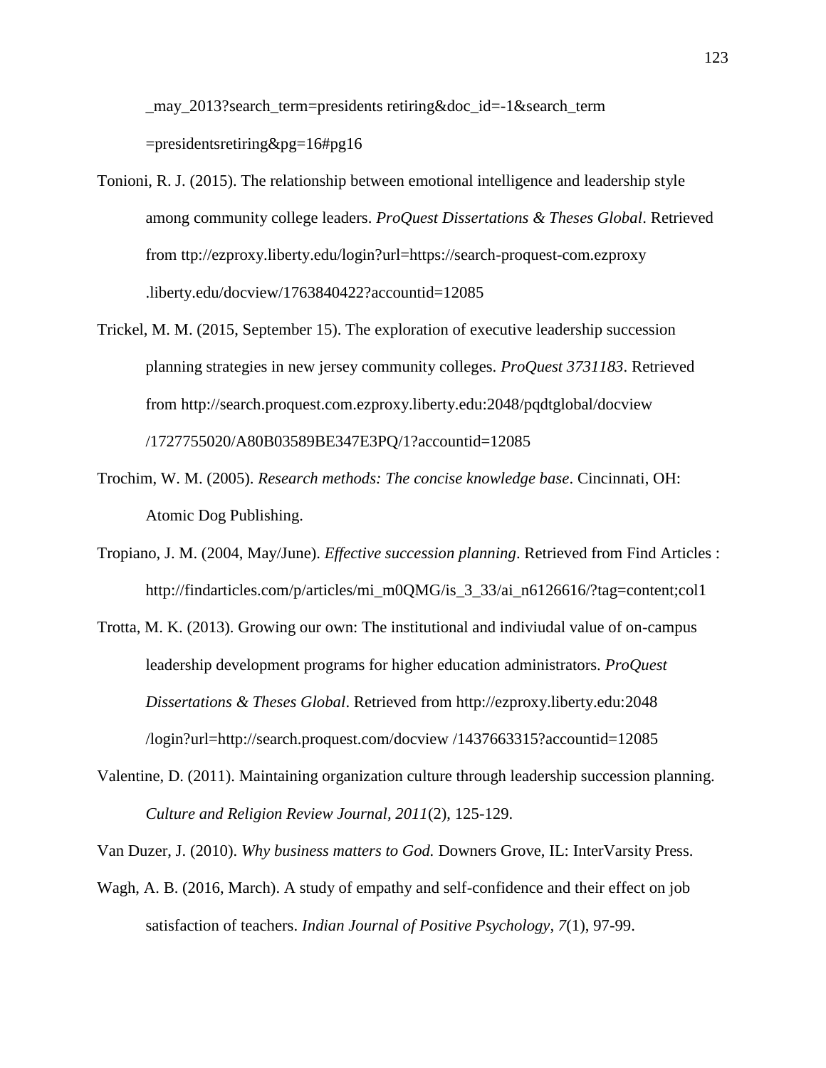_may_2013?search_term=presidents retiring&doc_id=-1&search_term =presidentsretiring&pg=16#pg16

Tonioni, R. J. (2015). The relationship between emotional intelligence and leadership style among community college leaders. *ProQuest Dissertations & Theses Global*. Retrieved from ttp://ezproxy.liberty.edu/login?url=https://search-proquest-com.ezproxy .liberty.edu/docview/1763840422?accountid=12085

Trickel, M. M. (2015, September 15). The exploration of executive leadership succession planning strategies in new jersey community colleges. *ProQuest 3731183*. Retrieved from http://search.proquest.com.ezproxy.liberty.edu:2048/pqdtglobal/docview /1727755020/A80B03589BE347E3PQ/1?accountid=12085

Trochim, W. M. (2005). *Research methods: The concise knowledge base*. Cincinnati, OH: Atomic Dog Publishing.

Tropiano, J. M. (2004, May/June). *Effective succession planning*. Retrieved from Find Articles : http://findarticles.com/p/articles/mi_m0QMG/is_3_33/ai_n6126616/?tag=content;col1

Trotta, M. K. (2013). Growing our own: The institutional and indiviudal value of on-campus leadership development programs for higher education administrators. *ProQuest Dissertations & Theses Global*. Retrieved from http://ezproxy.liberty.edu:2048 /login?url=http://search.proquest.com/docview /1437663315?accountid=12085

Valentine, D. (2011). Maintaining organization culture through leadership succession planning. *Culture and Religion Review Journal, 2011*(2), 125-129.

Van Duzer, J. (2010). *Why business matters to God.* Downers Grove, IL: InterVarsity Press.

Wagh, A. B. (2016, March). A study of empathy and self-confidence and their effect on job satisfaction of teachers. *Indian Journal of Positive Psychology, 7*(1), 97-99.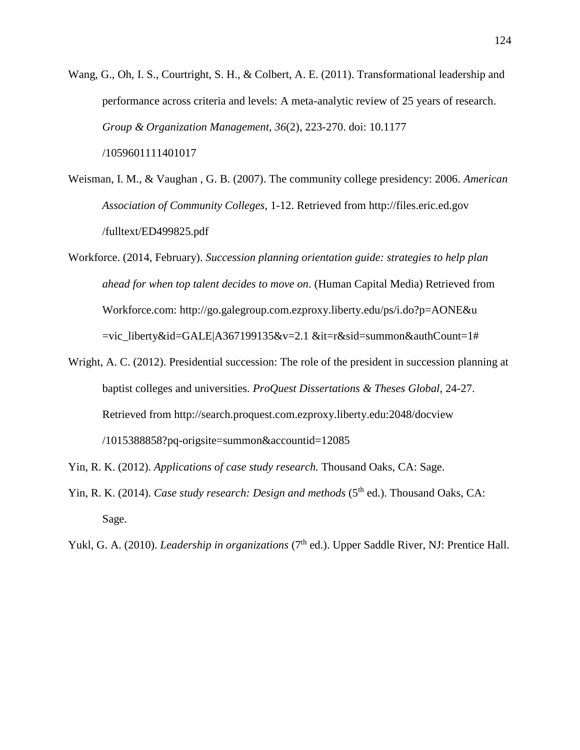Wang, G., Oh, I. S., Courtright, S. H., & Colbert, A. E. (2011). Transformational leadership and performance across criteria and levels: A meta-analytic review of 25 years of research. *Group & Organization Management, 36*(2), 223-270. doi: 10.1177 /1059601111401017

Weisman, I. M., & Vaughan , G. B. (2007). The community college presidency: 2006. *American Association of Community Colleges*, 1-12. Retrieved from http://files.eric.ed.gov /fulltext/ED499825.pdf

Workforce. (2014, February). *Succession planning orientation guide: strategies to help plan ahead for when top talent decides to move on*. (Human Capital Media) Retrieved from Workforce.com: http://go.galegroup.com.ezproxy.liberty.edu/ps/i.do?p=AONE&u =vic_liberty&id=GALE|A367199135&v=2.1 &it=r&sid=summon&authCount=1#

Wright, A. C. (2012). Presidential succession: The role of the president in succession planning at baptist colleges and universities. *ProQuest Dissertations & Theses Global*, 24-27. Retrieved from http://search.proquest.com.ezproxy.liberty.edu:2048/docview /1015388858?pq-origsite=summon&accountid=12085

Yin, R. K. (2012). *Applications of case study research.* Thousand Oaks, CA: Sage.

Yin, R. K. (2014). *Case study research: Design and methods* (5th ed.). Thousand Oaks, CA: Sage.

Yukl, G. A. (2010). *Leadership in organizations* (7th ed.). Upper Saddle River, NJ: Prentice Hall.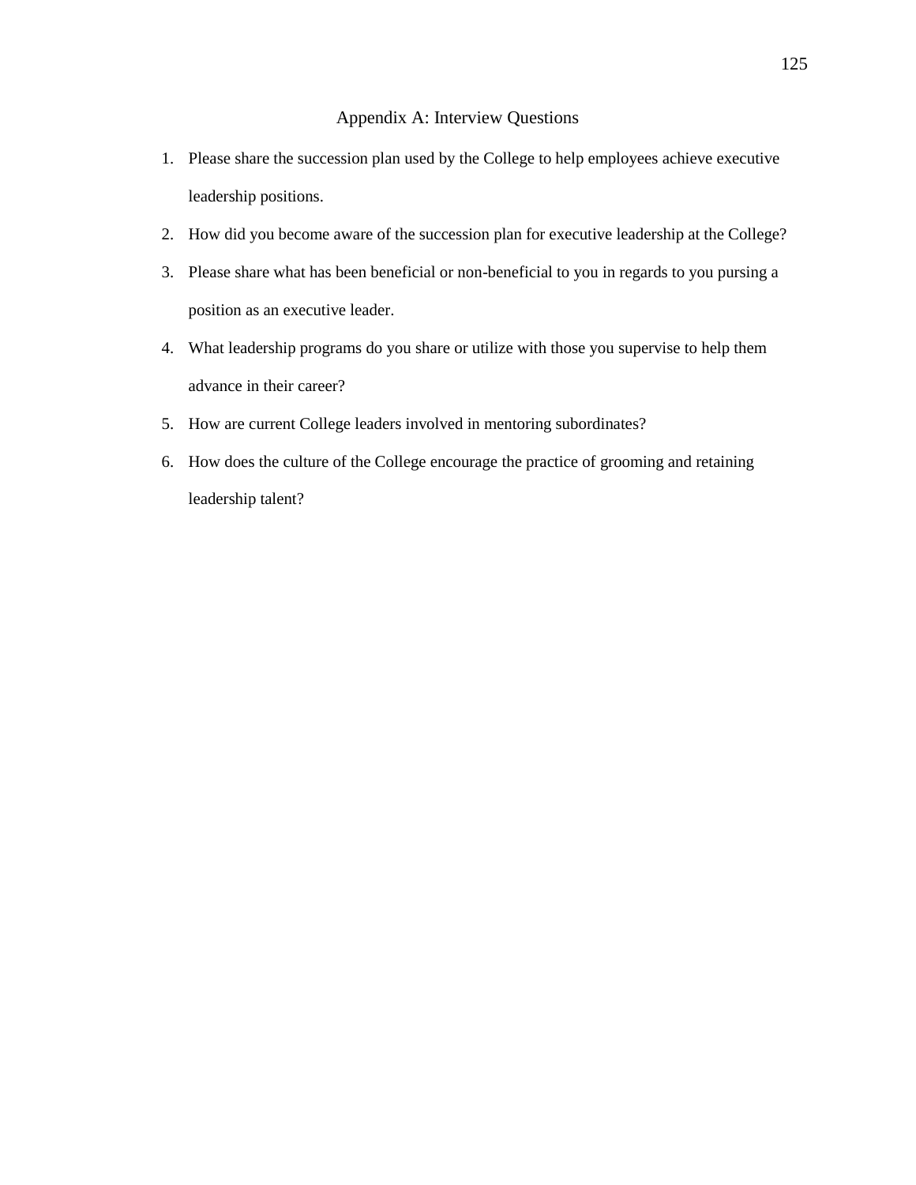# Appendix A: Interview Questions

1. Please share the succession plan used by the College to help employees achieve executive leadership positions.
2. How did you become aware of the succession plan for executive leadership at the College?
3. Please share what has been beneficial or non-beneficial to you in regards to you pursing a position as an executive leader.
4. What leadership programs do you share or utilize with those you supervise to help them advance in their career?
5. How are current College leaders involved in mentoring subordinates?
6. How does the culture of the College encourage the practice of grooming and retaining leadership talent?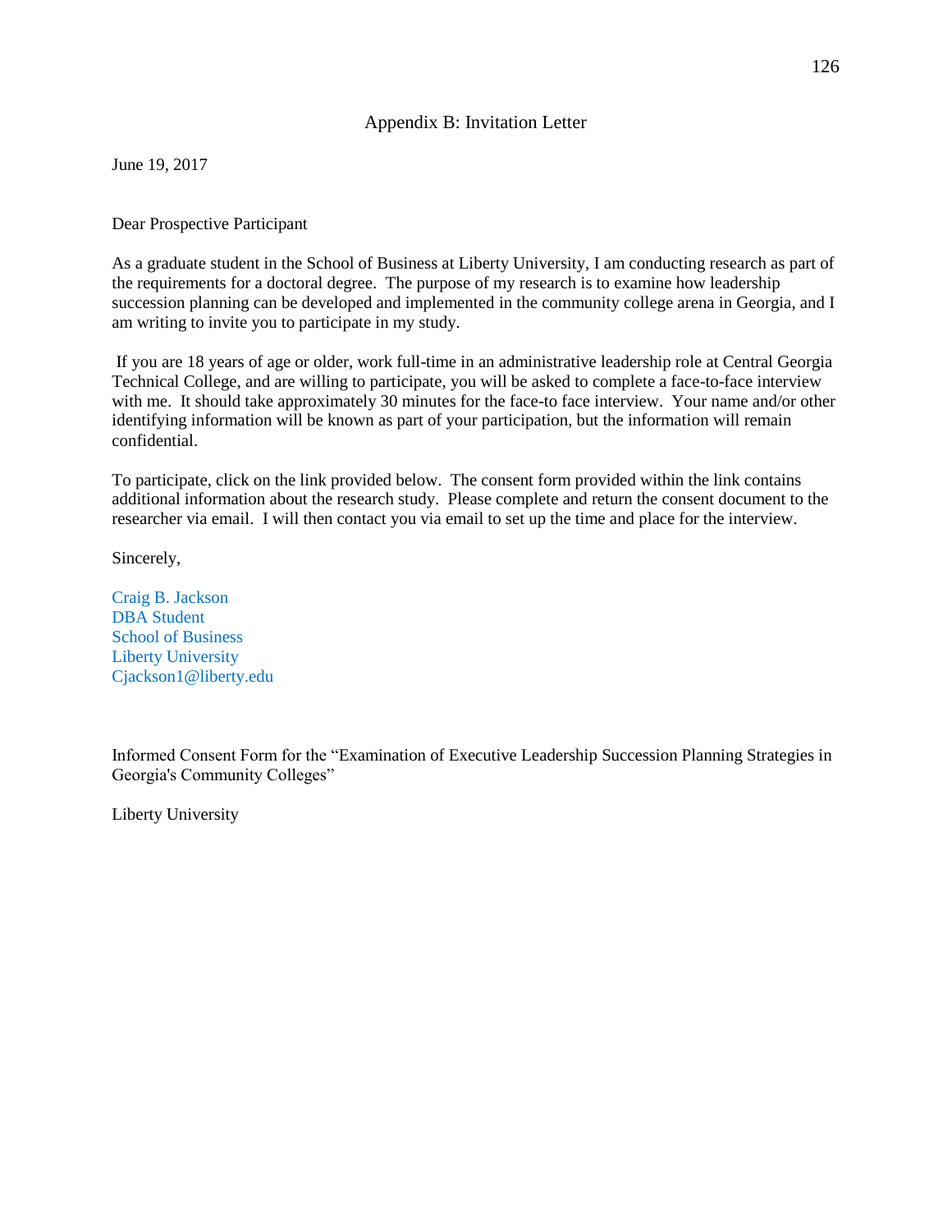## Appendix B: Invitation Letter

June 19, 2017

Dear Prospective Participant

As a graduate student in the School of Business at Liberty University, I am conducting research as part of the requirements for a doctoral degree. The purpose of my research is to examine how leadership succession planning can be developed and implemented in the community college arena in Georgia, and I am writing to invite you to participate in my study.

If you are 18 years of age or older, work full-time in an administrative leadership role at Central Georgia Technical College, and are willing to participate, you will be asked to complete a face-to-face interview with me. It should take approximately 30 minutes for the face-to face interview. Your name and/or other identifying information will be known as part of your participation, but the information will remain confidential.

To participate, click on the link provided below. The consent form provided within the link contains additional information about the research study. Please complete and return the consent document to the researcher via email. I will then contact you via email to set up the time and place for the interview.

Sincerely,

Craig B. Jackson
DBA Student
School of Business
Liberty University
Cjackson1@liberty.edu

Informed Consent Form for the "Examination of Executive Leadership Succession Planning Strategies in Georgia's Community Colleges"

Liberty University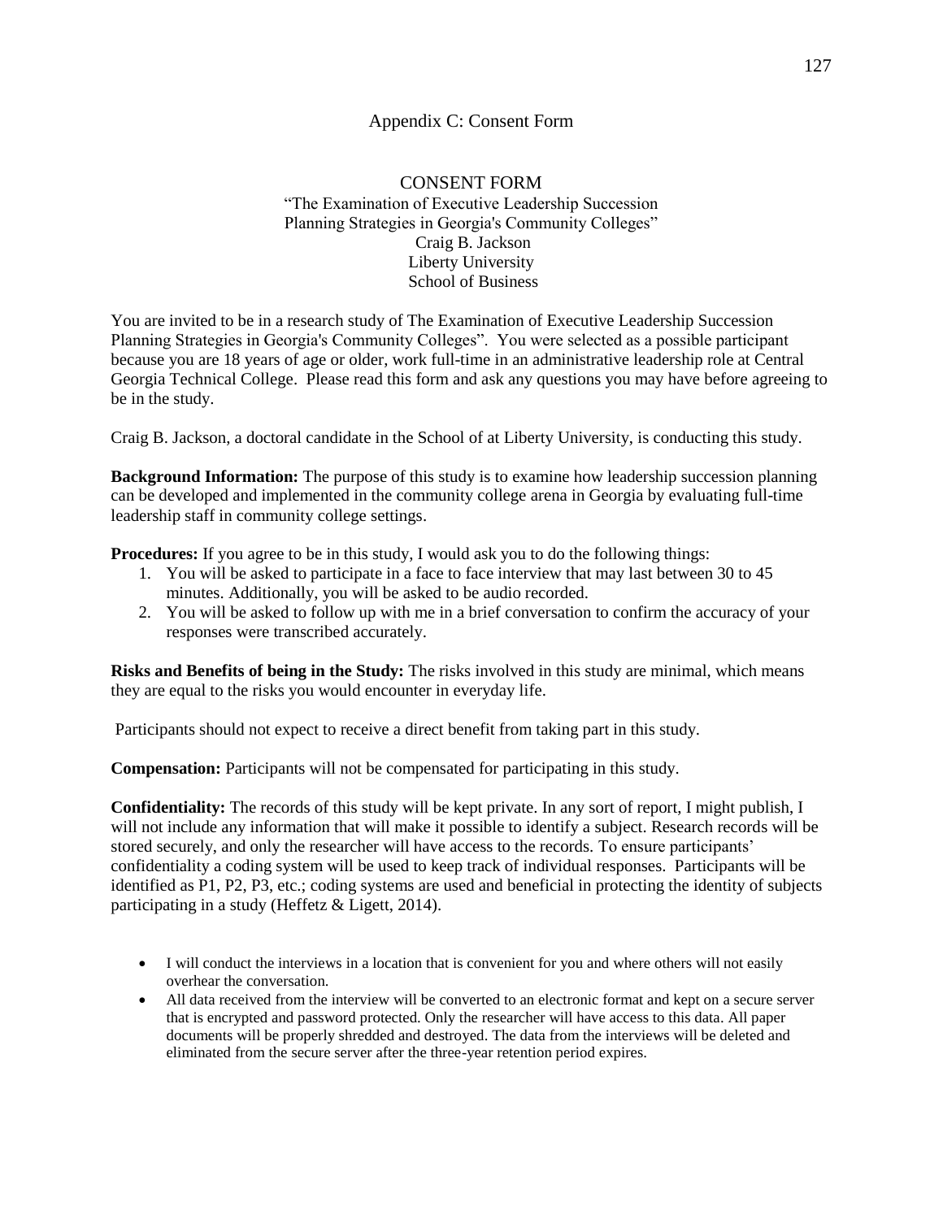# Appendix C: Consent Form

CONSENT FORM

"The Examination of Executive Leadership Succession Planning Strategies in Georgia's Community Colleges"

Craig B. Jackson

Liberty University

School of Business

You are invited to be in a research study of The Examination of Executive Leadership Succession Planning Strategies in Georgia's Community Colleges". You were selected as a possible participant because you are 18 years of age or older, work full-time in an administrative leadership role at Central Georgia Technical College. Please read this form and ask any questions you may have before agreeing to be in the study.

Craig B. Jackson, a doctoral candidate in the School of at Liberty University, is conducting this study.

**Background Information:** The purpose of this study is to examine how leadership succession planning can be developed and implemented in the community college arena in Georgia by evaluating full-time leadership staff in community college settings.

**Procedures:** If you agree to be in this study, I would ask you to do the following things:

1. You will be asked to participate in a face to face interview that may last between 30 to 45 minutes. Additionally, you will be asked to be audio recorded.
2. You will be asked to follow up with me in a brief conversation to confirm the accuracy of your responses were transcribed accurately.

**Risks and Benefits of being in the Study:** The risks involved in this study are minimal, which means they are equal to the risks you would encounter in everyday life.

Participants should not expect to receive a direct benefit from taking part in this study.

**Compensation:** Participants will not be compensated for participating in this study.

**Confidentiality:** The records of this study will be kept private. In any sort of report, I might publish, I will not include any information that will make it possible to identify a subject. Research records will be stored securely, and only the researcher will have access to the records. To ensure participants' confidentiality a coding system will be used to keep track of individual responses. Participants will be identified as P1, P2, P3, etc.; coding systems are used and beneficial in protecting the identity of subjects participating in a study (Heffetz & Ligett, 2014).

- I will conduct the interviews in a location that is convenient for you and where others will not easily overhear the conversation.
- All data received from the interview will be converted to an electronic format and kept on a secure server that is encrypted and password protected. Only the researcher will have access to this data. All paper documents will be properly shredded and destroyed. The data from the interviews will be deleted and eliminated from the secure server after the three-year retention period expires.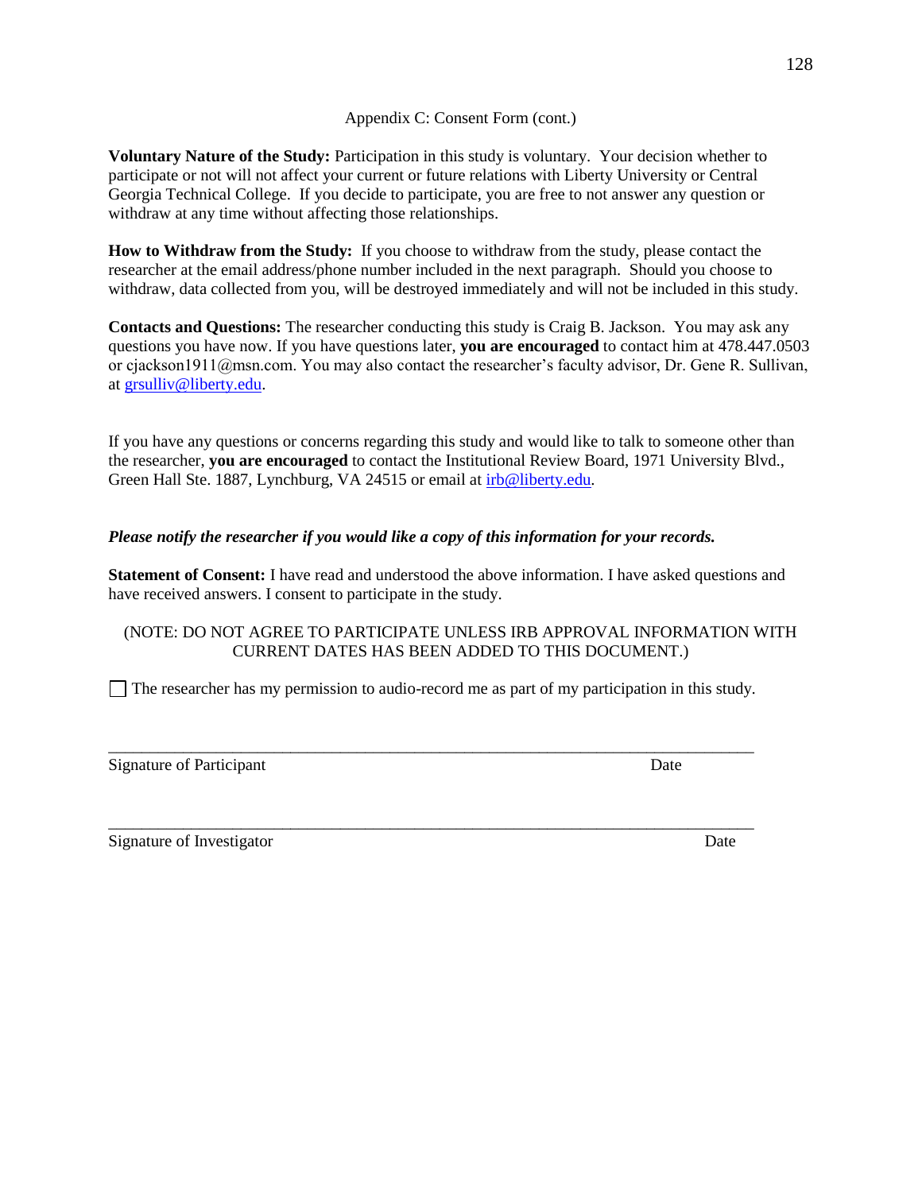Appendix C: Consent Form (cont.)

**Voluntary Nature of the Study:** Participation in this study is voluntary. Your decision whether to participate or not will not affect your current or future relations with Liberty University or Central Georgia Technical College. If you decide to participate, you are free to not answer any question or withdraw at any time without affecting those relationships.

**How to Withdraw from the Study:** If you choose to withdraw from the study, please contact the researcher at the email address/phone number included in the next paragraph. Should you choose to withdraw, data collected from you, will be destroyed immediately and will not be included in this study.

**Contacts and Questions:** The researcher conducting this study is Craig B. Jackson. You may ask any questions you have now. If you have questions later, **you are encouraged** to contact him at 478.447.0503 or cjackson1911@msn.com. You may also contact the researcher's faculty advisor, Dr. Gene R. Sullivan, at grsulliv@liberty.edu.

If you have any questions or concerns regarding this study and would like to talk to someone other than the researcher, **you are encouraged** to contact the Institutional Review Board, 1971 University Blvd., Green Hall Ste. 1887, Lynchburg, VA 24515 or email at irb@liberty.edu.

***Please notify the researcher if you would like a copy of this information for your records.***

**Statement of Consent:** I have read and understood the above information. I have asked questions and have received answers. I consent to participate in the study.

(NOTE: DO NOT AGREE TO PARTICIPATE UNLESS IRB APPROVAL INFORMATION WITH CURRENT DATES HAS BEEN ADDED TO THIS DOCUMENT.)

☐ The researcher has my permission to audio-record me as part of my participation in this study.

______________________________________________________________________________

Signature of Participant Date

______________________________________________________________________________

Signature of Investigator Date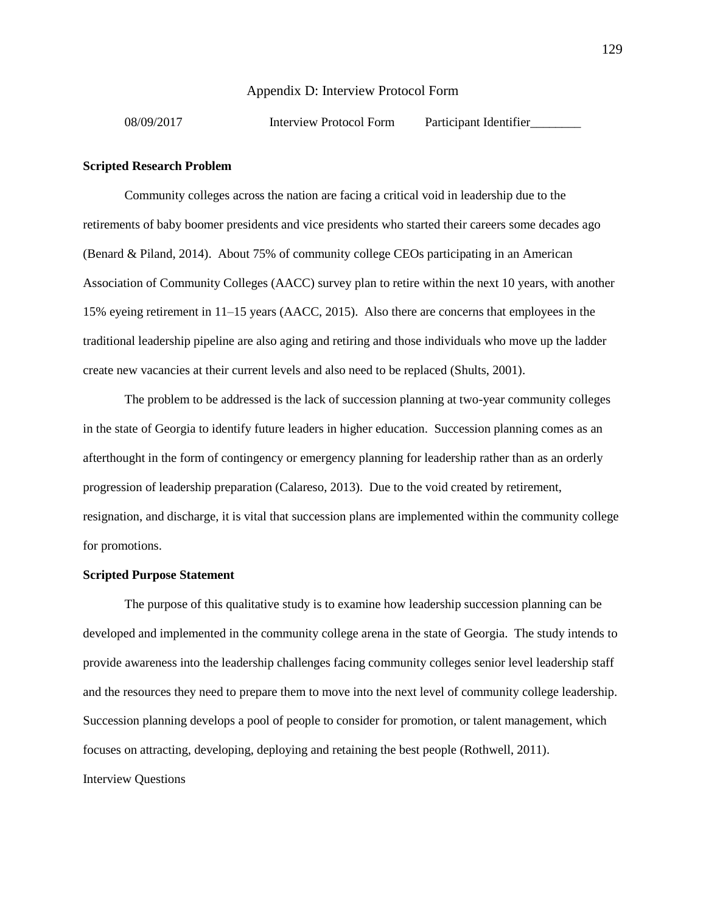## Appendix D: Interview Protocol Form

08/09/2017 Interview Protocol Form Participant Identifier________

**Scripted Research Problem**

Community colleges across the nation are facing a critical void in leadership due to the retirements of baby boomer presidents and vice presidents who started their careers some decades ago (Benard & Piland, 2014). About 75% of community college CEOs participating in an American Association of Community Colleges (AACC) survey plan to retire within the next 10 years, with another 15% eyeing retirement in 11–15 years (AACC, 2015). Also there are concerns that employees in the traditional leadership pipeline are also aging and retiring and those individuals who move up the ladder create new vacancies at their current levels and also need to be replaced (Shults, 2001).

The problem to be addressed is the lack of succession planning at two-year community colleges in the state of Georgia to identify future leaders in higher education. Succession planning comes as an afterthought in the form of contingency or emergency planning for leadership rather than as an orderly progression of leadership preparation (Calareso, 2013). Due to the void created by retirement, resignation, and discharge, it is vital that succession plans are implemented within the community college for promotions.

**Scripted Purpose Statement**

The purpose of this qualitative study is to examine how leadership succession planning can be developed and implemented in the community college arena in the state of Georgia. The study intends to provide awareness into the leadership challenges facing community colleges senior level leadership staff and the resources they need to prepare them to move into the next level of community college leadership. Succession planning develops a pool of people to consider for promotion, or talent management, which focuses on attracting, developing, deploying and retaining the best people (Rothwell, 2011).

Interview Questions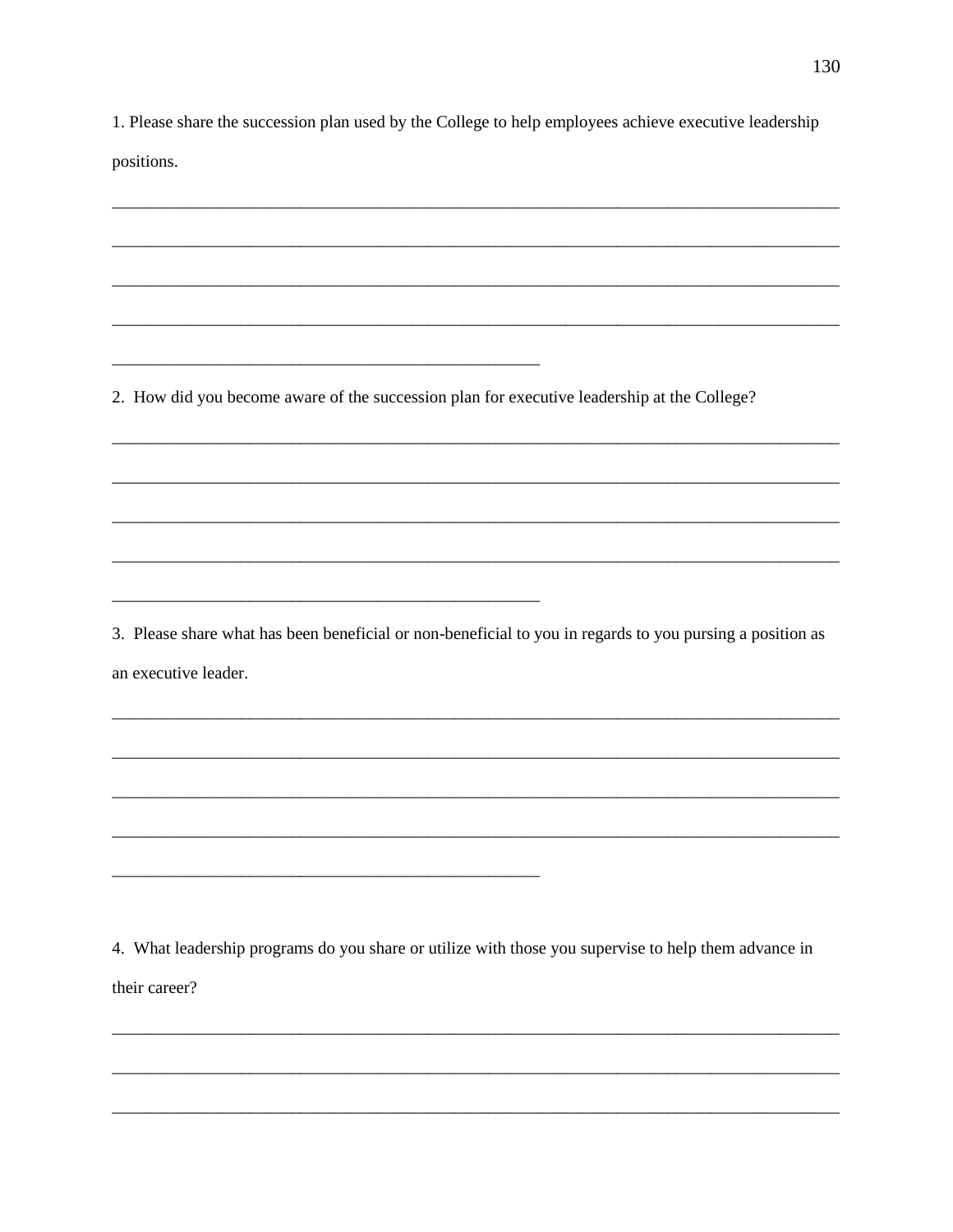1. Please share the succession plan used by the College to help employees achieve executive leadership positions.

\_\_\_\_\_\_\_\_\_\_\_\_\_\_\_\_\_\_\_\_\_\_\_\_\_\_\_\_\_\_\_\_\_\_\_\_\_\_\_\_\_\_\_\_\_\_\_\_\_\_\_\_\_\_\_\_\_\_\_\_\_\_\_\_\_\_\_\_\_\_\_\_\_\_\_\_\_\_

\_\_\_\_\_\_\_\_\_\_\_\_\_\_\_\_\_\_\_\_\_\_\_\_\_\_\_\_\_\_\_\_\_\_\_\_\_\_\_\_\_\_\_\_\_\_\_\_\_\_\_\_\_\_\_\_\_\_\_\_\_\_\_\_\_\_\_\_\_\_\_\_\_\_\_\_\_\_

\_\_\_\_\_\_\_\_\_\_\_\_\_\_\_\_\_\_\_\_\_\_\_\_\_\_\_\_\_\_\_\_\_\_\_\_\_\_\_\_\_\_\_\_\_\_\_\_\_\_\_\_\_\_\_\_\_\_\_\_\_\_\_\_\_\_\_\_\_\_\_\_\_\_\_\_\_\_

\_\_\_\_\_\_\_\_\_\_\_\_\_\_\_\_\_\_\_\_\_\_\_\_\_\_\_\_\_\_\_\_\_\_\_\_\_\_\_\_\_\_\_\_\_\_\_\_\_\_\_\_\_\_\_\_\_\_\_\_\_\_\_\_\_\_\_\_\_\_\_\_\_\_\_\_\_\_

\_\_\_\_\_\_\_\_\_\_\_\_\_\_\_\_\_\_\_\_\_\_\_\_\_\_\_\_\_\_\_\_\_\_\_\_\_\_\_\_\_\_\_\_\_

2. How did you become aware of the succession plan for executive leadership at the College?

\_\_\_\_\_\_\_\_\_\_\_\_\_\_\_\_\_\_\_\_\_\_\_\_\_\_\_\_\_\_\_\_\_\_\_\_\_\_\_\_\_\_\_\_\_\_\_\_\_\_\_\_\_\_\_\_\_\_\_\_\_\_\_\_\_\_\_\_\_\_\_\_\_\_\_\_\_\_

\_\_\_\_\_\_\_\_\_\_\_\_\_\_\_\_\_\_\_\_\_\_\_\_\_\_\_\_\_\_\_\_\_\_\_\_\_\_\_\_\_\_\_\_\_\_\_\_\_\_\_\_\_\_\_\_\_\_\_\_\_\_\_\_\_\_\_\_\_\_\_\_\_\_\_\_\_\_

\_\_\_\_\_\_\_\_\_\_\_\_\_\_\_\_\_\_\_\_\_\_\_\_\_\_\_\_\_\_\_\_\_\_\_\_\_\_\_\_\_\_\_\_\_\_\_\_\_\_\_\_\_\_\_\_\_\_\_\_\_\_\_\_\_\_\_\_\_\_\_\_\_\_\_\_\_\_

\_\_\_\_\_\_\_\_\_\_\_\_\_\_\_\_\_\_\_\_\_\_\_\_\_\_\_\_\_\_\_\_\_\_\_\_\_\_\_\_\_\_\_\_\_\_\_\_\_\_\_\_\_\_\_\_\_\_\_\_\_\_\_\_\_\_\_\_\_\_\_\_\_\_\_\_\_\_

\_\_\_\_\_\_\_\_\_\_\_\_\_\_\_\_\_\_\_\_\_\_\_\_\_\_\_\_\_\_\_\_\_\_\_\_\_\_\_\_\_\_\_\_\_

3. Please share what has been beneficial or non-beneficial to you in regards to you pursing a position as an executive leader.

\_\_\_\_\_\_\_\_\_\_\_\_\_\_\_\_\_\_\_\_\_\_\_\_\_\_\_\_\_\_\_\_\_\_\_\_\_\_\_\_\_\_\_\_\_\_\_\_\_\_\_\_\_\_\_\_\_\_\_\_\_\_\_\_\_\_\_\_\_\_\_\_\_\_\_\_\_\_

\_\_\_\_\_\_\_\_\_\_\_\_\_\_\_\_\_\_\_\_\_\_\_\_\_\_\_\_\_\_\_\_\_\_\_\_\_\_\_\_\_\_\_\_\_\_\_\_\_\_\_\_\_\_\_\_\_\_\_\_\_\_\_\_\_\_\_\_\_\_\_\_\_\_\_\_\_\_

\_\_\_\_\_\_\_\_\_\_\_\_\_\_\_\_\_\_\_\_\_\_\_\_\_\_\_\_\_\_\_\_\_\_\_\_\_\_\_\_\_\_\_\_\_\_\_\_\_\_\_\_\_\_\_\_\_\_\_\_\_\_\_\_\_\_\_\_\_\_\_\_\_\_\_\_\_\_

\_\_\_\_\_\_\_\_\_\_\_\_\_\_\_\_\_\_\_\_\_\_\_\_\_\_\_\_\_\_\_\_\_\_\_\_\_\_\_\_\_\_\_\_\_\_\_\_\_\_\_\_\_\_\_\_\_\_\_\_\_\_\_\_\_\_\_\_\_\_\_\_\_\_\_\_\_\_

\_\_\_\_\_\_\_\_\_\_\_\_\_\_\_\_\_\_\_\_\_\_\_\_\_\_\_\_\_\_\_\_\_\_\_\_\_\_\_\_\_\_\_\_\_

4. What leadership programs do you share or utilize with those you supervise to help them advance in their career?

\_\_\_\_\_\_\_\_\_\_\_\_\_\_\_\_\_\_\_\_\_\_\_\_\_\_\_\_\_\_\_\_\_\_\_\_\_\_\_\_\_\_\_\_\_\_\_\_\_\_\_\_\_\_\_\_\_\_\_\_\_\_\_\_\_\_\_\_\_\_\_\_\_\_\_\_\_\_

\_\_\_\_\_\_\_\_\_\_\_\_\_\_\_\_\_\_\_\_\_\_\_\_\_\_\_\_\_\_\_\_\_\_\_\_\_\_\_\_\_\_\_\_\_\_\_\_\_\_\_\_\_\_\_\_\_\_\_\_\_\_\_\_\_\_\_\_\_\_\_\_\_\_\_\_\_\_

\_\_\_\_\_\_\_\_\_\_\_\_\_\_\_\_\_\_\_\_\_\_\_\_\_\_\_\_\_\_\_\_\_\_\_\_\_\_\_\_\_\_\_\_\_\_\_\_\_\_\_\_\_\_\_\_\_\_\_\_\_\_\_\_\_\_\_\_\_\_\_\_\_\_\_\_\_\_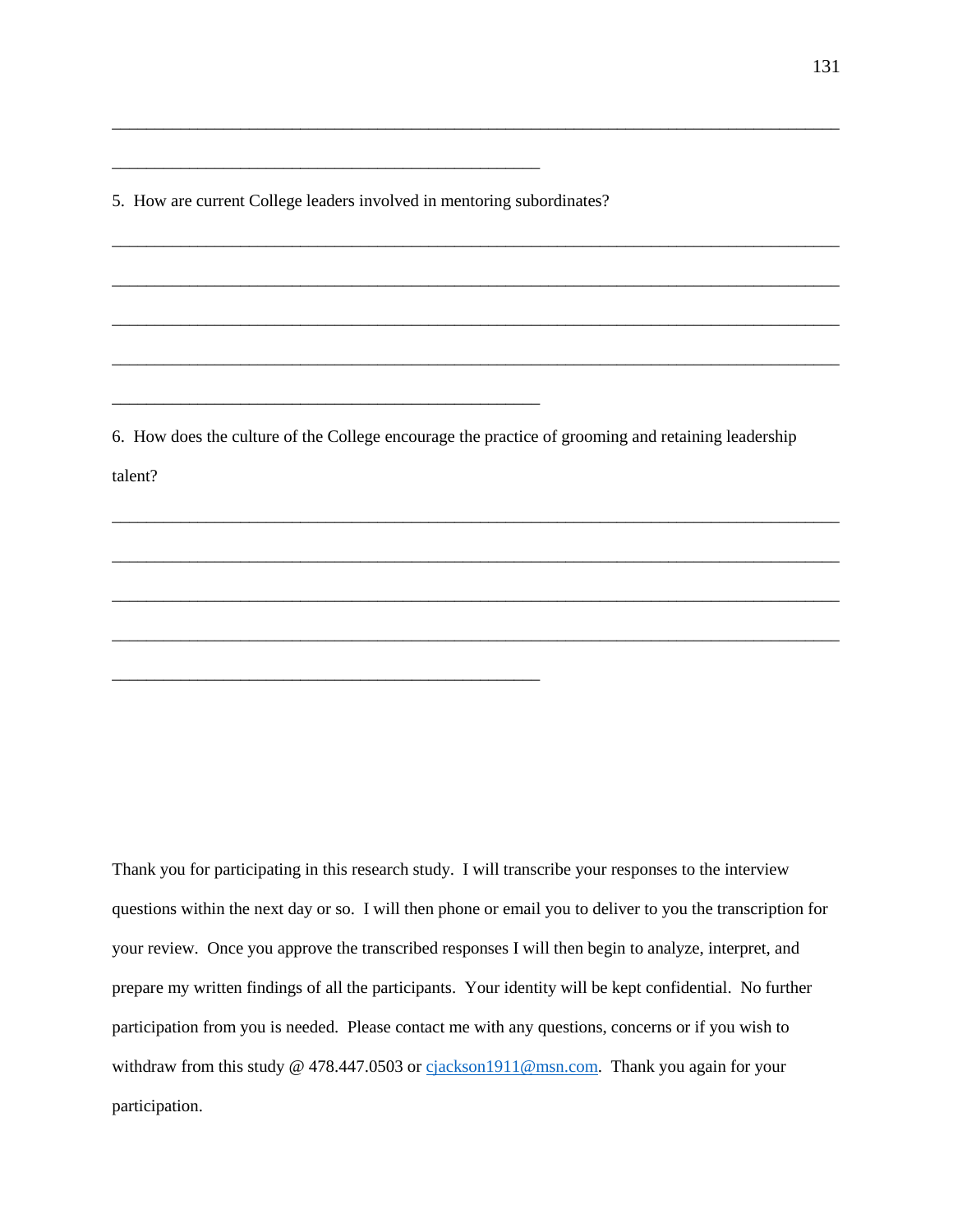\_\_\_\_\_\_\_\_\_\_\_\_\_\_\_\_\_\_\_\_\_\_\_\_\_\_\_\_\_\_\_\_\_\_\_\_\_\_\_\_\_\_\_\_\_\_\_\_\_\_\_\_\_\_\_\_\_\_\_\_\_\_\_\_\_\_\_\_\_\_\_\_\_\_\_\_\_\_

\_\_\_\_\_\_\_\_\_\_\_\_\_\_\_\_\_\_\_\_\_\_\_\_\_\_\_\_\_\_\_\_\_\_\_\_\_\_\_\_\_\_\_\_\_\_\_

5. How are current College leaders involved in mentoring subordinates?

\_\_\_\_\_\_\_\_\_\_\_\_\_\_\_\_\_\_\_\_\_\_\_\_\_\_\_\_\_\_\_\_\_\_\_\_\_\_\_\_\_\_\_\_\_\_\_\_\_\_\_\_\_\_\_\_\_\_\_\_\_\_\_\_\_\_\_\_\_\_\_\_\_\_\_\_\_\_

\_\_\_\_\_\_\_\_\_\_\_\_\_\_\_\_\_\_\_\_\_\_\_\_\_\_\_\_\_\_\_\_\_\_\_\_\_\_\_\_\_\_\_\_\_\_\_\_\_\_\_\_\_\_\_\_\_\_\_\_\_\_\_\_\_\_\_\_\_\_\_\_\_\_\_\_\_\_

\_\_\_\_\_\_\_\_\_\_\_\_\_\_\_\_\_\_\_\_\_\_\_\_\_\_\_\_\_\_\_\_\_\_\_\_\_\_\_\_\_\_\_\_\_\_\_\_\_\_\_\_\_\_\_\_\_\_\_\_\_\_\_\_\_\_\_\_\_\_\_\_\_\_\_\_\_\_

\_\_\_\_\_\_\_\_\_\_\_\_\_\_\_\_\_\_\_\_\_\_\_\_\_\_\_\_\_\_\_\_\_\_\_\_\_\_\_\_\_\_\_\_\_\_\_\_\_\_\_\_\_\_\_\_\_\_\_\_\_\_\_\_\_\_\_\_\_\_\_\_\_\_\_\_\_\_

\_\_\_\_\_\_\_\_\_\_\_\_\_\_\_\_\_\_\_\_\_\_\_\_\_\_\_\_\_\_\_\_\_\_\_\_\_\_\_\_\_\_\_\_\_\_\_

6. How does the culture of the College encourage the practice of grooming and retaining leadership talent?

\_\_\_\_\_\_\_\_\_\_\_\_\_\_\_\_\_\_\_\_\_\_\_\_\_\_\_\_\_\_\_\_\_\_\_\_\_\_\_\_\_\_\_\_\_\_\_\_\_\_\_\_\_\_\_\_\_\_\_\_\_\_\_\_\_\_\_\_\_\_\_\_\_\_\_\_\_\_

\_\_\_\_\_\_\_\_\_\_\_\_\_\_\_\_\_\_\_\_\_\_\_\_\_\_\_\_\_\_\_\_\_\_\_\_\_\_\_\_\_\_\_\_\_\_\_\_\_\_\_\_\_\_\_\_\_\_\_\_\_\_\_\_\_\_\_\_\_\_\_\_\_\_\_\_\_\_

\_\_\_\_\_\_\_\_\_\_\_\_\_\_\_\_\_\_\_\_\_\_\_\_\_\_\_\_\_\_\_\_\_\_\_\_\_\_\_\_\_\_\_\_\_\_\_\_\_\_\_\_\_\_\_\_\_\_\_\_\_\_\_\_\_\_\_\_\_\_\_\_\_\_\_\_\_\_

\_\_\_\_\_\_\_\_\_\_\_\_\_\_\_\_\_\_\_\_\_\_\_\_\_\_\_\_\_\_\_\_\_\_\_\_\_\_\_\_\_\_\_\_\_\_\_\_\_\_\_\_\_\_\_\_\_\_\_\_\_\_\_\_\_\_\_\_\_\_\_\_\_\_\_\_\_\_

\_\_\_\_\_\_\_\_\_\_\_\_\_\_\_\_\_\_\_\_\_\_\_\_\_\_\_\_\_\_\_\_\_\_\_\_\_\_\_\_\_\_\_\_\_\_\_

Thank you for participating in this research study. I will transcribe your responses to the interview questions within the next day or so. I will then phone or email you to deliver to you the transcription for your review. Once you approve the transcribed responses I will then begin to analyze, interpret, and prepare my written findings of all the participants. Your identity will be kept confidential. No further participation from you is needed. Please contact me with any questions, concerns or if you wish to withdraw from this study @ 478.447.0503 or cjackson1911@msn.com. Thank you again for your participation.